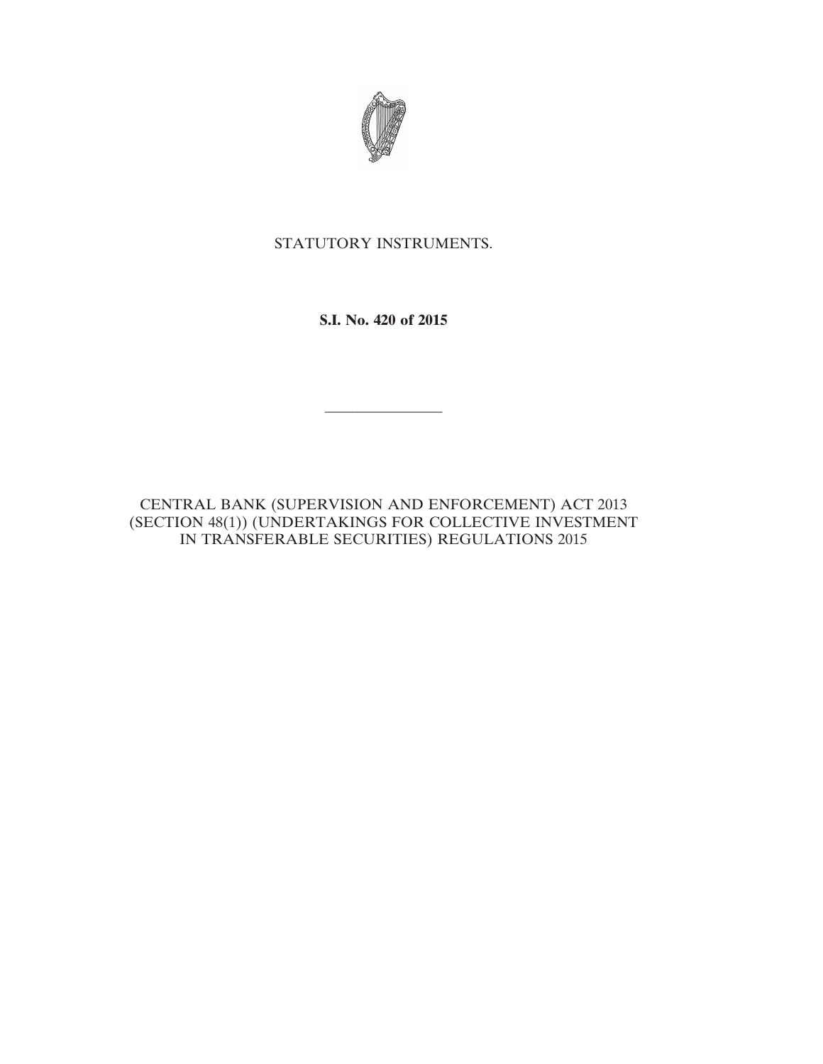STATUTORY INSTRUMENTS.

**S.I. No. 420 of 2015**

---

CENTRAL BANK (SUPERVISION AND ENFORCEMENT) ACT 2013 (SECTION 48(1)) (UNDERTAKINGS FOR COLLECTIVE INVESTMENT IN TRANSFERABLE SECURITIES) REGULATIONS 2015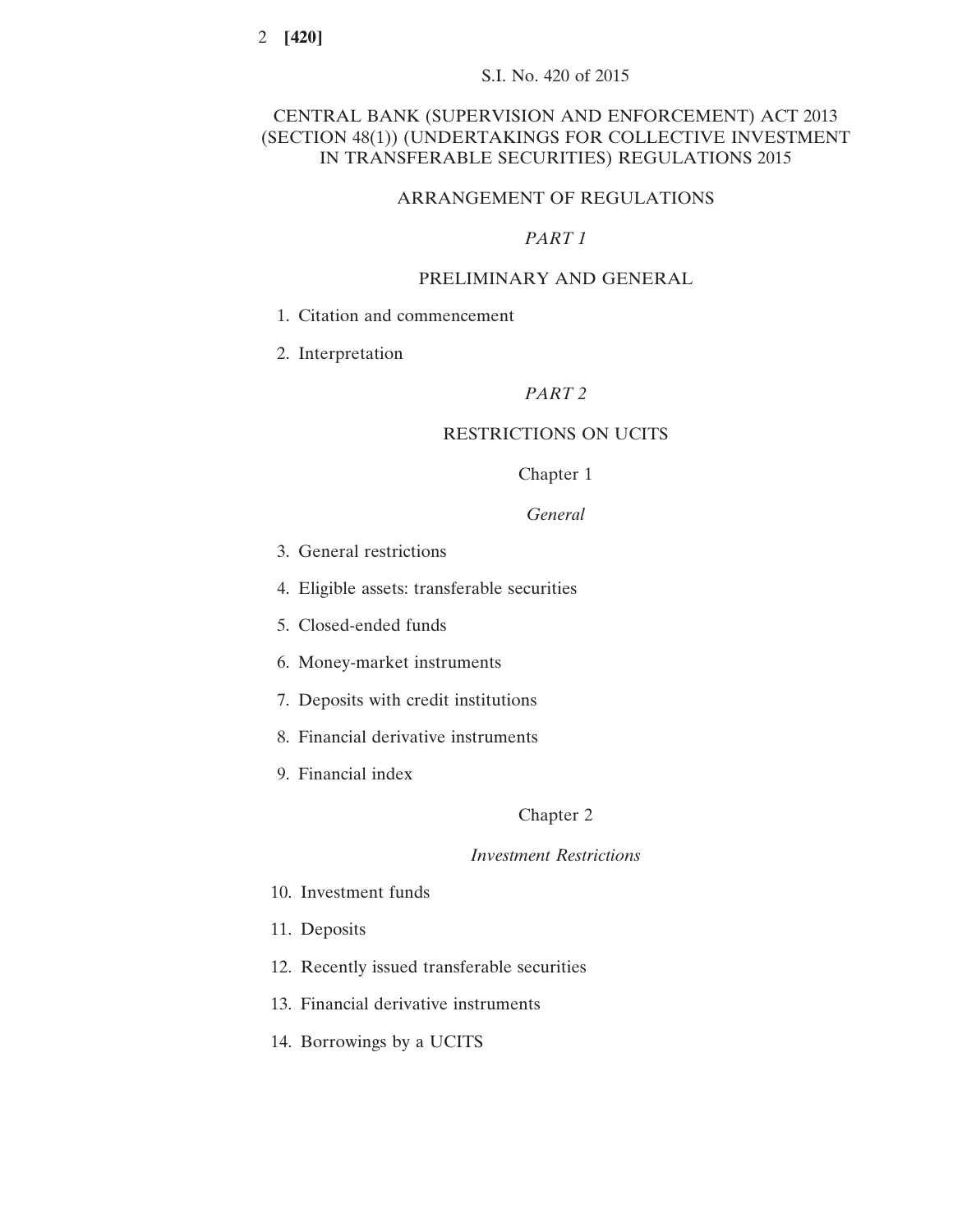S.I. No. 420 of 2015

# CENTRAL BANK (SUPERVISION AND ENFORCEMENT) ACT 2013 (SECTION 48(1)) (UNDERTAKINGS FOR COLLECTIVE INVESTMENT IN TRANSFERABLE SECURITIES) REGULATIONS 2015

## ARRANGEMENT OF REGULATIONS

### *PART 1*

### PRELIMINARY AND GENERAL

1. Citation and commencement
2. Interpretation

### *PART 2*

### RESTRICTIONS ON UCITS

#### Chapter 1

#### *General*

3. General restrictions
4. Eligible assets: transferable securities
5. Closed-ended funds
6. Money-market instruments
7. Deposits with credit institutions
8. Financial derivative instruments
9. Financial index

#### Chapter 2

#### *Investment Restrictions*

10. Investment funds
11. Deposits
12. Recently issued transferable securities
13. Financial derivative instruments
14. Borrowings by a UCITS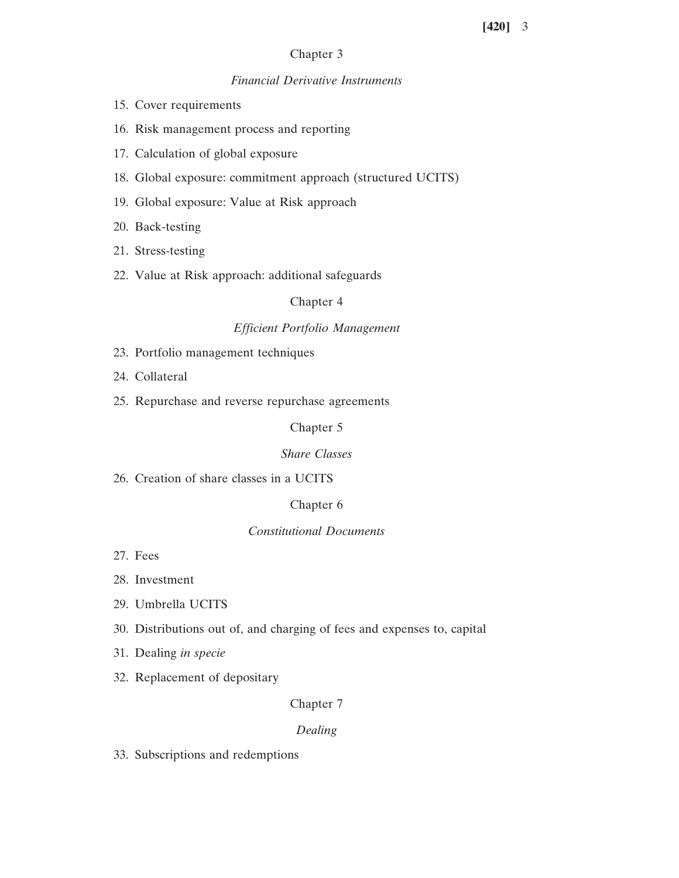Chapter 3

*Financial Derivative Instruments*

15. Cover requirements

16. Risk management process and reporting

17. Calculation of global exposure

18. Global exposure: commitment approach (structured UCITS)

19. Global exposure: Value at Risk approach

20. Back-testing

21. Stress-testing

22. Value at Risk approach: additional safeguards

Chapter 4

*Efficient Portfolio Management*

23. Portfolio management techniques

24. Collateral

25. Repurchase and reverse repurchase agreements

Chapter 5

*Share Classes*

26. Creation of share classes in a UCITS

Chapter 6

*Constitutional Documents*

27. Fees

28. Investment

29. Umbrella UCITS

30. Distributions out of, and charging of fees and expenses to, capital

31. Dealing *in specie*

32. Replacement of depositary

Chapter 7

*Dealing*

33. Subscriptions and redemptions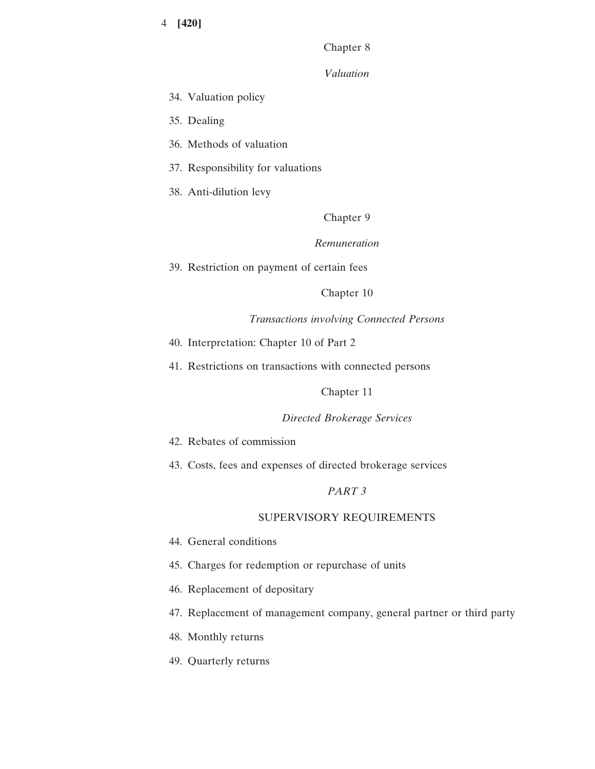Chapter 8

*Valuation*

34. Valuation policy

35. Dealing

36. Methods of valuation

37. Responsibility for valuations

38. Anti-dilution levy

Chapter 9

*Remuneration*

39. Restriction on payment of certain fees

Chapter 10

*Transactions involving Connected Persons*

40. Interpretation: Chapter 10 of Part 2

41. Restrictions on transactions with connected persons

Chapter 11

*Directed Brokerage Services*

42. Rebates of commission

43. Costs, fees and expenses of directed brokerage services

*PART 3*

SUPERVISORY REQUIREMENTS

44. General conditions

45. Charges for redemption or repurchase of units

46. Replacement of depositary

47. Replacement of management company, general partner or third party

48. Monthly returns

49. Quarterly returns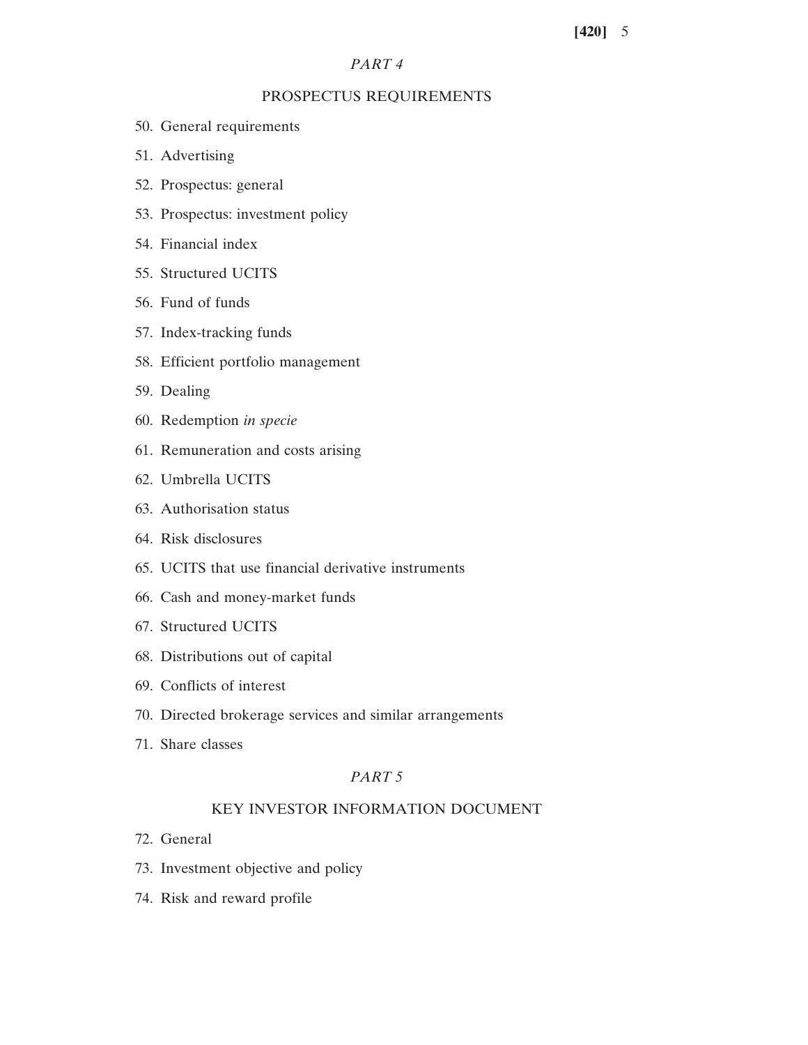*PART 4*

PROSPECTUS REQUIREMENTS

50. General requirements

51. Advertising

52. Prospectus: general

53. Prospectus: investment policy

54. Financial index

55. Structured UCITS

56. Fund of funds

57. Index-tracking funds

58. Efficient portfolio management

59. Dealing

60. Redemption *in specie*

61. Remuneration and costs arising

62. Umbrella UCITS

63. Authorisation status

64. Risk disclosures

65. UCITS that use financial derivative instruments

66. Cash and money-market funds

67. Structured UCITS

68. Distributions out of capital

69. Conflicts of interest

70. Directed brokerage services and similar arrangements

71. Share classes

*PART 5*

KEY INVESTOR INFORMATION DOCUMENT

72. General

73. Investment objective and policy

74. Risk and reward profile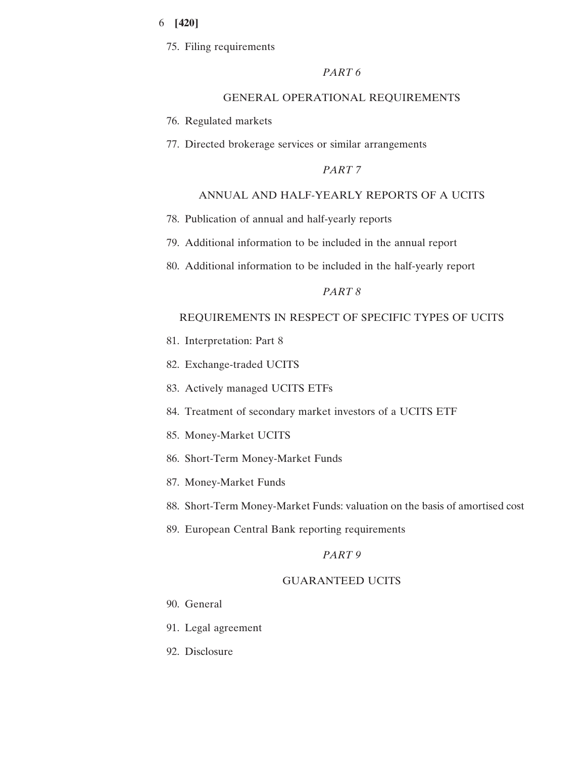75. Filing requirements

*PART 6*

GENERAL OPERATIONAL REQUIREMENTS

76. Regulated markets

77. Directed brokerage services or similar arrangements

*PART 7*

ANNUAL AND HALF-YEARLY REPORTS OF A UCITS

78. Publication of annual and half-yearly reports

79. Additional information to be included in the annual report

80. Additional information to be included in the half-yearly report

*PART 8*

REQUIREMENTS IN RESPECT OF SPECIFIC TYPES OF UCITS

81. Interpretation: Part 8

82. Exchange-traded UCITS

83. Actively managed UCITS ETFs

84. Treatment of secondary market investors of a UCITS ETF

85. Money-Market UCITS

86. Short-Term Money-Market Funds

87. Money-Market Funds

88. Short-Term Money-Market Funds: valuation on the basis of amortised cost

89. European Central Bank reporting requirements

*PART 9*

GUARANTEED UCITS

90. General

91. Legal agreement

92. Disclosure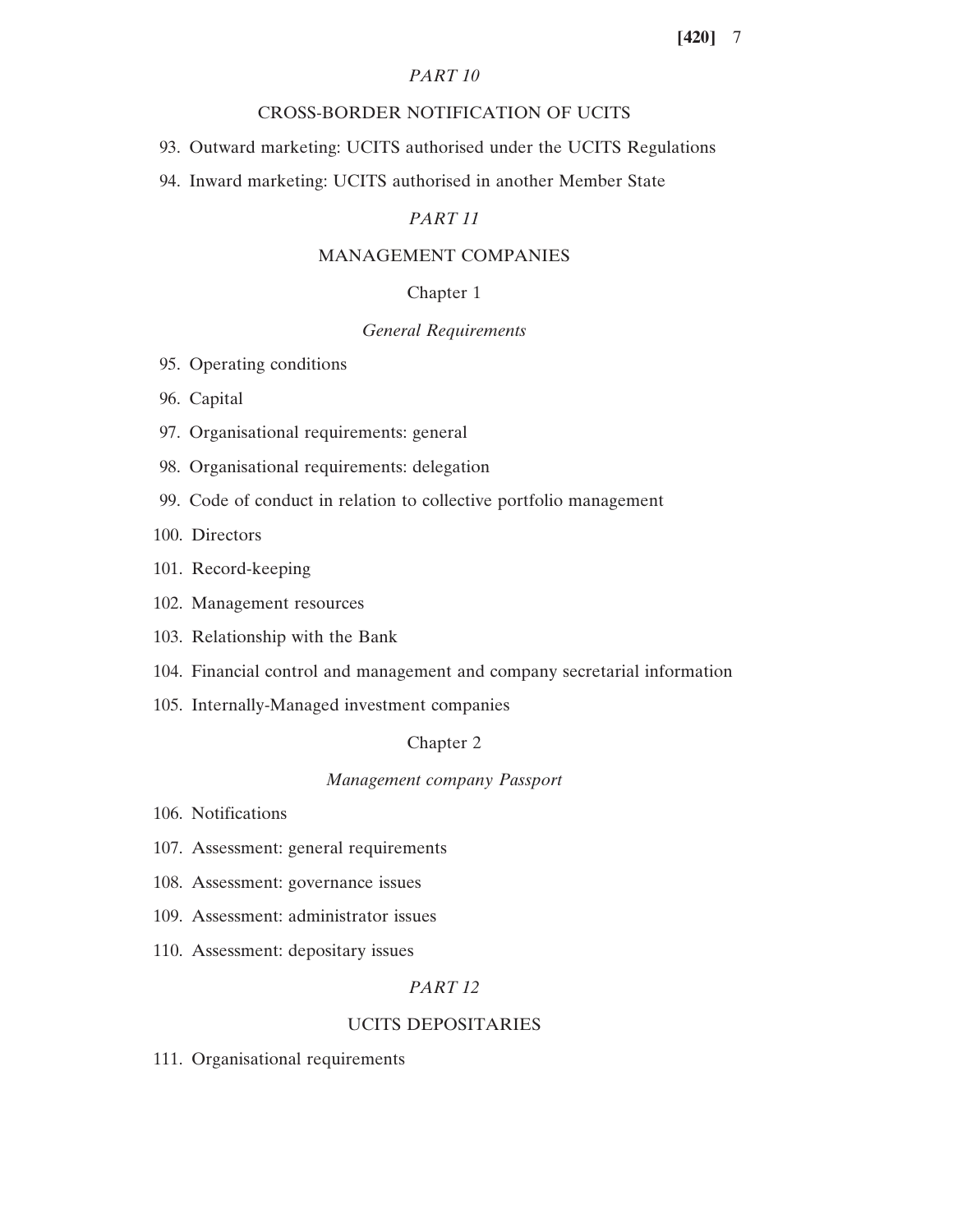*PART 10*

CROSS-BORDER NOTIFICATION OF UCITS

93. Outward marketing: UCITS authorised under the UCITS Regulations

94. Inward marketing: UCITS authorised in another Member State

*PART 11*

MANAGEMENT COMPANIES

Chapter 1

*General Requirements*

95. Operating conditions

96. Capital

97. Organisational requirements: general

98. Organisational requirements: delegation

99. Code of conduct in relation to collective portfolio management

100. Directors

101. Record-keeping

102. Management resources

103. Relationship with the Bank

104. Financial control and management and company secretarial information

105. Internally-Managed investment companies

Chapter 2

*Management company Passport*

106. Notifications

107. Assessment: general requirements

108. Assessment: governance issues

109. Assessment: administrator issues

110. Assessment: depositary issues

*PART 12*

UCITS DEPOSITARIES

111. Organisational requirements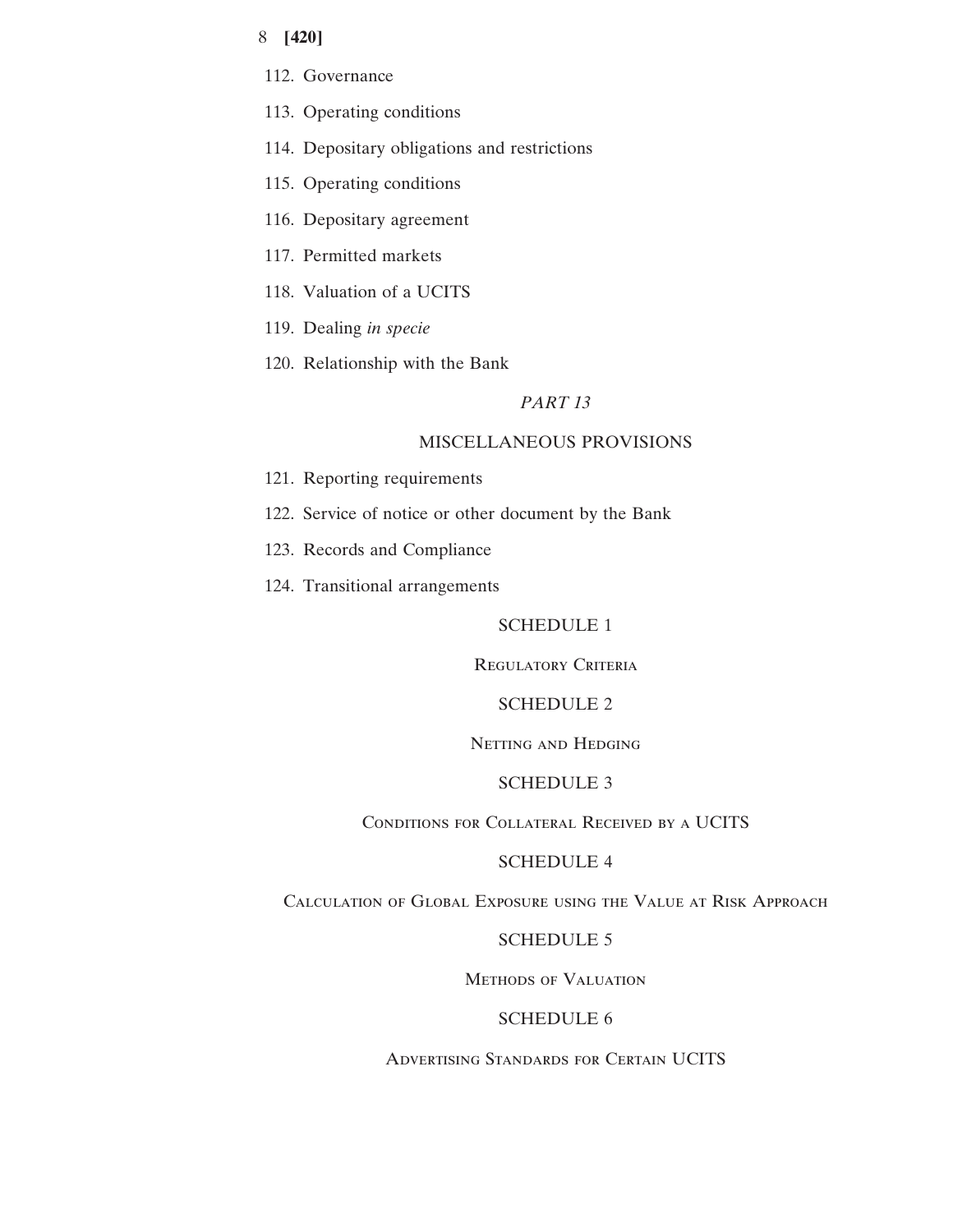112. Governance

113. Operating conditions

114. Depositary obligations and restrictions

115. Operating conditions

116. Depositary agreement

117. Permitted markets

118. Valuation of a UCITS

119. Dealing *in specie*

120. Relationship with the Bank

## *PART 13*

## MISCELLANEOUS PROVISIONS

121. Reporting requirements

122. Service of notice or other document by the Bank

123. Records and Compliance

124. Transitional arrangements

## SCHEDULE 1

### Regulatory Criteria

## SCHEDULE 2

### Netting and Hedging

## SCHEDULE 3

### Conditions for Collateral Received by a UCITS

## SCHEDULE 4

### Calculation of Global Exposure using the Value at Risk Approach

## SCHEDULE 5

### Methods of Valuation

## SCHEDULE 6

### Advertising Standards for Certain UCITS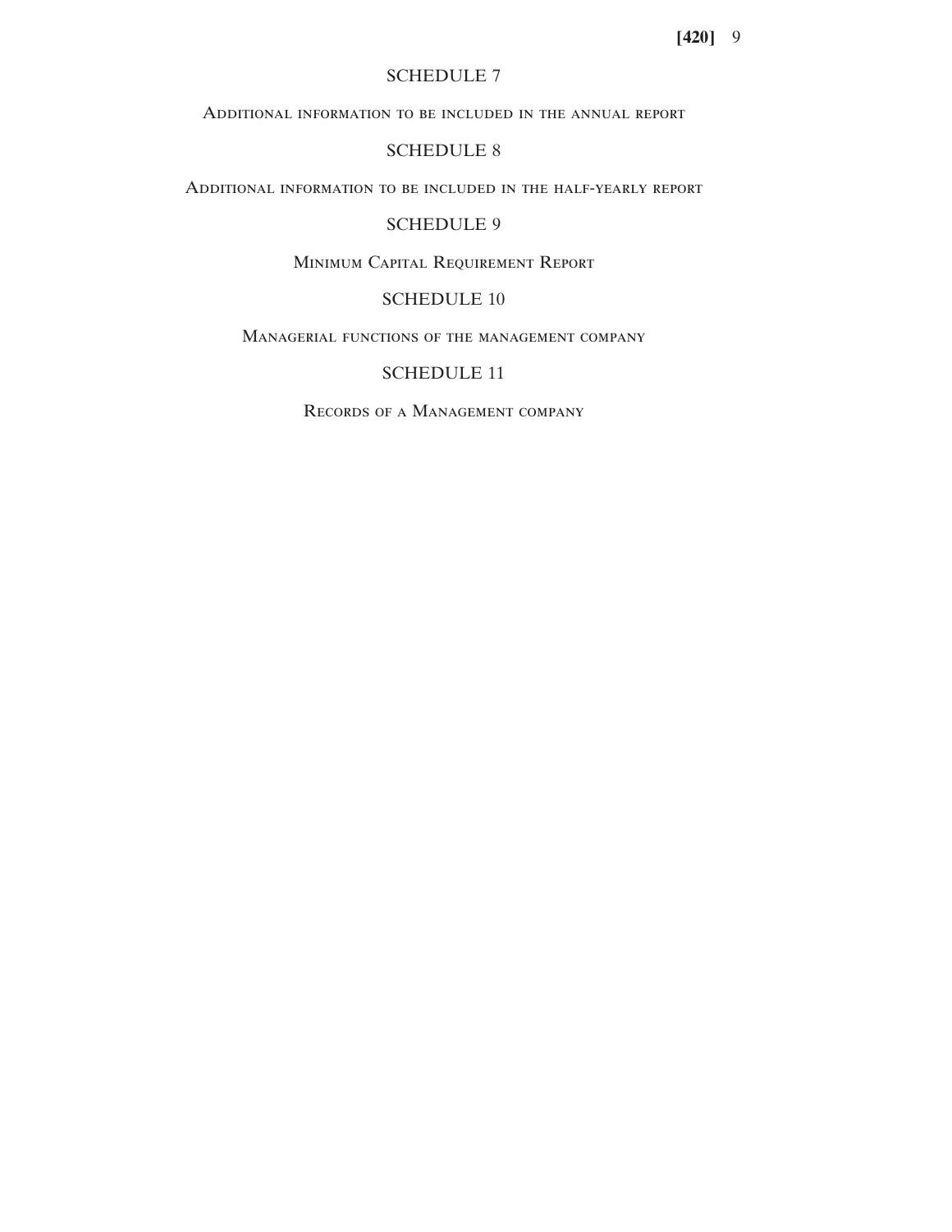## SCHEDULE 7

Additional information to be included in the annual report

## SCHEDULE 8

Additional information to be included in the half-yearly report

## SCHEDULE 9

Minimum Capital Requirement Report

## SCHEDULE 10

Managerial functions of the management company

## SCHEDULE 11

Records of a Management company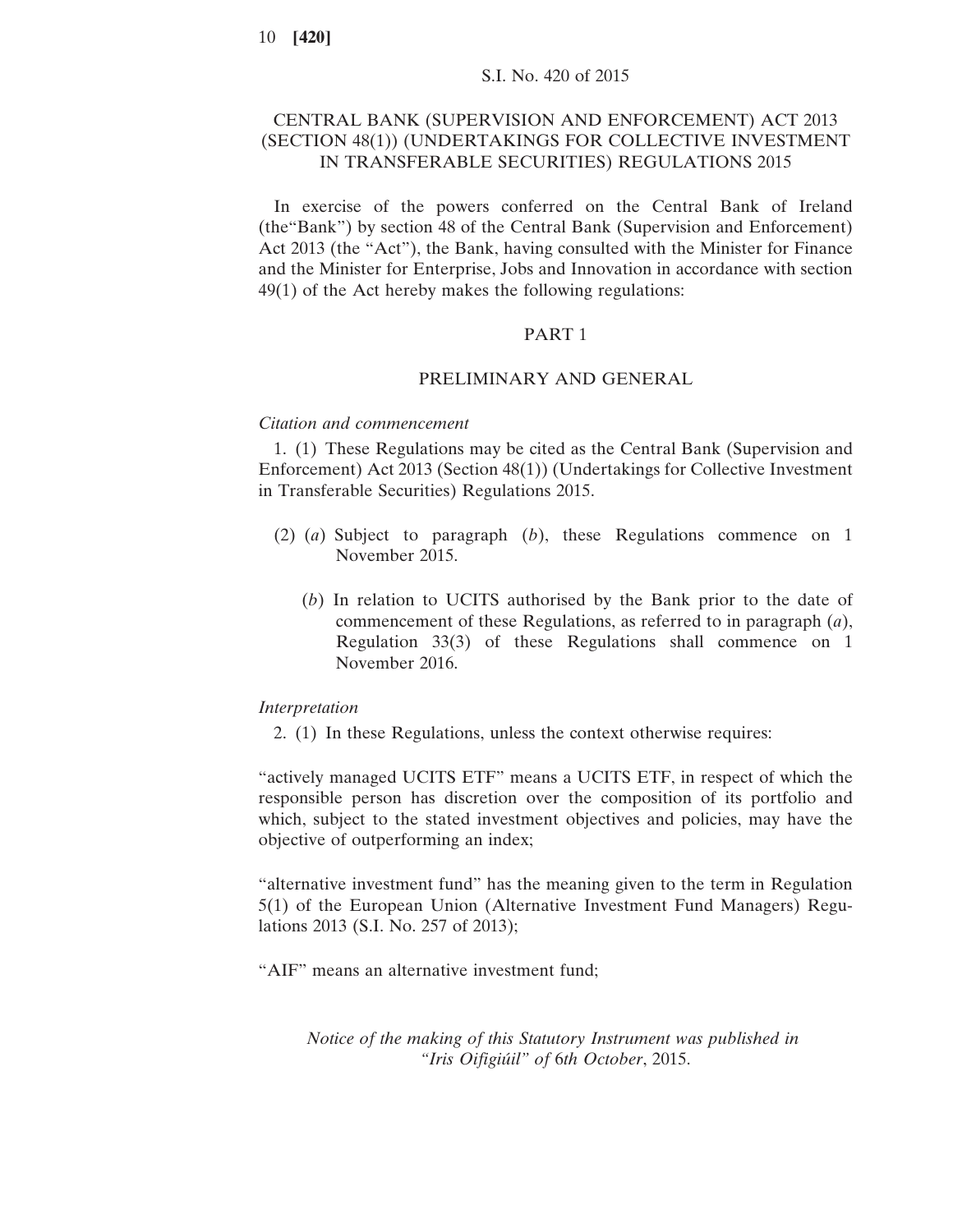S.I. No. 420 of 2015

# CENTRAL BANK (SUPERVISION AND ENFORCEMENT) ACT 2013 (SECTION 48(1)) (UNDERTAKINGS FOR COLLECTIVE INVESTMENT IN TRANSFERABLE SECURITIES) REGULATIONS 2015

In exercise of the powers conferred on the Central Bank of Ireland (the"Bank") by section 48 of the Central Bank (Supervision and Enforcement) Act 2013 (the "Act"), the Bank, having consulted with the Minister for Finance and the Minister for Enterprise, Jobs and Innovation in accordance with section 49(1) of the Act hereby makes the following regulations:

## PART 1

## PRELIMINARY AND GENERAL

*Citation and commencement*

1. (1) These Regulations may be cited as the Central Bank (Supervision and Enforcement) Act 2013 (Section 48(1)) (Undertakings for Collective Investment in Transferable Securities) Regulations 2015.

(2) (*a*) Subject to paragraph (*b*), these Regulations commence on 1 November 2015.

(*b*) In relation to UCITS authorised by the Bank prior to the date of commencement of these Regulations, as referred to in paragraph (*a*), Regulation 33(3) of these Regulations shall commence on 1 November 2016.

*Interpretation*

2. (1) In these Regulations, unless the context otherwise requires:

"actively managed UCITS ETF" means a UCITS ETF, in respect of which the responsible person has discretion over the composition of its portfolio and which, subject to the stated investment objectives and policies, may have the objective of outperforming an index;

"alternative investment fund" has the meaning given to the term in Regulation 5(1) of the European Union (Alternative Investment Fund Managers) Regulations 2013 (S.I. No. 257 of 2013);

"AIF" means an alternative investment fund;

*Notice of the making of this Statutory Instrument was published in "Iris Oifigiúil" of 6th October, 2015.*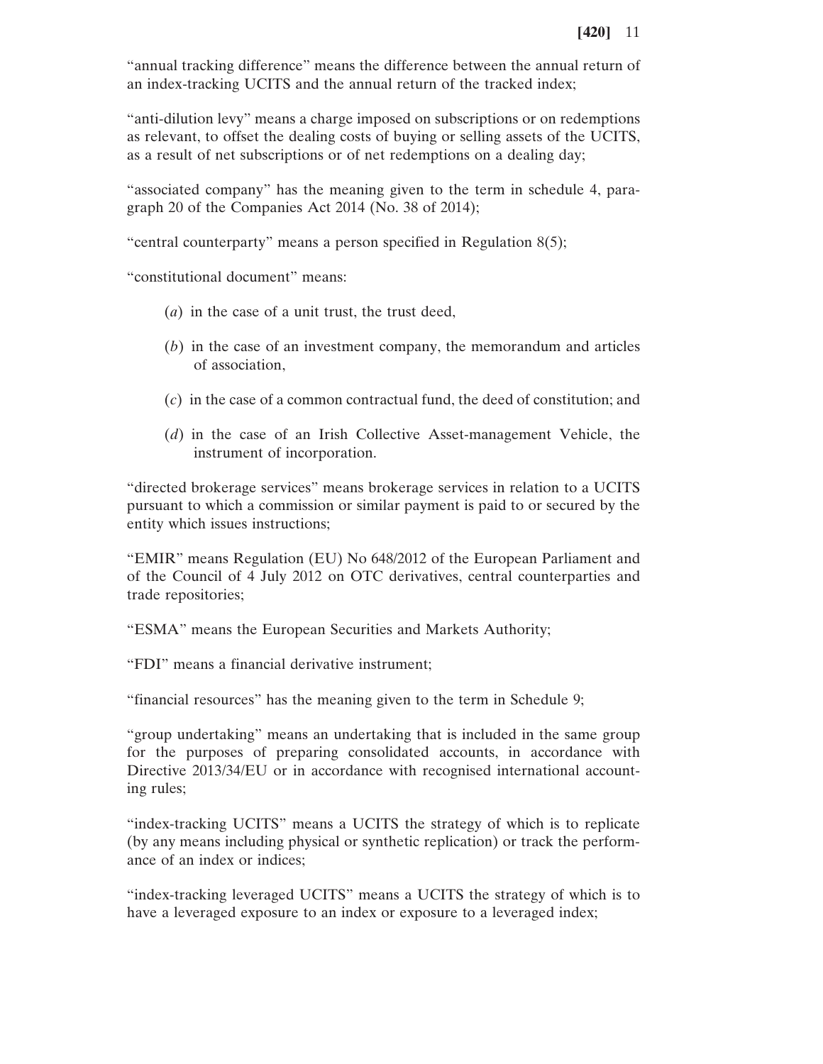"annual tracking difference" means the difference between the annual return of an index-tracking UCITS and the annual return of the tracked index;

"anti-dilution levy" means a charge imposed on subscriptions or on redemptions as relevant, to offset the dealing costs of buying or selling assets of the UCITS, as a result of net subscriptions or of net redemptions on a dealing day;

"associated company" has the meaning given to the term in schedule 4, paragraph 20 of the Companies Act 2014 (No. 38 of 2014);

"central counterparty" means a person specified in Regulation 8(5);

"constitutional document" means:

(*a*) in the case of a unit trust, the trust deed,

(*b*) in the case of an investment company, the memorandum and articles of association,

(*c*) in the case of a common contractual fund, the deed of constitution; and

(*d*) in the case of an Irish Collective Asset-management Vehicle, the instrument of incorporation.

"directed brokerage services" means brokerage services in relation to a UCITS pursuant to which a commission or similar payment is paid to or secured by the entity which issues instructions;

"EMIR" means Regulation (EU) No 648/2012 of the European Parliament and of the Council of 4 July 2012 on OTC derivatives, central counterparties and trade repositories;

"ESMA" means the European Securities and Markets Authority;

"FDI" means a financial derivative instrument;

"financial resources" has the meaning given to the term in Schedule 9;

"group undertaking" means an undertaking that is included in the same group for the purposes of preparing consolidated accounts, in accordance with Directive 2013/34/EU or in accordance with recognised international accounting rules;

"index-tracking UCITS" means a UCITS the strategy of which is to replicate (by any means including physical or synthetic replication) or track the performance of an index or indices;

"index-tracking leveraged UCITS" means a UCITS the strategy of which is to have a leveraged exposure to an index or exposure to a leveraged index;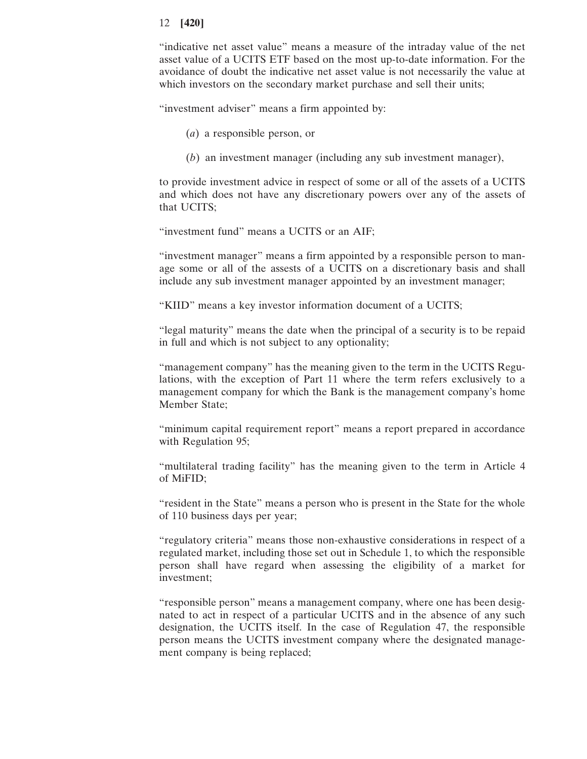"indicative net asset value" means a measure of the intraday value of the net asset value of a UCITS ETF based on the most up-to-date information. For the avoidance of doubt the indicative net asset value is not necessarily the value at which investors on the secondary market purchase and sell their units;

"investment adviser" means a firm appointed by:

(*a*) a responsible person, or

(*b*) an investment manager (including any sub investment manager),

to provide investment advice in respect of some or all of the assets of a UCITS and which does not have any discretionary powers over any of the assets of that UCITS;

"investment fund" means a UCITS or an AIF;

"investment manager" means a firm appointed by a responsible person to manage some or all of the assests of a UCITS on a discretionary basis and shall include any sub investment manager appointed by an investment manager;

"KIID" means a key investor information document of a UCITS;

"legal maturity" means the date when the principal of a security is to be repaid in full and which is not subject to any optionality;

"management company" has the meaning given to the term in the UCITS Regulations, with the exception of Part 11 where the term refers exclusively to a management company for which the Bank is the management company's home Member State;

"minimum capital requirement report" means a report prepared in accordance with Regulation 95;

"multilateral trading facility" has the meaning given to the term in Article 4 of MiFID;

"resident in the State" means a person who is present in the State for the whole of 110 business days per year;

"regulatory criteria" means those non-exhaustive considerations in respect of a regulated market, including those set out in Schedule 1, to which the responsible person shall have regard when assessing the eligibility of a market for investment;

"responsible person" means a management company, where one has been designated to act in respect of a particular UCITS and in the absence of any such designation, the UCITS itself. In the case of Regulation 47, the responsible person means the UCITS investment company where the designated management company is being replaced;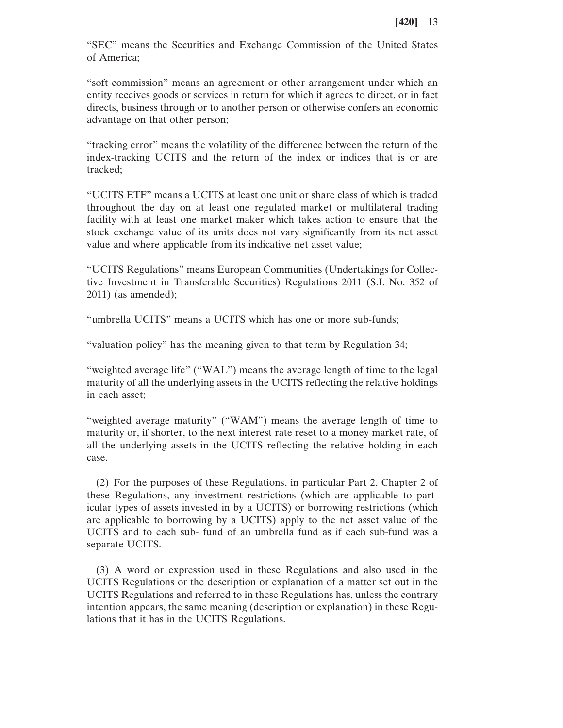"SEC" means the Securities and Exchange Commission of the United States of America;

"soft commission" means an agreement or other arrangement under which an entity receives goods or services in return for which it agrees to direct, or in fact directs, business through or to another person or otherwise confers an economic advantage on that other person;

"tracking error" means the volatility of the difference between the return of the index-tracking UCITS and the return of the index or indices that is or are tracked;

"UCITS ETF" means a UCITS at least one unit or share class of which is traded throughout the day on at least one regulated market or multilateral trading facility with at least one market maker which takes action to ensure that the stock exchange value of its units does not vary significantly from its net asset value and where applicable from its indicative net asset value;

"UCITS Regulations" means European Communities (Undertakings for Collective Investment in Transferable Securities) Regulations 2011 (S.I. No. 352 of 2011) (as amended);

"umbrella UCITS" means a UCITS which has one or more sub-funds;

"valuation policy" has the meaning given to that term by Regulation 34;

"weighted average life" ("WAL") means the average length of time to the legal maturity of all the underlying assets in the UCITS reflecting the relative holdings in each asset;

"weighted average maturity" ("WAM") means the average length of time to maturity or, if shorter, to the next interest rate reset to a money market rate, of all the underlying assets in the UCITS reflecting the relative holding in each case.

(2) For the purposes of these Regulations, in particular Part 2, Chapter 2 of these Regulations, any investment restrictions (which are applicable to particular types of assets invested in by a UCITS) or borrowing restrictions (which are applicable to borrowing by a UCITS) apply to the net asset value of the UCITS and to each sub- fund of an umbrella fund as if each sub-fund was a separate UCITS.

(3) A word or expression used in these Regulations and also used in the UCITS Regulations or the description or explanation of a matter set out in the UCITS Regulations and referred to in these Regulations has, unless the contrary intention appears, the same meaning (description or explanation) in these Regulations that it has in the UCITS Regulations.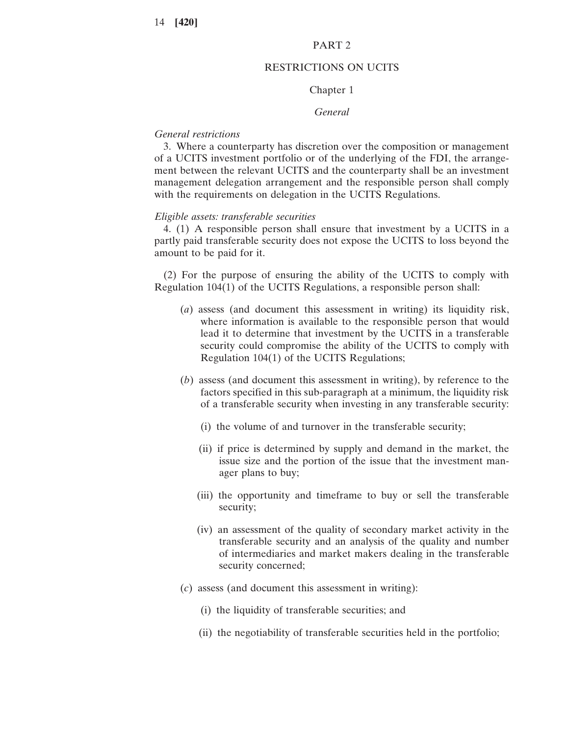# PART 2

## RESTRICTIONS ON UCITS

### Chapter 1

### *General*

*General restrictions*

3. Where a counterparty has discretion over the composition or management of a UCITS investment portfolio or of the underlying of the FDI, the arrangement between the relevant UCITS and the counterparty shall be an investment management delegation arrangement and the responsible person shall comply with the requirements on delegation in the UCITS Regulations.

*Eligible assets: transferable securities*

4. (1) A responsible person shall ensure that investment by a UCITS in a partly paid transferable security does not expose the UCITS to loss beyond the amount to be paid for it.

(2) For the purpose of ensuring the ability of the UCITS to comply with Regulation 104(1) of the UCITS Regulations, a responsible person shall:

(*a*) assess (and document this assessment in writing) its liquidity risk, where information is available to the responsible person that would lead it to determine that investment by the UCITS in a transferable security could compromise the ability of the UCITS to comply with Regulation 104(1) of the UCITS Regulations;

(*b*) assess (and document this assessment in writing), by reference to the factors specified in this sub-paragraph at a minimum, the liquidity risk of a transferable security when investing in any transferable security:

(i) the volume of and turnover in the transferable security;

(ii) if price is determined by supply and demand in the market, the issue size and the portion of the issue that the investment manager plans to buy;

(iii) the opportunity and timeframe to buy or sell the transferable security;

(iv) an assessment of the quality of secondary market activity in the transferable security and an analysis of the quality and number of intermediaries and market makers dealing in the transferable security concerned;

(*c*) assess (and document this assessment in writing):

(i) the liquidity of transferable securities; and

(ii) the negotiability of transferable securities held in the portfolio;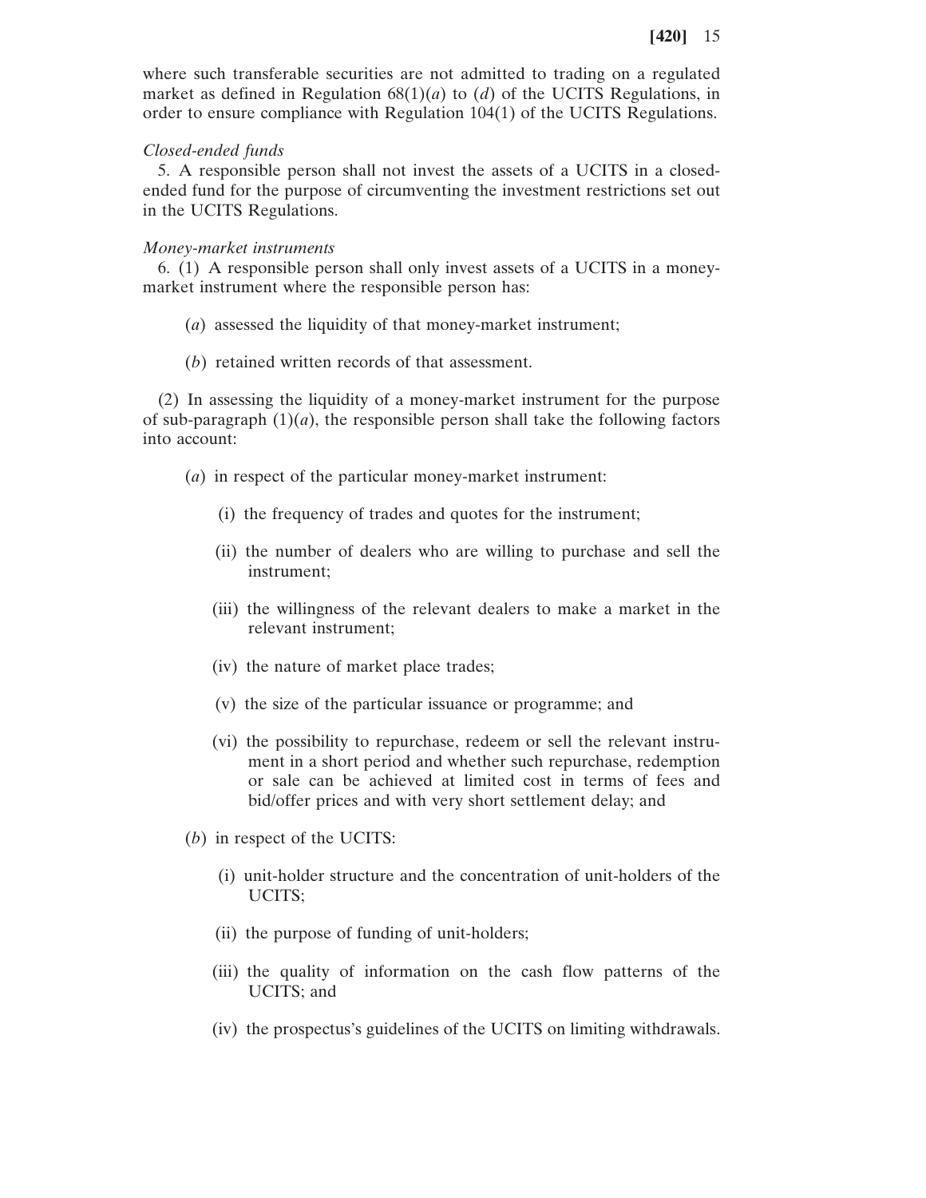where such transferable securities are not admitted to trading on a regulated market as defined in Regulation 68(1)(*a*) to (*d*) of the UCITS Regulations, in order to ensure compliance with Regulation 104(1) of the UCITS Regulations.

*Closed-ended funds*

5. A responsible person shall not invest the assets of a UCITS in a closed-ended fund for the purpose of circumventing the investment restrictions set out in the UCITS Regulations.

*Money-market instruments*

6. (1) A responsible person shall only invest assets of a UCITS in a money-market instrument where the responsible person has:

(*a*) assessed the liquidity of that money-market instrument;

(*b*) retained written records of that assessment.

(2) In assessing the liquidity of a money-market instrument for the purpose of sub-paragraph (1)(*a*), the responsible person shall take the following factors into account:

(*a*) in respect of the particular money-market instrument:

(i) the frequency of trades and quotes for the instrument;

(ii) the number of dealers who are willing to purchase and sell the instrument;

(iii) the willingness of the relevant dealers to make a market in the relevant instrument;

(iv) the nature of market place trades;

(v) the size of the particular issuance or programme; and

(vi) the possibility to repurchase, redeem or sell the relevant instrument in a short period and whether such repurchase, redemption or sale can be achieved at limited cost in terms of fees and bid/offer prices and with very short settlement delay; and

(*b*) in respect of the UCITS:

(i) unit-holder structure and the concentration of unit-holders of the UCITS;

(ii) the purpose of funding of unit-holders;

(iii) the quality of information on the cash flow patterns of the UCITS; and

(iv) the prospectus's guidelines of the UCITS on limiting withdrawals.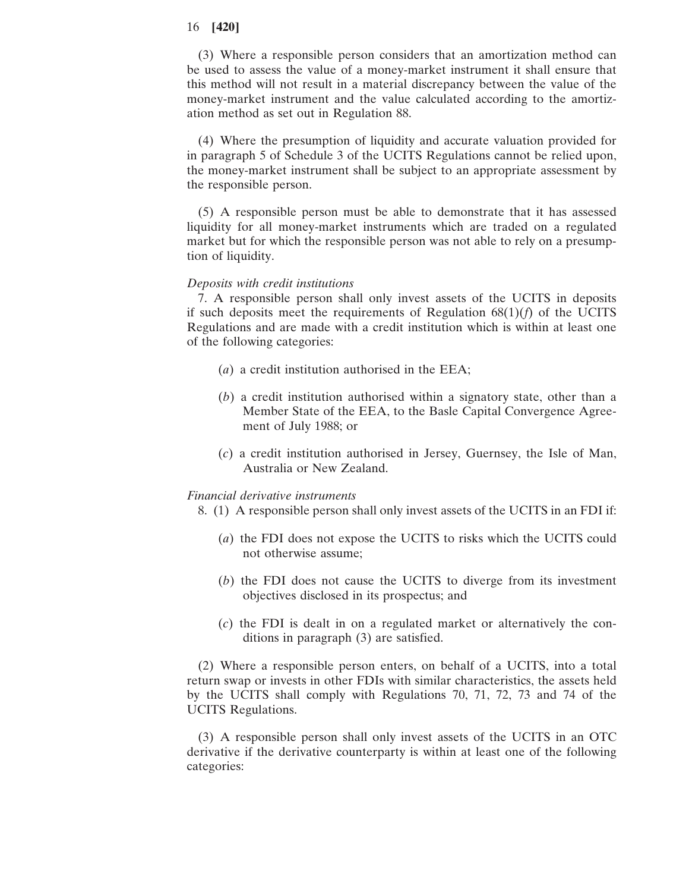(3) Where a responsible person considers that an amortization method can be used to assess the value of a money-market instrument it shall ensure that this method will not result in a material discrepancy between the value of the money-market instrument and the value calculated according to the amortization method as set out in Regulation 88.

(4) Where the presumption of liquidity and accurate valuation provided for in paragraph 5 of Schedule 3 of the UCITS Regulations cannot be relied upon, the money-market instrument shall be subject to an appropriate assessment by the responsible person.

(5) A responsible person must be able to demonstrate that it has assessed liquidity for all money-market instruments which are traded on a regulated market but for which the responsible person was not able to rely on a presumption of liquidity.

*Deposits with credit institutions*

7. A responsible person shall only invest assets of the UCITS in deposits if such deposits meet the requirements of Regulation 68(1)(*f*) of the UCITS Regulations and are made with a credit institution which is within at least one of the following categories:

(*a*) a credit institution authorised in the EEA;

(*b*) a credit institution authorised within a signatory state, other than a Member State of the EEA, to the Basle Capital Convergence Agreement of July 1988; or

(*c*) a credit institution authorised in Jersey, Guernsey, the Isle of Man, Australia or New Zealand.

*Financial derivative instruments*

8. (1) A responsible person shall only invest assets of the UCITS in an FDI if:

(*a*) the FDI does not expose the UCITS to risks which the UCITS could not otherwise assume;

(*b*) the FDI does not cause the UCITS to diverge from its investment objectives disclosed in its prospectus; and

(*c*) the FDI is dealt in on a regulated market or alternatively the conditions in paragraph (3) are satisfied.

(2) Where a responsible person enters, on behalf of a UCITS, into a total return swap or invests in other FDIs with similar characteristics, the assets held by the UCITS shall comply with Regulations 70, 71, 72, 73 and 74 of the UCITS Regulations.

(3) A responsible person shall only invest assets of the UCITS in an OTC derivative if the derivative counterparty is within at least one of the following categories: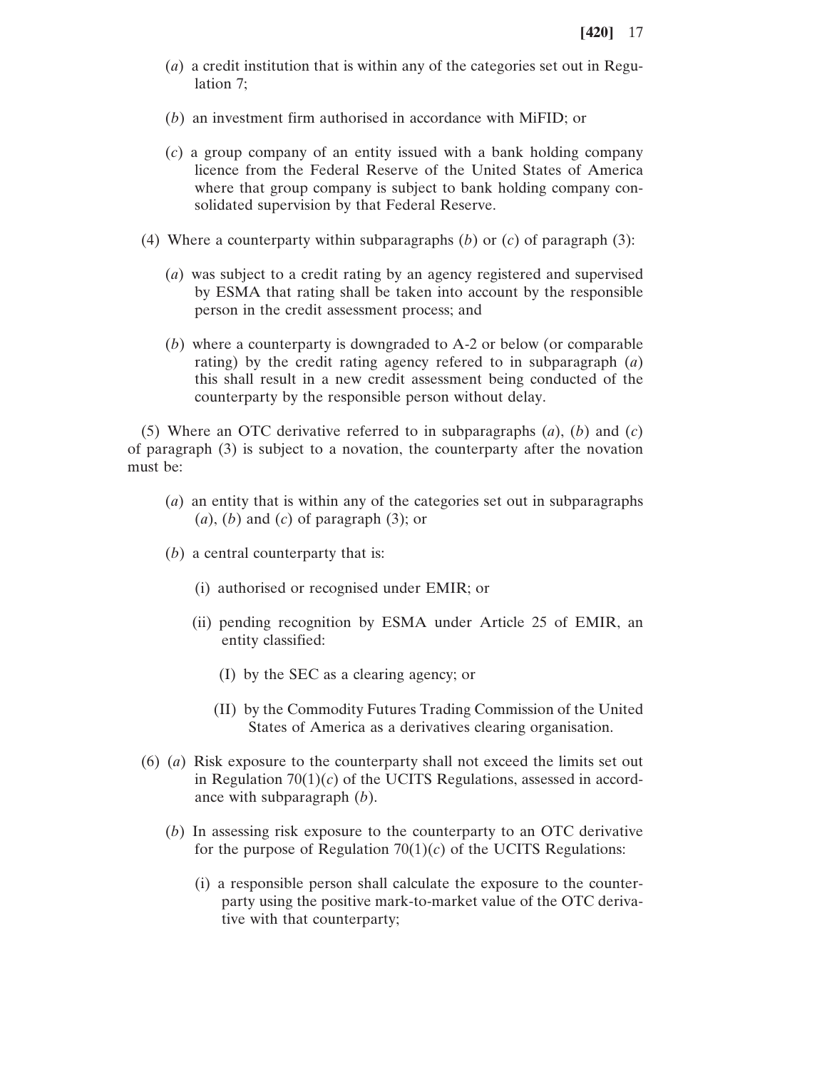(*a*) a credit institution that is within any of the categories set out in Regulation 7;

(*b*) an investment firm authorised in accordance with MiFID; or

(*c*) a group company of an entity issued with a bank holding company licence from the Federal Reserve of the United States of America where that group company is subject to bank holding company consolidated supervision by that Federal Reserve.

(4) Where a counterparty within subparagraphs (*b*) or (*c*) of paragraph (3):

(*a*) was subject to a credit rating by an agency registered and supervised by ESMA that rating shall be taken into account by the responsible person in the credit assessment process; and

(*b*) where a counterparty is downgraded to A-2 or below (or comparable rating) by the credit rating agency refered to in subparagraph (*a*) this shall result in a new credit assessment being conducted of the counterparty by the responsible person without delay.

(5) Where an OTC derivative referred to in subparagraphs (*a*), (*b*) and (*c*) of paragraph (3) is subject to a novation, the counterparty after the novation must be:

(*a*) an entity that is within any of the categories set out in subparagraphs (*a*), (*b*) and (*c*) of paragraph (3); or

(*b*) a central counterparty that is:

(i) authorised or recognised under EMIR; or

(ii) pending recognition by ESMA under Article 25 of EMIR, an entity classified:

(I) by the SEC as a clearing agency; or

(II) by the Commodity Futures Trading Commission of the United States of America as a derivatives clearing organisation.

(6) (*a*) Risk exposure to the counterparty shall not exceed the limits set out in Regulation 70(1)(*c*) of the UCITS Regulations, assessed in accordance with subparagraph (*b*).

(*b*) In assessing risk exposure to the counterparty to an OTC derivative for the purpose of Regulation 70(1)(*c*) of the UCITS Regulations:

(i) a responsible person shall calculate the exposure to the counterparty using the positive mark-to-market value of the OTC derivative with that counterparty;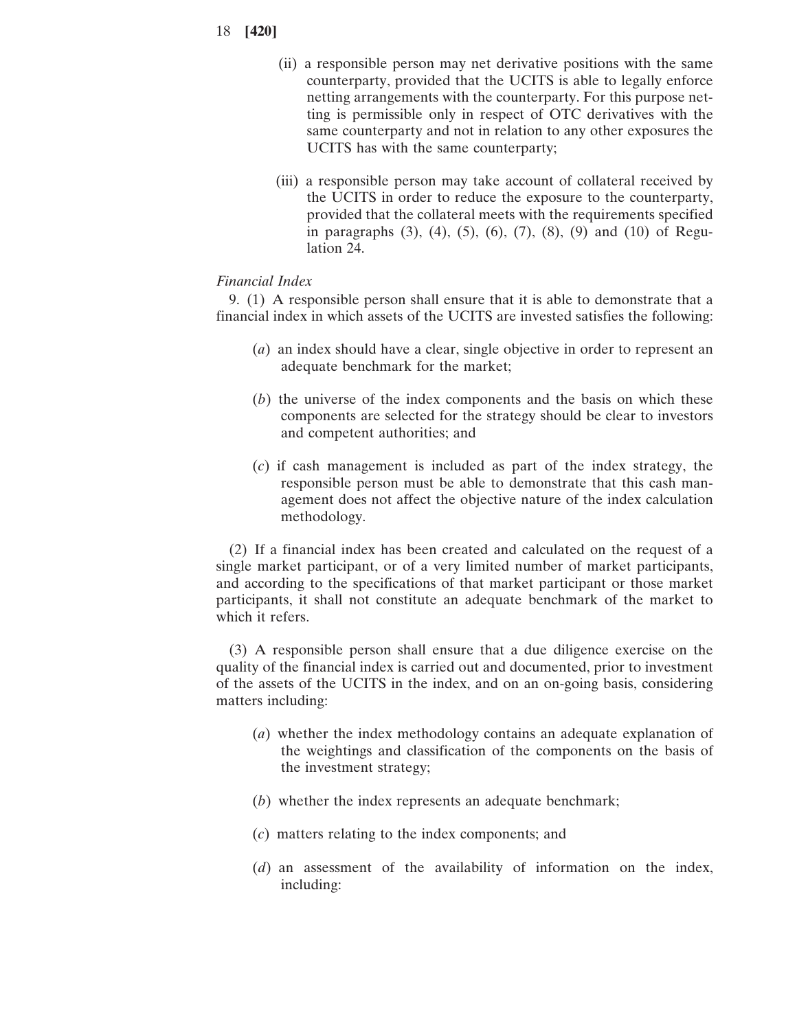(ii) a responsible person may net derivative positions with the same counterparty, provided that the UCITS is able to legally enforce netting arrangements with the counterparty. For this purpose netting is permissible only in respect of OTC derivatives with the same counterparty and not in relation to any other exposures the UCITS has with the same counterparty;

(iii) a responsible person may take account of collateral received by the UCITS in order to reduce the exposure to the counterparty, provided that the collateral meets with the requirements specified in paragraphs (3), (4), (5), (6), (7), (8), (9) and (10) of Regulation 24.

*Financial Index*

9. (1) A responsible person shall ensure that it is able to demonstrate that a financial index in which assets of the UCITS are invested satisfies the following:

(*a*) an index should have a clear, single objective in order to represent an adequate benchmark for the market;

(*b*) the universe of the index components and the basis on which these components are selected for the strategy should be clear to investors and competent authorities; and

(*c*) if cash management is included as part of the index strategy, the responsible person must be able to demonstrate that this cash management does not affect the objective nature of the index calculation methodology.

(2) If a financial index has been created and calculated on the request of a single market participant, or of a very limited number of market participants, and according to the specifications of that market participant or those market participants, it shall not constitute an adequate benchmark of the market to which it refers.

(3) A responsible person shall ensure that a due diligence exercise on the quality of the financial index is carried out and documented, prior to investment of the assets of the UCITS in the index, and on an on-going basis, considering matters including:

(*a*) whether the index methodology contains an adequate explanation of the weightings and classification of the components on the basis of the investment strategy;

(*b*) whether the index represents an adequate benchmark;

(*c*) matters relating to the index components; and

(*d*) an assessment of the availability of information on the index, including: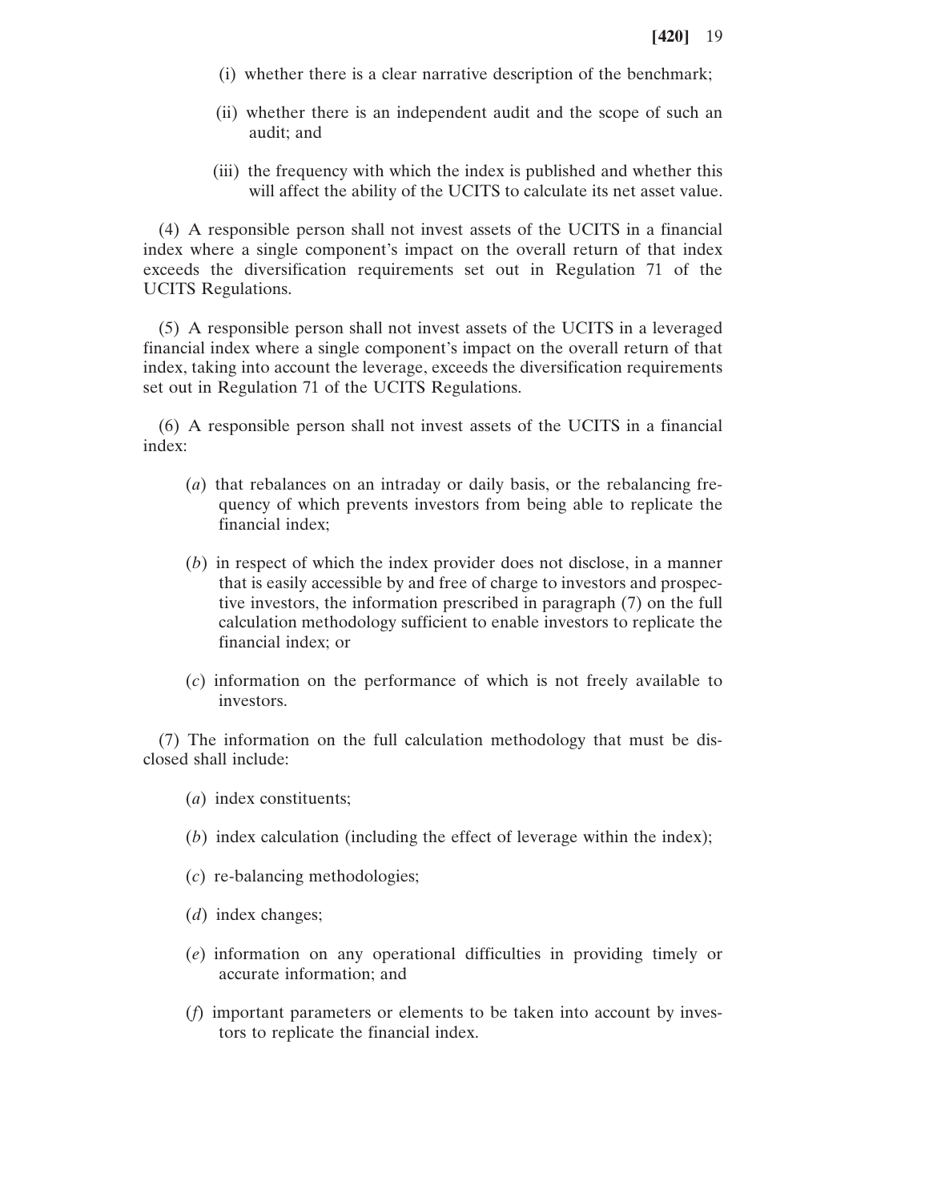(i) whether there is a clear narrative description of the benchmark;

(ii) whether there is an independent audit and the scope of such an audit; and

(iii) the frequency with which the index is published and whether this will affect the ability of the UCITS to calculate its net asset value.

(4) A responsible person shall not invest assets of the UCITS in a financial index where a single component's impact on the overall return of that index exceeds the diversification requirements set out in Regulation 71 of the UCITS Regulations.

(5) A responsible person shall not invest assets of the UCITS in a leveraged financial index where a single component's impact on the overall return of that index, taking into account the leverage, exceeds the diversification requirements set out in Regulation 71 of the UCITS Regulations.

(6) A responsible person shall not invest assets of the UCITS in a financial index:

(*a*) that rebalances on an intraday or daily basis, or the rebalancing frequency of which prevents investors from being able to replicate the financial index;

(*b*) in respect of which the index provider does not disclose, in a manner that is easily accessible by and free of charge to investors and prospective investors, the information prescribed in paragraph (7) on the full calculation methodology sufficient to enable investors to replicate the financial index; or

(*c*) information on the performance of which is not freely available to investors.

(7) The information on the full calculation methodology that must be disclosed shall include:

(*a*) index constituents;

(*b*) index calculation (including the effect of leverage within the index);

(*c*) re-balancing methodologies;

(*d*) index changes;

(*e*) information on any operational difficulties in providing timely or accurate information; and

(*f*) important parameters or elements to be taken into account by investors to replicate the financial index.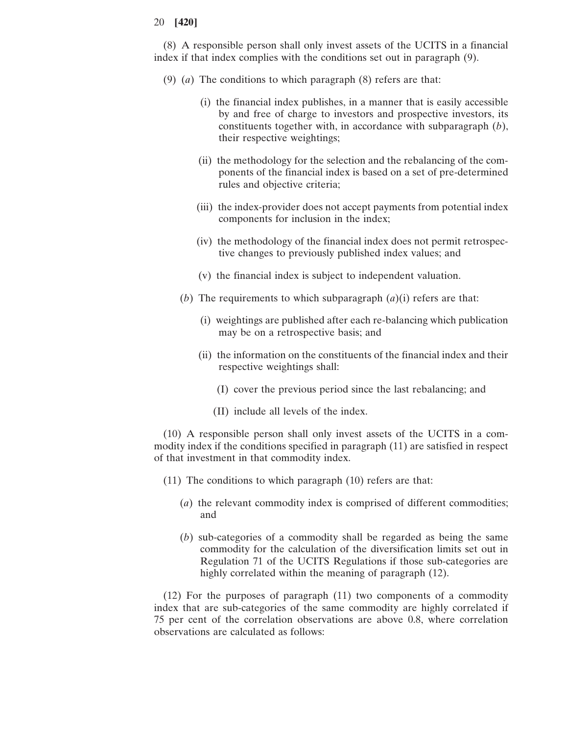(8) A responsible person shall only invest assets of the UCITS in a financial index if that index complies with the conditions set out in paragraph (9).

(9) (*a*) The conditions to which paragraph (8) refers are that:

(i) the financial index publishes, in a manner that is easily accessible by and free of charge to investors and prospective investors, its constituents together with, in accordance with subparagraph (*b*), their respective weightings;

(ii) the methodology for the selection and the rebalancing of the components of the financial index is based on a set of pre-determined rules and objective criteria;

(iii) the index-provider does not accept payments from potential index components for inclusion in the index;

(iv) the methodology of the financial index does not permit retrospective changes to previously published index values; and

(v) the financial index is subject to independent valuation.

(*b*) The requirements to which subparagraph (*a*)(i) refers are that:

(i) weightings are published after each re-balancing which publication may be on a retrospective basis; and

(ii) the information on the constituents of the financial index and their respective weightings shall:

(I) cover the previous period since the last rebalancing; and

(II) include all levels of the index.

(10) A responsible person shall only invest assets of the UCITS in a commodity index if the conditions specified in paragraph (11) are satisfied in respect of that investment in that commodity index.

(11) The conditions to which paragraph (10) refers are that:

(*a*) the relevant commodity index is comprised of different commodities; and

(*b*) sub-categories of a commodity shall be regarded as being the same commodity for the calculation of the diversification limits set out in Regulation 71 of the UCITS Regulations if those sub-categories are highly correlated within the meaning of paragraph (12).

(12) For the purposes of paragraph (11) two components of a commodity index that are sub-categories of the same commodity are highly correlated if 75 per cent of the correlation observations are above 0.8, where correlation observations are calculated as follows: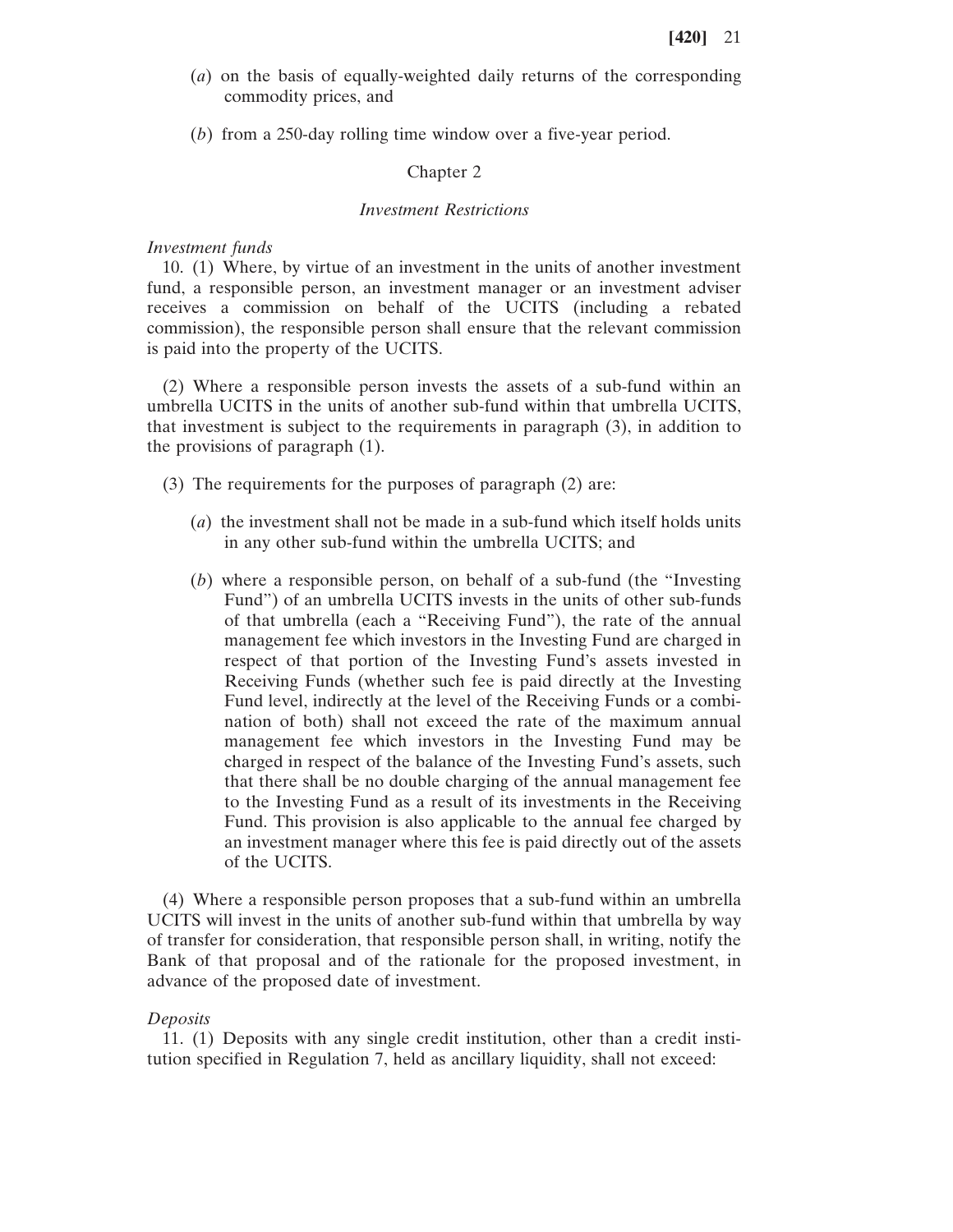(*a*) on the basis of equally-weighted daily returns of the corresponding commodity prices, and

(*b*) from a 250-day rolling time window over a five-year period.

## Chapter 2

### *Investment Restrictions*

*Investment funds*

10. (1) Where, by virtue of an investment in the units of another investment fund, a responsible person, an investment manager or an investment adviser receives a commission on behalf of the UCITS (including a rebated commission), the responsible person shall ensure that the relevant commission is paid into the property of the UCITS.

(2) Where a responsible person invests the assets of a sub-fund within an umbrella UCITS in the units of another sub-fund within that umbrella UCITS, that investment is subject to the requirements in paragraph (3), in addition to the provisions of paragraph (1).

(3) The requirements for the purposes of paragraph (2) are:

(*a*) the investment shall not be made in a sub-fund which itself holds units in any other sub-fund within the umbrella UCITS; and

(*b*) where a responsible person, on behalf of a sub-fund (the "Investing Fund") of an umbrella UCITS invests in the units of other sub-funds of that umbrella (each a "Receiving Fund"), the rate of the annual management fee which investors in the Investing Fund are charged in respect of that portion of the Investing Fund's assets invested in Receiving Funds (whether such fee is paid directly at the Investing Fund level, indirectly at the level of the Receiving Funds or a combination of both) shall not exceed the rate of the maximum annual management fee which investors in the Investing Fund may be charged in respect of the balance of the Investing Fund's assets, such that there shall be no double charging of the annual management fee to the Investing Fund as a result of its investments in the Receiving Fund. This provision is also applicable to the annual fee charged by an investment manager where this fee is paid directly out of the assets of the UCITS.

(4) Where a responsible person proposes that a sub-fund within an umbrella UCITS will invest in the units of another sub-fund within that umbrella by way of transfer for consideration, that responsible person shall, in writing, notify the Bank of that proposal and of the rationale for the proposed investment, in advance of the proposed date of investment.

*Deposits*

11. (1) Deposits with any single credit institution, other than a credit institution specified in Regulation 7, held as ancillary liquidity, shall not exceed: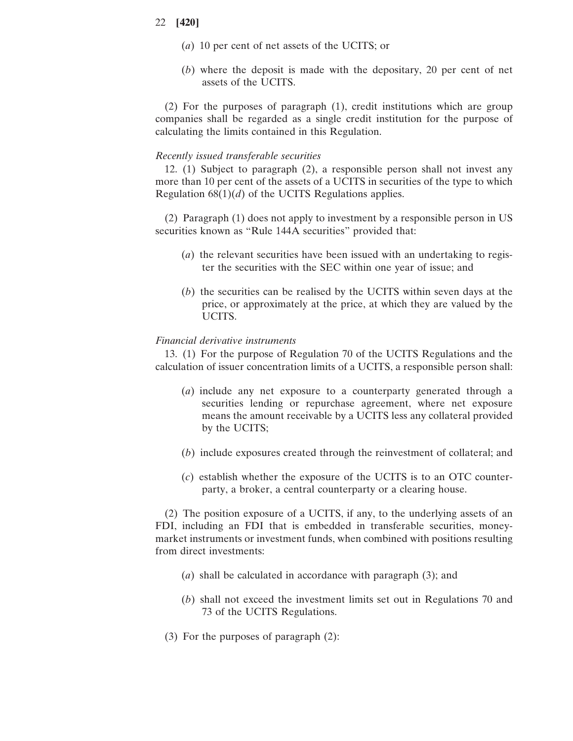(*a*) 10 per cent of net assets of the UCITS; or

(*b*) where the deposit is made with the depositary, 20 per cent of net assets of the UCITS.

(2) For the purposes of paragraph (1), credit institutions which are group companies shall be regarded as a single credit institution for the purpose of calculating the limits contained in this Regulation.

*Recently issued transferable securities*

12. (1) Subject to paragraph (2), a responsible person shall not invest any more than 10 per cent of the assets of a UCITS in securities of the type to which Regulation 68(1)(*d*) of the UCITS Regulations applies.

(2) Paragraph (1) does not apply to investment by a responsible person in US securities known as "Rule 144A securities" provided that:

(*a*) the relevant securities have been issued with an undertaking to register the securities with the SEC within one year of issue; and

(*b*) the securities can be realised by the UCITS within seven days at the price, or approximately at the price, at which they are valued by the UCITS.

*Financial derivative instruments*

13. (1) For the purpose of Regulation 70 of the UCITS Regulations and the calculation of issuer concentration limits of a UCITS, a responsible person shall:

(*a*) include any net exposure to a counterparty generated through a securities lending or repurchase agreement, where net exposure means the amount receivable by a UCITS less any collateral provided by the UCITS;

(*b*) include exposures created through the reinvestment of collateral; and

(*c*) establish whether the exposure of the UCITS is to an OTC counterparty, a broker, a central counterparty or a clearing house.

(2) The position exposure of a UCITS, if any, to the underlying assets of an FDI, including an FDI that is embedded in transferable securities, money-market instruments or investment funds, when combined with positions resulting from direct investments:

(*a*) shall be calculated in accordance with paragraph (3); and

(*b*) shall not exceed the investment limits set out in Regulations 70 and 73 of the UCITS Regulations.

(3) For the purposes of paragraph (2):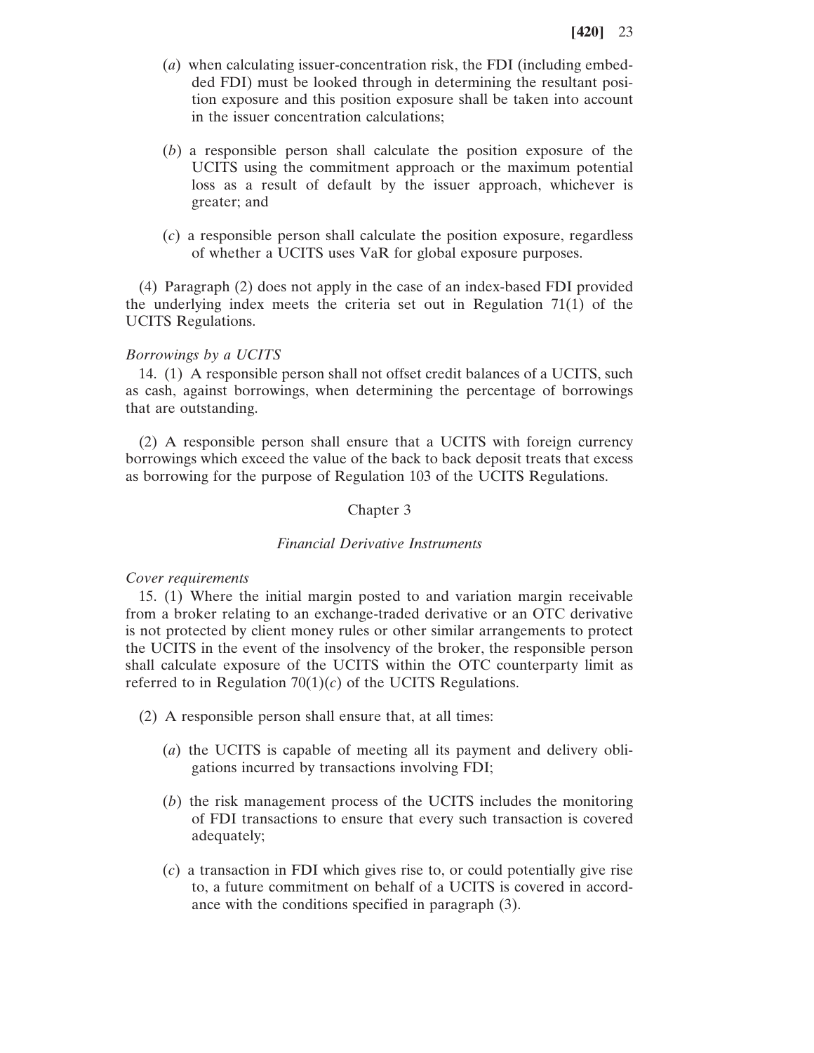(*a*) when calculating issuer-concentration risk, the FDI (including embedded FDI) must be looked through in determining the resultant position exposure and this position exposure shall be taken into account in the issuer concentration calculations;

(*b*) a responsible person shall calculate the position exposure of the UCITS using the commitment approach or the maximum potential loss as a result of default by the issuer approach, whichever is greater; and

(*c*) a responsible person shall calculate the position exposure, regardless of whether a UCITS uses VaR for global exposure purposes.

(4) Paragraph (2) does not apply in the case of an index-based FDI provided the underlying index meets the criteria set out in Regulation 71(1) of the UCITS Regulations.

*Borrowings by a UCITS*

14. (1) A responsible person shall not offset credit balances of a UCITS, such as cash, against borrowings, when determining the percentage of borrowings that are outstanding.

(2) A responsible person shall ensure that a UCITS with foreign currency borrowings which exceed the value of the back to back deposit treats that excess as borrowing for the purpose of Regulation 103 of the UCITS Regulations.

## Chapter 3

### *Financial Derivative Instruments*

*Cover requirements*

15. (1) Where the initial margin posted to and variation margin receivable from a broker relating to an exchange-traded derivative or an OTC derivative is not protected by client money rules or other similar arrangements to protect the UCITS in the event of the insolvency of the broker, the responsible person shall calculate exposure of the UCITS within the OTC counterparty limit as referred to in Regulation 70(1)(*c*) of the UCITS Regulations.

(2) A responsible person shall ensure that, at all times:

(*a*) the UCITS is capable of meeting all its payment and delivery obligations incurred by transactions involving FDI;

(*b*) the risk management process of the UCITS includes the monitoring of FDI transactions to ensure that every such transaction is covered adequately;

(*c*) a transaction in FDI which gives rise to, or could potentially give rise to, a future commitment on behalf of a UCITS is covered in accordance with the conditions specified in paragraph (3).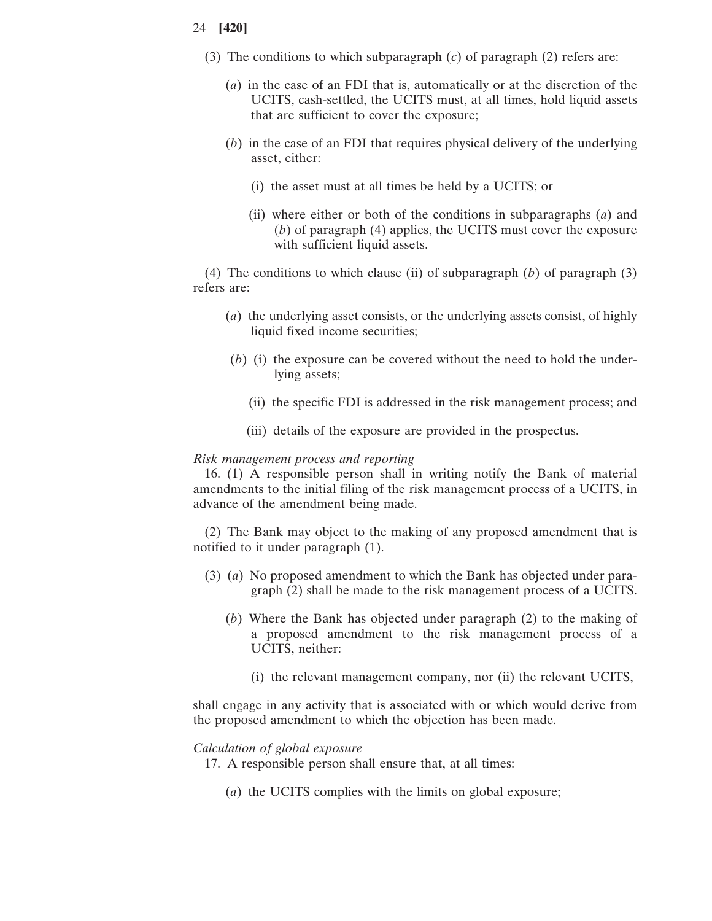(3) The conditions to which subparagraph (*c*) of paragraph (2) refers are:

(*a*) in the case of an FDI that is, automatically or at the discretion of the UCITS, cash-settled, the UCITS must, at all times, hold liquid assets that are sufficient to cover the exposure;

(*b*) in the case of an FDI that requires physical delivery of the underlying asset, either:

(i) the asset must at all times be held by a UCITS; or

(ii) where either or both of the conditions in subparagraphs (*a*) and (*b*) of paragraph (4) applies, the UCITS must cover the exposure with sufficient liquid assets.

(4) The conditions to which clause (ii) of subparagraph (*b*) of paragraph (3) refers are:

(*a*) the underlying asset consists, or the underlying assets consist, of highly liquid fixed income securities;

(*b*) (i) the exposure can be covered without the need to hold the underlying assets;

(ii) the specific FDI is addressed in the risk management process; and

(iii) details of the exposure are provided in the prospectus.

*Risk management process and reporting*

16. (1) A responsible person shall in writing notify the Bank of material amendments to the initial filing of the risk management process of a UCITS, in advance of the amendment being made.

(2) The Bank may object to the making of any proposed amendment that is notified to it under paragraph (1).

(3) (*a*) No proposed amendment to which the Bank has objected under paragraph (2) shall be made to the risk management process of a UCITS.

(*b*) Where the Bank has objected under paragraph (2) to the making of a proposed amendment to the risk management process of a UCITS, neither:

(i) the relevant management company, nor (ii) the relevant UCITS,

shall engage in any activity that is associated with or which would derive from the proposed amendment to which the objection has been made.

*Calculation of global exposure*

17. A responsible person shall ensure that, at all times:

(*a*) the UCITS complies with the limits on global exposure;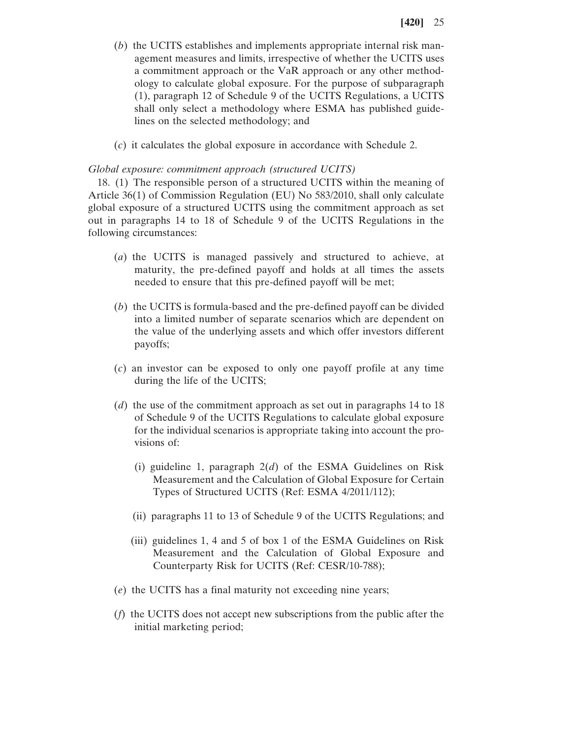(*b*) the UCITS establishes and implements appropriate internal risk management measures and limits, irrespective of whether the UCITS uses a commitment approach or the VaR approach or any other methodology to calculate global exposure. For the purpose of subparagraph (1), paragraph 12 of Schedule 9 of the UCITS Regulations, a UCITS shall only select a methodology where ESMA has published guidelines on the selected methodology; and

(*c*) it calculates the global exposure in accordance with Schedule 2.

*Global exposure: commitment approach (structured UCITS)*

18. (1) The responsible person of a structured UCITS within the meaning of Article 36(1) of Commission Regulation (EU) No 583/2010, shall only calculate global exposure of a structured UCITS using the commitment approach as set out in paragraphs 14 to 18 of Schedule 9 of the UCITS Regulations in the following circumstances:

(*a*) the UCITS is managed passively and structured to achieve, at maturity, the pre-defined payoff and holds at all times the assets needed to ensure that this pre-defined payoff will be met;

(*b*) the UCITS is formula-based and the pre-defined payoff can be divided into a limited number of separate scenarios which are dependent on the value of the underlying assets and which offer investors different payoffs;

(*c*) an investor can be exposed to only one payoff profile at any time during the life of the UCITS;

(*d*) the use of the commitment approach as set out in paragraphs 14 to 18 of Schedule 9 of the UCITS Regulations to calculate global exposure for the individual scenarios is appropriate taking into account the provisions of:

(i) guideline 1, paragraph 2(*d*) of the ESMA Guidelines on Risk Measurement and the Calculation of Global Exposure for Certain Types of Structured UCITS (Ref: ESMA 4/2011/112);

(ii) paragraphs 11 to 13 of Schedule 9 of the UCITS Regulations; and

(iii) guidelines 1, 4 and 5 of box 1 of the ESMA Guidelines on Risk Measurement and the Calculation of Global Exposure and Counterparty Risk for UCITS (Ref: CESR/10-788);

(*e*) the UCITS has a final maturity not exceeding nine years;

(*f*) the UCITS does not accept new subscriptions from the public after the initial marketing period;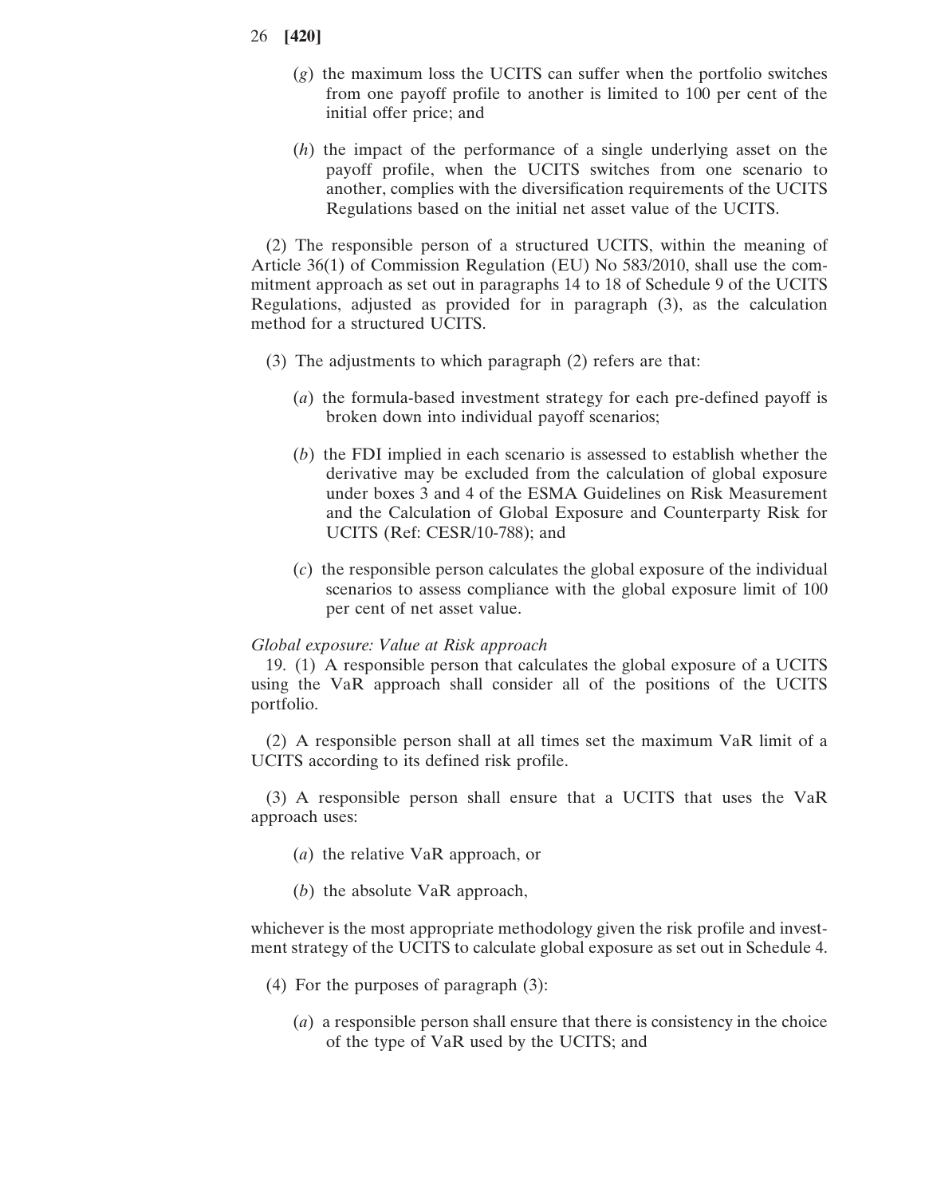(*g*) the maximum loss the UCITS can suffer when the portfolio switches from one payoff profile to another is limited to 100 per cent of the initial offer price; and

(*h*) the impact of the performance of a single underlying asset on the payoff profile, when the UCITS switches from one scenario to another, complies with the diversification requirements of the UCITS Regulations based on the initial net asset value of the UCITS.

(2) The responsible person of a structured UCITS, within the meaning of Article 36(1) of Commission Regulation (EU) No 583/2010, shall use the commitment approach as set out in paragraphs 14 to 18 of Schedule 9 of the UCITS Regulations, adjusted as provided for in paragraph (3), as the calculation method for a structured UCITS.

(3) The adjustments to which paragraph (2) refers are that:

(*a*) the formula-based investment strategy for each pre-defined payoff is broken down into individual payoff scenarios;

(*b*) the FDI implied in each scenario is assessed to establish whether the derivative may be excluded from the calculation of global exposure under boxes 3 and 4 of the ESMA Guidelines on Risk Measurement and the Calculation of Global Exposure and Counterparty Risk for UCITS (Ref: CESR/10-788); and

(*c*) the responsible person calculates the global exposure of the individual scenarios to assess compliance with the global exposure limit of 100 per cent of net asset value.

*Global exposure: Value at Risk approach*

19. (1) A responsible person that calculates the global exposure of a UCITS using the VaR approach shall consider all of the positions of the UCITS portfolio.

(2) A responsible person shall at all times set the maximum VaR limit of a UCITS according to its defined risk profile.

(3) A responsible person shall ensure that a UCITS that uses the VaR approach uses:

(*a*) the relative VaR approach, or

(*b*) the absolute VaR approach,

whichever is the most appropriate methodology given the risk profile and investment strategy of the UCITS to calculate global exposure as set out in Schedule 4.

(4) For the purposes of paragraph (3):

(*a*) a responsible person shall ensure that there is consistency in the choice of the type of VaR used by the UCITS; and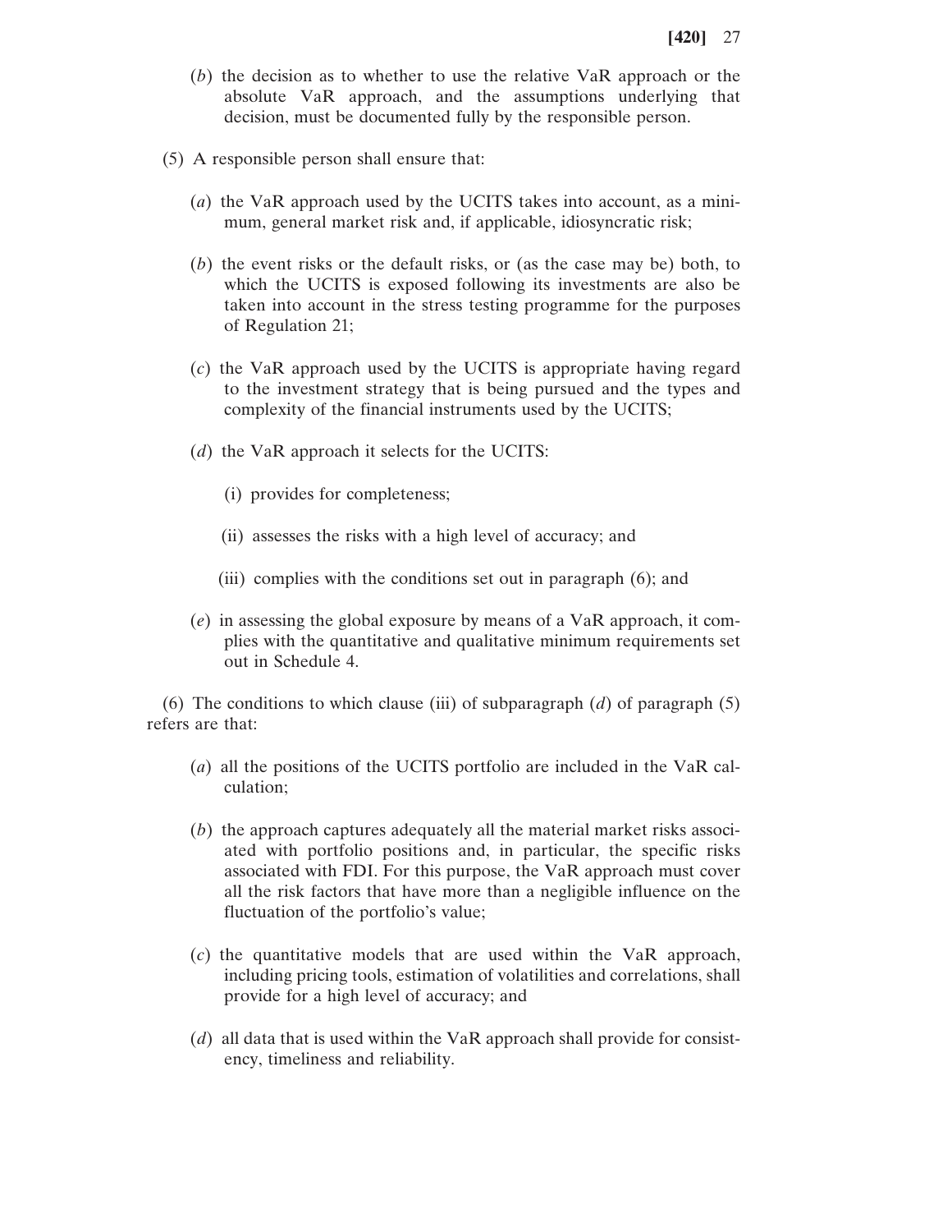(*b*) the decision as to whether to use the relative VaR approach or the absolute VaR approach, and the assumptions underlying that decision, must be documented fully by the responsible person.

(5) A responsible person shall ensure that:

(*a*) the VaR approach used by the UCITS takes into account, as a minimum, general market risk and, if applicable, idiosyncratic risk;

(*b*) the event risks or the default risks, or (as the case may be) both, to which the UCITS is exposed following its investments are also be taken into account in the stress testing programme for the purposes of Regulation 21;

(*c*) the VaR approach used by the UCITS is appropriate having regard to the investment strategy that is being pursued and the types and complexity of the financial instruments used by the UCITS;

(*d*) the VaR approach it selects for the UCITS:

(i) provides for completeness;

(ii) assesses the risks with a high level of accuracy; and

(iii) complies with the conditions set out in paragraph (6); and

(*e*) in assessing the global exposure by means of a VaR approach, it complies with the quantitative and qualitative minimum requirements set out in Schedule 4.

(6) The conditions to which clause (iii) of subparagraph (*d*) of paragraph (5) refers are that:

(*a*) all the positions of the UCITS portfolio are included in the VaR calculation;

(*b*) the approach captures adequately all the material market risks associated with portfolio positions and, in particular, the specific risks associated with FDI. For this purpose, the VaR approach must cover all the risk factors that have more than a negligible influence on the fluctuation of the portfolio's value;

(*c*) the quantitative models that are used within the VaR approach, including pricing tools, estimation of volatilities and correlations, shall provide for a high level of accuracy; and

(*d*) all data that is used within the VaR approach shall provide for consistency, timeliness and reliability.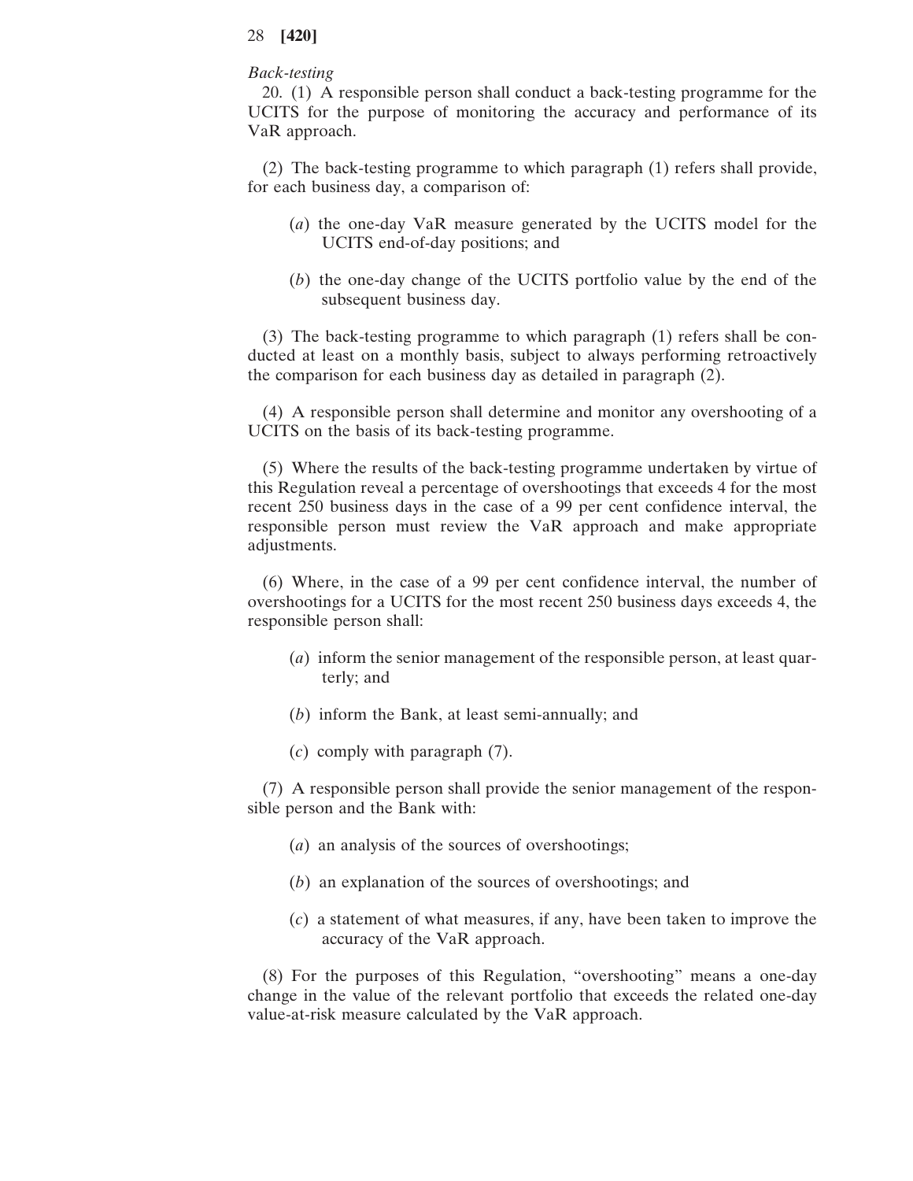*Back-testing*

20. (1) A responsible person shall conduct a back-testing programme for the UCITS for the purpose of monitoring the accuracy and performance of its VaR approach.

(2) The back-testing programme to which paragraph (1) refers shall provide, for each business day, a comparison of:

- (*a*) the one-day VaR measure generated by the UCITS model for the UCITS end-of-day positions; and
- (*b*) the one-day change of the UCITS portfolio value by the end of the subsequent business day.

(3) The back-testing programme to which paragraph (1) refers shall be conducted at least on a monthly basis, subject to always performing retroactively the comparison for each business day as detailed in paragraph (2).

(4) A responsible person shall determine and monitor any overshooting of a UCITS on the basis of its back-testing programme.

(5) Where the results of the back-testing programme undertaken by virtue of this Regulation reveal a percentage of overshootings that exceeds 4 for the most recent 250 business days in the case of a 99 per cent confidence interval, the responsible person must review the VaR approach and make appropriate adjustments.

(6) Where, in the case of a 99 per cent confidence interval, the number of overshootings for a UCITS for the most recent 250 business days exceeds 4, the responsible person shall:

- (*a*) inform the senior management of the responsible person, at least quarterly; and
- (*b*) inform the Bank, at least semi-annually; and
- (*c*) comply with paragraph (7).

(7) A responsible person shall provide the senior management of the responsible person and the Bank with:

- (*a*) an analysis of the sources of overshootings;
- (*b*) an explanation of the sources of overshootings; and
- (*c*) a statement of what measures, if any, have been taken to improve the accuracy of the VaR approach.

(8) For the purposes of this Regulation, "overshooting" means a one-day change in the value of the relevant portfolio that exceeds the related one-day value-at-risk measure calculated by the VaR approach.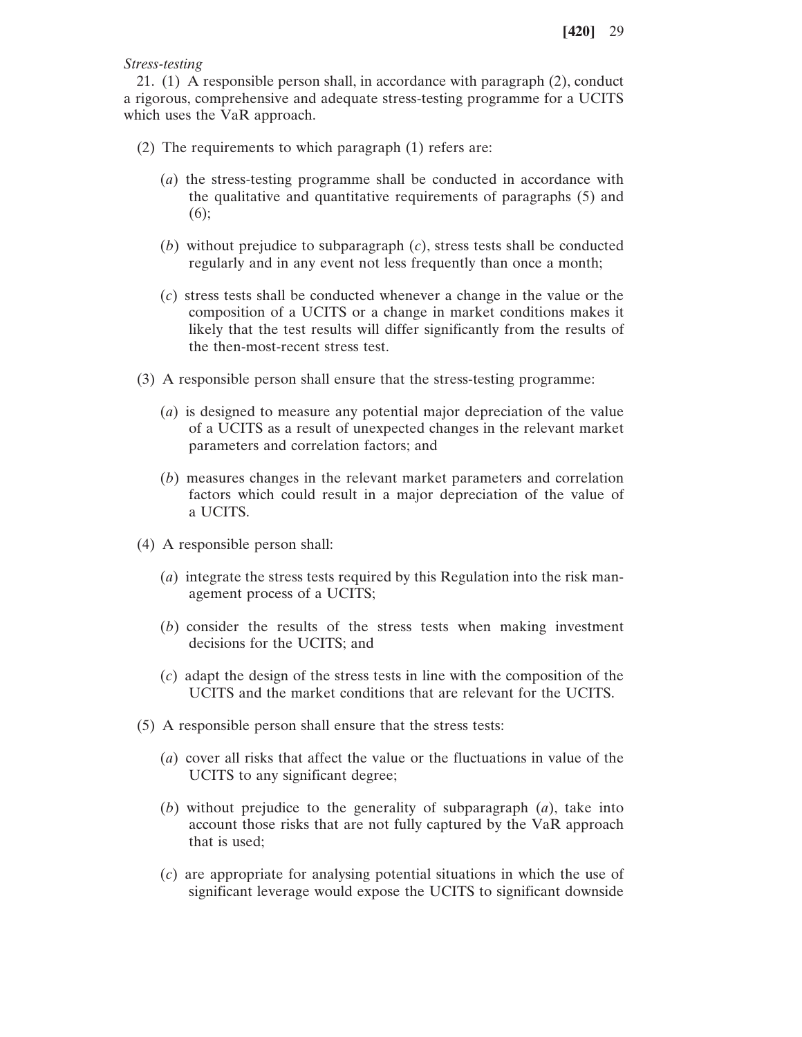*Stress-testing*

21. (1) A responsible person shall, in accordance with paragraph (2), conduct a rigorous, comprehensive and adequate stress-testing programme for a UCITS which uses the VaR approach.

(2) The requirements to which paragraph (1) refers are:

(*a*) the stress-testing programme shall be conducted in accordance with the qualitative and quantitative requirements of paragraphs (5) and (6);

(*b*) without prejudice to subparagraph (*c*), stress tests shall be conducted regularly and in any event not less frequently than once a month;

(*c*) stress tests shall be conducted whenever a change in the value or the composition of a UCITS or a change in market conditions makes it likely that the test results will differ significantly from the results of the then-most-recent stress test.

(3) A responsible person shall ensure that the stress-testing programme:

(*a*) is designed to measure any potential major depreciation of the value of a UCITS as a result of unexpected changes in the relevant market parameters and correlation factors; and

(*b*) measures changes in the relevant market parameters and correlation factors which could result in a major depreciation of the value of a UCITS.

(4) A responsible person shall:

(*a*) integrate the stress tests required by this Regulation into the risk management process of a UCITS;

(*b*) consider the results of the stress tests when making investment decisions for the UCITS; and

(*c*) adapt the design of the stress tests in line with the composition of the UCITS and the market conditions that are relevant for the UCITS.

(5) A responsible person shall ensure that the stress tests:

(*a*) cover all risks that affect the value or the fluctuations in value of the UCITS to any significant degree;

(*b*) without prejudice to the generality of subparagraph (*a*), take into account those risks that are not fully captured by the VaR approach that is used;

(*c*) are appropriate for analysing potential situations in which the use of significant leverage would expose the UCITS to significant downside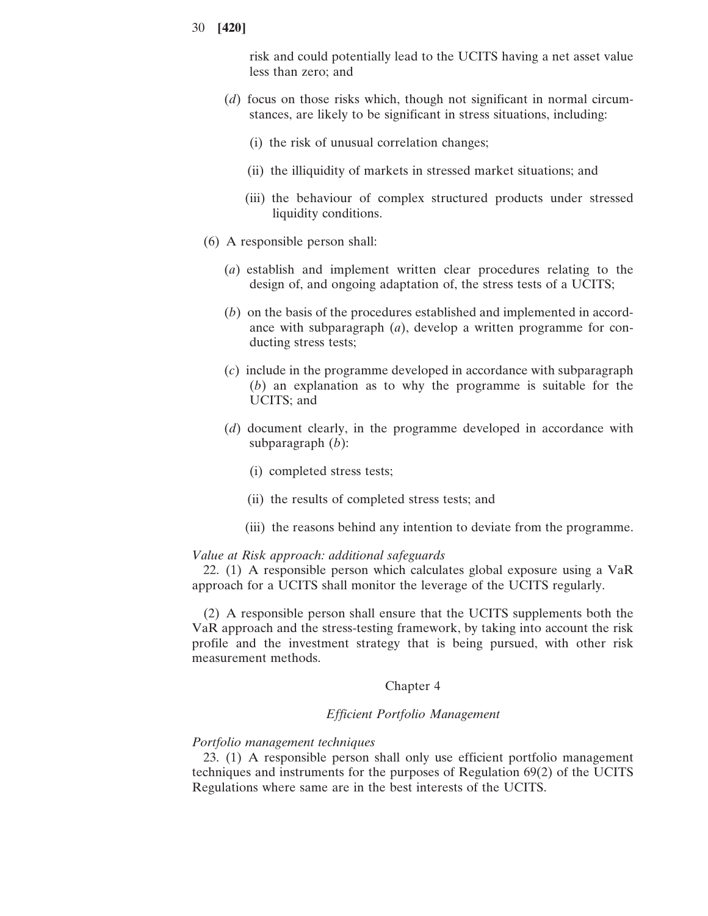risk and could potentially lead to the UCITS having a net asset value less than zero; and

(*d*) focus on those risks which, though not significant in normal circumstances, are likely to be significant in stress situations, including:

(i) the risk of unusual correlation changes;

(ii) the illiquidity of markets in stressed market situations; and

(iii) the behaviour of complex structured products under stressed liquidity conditions.

(6) A responsible person shall:

(*a*) establish and implement written clear procedures relating to the design of, and ongoing adaptation of, the stress tests of a UCITS;

(*b*) on the basis of the procedures established and implemented in accordance with subparagraph (*a*), develop a written programme for conducting stress tests;

(*c*) include in the programme developed in accordance with subparagraph (*b*) an explanation as to why the programme is suitable for the UCITS; and

(*d*) document clearly, in the programme developed in accordance with subparagraph (*b*):

(i) completed stress tests;

(ii) the results of completed stress tests; and

(iii) the reasons behind any intention to deviate from the programme.

*Value at Risk approach: additional safeguards*

22. (1) A responsible person which calculates global exposure using a VaR approach for a UCITS shall monitor the leverage of the UCITS regularly.

(2) A responsible person shall ensure that the UCITS supplements both the VaR approach and the stress-testing framework, by taking into account the risk profile and the investment strategy that is being pursued, with other risk measurement methods.

## Chapter 4

## *Efficient Portfolio Management*

*Portfolio management techniques*

23. (1) A responsible person shall only use efficient portfolio management techniques and instruments for the purposes of Regulation 69(2) of the UCITS Regulations where same are in the best interests of the UCITS.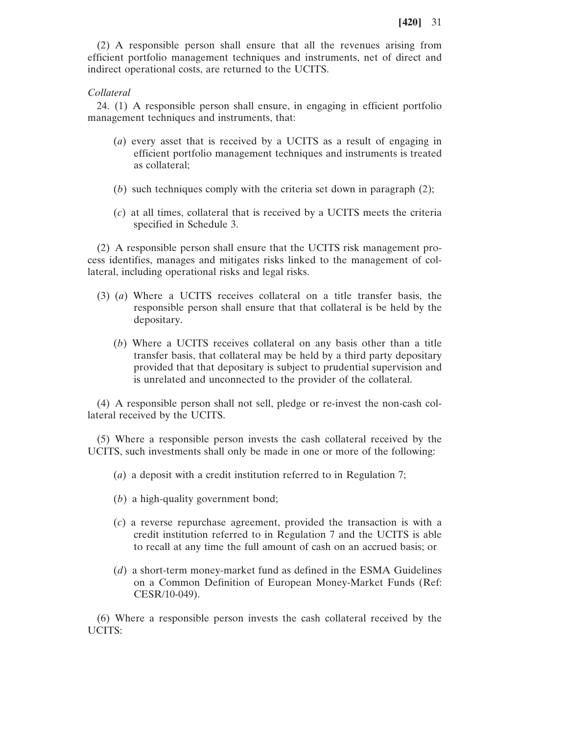(2) A responsible person shall ensure that all the revenues arising from efficient portfolio management techniques and instruments, net of direct and indirect operational costs, are returned to the UCITS.

*Collateral*

24. (1) A responsible person shall ensure, in engaging in efficient portfolio management techniques and instruments, that:

(*a*) every asset that is received by a UCITS as a result of engaging in efficient portfolio management techniques and instruments is treated as collateral;

(*b*) such techniques comply with the criteria set down in paragraph (2);

(*c*) at all times, collateral that is received by a UCITS meets the criteria specified in Schedule 3.

(2) A responsible person shall ensure that the UCITS risk management process identifies, manages and mitigates risks linked to the management of collateral, including operational risks and legal risks.

(3) (*a*) Where a UCITS receives collateral on a title transfer basis, the responsible person shall ensure that that collateral is be held by the depositary.

(*b*) Where a UCITS receives collateral on any basis other than a title transfer basis, that collateral may be held by a third party depositary provided that that depositary is subject to prudential supervision and is unrelated and unconnected to the provider of the collateral.

(4) A responsible person shall not sell, pledge or re-invest the non-cash collateral received by the UCITS.

(5) Where a responsible person invests the cash collateral received by the UCITS, such investments shall only be made in one or more of the following:

(*a*) a deposit with a credit institution referred to in Regulation 7;

(*b*) a high-quality government bond;

(*c*) a reverse repurchase agreement, provided the transaction is with a credit institution referred to in Regulation 7 and the UCITS is able to recall at any time the full amount of cash on an accrued basis; or

(*d*) a short-term money-market fund as defined in the ESMA Guidelines on a Common Definition of European Money-Market Funds (Ref: CESR/10-049).

(6) Where a responsible person invests the cash collateral received by the UCITS: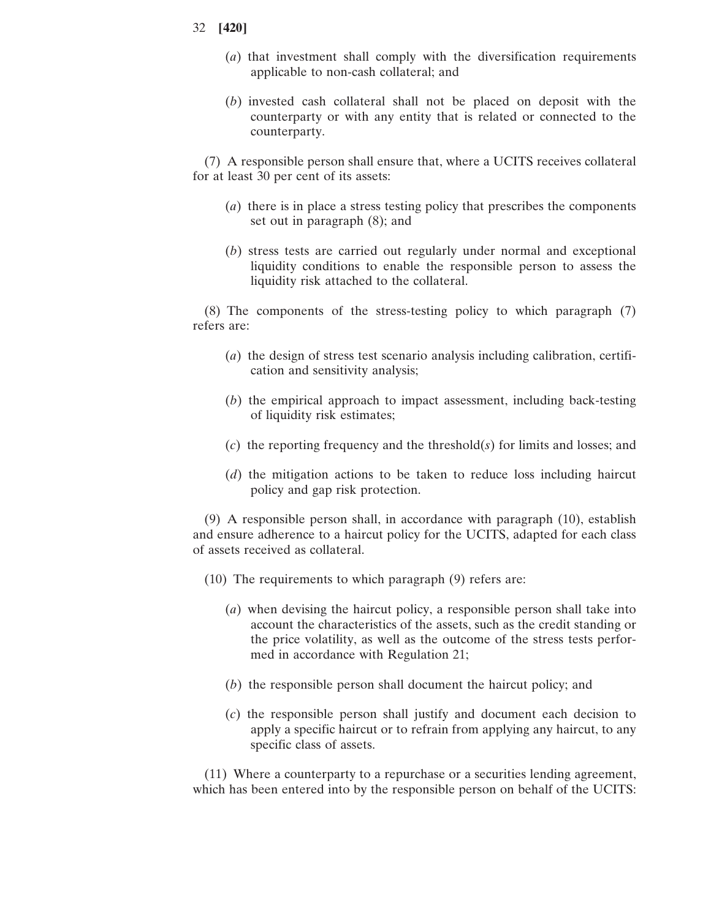(*a*) that investment shall comply with the diversification requirements applicable to non-cash collateral; and

(*b*) invested cash collateral shall not be placed on deposit with the counterparty or with any entity that is related or connected to the counterparty.

(7) A responsible person shall ensure that, where a UCITS receives collateral for at least 30 per cent of its assets:

(*a*) there is in place a stress testing policy that prescribes the components set out in paragraph (8); and

(*b*) stress tests are carried out regularly under normal and exceptional liquidity conditions to enable the responsible person to assess the liquidity risk attached to the collateral.

(8) The components of the stress-testing policy to which paragraph (7) refers are:

(*a*) the design of stress test scenario analysis including calibration, certification and sensitivity analysis;

(*b*) the empirical approach to impact assessment, including back-testing of liquidity risk estimates;

(*c*) the reporting frequency and the threshold(*s*) for limits and losses; and

(*d*) the mitigation actions to be taken to reduce loss including haircut policy and gap risk protection.

(9) A responsible person shall, in accordance with paragraph (10), establish and ensure adherence to a haircut policy for the UCITS, adapted for each class of assets received as collateral.

(10) The requirements to which paragraph (9) refers are:

(*a*) when devising the haircut policy, a responsible person shall take into account the characteristics of the assets, such as the credit standing or the price volatility, as well as the outcome of the stress tests performed in accordance with Regulation 21;

(*b*) the responsible person shall document the haircut policy; and

(*c*) the responsible person shall justify and document each decision to apply a specific haircut or to refrain from applying any haircut, to any specific class of assets.

(11) Where a counterparty to a repurchase or a securities lending agreement, which has been entered into by the responsible person on behalf of the UCITS: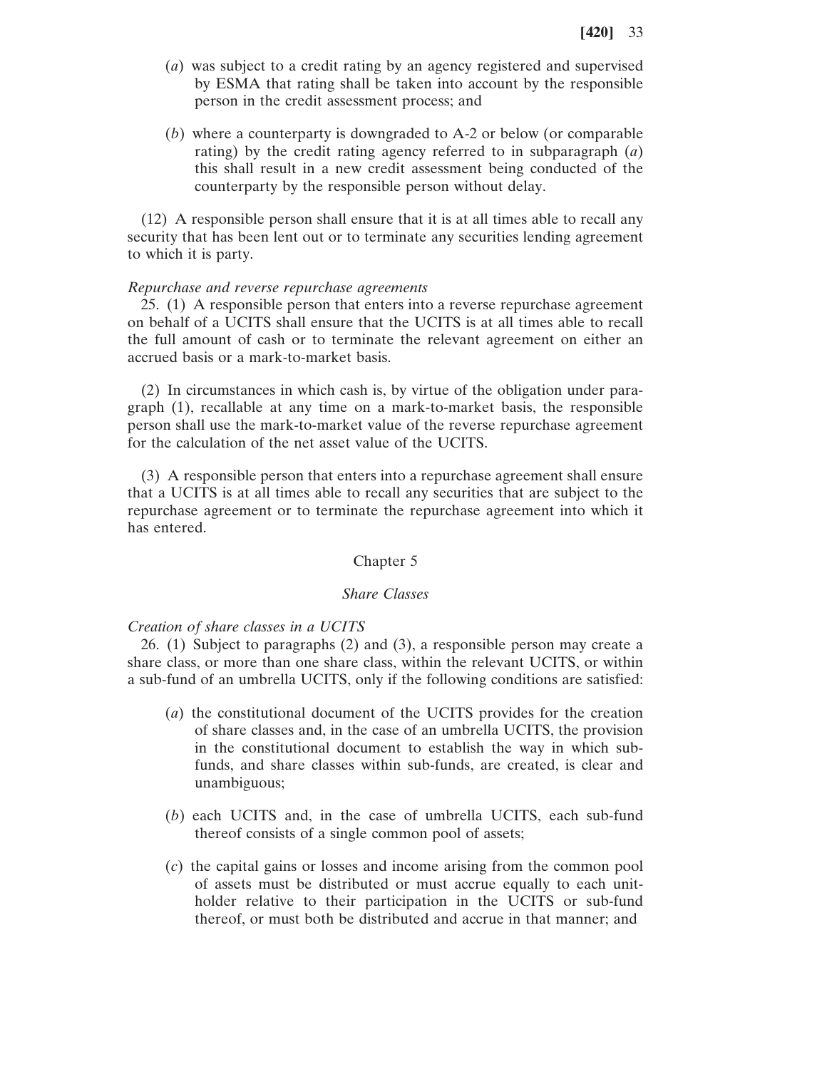(*a*) was subject to a credit rating by an agency registered and supervised by ESMA that rating shall be taken into account by the responsible person in the credit assessment process; and

(*b*) where a counterparty is downgraded to A-2 or below (or comparable rating) by the credit rating agency referred to in subparagraph (*a*) this shall result in a new credit assessment being conducted of the counterparty by the responsible person without delay.

(12) A responsible person shall ensure that it is at all times able to recall any security that has been lent out or to terminate any securities lending agreement to which it is party.

*Repurchase and reverse repurchase agreements*

25. (1) A responsible person that enters into a reverse repurchase agreement on behalf of a UCITS shall ensure that the UCITS is at all times able to recall the full amount of cash or to terminate the relevant agreement on either an accrued basis or a mark-to-market basis.

(2) In circumstances in which cash is, by virtue of the obligation under paragraph (1), recallable at any time on a mark-to-market basis, the responsible person shall use the mark-to-market value of the reverse repurchase agreement for the calculation of the net asset value of the UCITS.

(3) A responsible person that enters into a repurchase agreement shall ensure that a UCITS is at all times able to recall any securities that are subject to the repurchase agreement or to terminate the repurchase agreement into which it has entered.

## Chapter 5

## *Share Classes*

*Creation of share classes in a UCITS*

26. (1) Subject to paragraphs (2) and (3), a responsible person may create a share class, or more than one share class, within the relevant UCITS, or within a sub-fund of an umbrella UCITS, only if the following conditions are satisfied:

(*a*) the constitutional document of the UCITS provides for the creation of share classes and, in the case of an umbrella UCITS, the provision in the constitutional document to establish the way in which sub-funds, and share classes within sub-funds, are created, is clear and unambiguous;

(*b*) each UCITS and, in the case of umbrella UCITS, each sub-fund thereof consists of a single common pool of assets;

(*c*) the capital gains or losses and income arising from the common pool of assets must be distributed or must accrue equally to each unit-holder relative to their participation in the UCITS or sub-fund thereof, or must both be distributed and accrue in that manner; and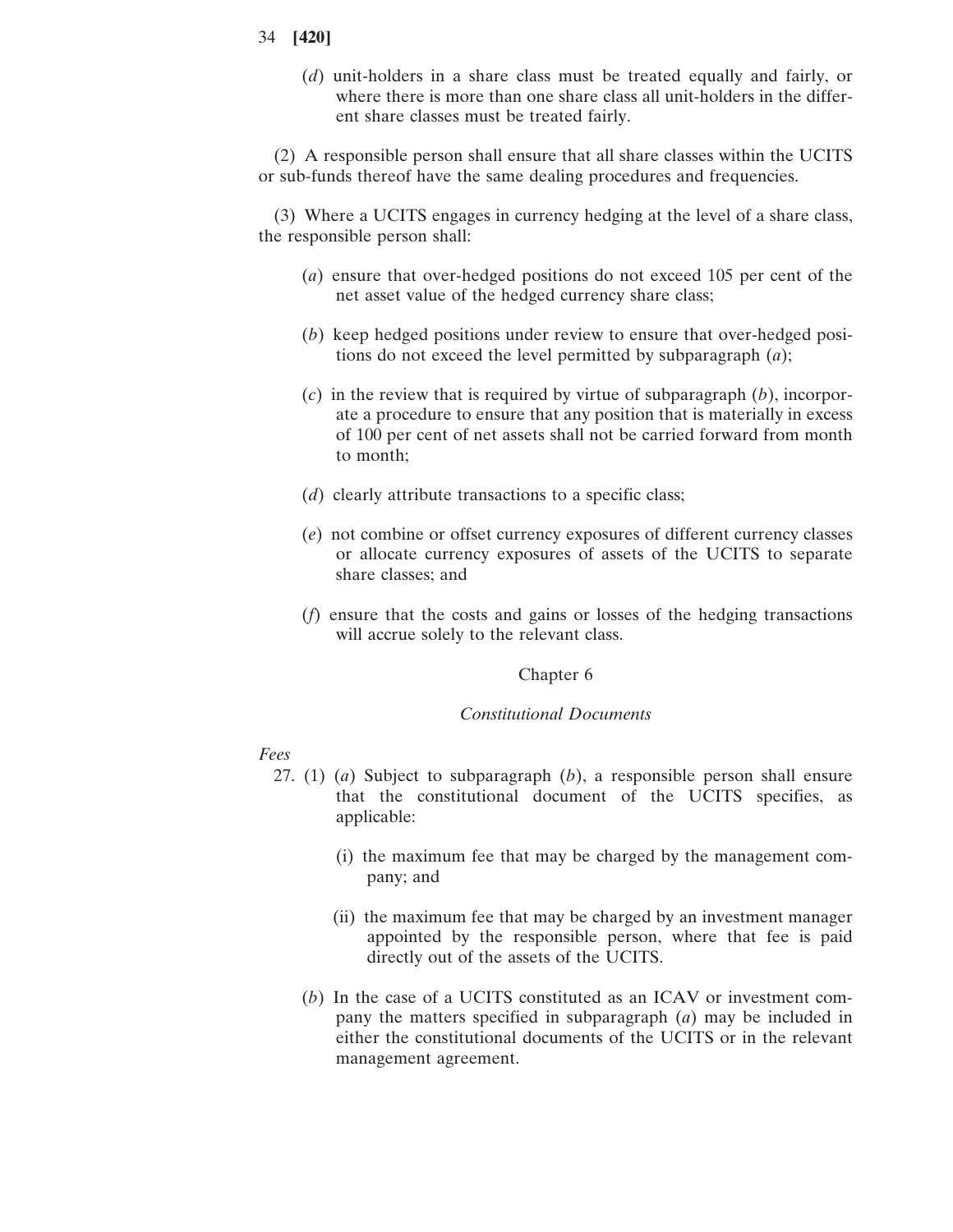(*d*) unit-holders in a share class must be treated equally and fairly, or where there is more than one share class all unit-holders in the different share classes must be treated fairly.

(2) A responsible person shall ensure that all share classes within the UCITS or sub-funds thereof have the same dealing procedures and frequencies.

(3) Where a UCITS engages in currency hedging at the level of a share class, the responsible person shall:

(*a*) ensure that over-hedged positions do not exceed 105 per cent of the net asset value of the hedged currency share class;

(*b*) keep hedged positions under review to ensure that over-hedged positions do not exceed the level permitted by subparagraph (*a*);

(*c*) in the review that is required by virtue of subparagraph (*b*), incorporate a procedure to ensure that any position that is materially in excess of 100 per cent of net assets shall not be carried forward from month to month;

(*d*) clearly attribute transactions to a specific class;

(*e*) not combine or offset currency exposures of different currency classes or allocate currency exposures of assets of the UCITS to separate share classes; and

(*f*) ensure that the costs and gains or losses of the hedging transactions will accrue solely to the relevant class.

## Chapter 6

### *Constitutional Documents*

*Fees*

27. (1) (*a*) Subject to subparagraph (*b*), a responsible person shall ensure that the constitutional document of the UCITS specifies, as applicable:

(i) the maximum fee that may be charged by the management company; and

(ii) the maximum fee that may be charged by an investment manager appointed by the responsible person, where that fee is paid directly out of the assets of the UCITS.

(*b*) In the case of a UCITS constituted as an ICAV or investment company the matters specified in subparagraph (*a*) may be included in either the constitutional documents of the UCITS or in the relevant management agreement.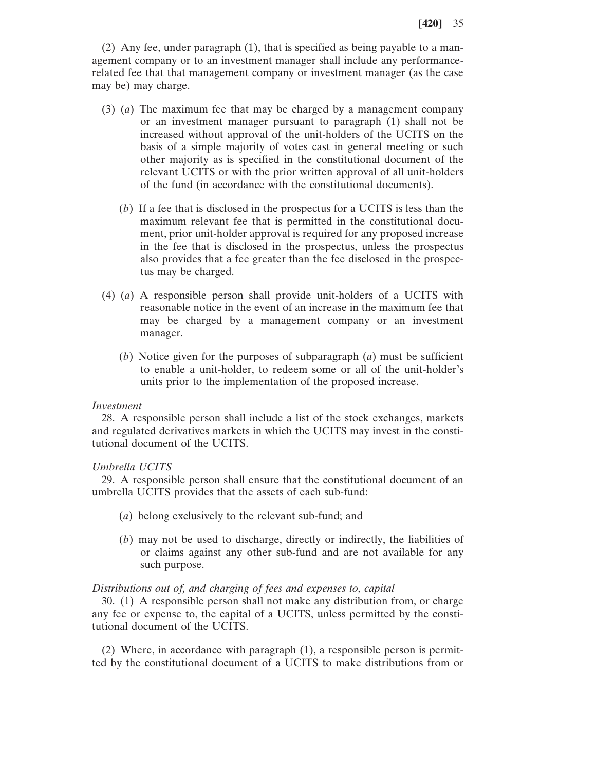(2) Any fee, under paragraph (1), that is specified as being payable to a management company or to an investment manager shall include any performance-related fee that that management company or investment manager (as the case may be) may charge.

(3) (*a*) The maximum fee that may be charged by a management company or an investment manager pursuant to paragraph (1) shall not be increased without approval of the unit-holders of the UCITS on the basis of a simple majority of votes cast in general meeting or such other majority as is specified in the constitutional document of the relevant UCITS or with the prior written approval of all unit-holders of the fund (in accordance with the constitutional documents).

(*b*) If a fee that is disclosed in the prospectus for a UCITS is less than the maximum relevant fee that is permitted in the constitutional document, prior unit-holder approval is required for any proposed increase in the fee that is disclosed in the prospectus, unless the prospectus also provides that a fee greater than the fee disclosed in the prospectus may be charged.

(4) (*a*) A responsible person shall provide unit-holders of a UCITS with reasonable notice in the event of an increase in the maximum fee that may be charged by a management company or an investment manager.

(*b*) Notice given for the purposes of subparagraph (*a*) must be sufficient to enable a unit-holder, to redeem some or all of the unit-holder's units prior to the implementation of the proposed increase.

*Investment*

28. A responsible person shall include a list of the stock exchanges, markets and regulated derivatives markets in which the UCITS may invest in the constitutional document of the UCITS.

*Umbrella UCITS*

29. A responsible person shall ensure that the constitutional document of an umbrella UCITS provides that the assets of each sub-fund:

(*a*) belong exclusively to the relevant sub-fund; and

(*b*) may not be used to discharge, directly or indirectly, the liabilities of or claims against any other sub-fund and are not available for any such purpose.

*Distributions out of, and charging of fees and expenses to, capital*

30. (1) A responsible person shall not make any distribution from, or charge any fee or expense to, the capital of a UCITS, unless permitted by the constitutional document of the UCITS.

(2) Where, in accordance with paragraph (1), a responsible person is permitted by the constitutional document of a UCITS to make distributions from or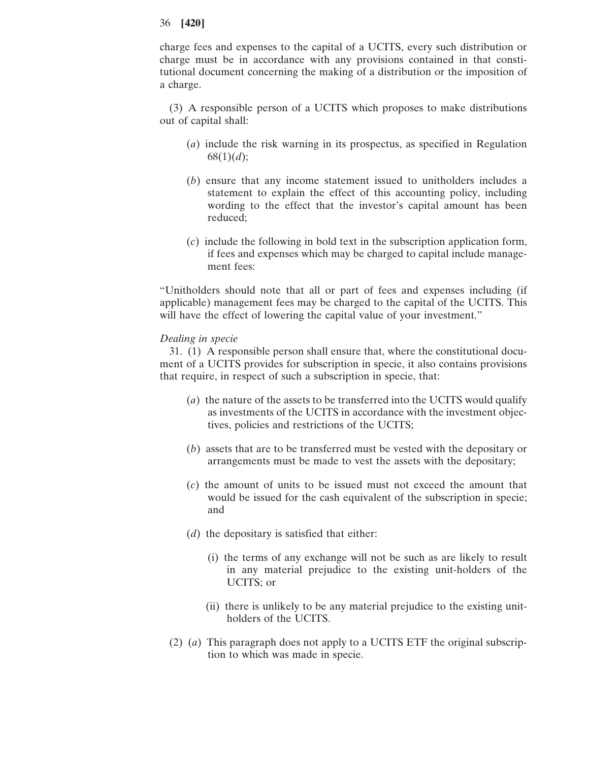charge fees and expenses to the capital of a UCITS, every such distribution or charge must be in accordance with any provisions contained in that constitutional document concerning the making of a distribution or the imposition of a charge.

(3) A responsible person of a UCITS which proposes to make distributions out of capital shall:

(*a*) include the risk warning in its prospectus, as specified in Regulation 68(1)(*d*);

(*b*) ensure that any income statement issued to unitholders includes a statement to explain the effect of this accounting policy, including wording to the effect that the investor's capital amount has been reduced;

(*c*) include the following in bold text in the subscription application form, if fees and expenses which may be charged to capital include management fees:

"Unitholders should note that all or part of fees and expenses including (if applicable) management fees may be charged to the capital of the UCITS. This will have the effect of lowering the capital value of your investment."

*Dealing in specie*

31. (1) A responsible person shall ensure that, where the constitutional document of a UCITS provides for subscription in specie, it also contains provisions that require, in respect of such a subscription in specie, that:

(*a*) the nature of the assets to be transferred into the UCITS would qualify as investments of the UCITS in accordance with the investment objectives, policies and restrictions of the UCITS;

(*b*) assets that are to be transferred must be vested with the depositary or arrangements must be made to vest the assets with the depositary;

(*c*) the amount of units to be issued must not exceed the amount that would be issued for the cash equivalent of the subscription in specie; and

(*d*) the depositary is satisfied that either:

(i) the terms of any exchange will not be such as are likely to result in any material prejudice to the existing unit-holders of the UCITS; or

(ii) there is unlikely to be any material prejudice to the existing unit-holders of the UCITS.

(2) (*a*) This paragraph does not apply to a UCITS ETF the original subscription to which was made in specie.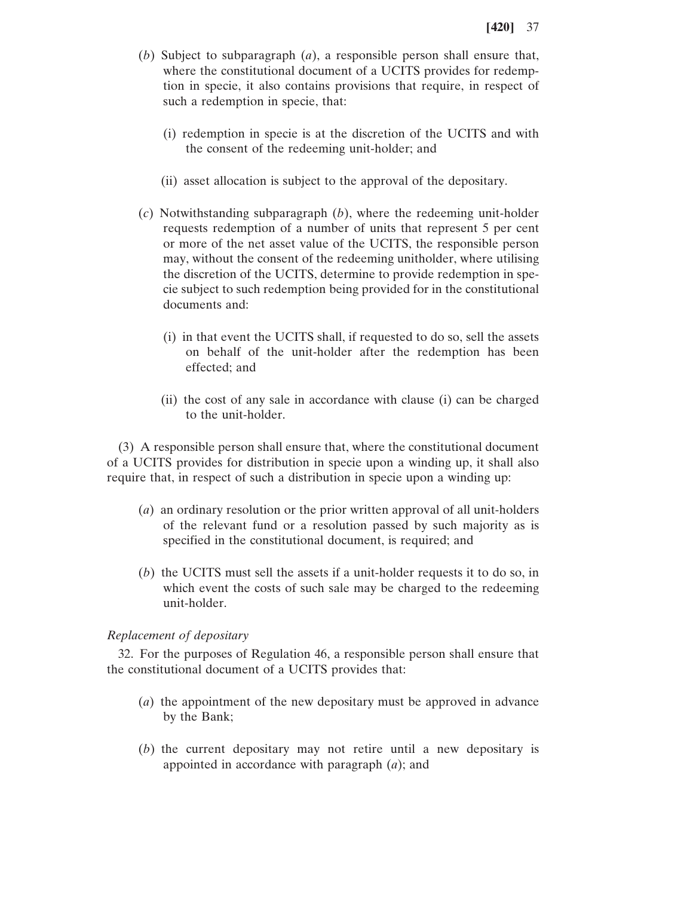(*b*) Subject to subparagraph (*a*), a responsible person shall ensure that, where the constitutional document of a UCITS provides for redemption in specie, it also contains provisions that require, in respect of such a redemption in specie, that:

(i) redemption in specie is at the discretion of the UCITS and with the consent of the redeeming unit-holder; and

(ii) asset allocation is subject to the approval of the depositary.

(*c*) Notwithstanding subparagraph (*b*), where the redeeming unit-holder requests redemption of a number of units that represent 5 per cent or more of the net asset value of the UCITS, the responsible person may, without the consent of the redeeming unitholder, where utilising the discretion of the UCITS, determine to provide redemption in specie subject to such redemption being provided for in the constitutional documents and:

(i) in that event the UCITS shall, if requested to do so, sell the assets on behalf of the unit-holder after the redemption has been effected; and

(ii) the cost of any sale in accordance with clause (i) can be charged to the unit-holder.

(3) A responsible person shall ensure that, where the constitutional document of a UCITS provides for distribution in specie upon a winding up, it shall also require that, in respect of such a distribution in specie upon a winding up:

(*a*) an ordinary resolution or the prior written approval of all unit-holders of the relevant fund or a resolution passed by such majority as is specified in the constitutional document, is required; and

(*b*) the UCITS must sell the assets if a unit-holder requests it to do so, in which event the costs of such sale may be charged to the redeeming unit-holder.

*Replacement of depositary*

32. For the purposes of Regulation 46, a responsible person shall ensure that the constitutional document of a UCITS provides that:

(*a*) the appointment of the new depositary must be approved in advance by the Bank;

(*b*) the current depositary may not retire until a new depositary is appointed in accordance with paragraph (*a*); and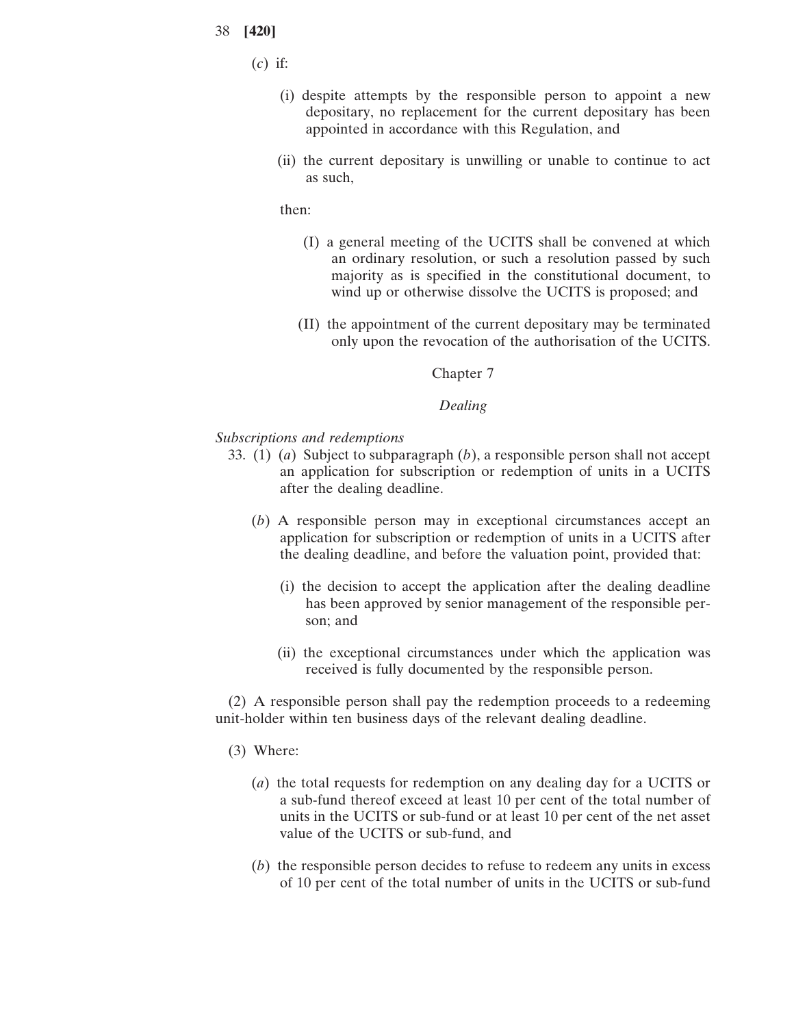(*c*) if:

(i) despite attempts by the responsible person to appoint a new depositary, no replacement for the current depositary has been appointed in accordance with this Regulation, and

(ii) the current depositary is unwilling or unable to continue to act as such,

then:

(I) a general meeting of the UCITS shall be convened at which an ordinary resolution, or such a resolution passed by such majority as is specified in the constitutional document, to wind up or otherwise dissolve the UCITS is proposed; and

(II) the appointment of the current depositary may be terminated only upon the revocation of the authorisation of the UCITS.

## Chapter 7

### *Dealing*

*Subscriptions and redemptions*

33. (1) (*a*) Subject to subparagraph (*b*), a responsible person shall not accept an application for subscription or redemption of units in a UCITS after the dealing deadline.

(*b*) A responsible person may in exceptional circumstances accept an application for subscription or redemption of units in a UCITS after the dealing deadline, and before the valuation point, provided that:

(i) the decision to accept the application after the dealing deadline has been approved by senior management of the responsible person; and

(ii) the exceptional circumstances under which the application was received is fully documented by the responsible person.

(2) A responsible person shall pay the redemption proceeds to a redeeming unit-holder within ten business days of the relevant dealing deadline.

(3) Where:

(*a*) the total requests for redemption on any dealing day for a UCITS or a sub-fund thereof exceed at least 10 per cent of the total number of units in the UCITS or sub-fund or at least 10 per cent of the net asset value of the UCITS or sub-fund, and

(*b*) the responsible person decides to refuse to redeem any units in excess of 10 per cent of the total number of units in the UCITS or sub-fund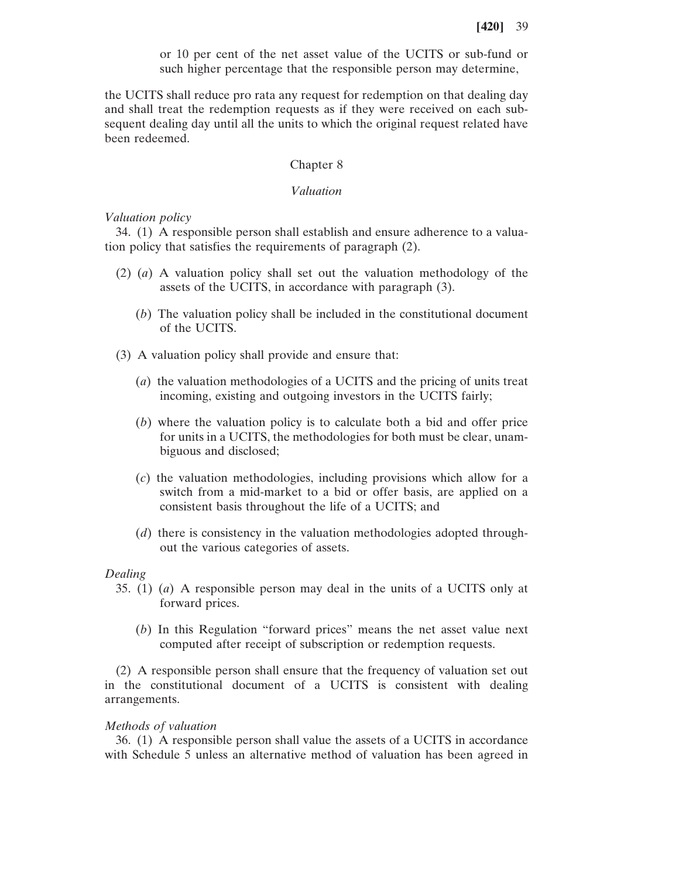or 10 per cent of the net asset value of the UCITS or sub-fund or such higher percentage that the responsible person may determine,

the UCITS shall reduce pro rata any request for redemption on that dealing day and shall treat the redemption requests as if they were received on each subsequent dealing day until all the units to which the original request related have been redeemed.

## Chapter 8

## *Valuation*

*Valuation policy*

34. (1) A responsible person shall establish and ensure adherence to a valuation policy that satisfies the requirements of paragraph (2).

(2) (*a*) A valuation policy shall set out the valuation methodology of the assets of the UCITS, in accordance with paragraph (3).

(*b*) The valuation policy shall be included in the constitutional document of the UCITS.

(3) A valuation policy shall provide and ensure that:

(*a*) the valuation methodologies of a UCITS and the pricing of units treat incoming, existing and outgoing investors in the UCITS fairly;

(*b*) where the valuation policy is to calculate both a bid and offer price for units in a UCITS, the methodologies for both must be clear, unambiguous and disclosed;

(*c*) the valuation methodologies, including provisions which allow for a switch from a mid-market to a bid or offer basis, are applied on a consistent basis throughout the life of a UCITS; and

(*d*) there is consistency in the valuation methodologies adopted throughout the various categories of assets.

*Dealing*

35. (1) (*a*) A responsible person may deal in the units of a UCITS only at forward prices.

(*b*) In this Regulation "forward prices" means the net asset value next computed after receipt of subscription or redemption requests.

(2) A responsible person shall ensure that the frequency of valuation set out in the constitutional document of a UCITS is consistent with dealing arrangements.

*Methods of valuation*

36. (1) A responsible person shall value the assets of a UCITS in accordance with Schedule 5 unless an alternative method of valuation has been agreed in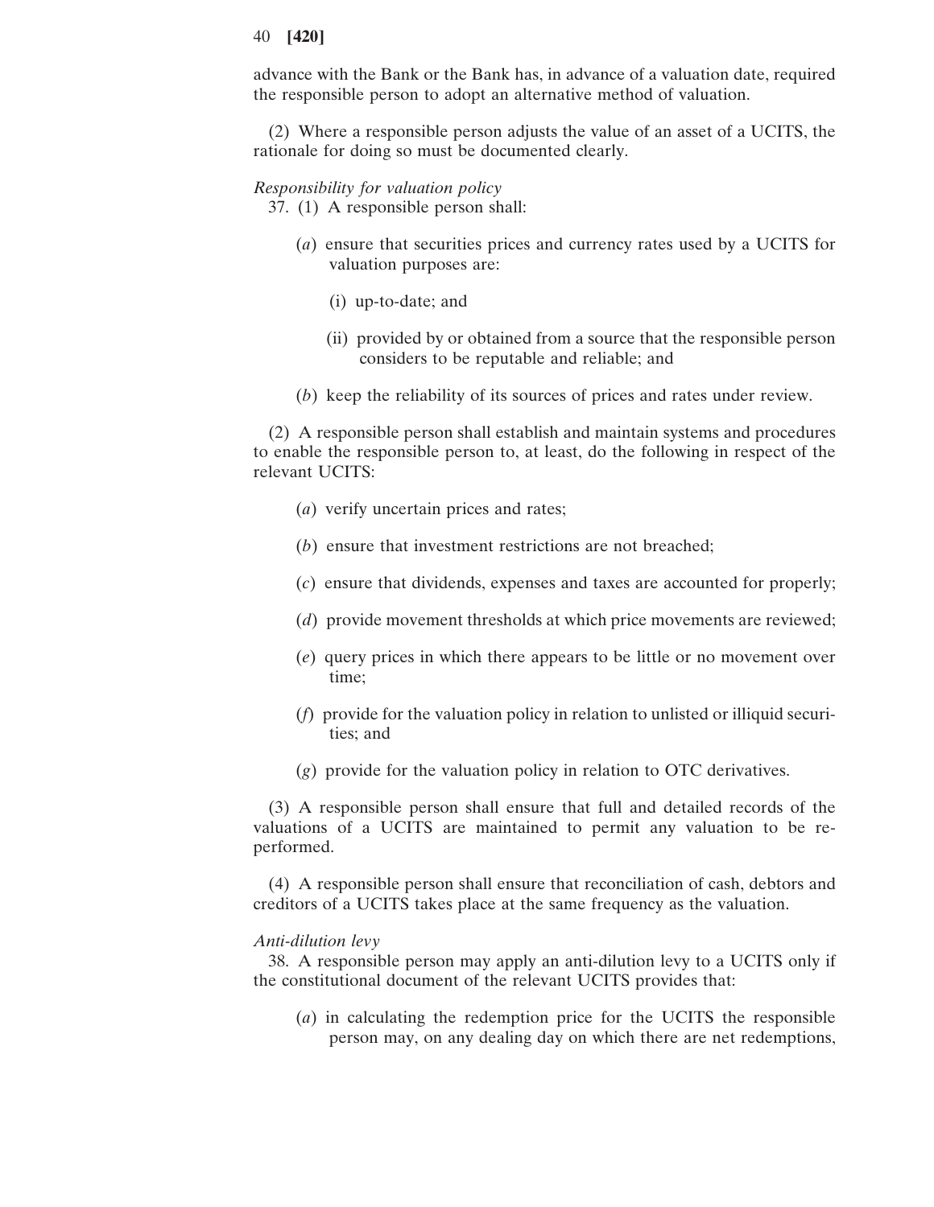advance with the Bank or the Bank has, in advance of a valuation date, required the responsible person to adopt an alternative method of valuation.

(2) Where a responsible person adjusts the value of an asset of a UCITS, the rationale for doing so must be documented clearly.

*Responsibility for valuation policy*

37. (1) A responsible person shall:

(*a*) ensure that securities prices and currency rates used by a UCITS for valuation purposes are:

(i) up-to-date; and

(ii) provided by or obtained from a source that the responsible person considers to be reputable and reliable; and

(*b*) keep the reliability of its sources of prices and rates under review.

(2) A responsible person shall establish and maintain systems and procedures to enable the responsible person to, at least, do the following in respect of the relevant UCITS:

(*a*) verify uncertain prices and rates;

(*b*) ensure that investment restrictions are not breached;

(*c*) ensure that dividends, expenses and taxes are accounted for properly;

(*d*) provide movement thresholds at which price movements are reviewed;

(*e*) query prices in which there appears to be little or no movement over time;

(*f*) provide for the valuation policy in relation to unlisted or illiquid securities; and

(*g*) provide for the valuation policy in relation to OTC derivatives.

(3) A responsible person shall ensure that full and detailed records of the valuations of a UCITS are maintained to permit any valuation to be re-performed.

(4) A responsible person shall ensure that reconciliation of cash, debtors and creditors of a UCITS takes place at the same frequency as the valuation.

*Anti-dilution levy*

38. A responsible person may apply an anti-dilution levy to a UCITS only if the constitutional document of the relevant UCITS provides that:

(*a*) in calculating the redemption price for the UCITS the responsible person may, on any dealing day on which there are net redemptions,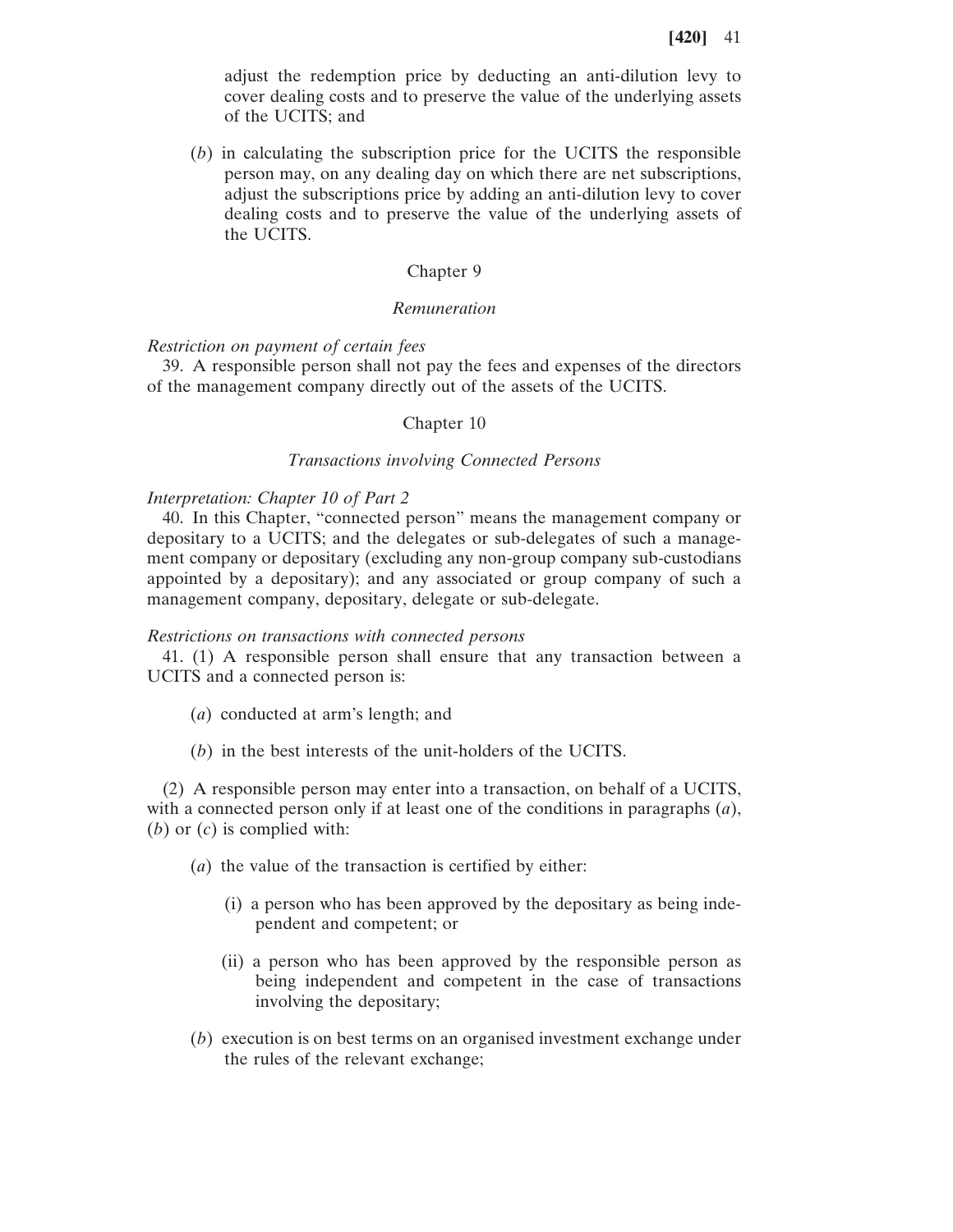adjust the redemption price by deducting an anti-dilution levy to cover dealing costs and to preserve the value of the underlying assets of the UCITS; and

(*b*) in calculating the subscription price for the UCITS the responsible person may, on any dealing day on which there are net subscriptions, adjust the subscriptions price by adding an anti-dilution levy to cover dealing costs and to preserve the value of the underlying assets of the UCITS.

## Chapter 9

### *Remuneration*

*Restriction on payment of certain fees*

39. A responsible person shall not pay the fees and expenses of the directors of the management company directly out of the assets of the UCITS.

## Chapter 10

### *Transactions involving Connected Persons*

*Interpretation: Chapter 10 of Part 2*

40. In this Chapter, "connected person" means the management company or depositary to a UCITS; and the delegates or sub-delegates of such a management company or depositary (excluding any non-group company sub-custodians appointed by a depositary); and any associated or group company of such a management company, depositary, delegate or sub-delegate.

*Restrictions on transactions with connected persons*

41. (1) A responsible person shall ensure that any transaction between a UCITS and a connected person is:

(*a*) conducted at arm's length; and

(*b*) in the best interests of the unit-holders of the UCITS.

(2) A responsible person may enter into a transaction, on behalf of a UCITS, with a connected person only if at least one of the conditions in paragraphs (*a*), (*b*) or (*c*) is complied with:

(*a*) the value of the transaction is certified by either:

(i) a person who has been approved by the depositary as being independent and competent; or

(ii) a person who has been approved by the responsible person as being independent and competent in the case of transactions involving the depositary;

(*b*) execution is on best terms on an organised investment exchange under the rules of the relevant exchange;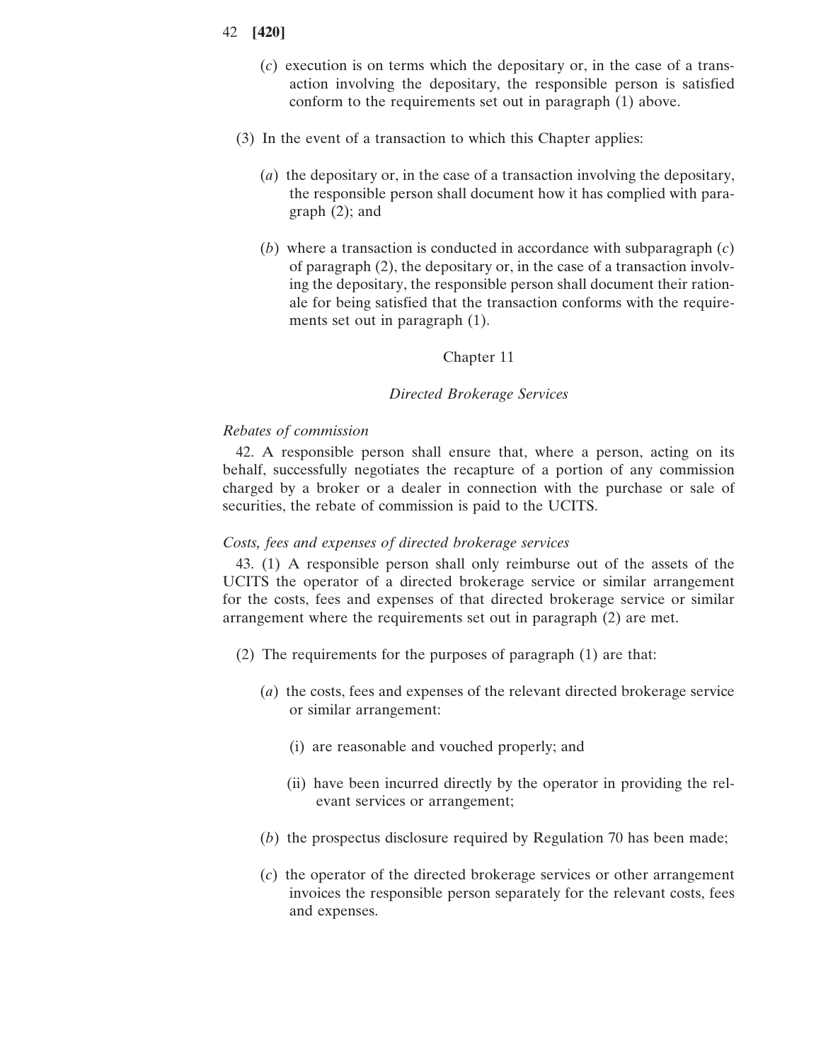(c) execution is on terms which the depositary or, in the case of a transaction involving the depositary, the responsible person is satisfied conform to the requirements set out in paragraph (1) above.

(3) In the event of a transaction to which this Chapter applies:

(a) the depositary or, in the case of a transaction involving the depositary, the responsible person shall document how it has complied with paragraph (2); and

(b) where a transaction is conducted in accordance with subparagraph (c) of paragraph (2), the depositary or, in the case of a transaction involving the depositary, the responsible person shall document their rationale for being satisfied that the transaction conforms with the requirements set out in paragraph (1).

## Chapter 11

### *Directed Brokerage Services*

*Rebates of commission*

42. A responsible person shall ensure that, where a person, acting on its behalf, successfully negotiates the recapture of a portion of any commission charged by a broker or a dealer in connection with the purchase or sale of securities, the rebate of commission is paid to the UCITS.

*Costs, fees and expenses of directed brokerage services*

43. (1) A responsible person shall only reimburse out of the assets of the UCITS the operator of a directed brokerage service or similar arrangement for the costs, fees and expenses of that directed brokerage service or similar arrangement where the requirements set out in paragraph (2) are met.

(2) The requirements for the purposes of paragraph (1) are that:

(a) the costs, fees and expenses of the relevant directed brokerage service or similar arrangement:

(i) are reasonable and vouched properly; and

(ii) have been incurred directly by the operator in providing the relevant services or arrangement;

(b) the prospectus disclosure required by Regulation 70 has been made;

(c) the operator of the directed brokerage services or other arrangement invoices the responsible person separately for the relevant costs, fees and expenses.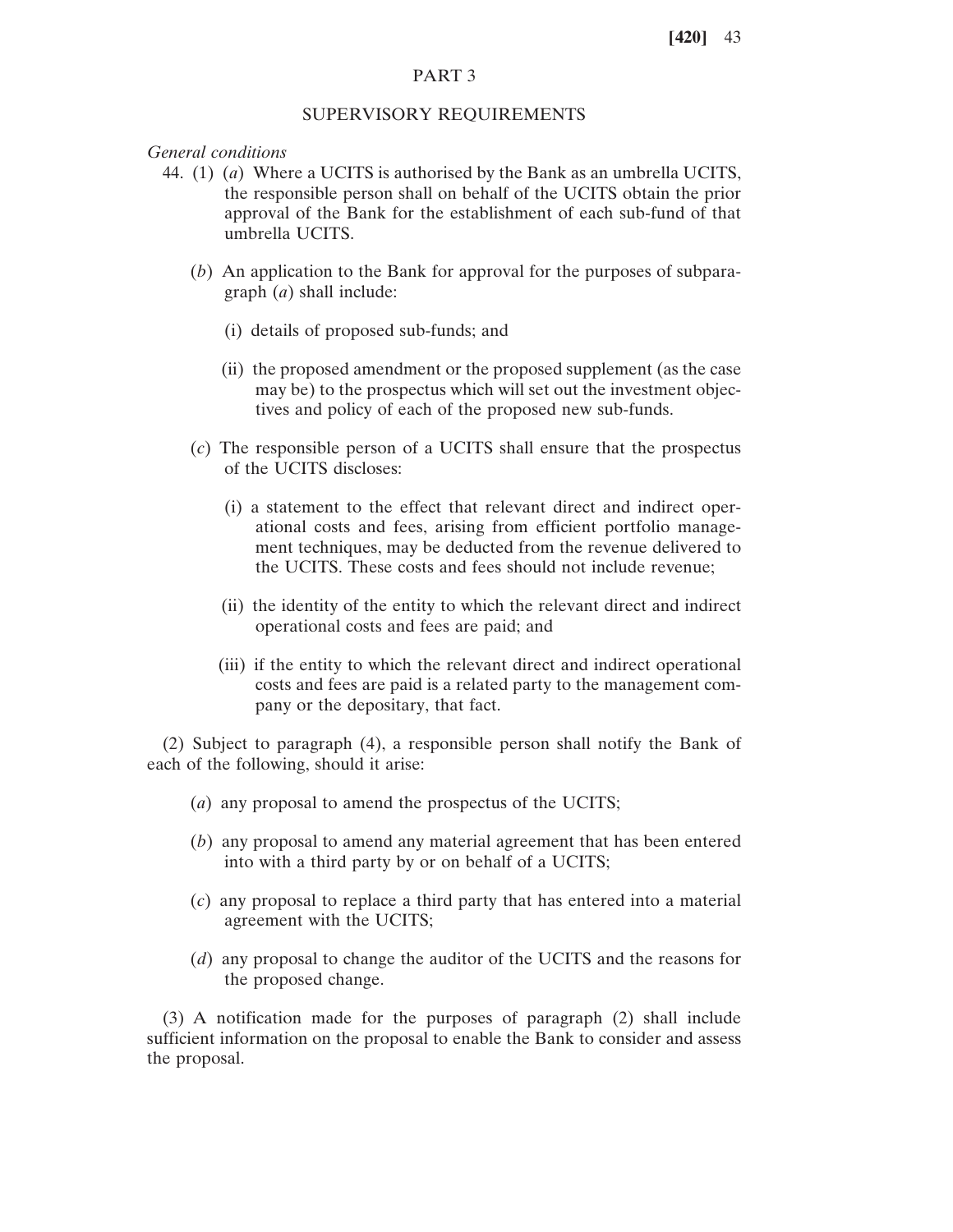## PART 3

## SUPERVISORY REQUIREMENTS

*General conditions*

44. (1) (*a*) Where a UCITS is authorised by the Bank as an umbrella UCITS, the responsible person shall on behalf of the UCITS obtain the prior approval of the Bank for the establishment of each sub-fund of that umbrella UCITS.

(*b*) An application to the Bank for approval for the purposes of subparagraph (*a*) shall include:

(i) details of proposed sub-funds; and

(ii) the proposed amendment or the proposed supplement (as the case may be) to the prospectus which will set out the investment objectives and policy of each of the proposed new sub-funds.

(*c*) The responsible person of a UCITS shall ensure that the prospectus of the UCITS discloses:

(i) a statement to the effect that relevant direct and indirect operational costs and fees, arising from efficient portfolio management techniques, may be deducted from the revenue delivered to the UCITS. These costs and fees should not include revenue;

(ii) the identity of the entity to which the relevant direct and indirect operational costs and fees are paid; and

(iii) if the entity to which the relevant direct and indirect operational costs and fees are paid is a related party to the management company or the depositary, that fact.

(2) Subject to paragraph (4), a responsible person shall notify the Bank of each of the following, should it arise:

(*a*) any proposal to amend the prospectus of the UCITS;

(*b*) any proposal to amend any material agreement that has been entered into with a third party by or on behalf of a UCITS;

(*c*) any proposal to replace a third party that has entered into a material agreement with the UCITS;

(*d*) any proposal to change the auditor of the UCITS and the reasons for the proposed change.

(3) A notification made for the purposes of paragraph (2) shall include sufficient information on the proposal to enable the Bank to consider and assess the proposal.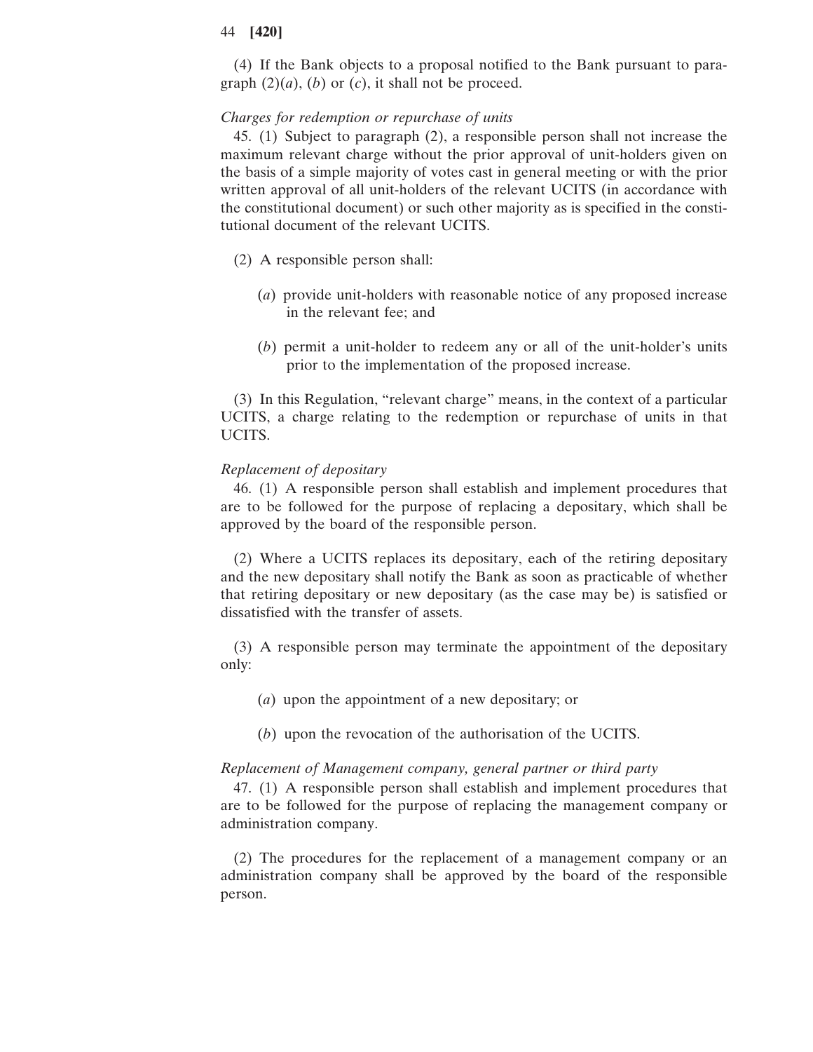(4) If the Bank objects to a proposal notified to the Bank pursuant to paragraph (2)(*a*), (*b*) or (*c*), it shall not be proceed.

*Charges for redemption or repurchase of units*

45. (1) Subject to paragraph (2), a responsible person shall not increase the maximum relevant charge without the prior approval of unit-holders given on the basis of a simple majority of votes cast in general meeting or with the prior written approval of all unit-holders of the relevant UCITS (in accordance with the constitutional document) or such other majority as is specified in the constitutional document of the relevant UCITS.

(2) A responsible person shall:

(*a*) provide unit-holders with reasonable notice of any proposed increase in the relevant fee; and

(*b*) permit a unit-holder to redeem any or all of the unit-holder's units prior to the implementation of the proposed increase.

(3) In this Regulation, "relevant charge" means, in the context of a particular UCITS, a charge relating to the redemption or repurchase of units in that UCITS.

*Replacement of depositary*

46. (1) A responsible person shall establish and implement procedures that are to be followed for the purpose of replacing a depositary, which shall be approved by the board of the responsible person.

(2) Where a UCITS replaces its depositary, each of the retiring depositary and the new depositary shall notify the Bank as soon as practicable of whether that retiring depositary or new depositary (as the case may be) is satisfied or dissatisfied with the transfer of assets.

(3) A responsible person may terminate the appointment of the depositary only:

(*a*) upon the appointment of a new depositary; or

(*b*) upon the revocation of the authorisation of the UCITS.

*Replacement of Management company, general partner or third party*

47. (1) A responsible person shall establish and implement procedures that are to be followed for the purpose of replacing the management company or administration company.

(2) The procedures for the replacement of a management company or an administration company shall be approved by the board of the responsible person.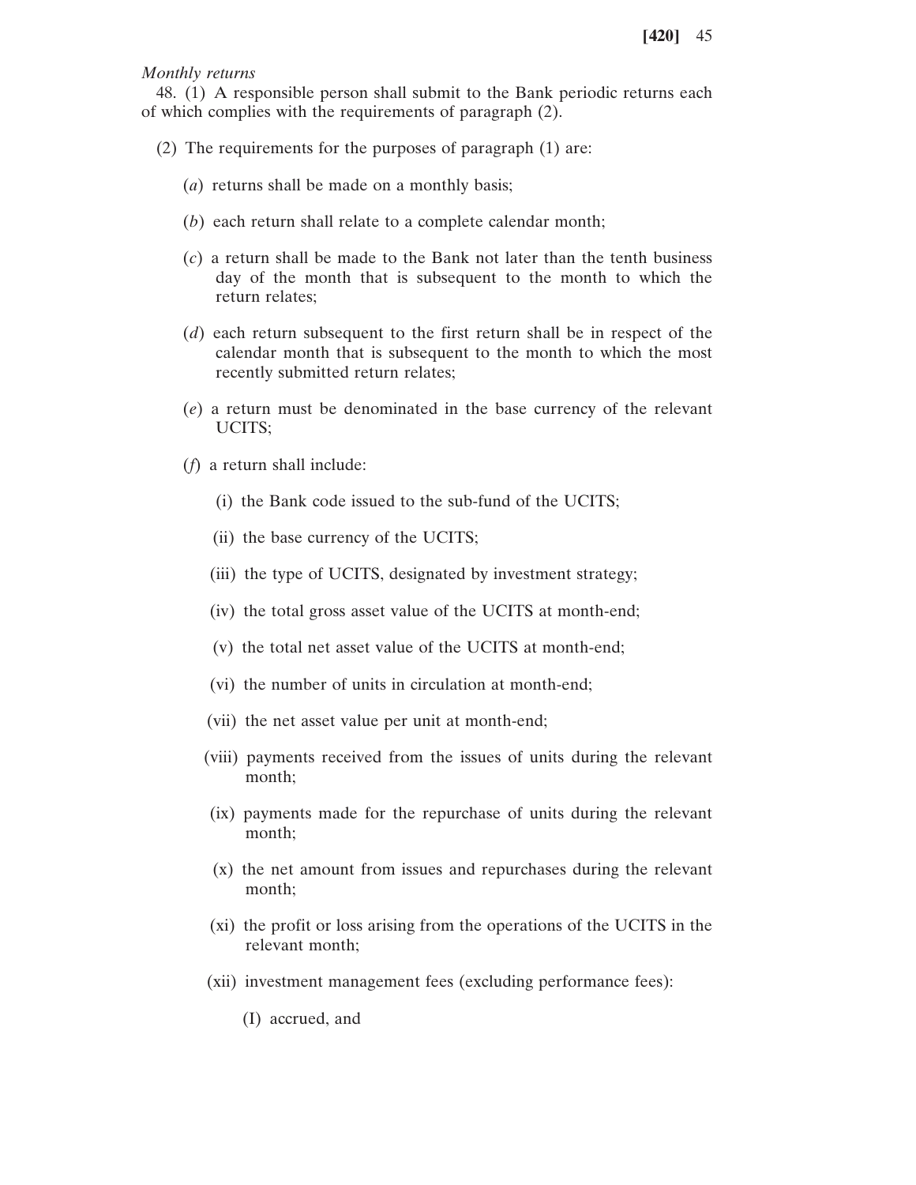*Monthly returns*

48. (1) A responsible person shall submit to the Bank periodic returns each of which complies with the requirements of paragraph (2).

(2) The requirements for the purposes of paragraph (1) are:

(*a*) returns shall be made on a monthly basis;

(*b*) each return shall relate to a complete calendar month;

(*c*) a return shall be made to the Bank not later than the tenth business day of the month that is subsequent to the month to which the return relates;

(*d*) each return subsequent to the first return shall be in respect of the calendar month that is subsequent to the month to which the most recently submitted return relates;

(*e*) a return must be denominated in the base currency of the relevant UCITS;

(*f*) a return shall include:

(i) the Bank code issued to the sub-fund of the UCITS;

(ii) the base currency of the UCITS;

(iii) the type of UCITS, designated by investment strategy;

(iv) the total gross asset value of the UCITS at month-end;

(v) the total net asset value of the UCITS at month-end;

(vi) the number of units in circulation at month-end;

(vii) the net asset value per unit at month-end;

(viii) payments received from the issues of units during the relevant month;

(ix) payments made for the repurchase of units during the relevant month;

(x) the net amount from issues and repurchases during the relevant month;

(xi) the profit or loss arising from the operations of the UCITS in the relevant month;

(xii) investment management fees (excluding performance fees):

(I) accrued, and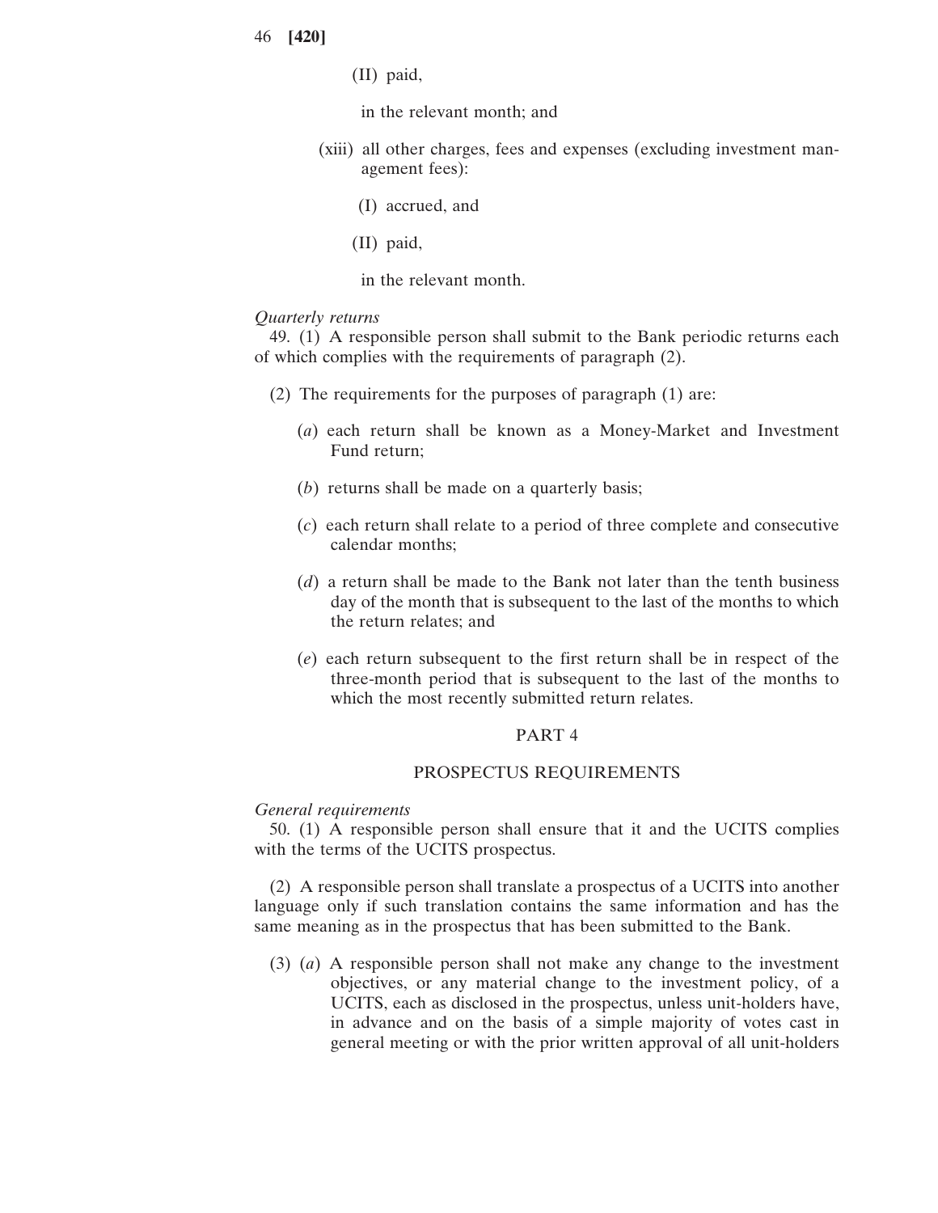(II) paid,

in the relevant month; and

(xiii) all other charges, fees and expenses (excluding investment management fees):

(I) accrued, and

(II) paid,

in the relevant month.

*Quarterly returns*

49. (1) A responsible person shall submit to the Bank periodic returns each of which complies with the requirements of paragraph (2).

(2) The requirements for the purposes of paragraph (1) are:

(*a*) each return shall be known as a Money-Market and Investment Fund return;

(*b*) returns shall be made on a quarterly basis;

(*c*) each return shall relate to a period of three complete and consecutive calendar months;

(*d*) a return shall be made to the Bank not later than the tenth business day of the month that is subsequent to the last of the months to which the return relates; and

(*e*) each return subsequent to the first return shall be in respect of the three-month period that is subsequent to the last of the months to which the most recently submitted return relates.

## PART 4

## PROSPECTUS REQUIREMENTS

*General requirements*

50. (1) A responsible person shall ensure that it and the UCITS complies with the terms of the UCITS prospectus.

(2) A responsible person shall translate a prospectus of a UCITS into another language only if such translation contains the same information and has the same meaning as in the prospectus that has been submitted to the Bank.

(3) (*a*) A responsible person shall not make any change to the investment objectives, or any material change to the investment policy, of a UCITS, each as disclosed in the prospectus, unless unit-holders have, in advance and on the basis of a simple majority of votes cast in general meeting or with the prior written approval of all unit-holders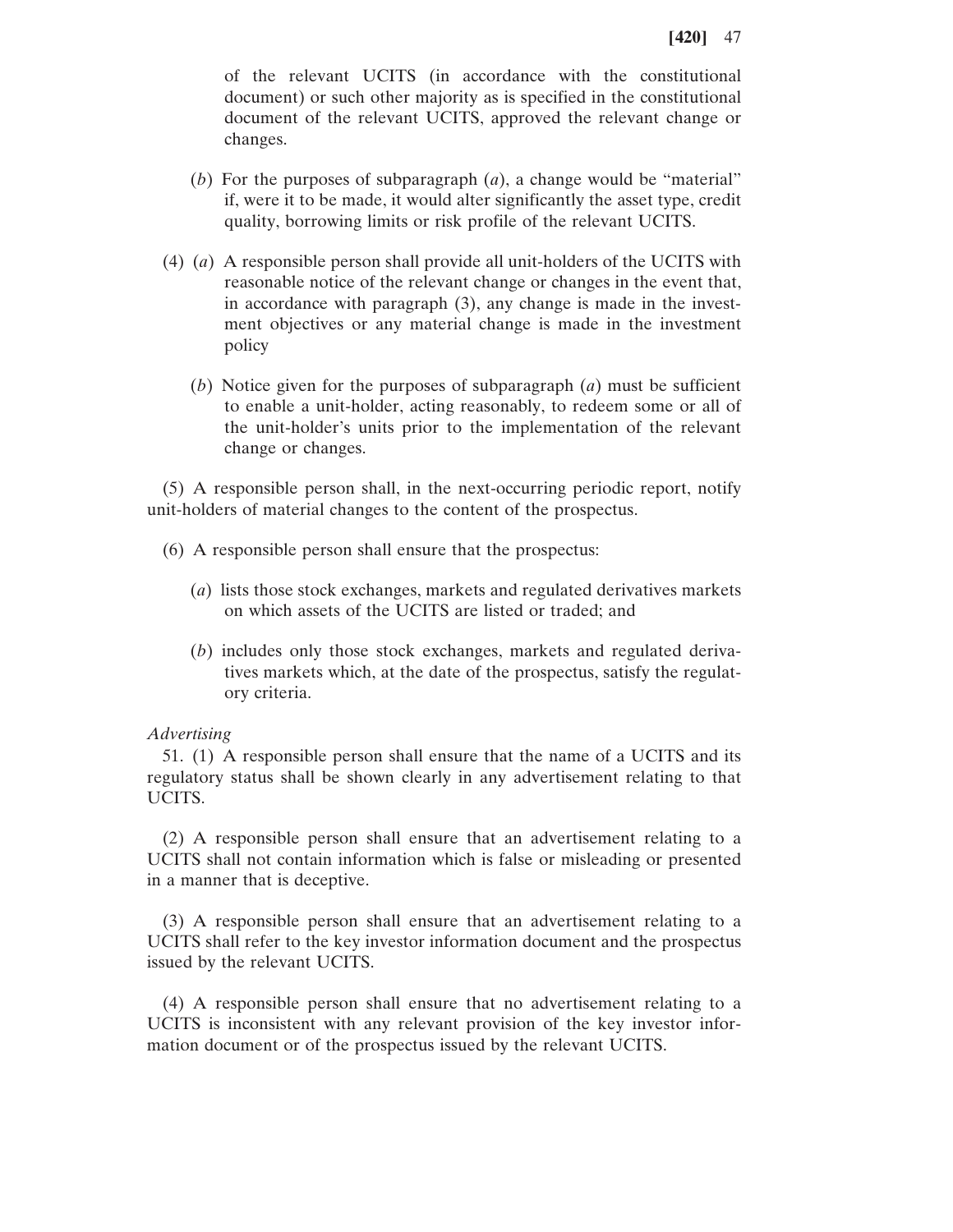of the relevant UCITS (in accordance with the constitutional document) or such other majority as is specified in the constitutional document of the relevant UCITS, approved the relevant change or changes.

(*b*) For the purposes of subparagraph (*a*), a change would be "material" if, were it to be made, it would alter significantly the asset type, credit quality, borrowing limits or risk profile of the relevant UCITS.

(4) (*a*) A responsible person shall provide all unit-holders of the UCITS with reasonable notice of the relevant change or changes in the event that, in accordance with paragraph (3), any change is made in the investment objectives or any material change is made in the investment policy

(*b*) Notice given for the purposes of subparagraph (*a*) must be sufficient to enable a unit-holder, acting reasonably, to redeem some or all of the unit-holder's units prior to the implementation of the relevant change or changes.

(5) A responsible person shall, in the next-occurring periodic report, notify unit-holders of material changes to the content of the prospectus.

(6) A responsible person shall ensure that the prospectus:

(*a*) lists those stock exchanges, markets and regulated derivatives markets on which assets of the UCITS are listed or traded; and

(*b*) includes only those stock exchanges, markets and regulated derivatives markets which, at the date of the prospectus, satisfy the regulatory criteria.

*Advertising*

51. (1) A responsible person shall ensure that the name of a UCITS and its regulatory status shall be shown clearly in any advertisement relating to that UCITS.

(2) A responsible person shall ensure that an advertisement relating to a UCITS shall not contain information which is false or misleading or presented in a manner that is deceptive.

(3) A responsible person shall ensure that an advertisement relating to a UCITS shall refer to the key investor information document and the prospectus issued by the relevant UCITS.

(4) A responsible person shall ensure that no advertisement relating to a UCITS is inconsistent with any relevant provision of the key investor information document or of the prospectus issued by the relevant UCITS.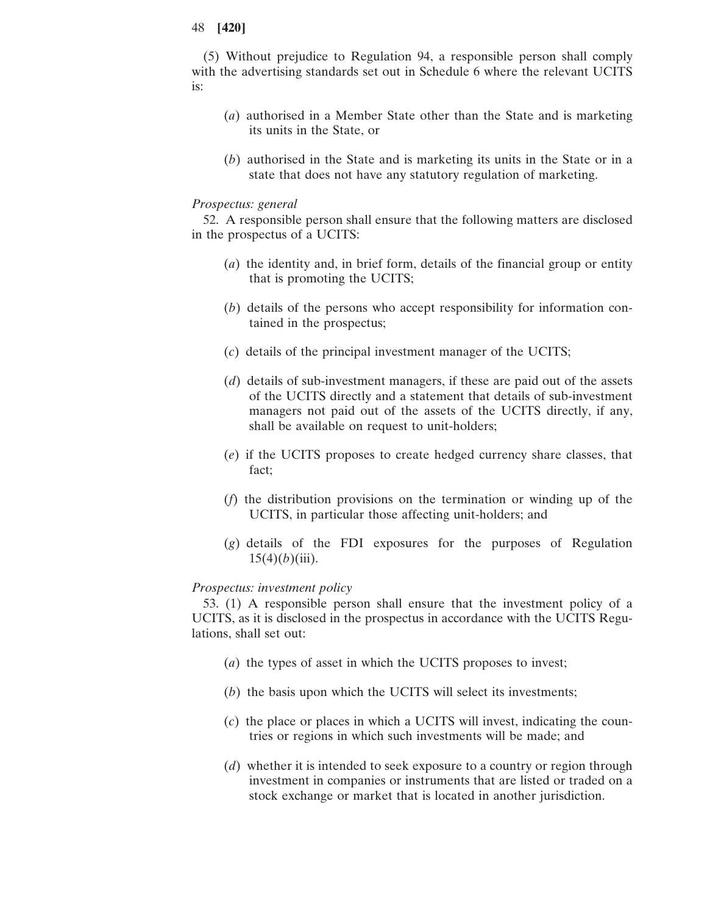(5) Without prejudice to Regulation 94, a responsible person shall comply with the advertising standards set out in Schedule 6 where the relevant UCITS is:

(*a*) authorised in a Member State other than the State and is marketing its units in the State, or

(*b*) authorised in the State and is marketing its units in the State or in a state that does not have any statutory regulation of marketing.

*Prospectus: general*

52. A responsible person shall ensure that the following matters are disclosed in the prospectus of a UCITS:

(*a*) the identity and, in brief form, details of the financial group or entity that is promoting the UCITS;

(*b*) details of the persons who accept responsibility for information contained in the prospectus;

(*c*) details of the principal investment manager of the UCITS;

(*d*) details of sub-investment managers, if these are paid out of the assets of the UCITS directly and a statement that details of sub-investment managers not paid out of the assets of the UCITS directly, if any, shall be available on request to unit-holders;

(*e*) if the UCITS proposes to create hedged currency share classes, that fact;

(*f*) the distribution provisions on the termination or winding up of the UCITS, in particular those affecting unit-holders; and

(*g*) details of the FDI exposures for the purposes of Regulation 15(4)(*b*)(iii).

*Prospectus: investment policy*

53. (1) A responsible person shall ensure that the investment policy of a UCITS, as it is disclosed in the prospectus in accordance with the UCITS Regulations, shall set out:

(*a*) the types of asset in which the UCITS proposes to invest;

(*b*) the basis upon which the UCITS will select its investments;

(*c*) the place or places in which a UCITS will invest, indicating the countries or regions in which such investments will be made; and

(*d*) whether it is intended to seek exposure to a country or region through investment in companies or instruments that are listed or traded on a stock exchange or market that is located in another jurisdiction.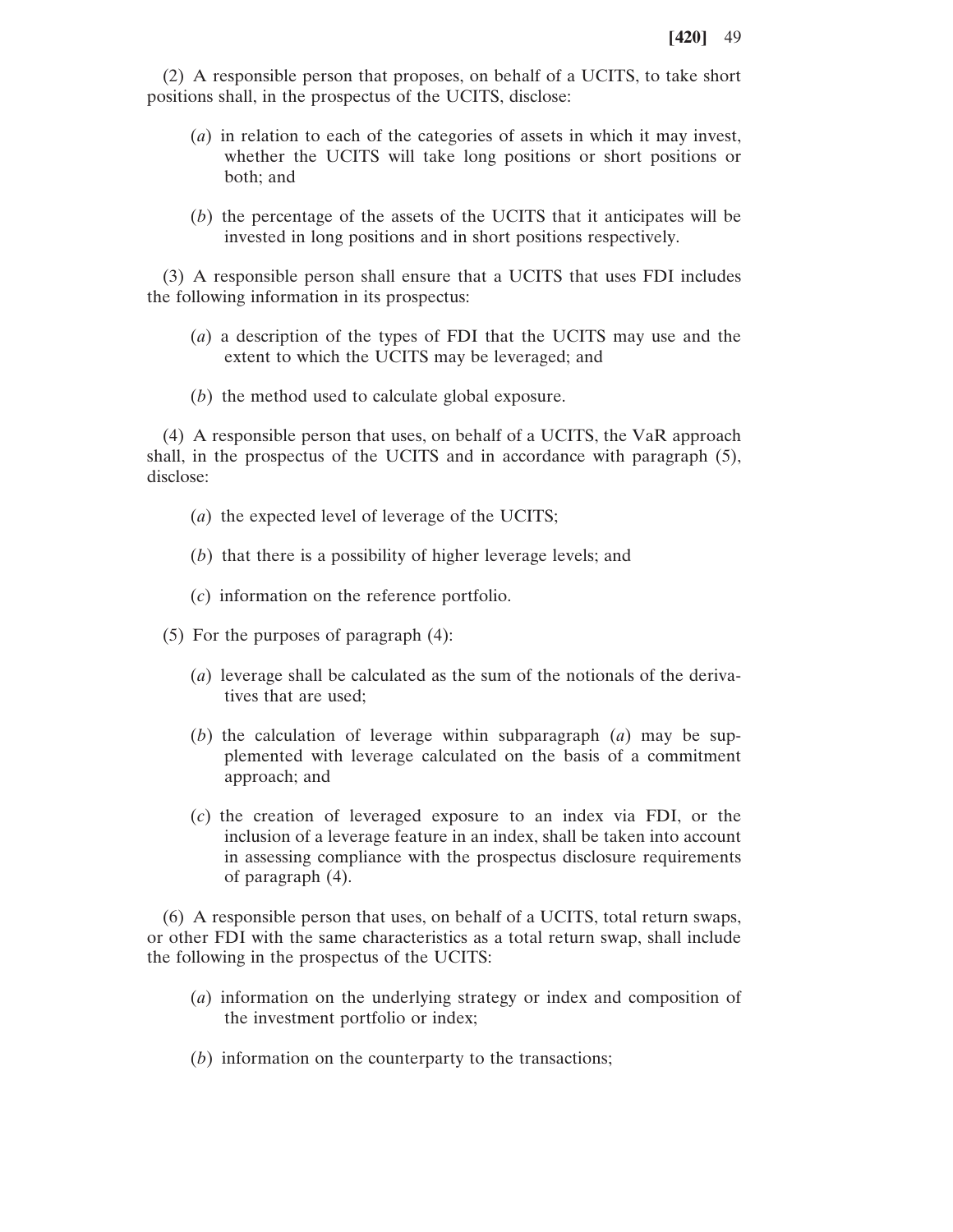(2) A responsible person that proposes, on behalf of a UCITS, to take short positions shall, in the prospectus of the UCITS, disclose:

(*a*) in relation to each of the categories of assets in which it may invest, whether the UCITS will take long positions or short positions or both; and

(*b*) the percentage of the assets of the UCITS that it anticipates will be invested in long positions and in short positions respectively.

(3) A responsible person shall ensure that a UCITS that uses FDI includes the following information in its prospectus:

(*a*) a description of the types of FDI that the UCITS may use and the extent to which the UCITS may be leveraged; and

(*b*) the method used to calculate global exposure.

(4) A responsible person that uses, on behalf of a UCITS, the VaR approach shall, in the prospectus of the UCITS and in accordance with paragraph (5), disclose:

(*a*) the expected level of leverage of the UCITS;

(*b*) that there is a possibility of higher leverage levels; and

(*c*) information on the reference portfolio.

(5) For the purposes of paragraph (4):

(*a*) leverage shall be calculated as the sum of the notionals of the derivatives that are used;

(*b*) the calculation of leverage within subparagraph (*a*) may be supplemented with leverage calculated on the basis of a commitment approach; and

(*c*) the creation of leveraged exposure to an index via FDI, or the inclusion of a leverage feature in an index, shall be taken into account in assessing compliance with the prospectus disclosure requirements of paragraph (4).

(6) A responsible person that uses, on behalf of a UCITS, total return swaps, or other FDI with the same characteristics as a total return swap, shall include the following in the prospectus of the UCITS:

(*a*) information on the underlying strategy or index and composition of the investment portfolio or index;

(*b*) information on the counterparty to the transactions;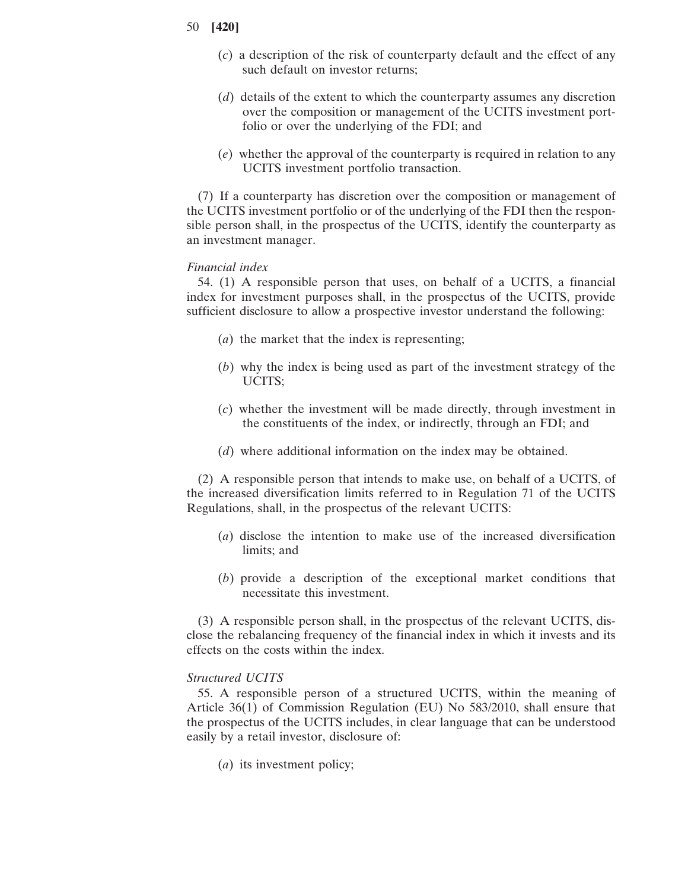(*c*) a description of the risk of counterparty default and the effect of any such default on investor returns;

(*d*) details of the extent to which the counterparty assumes any discretion over the composition or management of the UCITS investment portfolio or over the underlying of the FDI; and

(*e*) whether the approval of the counterparty is required in relation to any UCITS investment portfolio transaction.

(7) If a counterparty has discretion over the composition or management of the UCITS investment portfolio or of the underlying of the FDI then the responsible person shall, in the prospectus of the UCITS, identify the counterparty as an investment manager.

*Financial index*

54. (1) A responsible person that uses, on behalf of a UCITS, a financial index for investment purposes shall, in the prospectus of the UCITS, provide sufficient disclosure to allow a prospective investor understand the following:

(*a*) the market that the index is representing;

(*b*) why the index is being used as part of the investment strategy of the UCITS;

(*c*) whether the investment will be made directly, through investment in the constituents of the index, or indirectly, through an FDI; and

(*d*) where additional information on the index may be obtained.

(2) A responsible person that intends to make use, on behalf of a UCITS, of the increased diversification limits referred to in Regulation 71 of the UCITS Regulations, shall, in the prospectus of the relevant UCITS:

(*a*) disclose the intention to make use of the increased diversification limits; and

(*b*) provide a description of the exceptional market conditions that necessitate this investment.

(3) A responsible person shall, in the prospectus of the relevant UCITS, disclose the rebalancing frequency of the financial index in which it invests and its effects on the costs within the index.

*Structured UCITS*

55. A responsible person of a structured UCITS, within the meaning of Article 36(1) of Commission Regulation (EU) No 583/2010, shall ensure that the prospectus of the UCITS includes, in clear language that can be understood easily by a retail investor, disclosure of:

(*a*) its investment policy;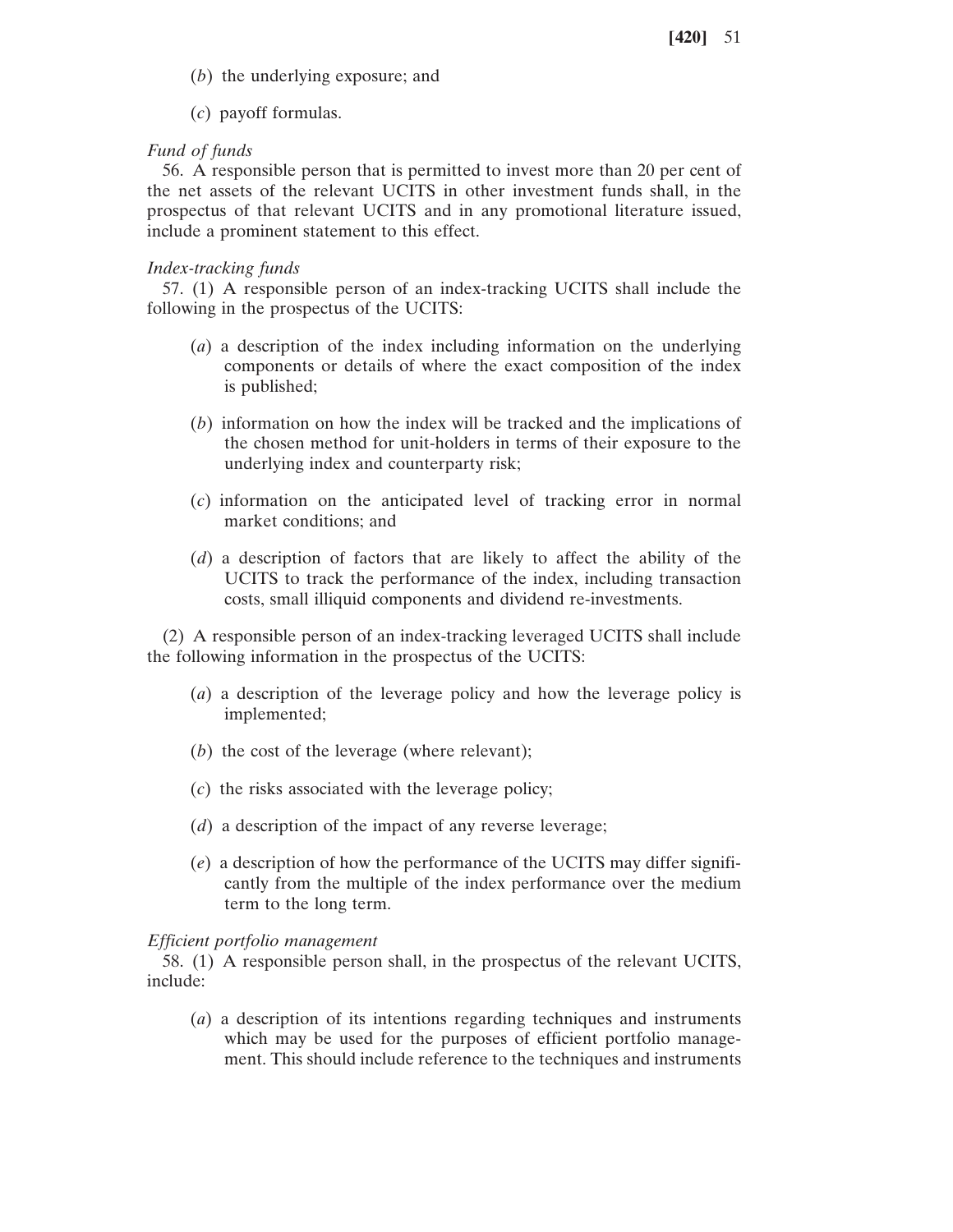(*b*) the underlying exposure; and

(*c*) payoff formulas.

*Fund of funds*

56. A responsible person that is permitted to invest more than 20 per cent of the net assets of the relevant UCITS in other investment funds shall, in the prospectus of that relevant UCITS and in any promotional literature issued, include a prominent statement to this effect.

*Index-tracking funds*

57. (1) A responsible person of an index-tracking UCITS shall include the following in the prospectus of the UCITS:

(*a*) a description of the index including information on the underlying components or details of where the exact composition of the index is published;

(*b*) information on how the index will be tracked and the implications of the chosen method for unit-holders in terms of their exposure to the underlying index and counterparty risk;

(*c*) information on the anticipated level of tracking error in normal market conditions; and

(*d*) a description of factors that are likely to affect the ability of the UCITS to track the performance of the index, including transaction costs, small illiquid components and dividend re-investments.

(2) A responsible person of an index-tracking leveraged UCITS shall include the following information in the prospectus of the UCITS:

(*a*) a description of the leverage policy and how the leverage policy is implemented;

(*b*) the cost of the leverage (where relevant);

(*c*) the risks associated with the leverage policy;

(*d*) a description of the impact of any reverse leverage;

(*e*) a description of how the performance of the UCITS may differ significantly from the multiple of the index performance over the medium term to the long term.

*Efficient portfolio management*

58. (1) A responsible person shall, in the prospectus of the relevant UCITS, include:

(*a*) a description of its intentions regarding techniques and instruments which may be used for the purposes of efficient portfolio management. This should include reference to the techniques and instruments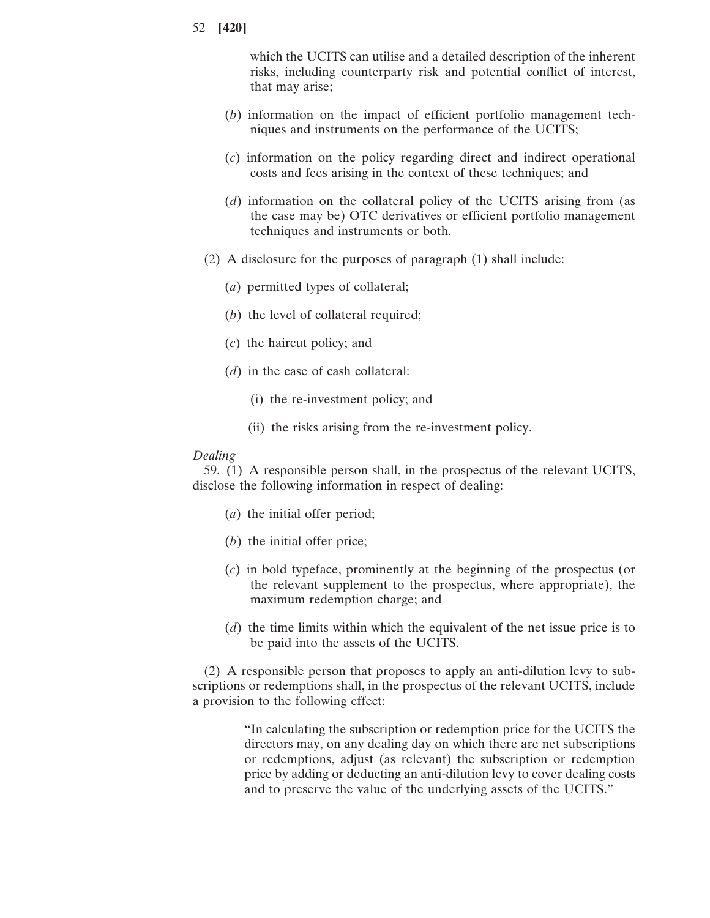which the UCITS can utilise and a detailed description of the inherent risks, including counterparty risk and potential conflict of interest, that may arise;

(*b*) information on the impact of efficient portfolio management techniques and instruments on the performance of the UCITS;

(*c*) information on the policy regarding direct and indirect operational costs and fees arising in the context of these techniques; and

(*d*) information on the collateral policy of the UCITS arising from (as the case may be) OTC derivatives or efficient portfolio management techniques and instruments or both.

(2) A disclosure for the purposes of paragraph (1) shall include:

(*a*) permitted types of collateral;

(*b*) the level of collateral required;

(*c*) the haircut policy; and

(*d*) in the case of cash collateral:

(i) the re-investment policy; and

(ii) the risks arising from the re-investment policy.

*Dealing*

59. (1) A responsible person shall, in the prospectus of the relevant UCITS, disclose the following information in respect of dealing:

(*a*) the initial offer period;

(*b*) the initial offer price;

(*c*) in bold typeface, prominently at the beginning of the prospectus (or the relevant supplement to the prospectus, where appropriate), the maximum redemption charge; and

(*d*) the time limits within which the equivalent of the net issue price is to be paid into the assets of the UCITS.

(2) A responsible person that proposes to apply an anti-dilution levy to subscriptions or redemptions shall, in the prospectus of the relevant UCITS, include a provision to the following effect:

> "In calculating the subscription or redemption price for the UCITS the directors may, on any dealing day on which there are net subscriptions or redemptions, adjust (as relevant) the subscription or redemption price by adding or deducting an anti-dilution levy to cover dealing costs and to preserve the value of the underlying assets of the UCITS."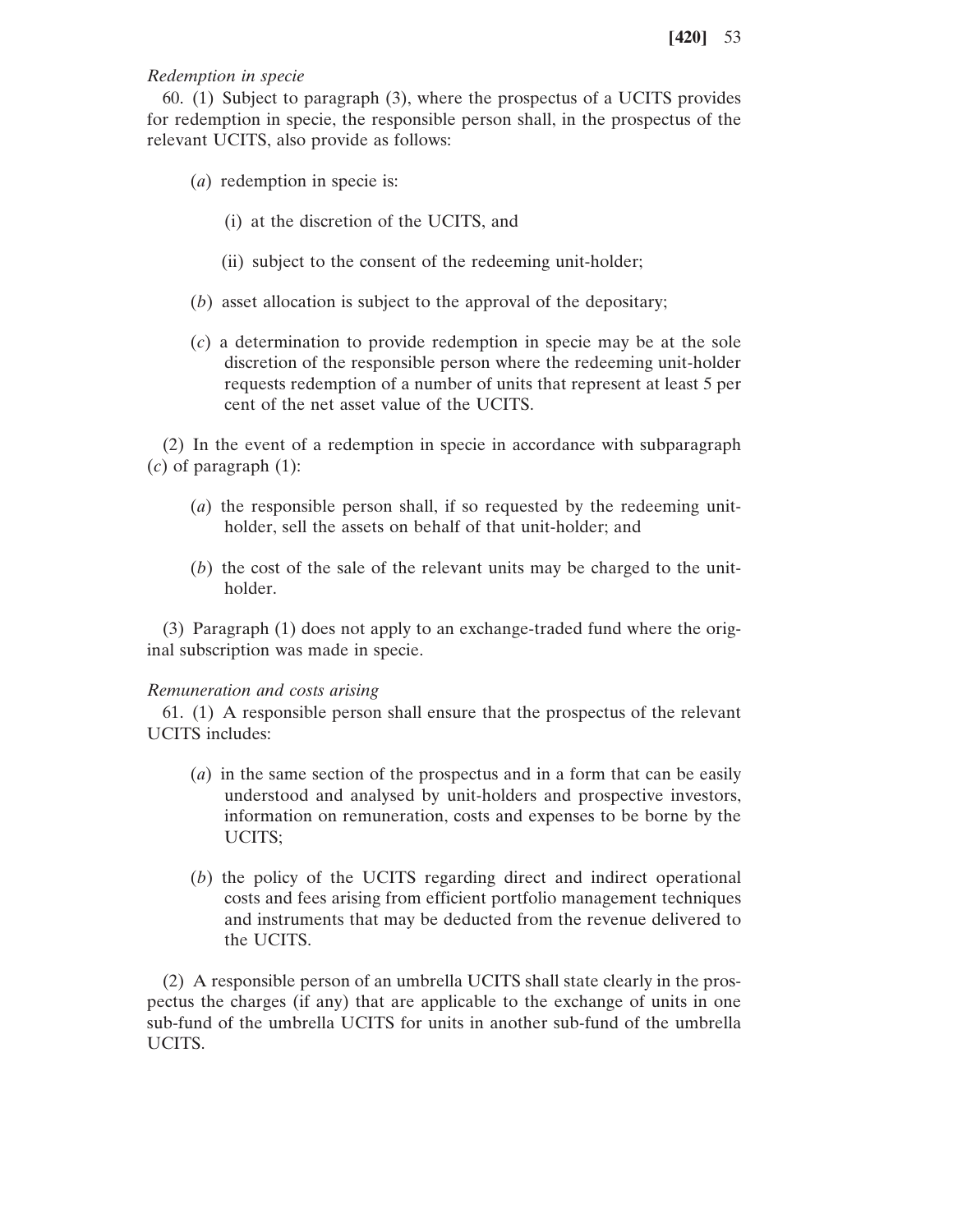*Redemption in specie*

60. (1) Subject to paragraph (3), where the prospectus of a UCITS provides for redemption in specie, the responsible person shall, in the prospectus of the relevant UCITS, also provide as follows:

(*a*) redemption in specie is:

(i) at the discretion of the UCITS, and

(ii) subject to the consent of the redeeming unit-holder;

(*b*) asset allocation is subject to the approval of the depositary;

(*c*) a determination to provide redemption in specie may be at the sole discretion of the responsible person where the redeeming unit-holder requests redemption of a number of units that represent at least 5 per cent of the net asset value of the UCITS.

(2) In the event of a redemption in specie in accordance with subparagraph (*c*) of paragraph (1):

(*a*) the responsible person shall, if so requested by the redeeming unit-holder, sell the assets on behalf of that unit-holder; and

(*b*) the cost of the sale of the relevant units may be charged to the unit-holder.

(3) Paragraph (1) does not apply to an exchange-traded fund where the original subscription was made in specie.

*Remuneration and costs arising*

61. (1) A responsible person shall ensure that the prospectus of the relevant UCITS includes:

(*a*) in the same section of the prospectus and in a form that can be easily understood and analysed by unit-holders and prospective investors, information on remuneration, costs and expenses to be borne by the UCITS;

(*b*) the policy of the UCITS regarding direct and indirect operational costs and fees arising from efficient portfolio management techniques and instruments that may be deducted from the revenue delivered to the UCITS.

(2) A responsible person of an umbrella UCITS shall state clearly in the prospectus the charges (if any) that are applicable to the exchange of units in one sub-fund of the umbrella UCITS for units in another sub-fund of the umbrella UCITS.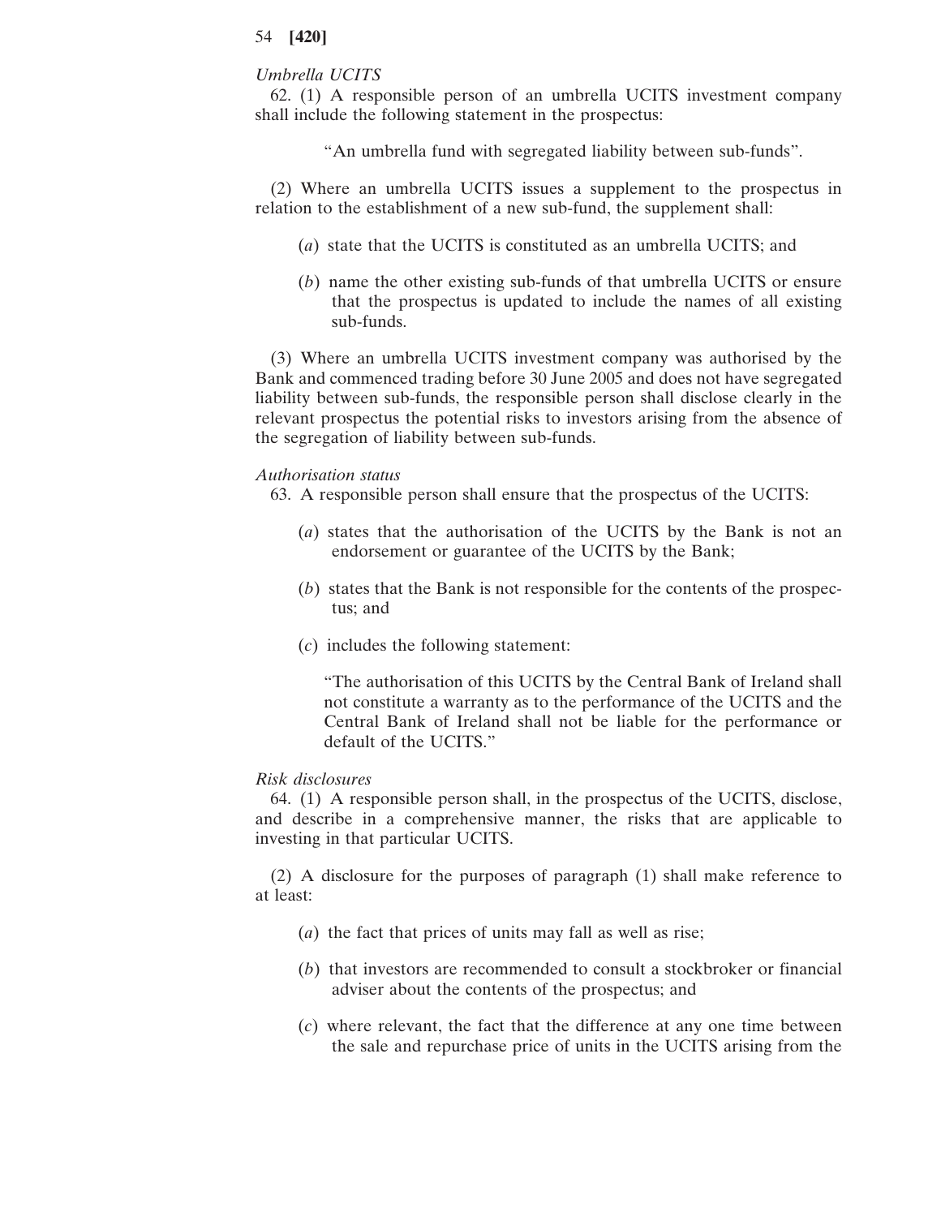*Umbrella UCITS*

62. (1) A responsible person of an umbrella UCITS investment company shall include the following statement in the prospectus:

"An umbrella fund with segregated liability between sub-funds".

(2) Where an umbrella UCITS issues a supplement to the prospectus in relation to the establishment of a new sub-fund, the supplement shall:

(*a*) state that the UCITS is constituted as an umbrella UCITS; and

(*b*) name the other existing sub-funds of that umbrella UCITS or ensure that the prospectus is updated to include the names of all existing sub-funds.

(3) Where an umbrella UCITS investment company was authorised by the Bank and commenced trading before 30 June 2005 and does not have segregated liability between sub-funds, the responsible person shall disclose clearly in the relevant prospectus the potential risks to investors arising from the absence of the segregation of liability between sub-funds.

*Authorisation status*

63. A responsible person shall ensure that the prospectus of the UCITS:

(*a*) states that the authorisation of the UCITS by the Bank is not an endorsement or guarantee of the UCITS by the Bank;

(*b*) states that the Bank is not responsible for the contents of the prospectus; and

(*c*) includes the following statement:

"The authorisation of this UCITS by the Central Bank of Ireland shall not constitute a warranty as to the performance of the UCITS and the Central Bank of Ireland shall not be liable for the performance or default of the UCITS."

*Risk disclosures*

64. (1) A responsible person shall, in the prospectus of the UCITS, disclose, and describe in a comprehensive manner, the risks that are applicable to investing in that particular UCITS.

(2) A disclosure for the purposes of paragraph (1) shall make reference to at least:

(*a*) the fact that prices of units may fall as well as rise;

(*b*) that investors are recommended to consult a stockbroker or financial adviser about the contents of the prospectus; and

(*c*) where relevant, the fact that the difference at any one time between the sale and repurchase price of units in the UCITS arising from the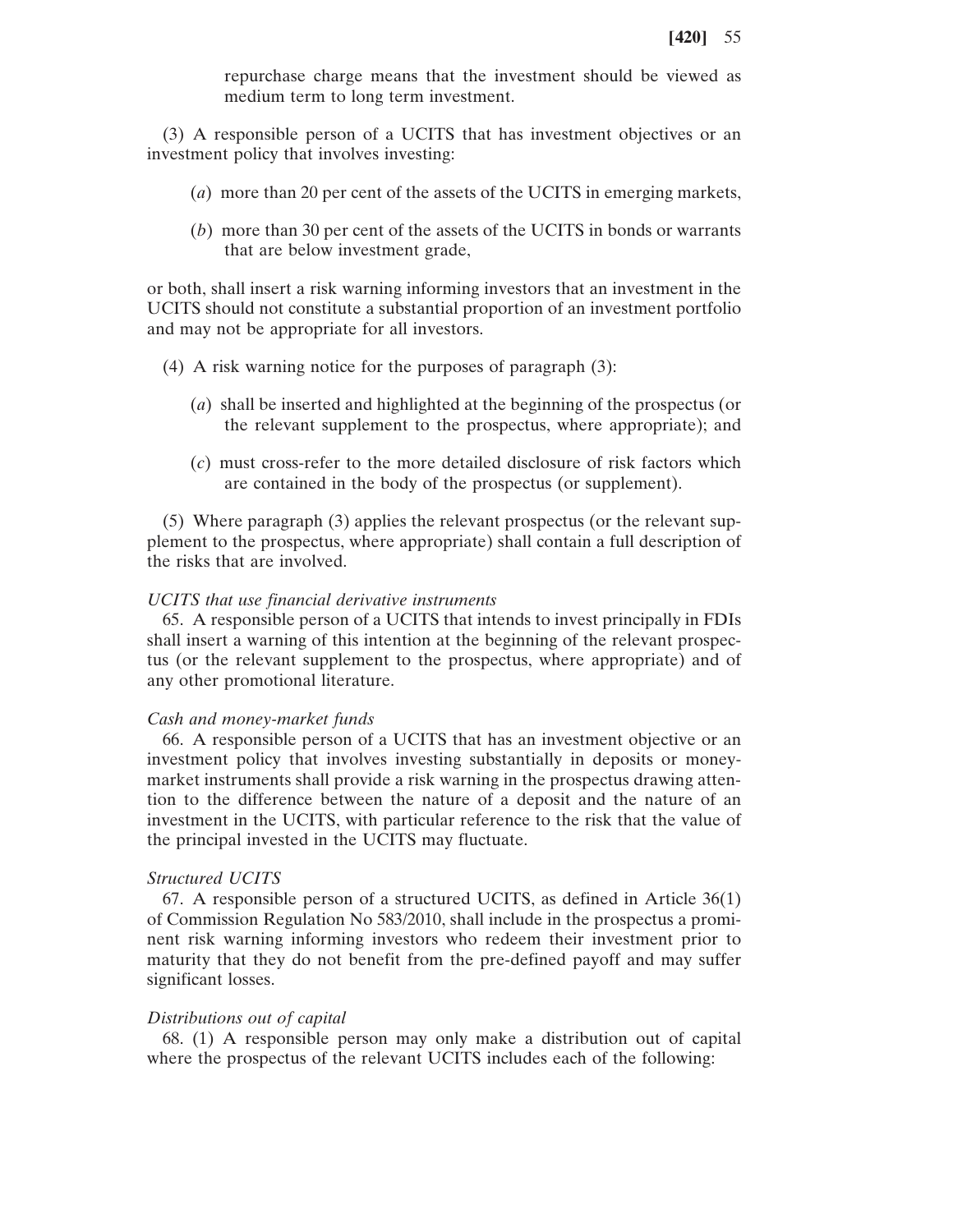repurchase charge means that the investment should be viewed as medium term to long term investment.

(3) A responsible person of a UCITS that has investment objectives or an investment policy that involves investing:

(*a*) more than 20 per cent of the assets of the UCITS in emerging markets,

(*b*) more than 30 per cent of the assets of the UCITS in bonds or warrants that are below investment grade,

or both, shall insert a risk warning informing investors that an investment in the UCITS should not constitute a substantial proportion of an investment portfolio and may not be appropriate for all investors.

(4) A risk warning notice for the purposes of paragraph (3):

(*a*) shall be inserted and highlighted at the beginning of the prospectus (or the relevant supplement to the prospectus, where appropriate); and

(*c*) must cross-refer to the more detailed disclosure of risk factors which are contained in the body of the prospectus (or supplement).

(5) Where paragraph (3) applies the relevant prospectus (or the relevant supplement to the prospectus, where appropriate) shall contain a full description of the risks that are involved.

*UCITS that use financial derivative instruments*

65. A responsible person of a UCITS that intends to invest principally in FDIs shall insert a warning of this intention at the beginning of the relevant prospectus (or the relevant supplement to the prospectus, where appropriate) and of any other promotional literature.

*Cash and money-market funds*

66. A responsible person of a UCITS that has an investment objective or an investment policy that involves investing substantially in deposits or money-market instruments shall provide a risk warning in the prospectus drawing attention to the difference between the nature of a deposit and the nature of an investment in the UCITS, with particular reference to the risk that the value of the principal invested in the UCITS may fluctuate.

*Structured UCITS*

67. A responsible person of a structured UCITS, as defined in Article 36(1) of Commission Regulation No 583/2010, shall include in the prospectus a prominent risk warning informing investors who redeem their investment prior to maturity that they do not benefit from the pre-defined payoff and may suffer significant losses.

*Distributions out of capital*

68. (1) A responsible person may only make a distribution out of capital where the prospectus of the relevant UCITS includes each of the following: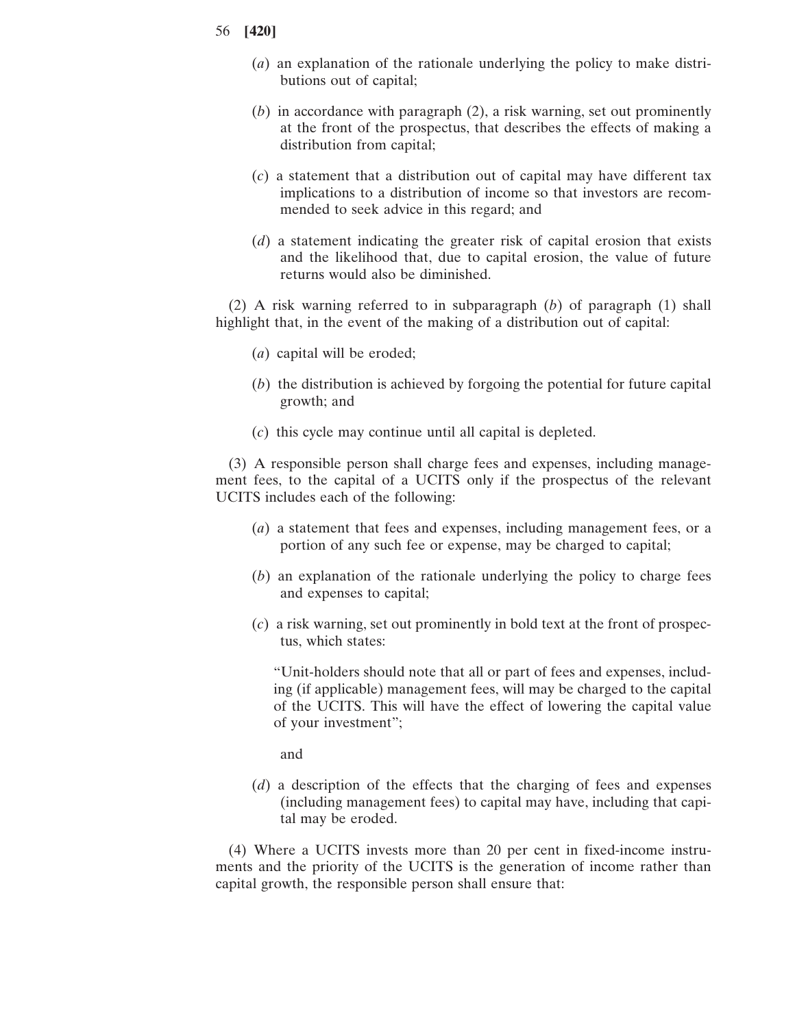(*a*) an explanation of the rationale underlying the policy to make distributions out of capital;

(*b*) in accordance with paragraph (2), a risk warning, set out prominently at the front of the prospectus, that describes the effects of making a distribution from capital;

(*c*) a statement that a distribution out of capital may have different tax implications to a distribution of income so that investors are recommended to seek advice in this regard; and

(*d*) a statement indicating the greater risk of capital erosion that exists and the likelihood that, due to capital erosion, the value of future returns would also be diminished.

(2) A risk warning referred to in subparagraph (*b*) of paragraph (1) shall highlight that, in the event of the making of a distribution out of capital:

(*a*) capital will be eroded;

(*b*) the distribution is achieved by forgoing the potential for future capital growth; and

(*c*) this cycle may continue until all capital is depleted.

(3) A responsible person shall charge fees and expenses, including management fees, to the capital of a UCITS only if the prospectus of the relevant UCITS includes each of the following:

(*a*) a statement that fees and expenses, including management fees, or a portion of any such fee or expense, may be charged to capital;

(*b*) an explanation of the rationale underlying the policy to charge fees and expenses to capital;

(*c*) a risk warning, set out prominently in bold text at the front of prospectus, which states:

"Unit-holders should note that all or part of fees and expenses, including (if applicable) management fees, will may be charged to the capital of the UCITS. This will have the effect of lowering the capital value of your investment";

and

(*d*) a description of the effects that the charging of fees and expenses (including management fees) to capital may have, including that capital may be eroded.

(4) Where a UCITS invests more than 20 per cent in fixed-income instruments and the priority of the UCITS is the generation of income rather than capital growth, the responsible person shall ensure that: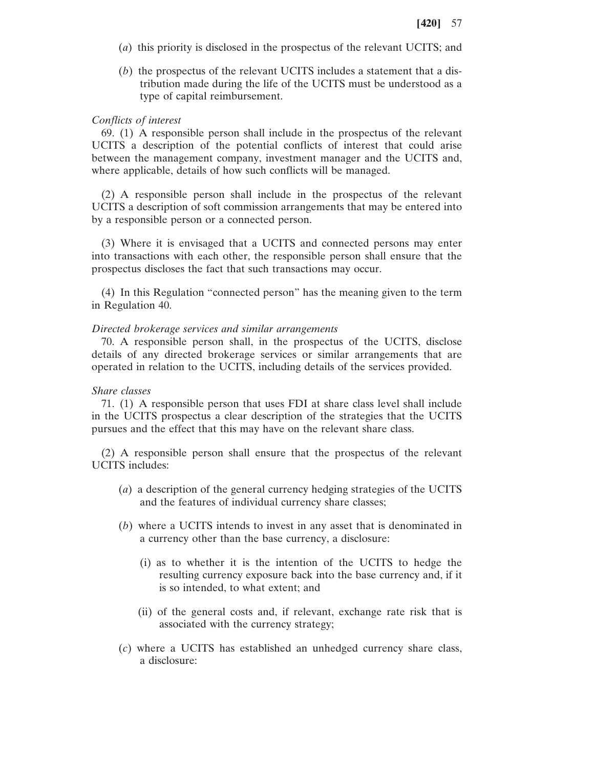(*a*) this priority is disclosed in the prospectus of the relevant UCITS; and

(*b*) the prospectus of the relevant UCITS includes a statement that a distribution made during the life of the UCITS must be understood as a type of capital reimbursement.

*Conflicts of interest*

69. (1) A responsible person shall include in the prospectus of the relevant UCITS a description of the potential conflicts of interest that could arise between the management company, investment manager and the UCITS and, where applicable, details of how such conflicts will be managed.

(2) A responsible person shall include in the prospectus of the relevant UCITS a description of soft commission arrangements that may be entered into by a responsible person or a connected person.

(3) Where it is envisaged that a UCITS and connected persons may enter into transactions with each other, the responsible person shall ensure that the prospectus discloses the fact that such transactions may occur.

(4) In this Regulation "connected person" has the meaning given to the term in Regulation 40.

*Directed brokerage services and similar arrangements*

70. A responsible person shall, in the prospectus of the UCITS, disclose details of any directed brokerage services or similar arrangements that are operated in relation to the UCITS, including details of the services provided.

*Share classes*

71. (1) A responsible person that uses FDI at share class level shall include in the UCITS prospectus a clear description of the strategies that the UCITS pursues and the effect that this may have on the relevant share class.

(2) A responsible person shall ensure that the prospectus of the relevant UCITS includes:

(*a*) a description of the general currency hedging strategies of the UCITS and the features of individual currency share classes;

(*b*) where a UCITS intends to invest in any asset that is denominated in a currency other than the base currency, a disclosure:

(i) as to whether it is the intention of the UCITS to hedge the resulting currency exposure back into the base currency and, if it is so intended, to what extent; and

(ii) of the general costs and, if relevant, exchange rate risk that is associated with the currency strategy;

(*c*) where a UCITS has established an unhedged currency share class, a disclosure: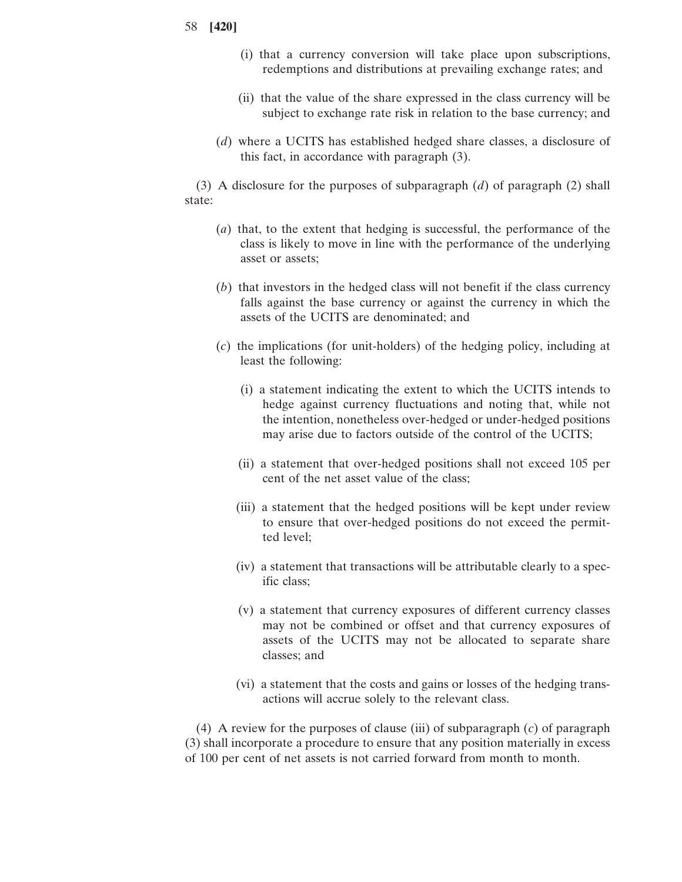(i) that a currency conversion will take place upon subscriptions, redemptions and distributions at prevailing exchange rates; and

(ii) that the value of the share expressed in the class currency will be subject to exchange rate risk in relation to the base currency; and

(*d*) where a UCITS has established hedged share classes, a disclosure of this fact, in accordance with paragraph (3).

(3) A disclosure for the purposes of subparagraph (*d*) of paragraph (2) shall state:

(*a*) that, to the extent that hedging is successful, the performance of the class is likely to move in line with the performance of the underlying asset or assets;

(*b*) that investors in the hedged class will not benefit if the class currency falls against the base currency or against the currency in which the assets of the UCITS are denominated; and

(*c*) the implications (for unit-holders) of the hedging policy, including at least the following:

(i) a statement indicating the extent to which the UCITS intends to hedge against currency fluctuations and noting that, while not the intention, nonetheless over-hedged or under-hedged positions may arise due to factors outside of the control of the UCITS;

(ii) a statement that over-hedged positions shall not exceed 105 per cent of the net asset value of the class;

(iii) a statement that the hedged positions will be kept under review to ensure that over-hedged positions do not exceed the permitted level;

(iv) a statement that transactions will be attributable clearly to a specific class;

(v) a statement that currency exposures of different currency classes may not be combined or offset and that currency exposures of assets of the UCITS may not be allocated to separate share classes; and

(vi) a statement that the costs and gains or losses of the hedging transactions will accrue solely to the relevant class.

(4) A review for the purposes of clause (iii) of subparagraph (*c*) of paragraph (3) shall incorporate a procedure to ensure that any position materially in excess of 100 per cent of net assets is not carried forward from month to month.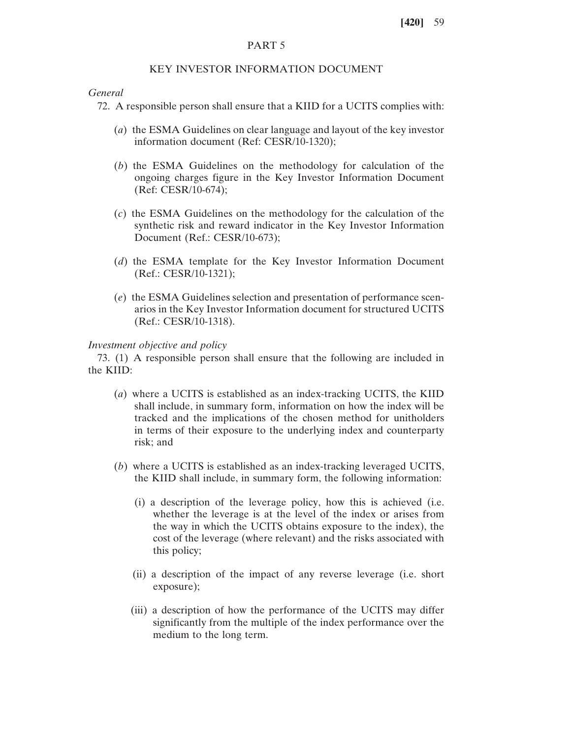PART 5

KEY INVESTOR INFORMATION DOCUMENT

*General*

72. A responsible person shall ensure that a KIID for a UCITS complies with:

(*a*) the ESMA Guidelines on clear language and layout of the key investor information document (Ref: CESR/10-1320);

(*b*) the ESMA Guidelines on the methodology for calculation of the ongoing charges figure in the Key Investor Information Document (Ref: CESR/10-674);

(*c*) the ESMA Guidelines on the methodology for the calculation of the synthetic risk and reward indicator in the Key Investor Information Document (Ref.: CESR/10-673);

(*d*) the ESMA template for the Key Investor Information Document (Ref.: CESR/10-1321);

(*e*) the ESMA Guidelines selection and presentation of performance scenarios in the Key Investor Information document for structured UCITS (Ref.: CESR/10-1318).

*Investment objective and policy*

73. (1) A responsible person shall ensure that the following are included in the KIID:

(*a*) where a UCITS is established as an index-tracking UCITS, the KIID shall include, in summary form, information on how the index will be tracked and the implications of the chosen method for unitholders in terms of their exposure to the underlying index and counterparty risk; and

(*b*) where a UCITS is established as an index-tracking leveraged UCITS, the KIID shall include, in summary form, the following information:

(i) a description of the leverage policy, how this is achieved (i.e. whether the leverage is at the level of the index or arises from the way in which the UCITS obtains exposure to the index), the cost of the leverage (where relevant) and the risks associated with this policy;

(ii) a description of the impact of any reverse leverage (i.e. short exposure);

(iii) a description of how the performance of the UCITS may differ significantly from the multiple of the index performance over the medium to the long term.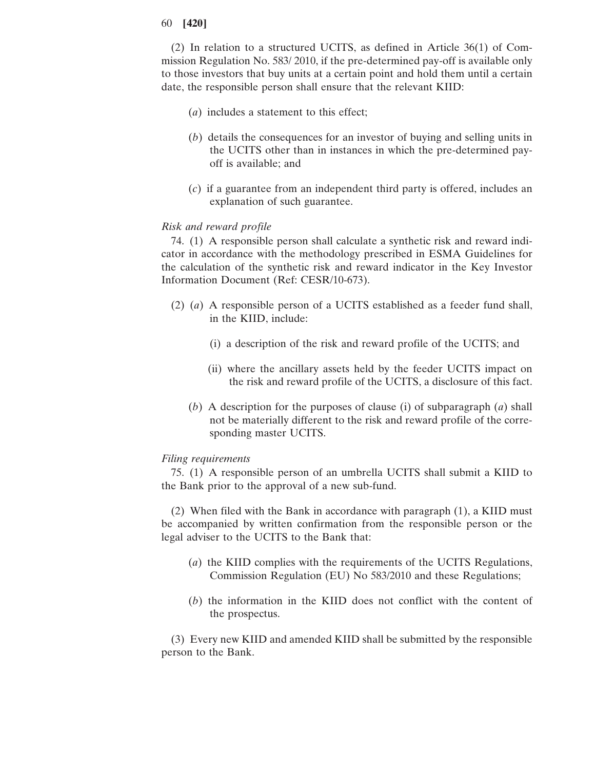(2) In relation to a structured UCITS, as defined in Article 36(1) of Commission Regulation No. 583/ 2010, if the pre-determined pay-off is available only to those investors that buy units at a certain point and hold them until a certain date, the responsible person shall ensure that the relevant KIID:

(*a*) includes a statement to this effect;

(*b*) details the consequences for an investor of buying and selling units in the UCITS other than in instances in which the pre-determined pay-off is available; and

(*c*) if a guarantee from an independent third party is offered, includes an explanation of such guarantee.

*Risk and reward profile*

74. (1) A responsible person shall calculate a synthetic risk and reward indicator in accordance with the methodology prescribed in ESMA Guidelines for the calculation of the synthetic risk and reward indicator in the Key Investor Information Document (Ref: CESR/10-673).

(2) (*a*) A responsible person of a UCITS established as a feeder fund shall, in the KIID, include:

(i) a description of the risk and reward profile of the UCITS; and

(ii) where the ancillary assets held by the feeder UCITS impact on the risk and reward profile of the UCITS, a disclosure of this fact.

(*b*) A description for the purposes of clause (i) of subparagraph (*a*) shall not be materially different to the risk and reward profile of the corresponding master UCITS.

*Filing requirements*

75. (1) A responsible person of an umbrella UCITS shall submit a KIID to the Bank prior to the approval of a new sub-fund.

(2) When filed with the Bank in accordance with paragraph (1), a KIID must be accompanied by written confirmation from the responsible person or the legal adviser to the UCITS to the Bank that:

(*a*) the KIID complies with the requirements of the UCITS Regulations, Commission Regulation (EU) No 583/2010 and these Regulations;

(*b*) the information in the KIID does not conflict with the content of the prospectus.

(3) Every new KIID and amended KIID shall be submitted by the responsible person to the Bank.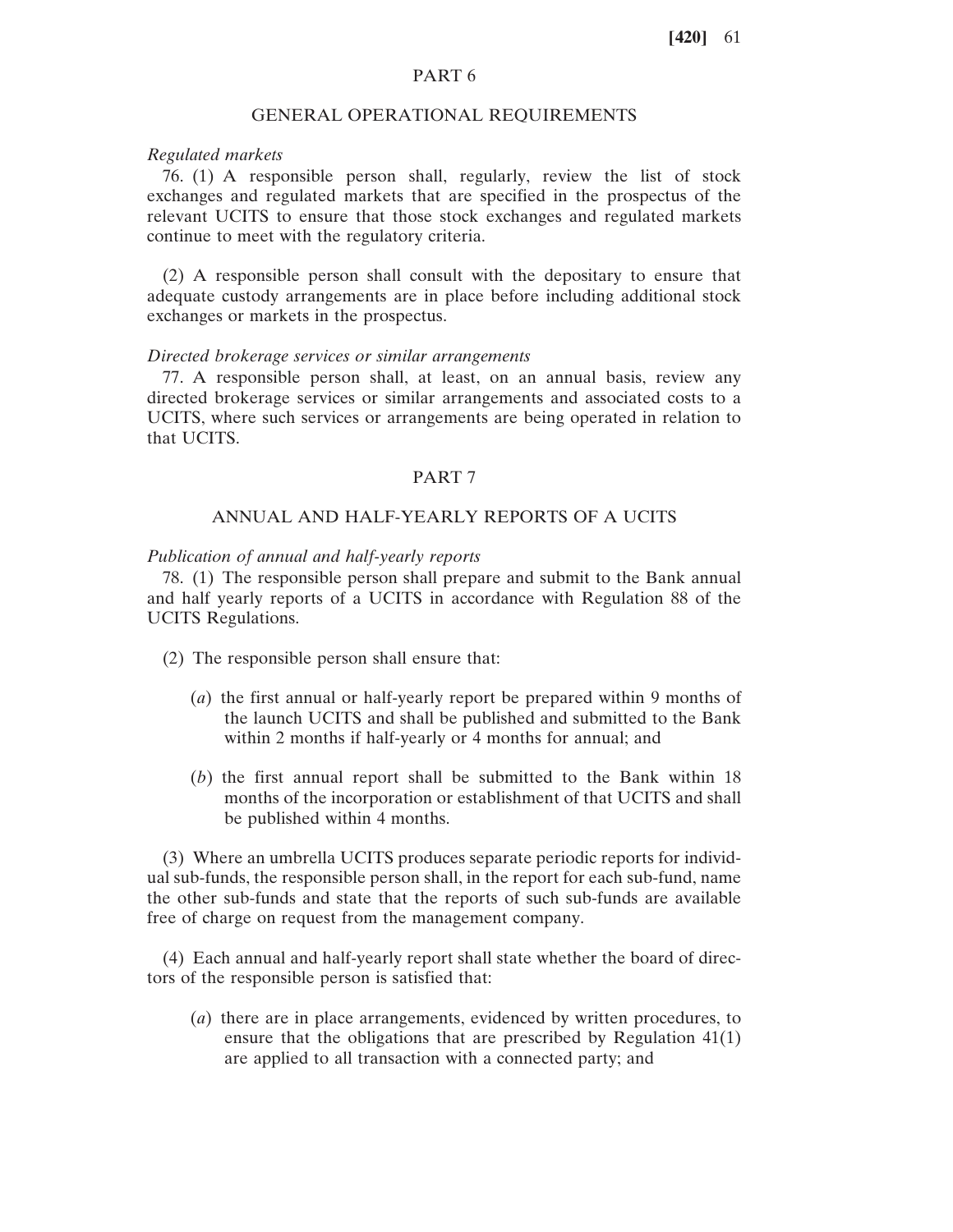## PART 6

## GENERAL OPERATIONAL REQUIREMENTS

*Regulated markets*

76. (1) A responsible person shall, regularly, review the list of stock exchanges and regulated markets that are specified in the prospectus of the relevant UCITS to ensure that those stock exchanges and regulated markets continue to meet with the regulatory criteria.

(2) A responsible person shall consult with the depositary to ensure that adequate custody arrangements are in place before including additional stock exchanges or markets in the prospectus.

*Directed brokerage services or similar arrangements*

77. A responsible person shall, at least, on an annual basis, review any directed brokerage services or similar arrangements and associated costs to a UCITS, where such services or arrangements are being operated in relation to that UCITS.

## PART 7

## ANNUAL AND HALF-YEARLY REPORTS OF A UCITS

*Publication of annual and half-yearly reports*

78. (1) The responsible person shall prepare and submit to the Bank annual and half yearly reports of a UCITS in accordance with Regulation 88 of the UCITS Regulations.

(2) The responsible person shall ensure that:

(*a*) the first annual or half-yearly report be prepared within 9 months of the launch UCITS and shall be published and submitted to the Bank within 2 months if half-yearly or 4 months for annual; and

(*b*) the first annual report shall be submitted to the Bank within 18 months of the incorporation or establishment of that UCITS and shall be published within 4 months.

(3) Where an umbrella UCITS produces separate periodic reports for individual sub-funds, the responsible person shall, in the report for each sub-fund, name the other sub-funds and state that the reports of such sub-funds are available free of charge on request from the management company.

(4) Each annual and half-yearly report shall state whether the board of directors of the responsible person is satisfied that:

(*a*) there are in place arrangements, evidenced by written procedures, to ensure that the obligations that are prescribed by Regulation 41(1) are applied to all transaction with a connected party; and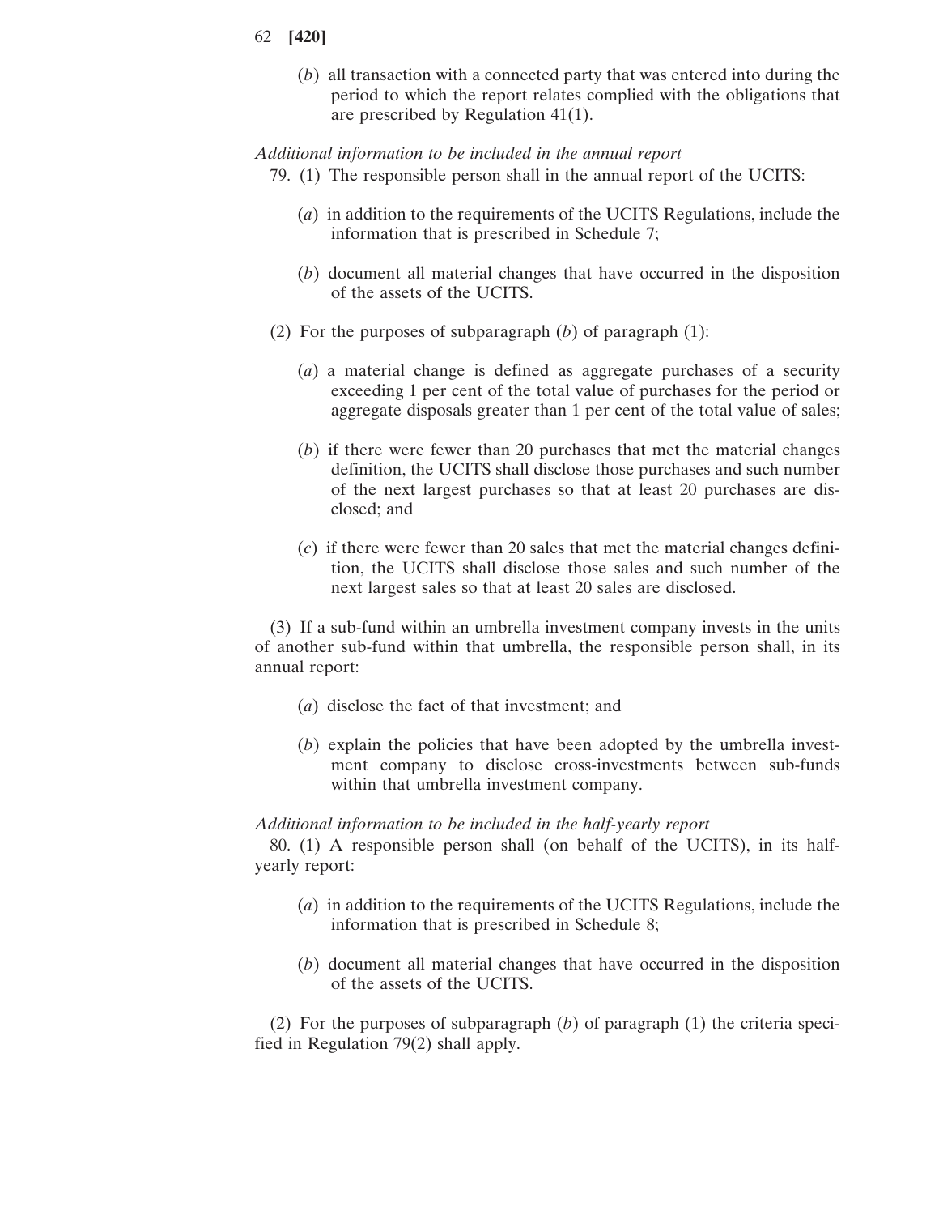(*b*) all transaction with a connected party that was entered into during the period to which the report relates complied with the obligations that are prescribed by Regulation 41(1).

*Additional information to be included in the annual report*

79. (1) The responsible person shall in the annual report of the UCITS:

(*a*) in addition to the requirements of the UCITS Regulations, include the information that is prescribed in Schedule 7;

(*b*) document all material changes that have occurred in the disposition of the assets of the UCITS.

(2) For the purposes of subparagraph (*b*) of paragraph (1):

(*a*) a material change is defined as aggregate purchases of a security exceeding 1 per cent of the total value of purchases for the period or aggregate disposals greater than 1 per cent of the total value of sales;

(*b*) if there were fewer than 20 purchases that met the material changes definition, the UCITS shall disclose those purchases and such number of the next largest purchases so that at least 20 purchases are disclosed; and

(*c*) if there were fewer than 20 sales that met the material changes definition, the UCITS shall disclose those sales and such number of the next largest sales so that at least 20 sales are disclosed.

(3) If a sub-fund within an umbrella investment company invests in the units of another sub-fund within that umbrella, the responsible person shall, in its annual report:

(*a*) disclose the fact of that investment; and

(*b*) explain the policies that have been adopted by the umbrella investment company to disclose cross-investments between sub-funds within that umbrella investment company.

*Additional information to be included in the half-yearly report*

80. (1) A responsible person shall (on behalf of the UCITS), in its half-yearly report:

(*a*) in addition to the requirements of the UCITS Regulations, include the information that is prescribed in Schedule 8;

(*b*) document all material changes that have occurred in the disposition of the assets of the UCITS.

(2) For the purposes of subparagraph (*b*) of paragraph (1) the criteria specified in Regulation 79(2) shall apply.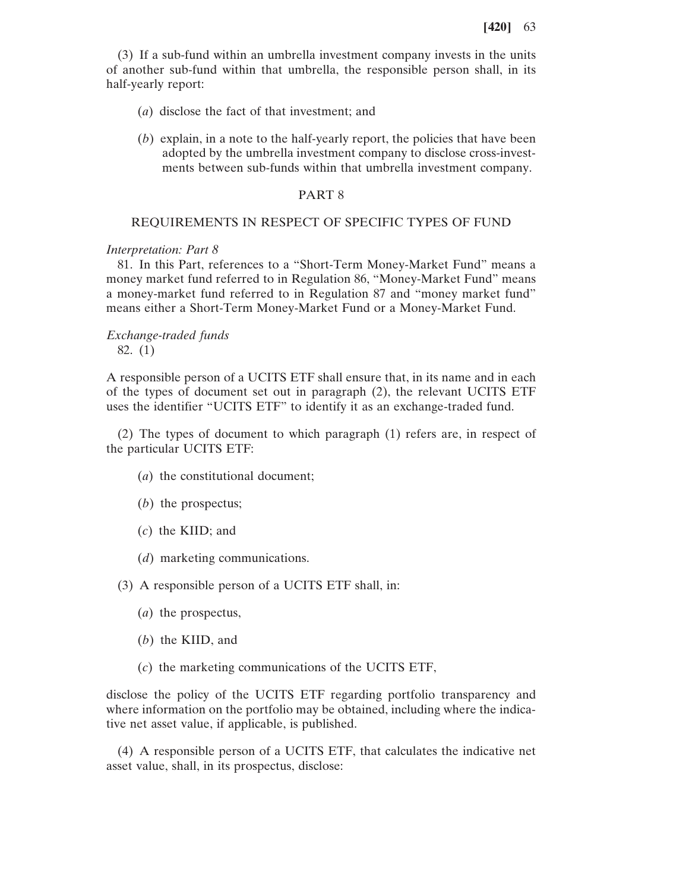(3) If a sub-fund within an umbrella investment company invests in the units of another sub-fund within that umbrella, the responsible person shall, in its half-yearly report:

(*a*) disclose the fact of that investment; and

(*b*) explain, in a note to the half-yearly report, the policies that have been adopted by the umbrella investment company to disclose cross-investments between sub-funds within that umbrella investment company.

## PART 8

## REQUIREMENTS IN RESPECT OF SPECIFIC TYPES OF FUND

*Interpretation: Part 8*

81. In this Part, references to a "Short-Term Money-Market Fund" means a money market fund referred to in Regulation 86, "Money-Market Fund" means a money-market fund referred to in Regulation 87 and "money market fund" means either a Short-Term Money-Market Fund or a Money-Market Fund.

*Exchange-traded funds*

82. (1)

A responsible person of a UCITS ETF shall ensure that, in its name and in each of the types of document set out in paragraph (2), the relevant UCITS ETF uses the identifier "UCITS ETF" to identify it as an exchange-traded fund.

(2) The types of document to which paragraph (1) refers are, in respect of the particular UCITS ETF:

(*a*) the constitutional document;

(*b*) the prospectus;

(*c*) the KIID; and

(*d*) marketing communications.

(3) A responsible person of a UCITS ETF shall, in:

(*a*) the prospectus,

(*b*) the KIID, and

(*c*) the marketing communications of the UCITS ETF,

disclose the policy of the UCITS ETF regarding portfolio transparency and where information on the portfolio may be obtained, including where the indicative net asset value, if applicable, is published.

(4) A responsible person of a UCITS ETF, that calculates the indicative net asset value, shall, in its prospectus, disclose: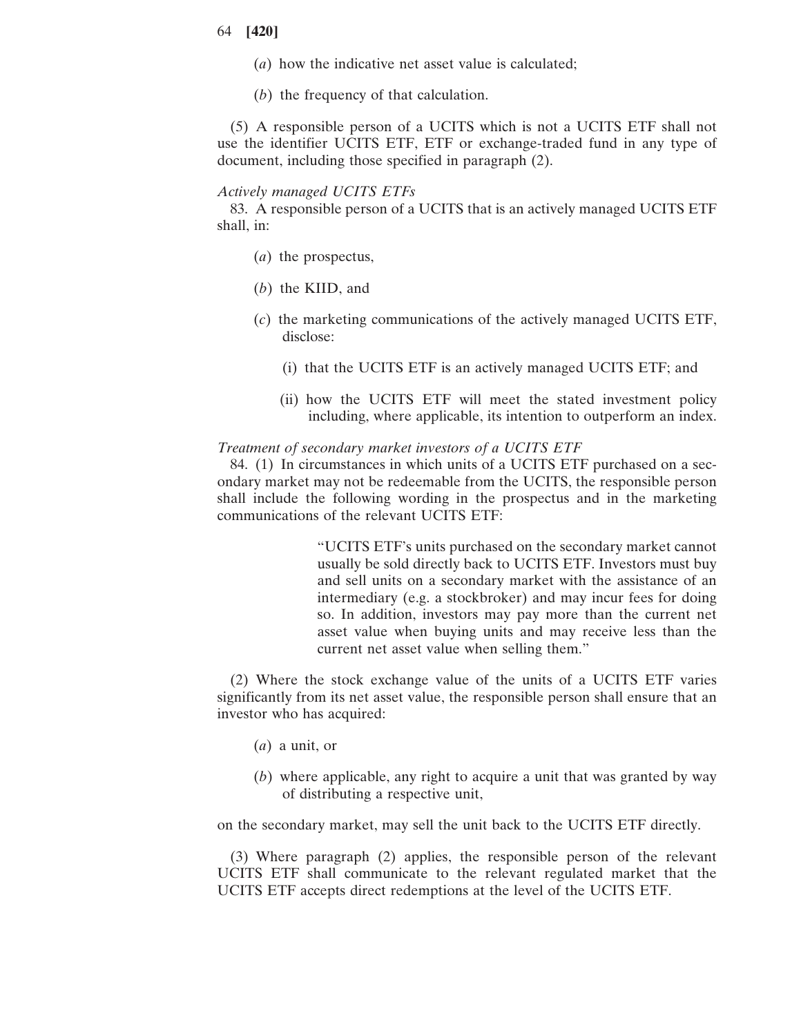(*a*) how the indicative net asset value is calculated;

(*b*) the frequency of that calculation.

(5) A responsible person of a UCITS which is not a UCITS ETF shall not use the identifier UCITS ETF, ETF or exchange-traded fund in any type of document, including those specified in paragraph (2).

*Actively managed UCITS ETFs*

83. A responsible person of a UCITS that is an actively managed UCITS ETF shall, in:

(*a*) the prospectus,

(*b*) the KIID, and

(*c*) the marketing communications of the actively managed UCITS ETF, disclose:

(i) that the UCITS ETF is an actively managed UCITS ETF; and

(ii) how the UCITS ETF will meet the stated investment policy including, where applicable, its intention to outperform an index.

*Treatment of secondary market investors of a UCITS ETF*

84. (1) In circumstances in which units of a UCITS ETF purchased on a secondary market may not be redeemable from the UCITS, the responsible person shall include the following wording in the prospectus and in the marketing communications of the relevant UCITS ETF:

> "UCITS ETF's units purchased on the secondary market cannot usually be sold directly back to UCITS ETF. Investors must buy and sell units on a secondary market with the assistance of an intermediary (e.g. a stockbroker) and may incur fees for doing so. In addition, investors may pay more than the current net asset value when buying units and may receive less than the current net asset value when selling them."

(2) Where the stock exchange value of the units of a UCITS ETF varies significantly from its net asset value, the responsible person shall ensure that an investor who has acquired:

(*a*) a unit, or

(*b*) where applicable, any right to acquire a unit that was granted by way of distributing a respective unit,

on the secondary market, may sell the unit back to the UCITS ETF directly.

(3) Where paragraph (2) applies, the responsible person of the relevant UCITS ETF shall communicate to the relevant regulated market that the UCITS ETF accepts direct redemptions at the level of the UCITS ETF.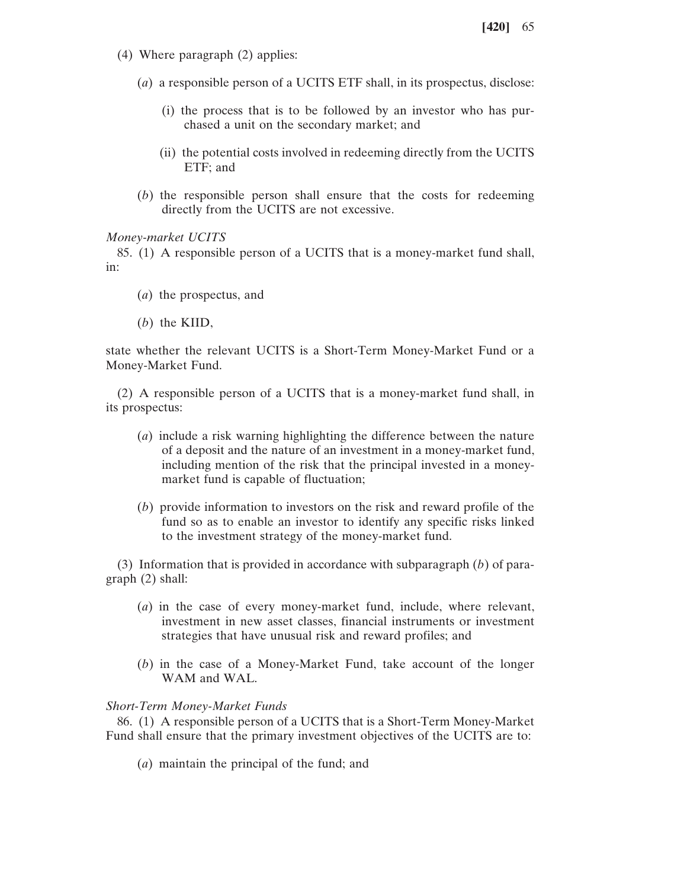(4) Where paragraph (2) applies:

(*a*) a responsible person of a UCITS ETF shall, in its prospectus, disclose:

(i) the process that is to be followed by an investor who has purchased a unit on the secondary market; and

(ii) the potential costs involved in redeeming directly from the UCITS ETF; and

(*b*) the responsible person shall ensure that the costs for redeeming directly from the UCITS are not excessive.

*Money-market UCITS*

85. (1) A responsible person of a UCITS that is a money-market fund shall, in:

(*a*) the prospectus, and

(*b*) the KIID,

state whether the relevant UCITS is a Short-Term Money-Market Fund or a Money-Market Fund.

(2) A responsible person of a UCITS that is a money-market fund shall, in its prospectus:

(*a*) include a risk warning highlighting the difference between the nature of a deposit and the nature of an investment in a money-market fund, including mention of the risk that the principal invested in a money-market fund is capable of fluctuation;

(*b*) provide information to investors on the risk and reward profile of the fund so as to enable an investor to identify any specific risks linked to the investment strategy of the money-market fund.

(3) Information that is provided in accordance with subparagraph (*b*) of paragraph (2) shall:

(*a*) in the case of every money-market fund, include, where relevant, investment in new asset classes, financial instruments or investment strategies that have unusual risk and reward profiles; and

(*b*) in the case of a Money-Market Fund, take account of the longer WAM and WAL.

*Short-Term Money-Market Funds*

86. (1) A responsible person of a UCITS that is a Short-Term Money-Market Fund shall ensure that the primary investment objectives of the UCITS are to:

(*a*) maintain the principal of the fund; and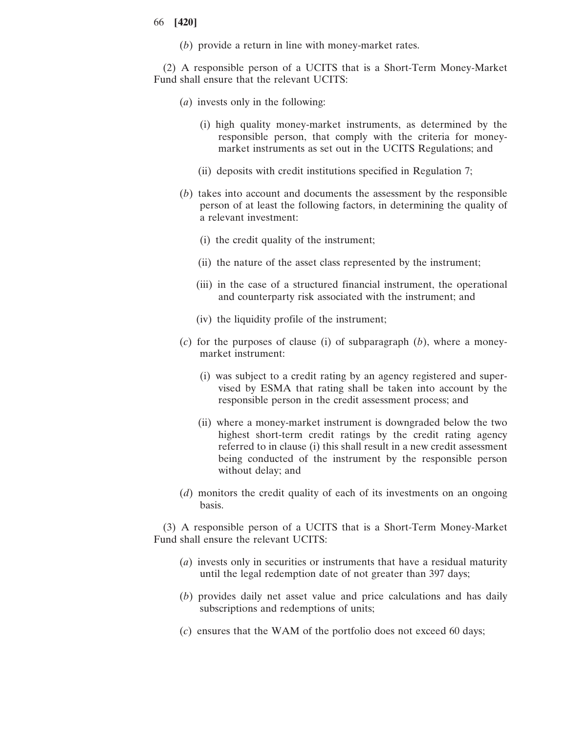(*b*) provide a return in line with money-market rates.

(2) A responsible person of a UCITS that is a Short-Term Money-Market Fund shall ensure that the relevant UCITS:

(*a*) invests only in the following:

(i) high quality money-market instruments, as determined by the responsible person, that comply with the criteria for money-market instruments as set out in the UCITS Regulations; and

(ii) deposits with credit institutions specified in Regulation 7;

(*b*) takes into account and documents the assessment by the responsible person of at least the following factors, in determining the quality of a relevant investment:

(i) the credit quality of the instrument;

(ii) the nature of the asset class represented by the instrument;

(iii) in the case of a structured financial instrument, the operational and counterparty risk associated with the instrument; and

(iv) the liquidity profile of the instrument;

(*c*) for the purposes of clause (i) of subparagraph (*b*), where a money-market instrument:

(i) was subject to a credit rating by an agency registered and supervised by ESMA that rating shall be taken into account by the responsible person in the credit assessment process; and

(ii) where a money-market instrument is downgraded below the two highest short-term credit ratings by the credit rating agency referred to in clause (i) this shall result in a new credit assessment being conducted of the instrument by the responsible person without delay; and

(*d*) monitors the credit quality of each of its investments on an ongoing basis.

(3) A responsible person of a UCITS that is a Short-Term Money-Market Fund shall ensure the relevant UCITS:

(*a*) invests only in securities or instruments that have a residual maturity until the legal redemption date of not greater than 397 days;

(*b*) provides daily net asset value and price calculations and has daily subscriptions and redemptions of units;

(*c*) ensures that the WAM of the portfolio does not exceed 60 days;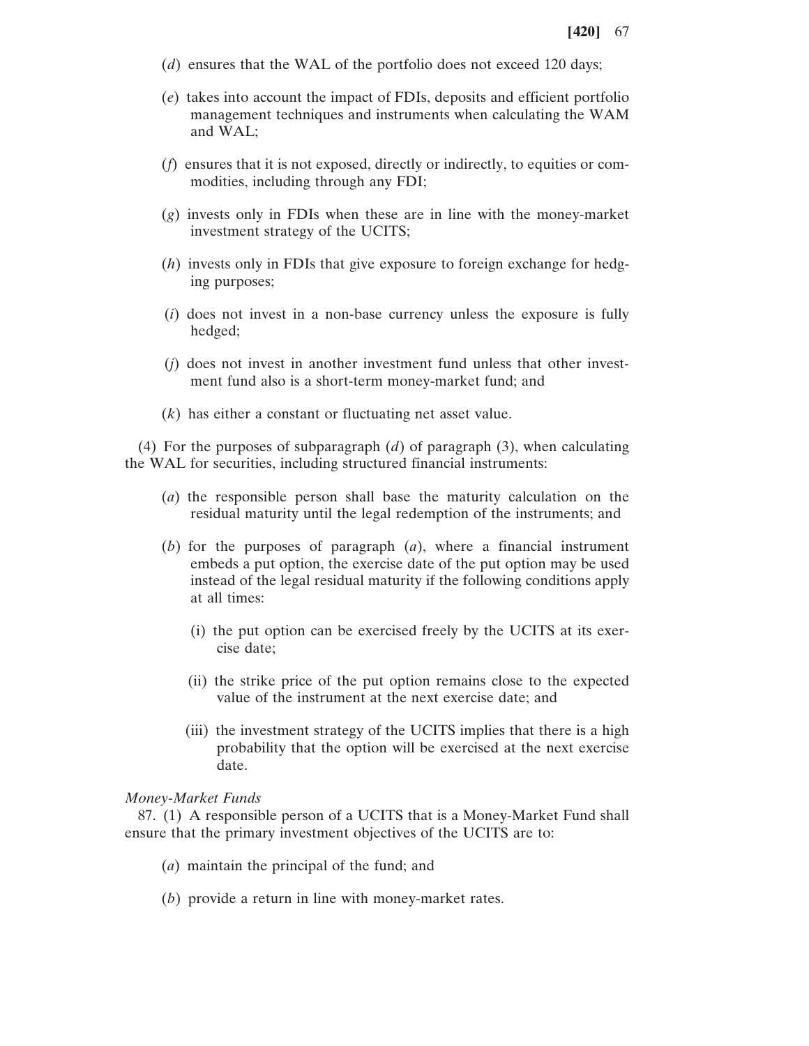(*d*) ensures that the WAL of the portfolio does not exceed 120 days;

(*e*) takes into account the impact of FDIs, deposits and efficient portfolio management techniques and instruments when calculating the WAM and WAL;

(*f*) ensures that it is not exposed, directly or indirectly, to equities or commodities, including through any FDI;

(*g*) invests only in FDIs when these are in line with the money-market investment strategy of the UCITS;

(*h*) invests only in FDIs that give exposure to foreign exchange for hedging purposes;

(*i*) does not invest in a non-base currency unless the exposure is fully hedged;

(*j*) does not invest in another investment fund unless that other investment fund also is a short-term money-market fund; and

(*k*) has either a constant or fluctuating net asset value.

(4) For the purposes of subparagraph (*d*) of paragraph (3), when calculating the WAL for securities, including structured financial instruments:

(*a*) the responsible person shall base the maturity calculation on the residual maturity until the legal redemption of the instruments; and

(*b*) for the purposes of paragraph (*a*), where a financial instrument embeds a put option, the exercise date of the put option may be used instead of the legal residual maturity if the following conditions apply at all times:

(i) the put option can be exercised freely by the UCITS at its exercise date;

(ii) the strike price of the put option remains close to the expected value of the instrument at the next exercise date; and

(iii) the investment strategy of the UCITS implies that there is a high probability that the option will be exercised at the next exercise date.

*Money-Market Funds*

87. (1) A responsible person of a UCITS that is a Money-Market Fund shall ensure that the primary investment objectives of the UCITS are to:

(*a*) maintain the principal of the fund; and

(*b*) provide a return in line with money-market rates.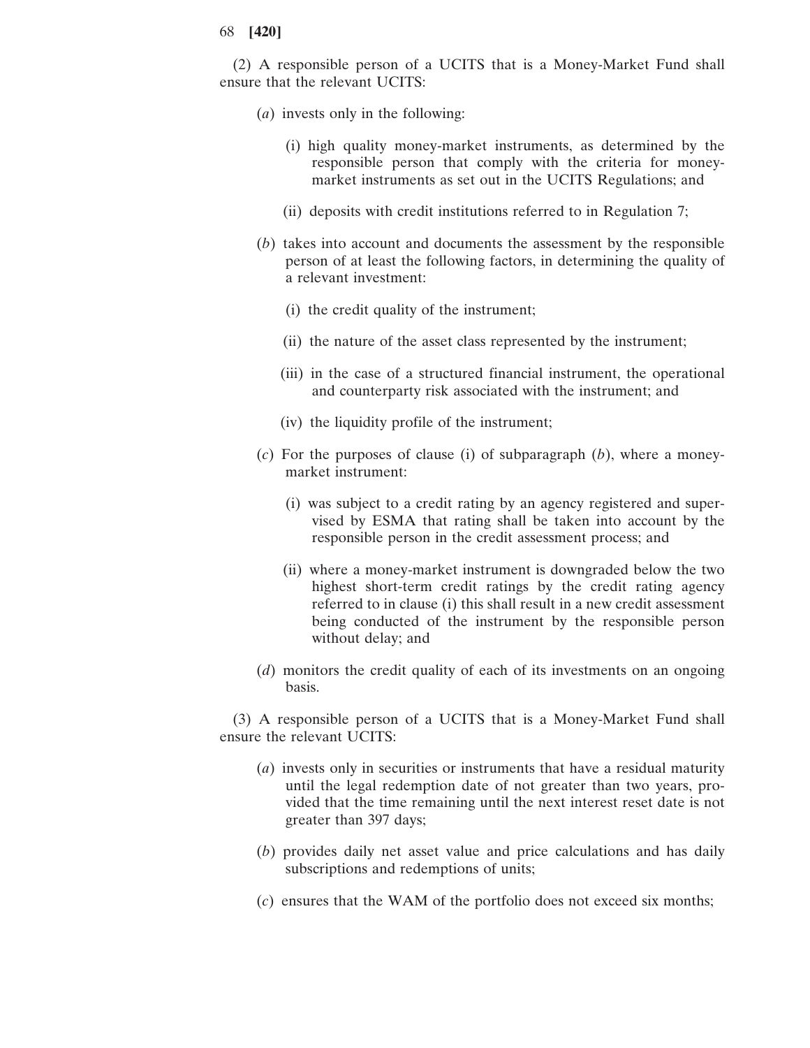(2) A responsible person of a UCITS that is a Money-Market Fund shall ensure that the relevant UCITS:

(*a*) invests only in the following:

(i) high quality money-market instruments, as determined by the responsible person that comply with the criteria for money-market instruments as set out in the UCITS Regulations; and

(ii) deposits with credit institutions referred to in Regulation 7;

(*b*) takes into account and documents the assessment by the responsible person of at least the following factors, in determining the quality of a relevant investment:

(i) the credit quality of the instrument;

(ii) the nature of the asset class represented by the instrument;

(iii) in the case of a structured financial instrument, the operational and counterparty risk associated with the instrument; and

(iv) the liquidity profile of the instrument;

(*c*) For the purposes of clause (i) of subparagraph (*b*), where a money-market instrument:

(i) was subject to a credit rating by an agency registered and supervised by ESMA that rating shall be taken into account by the responsible person in the credit assessment process; and

(ii) where a money-market instrument is downgraded below the two highest short-term credit ratings by the credit rating agency referred to in clause (i) this shall result in a new credit assessment being conducted of the instrument by the responsible person without delay; and

(*d*) monitors the credit quality of each of its investments on an ongoing basis.

(3) A responsible person of a UCITS that is a Money-Market Fund shall ensure the relevant UCITS:

(*a*) invests only in securities or instruments that have a residual maturity until the legal redemption date of not greater than two years, provided that the time remaining until the next interest reset date is not greater than 397 days;

(*b*) provides daily net asset value and price calculations and has daily subscriptions and redemptions of units;

(*c*) ensures that the WAM of the portfolio does not exceed six months;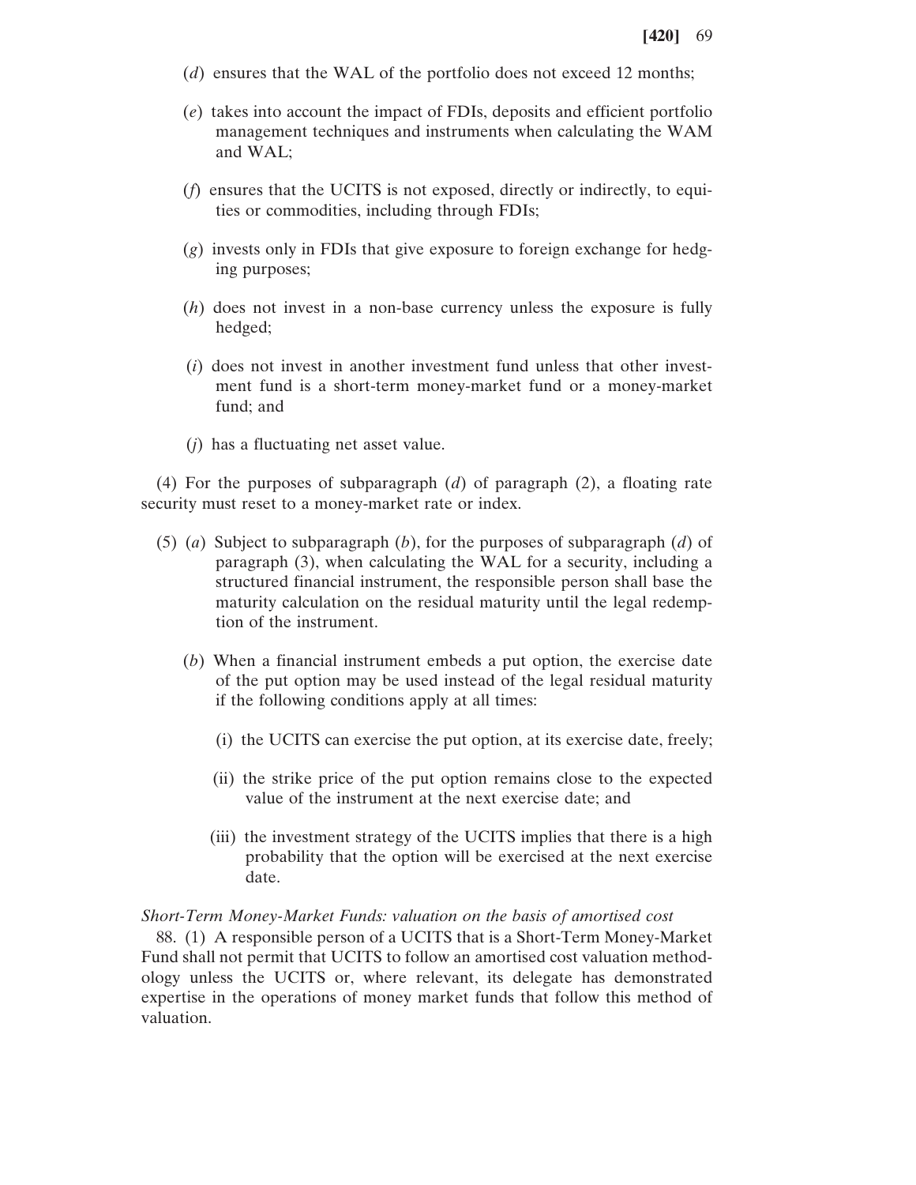(*d*) ensures that the WAL of the portfolio does not exceed 12 months;

(*e*) takes into account the impact of FDIs, deposits and efficient portfolio management techniques and instruments when calculating the WAM and WAL;

(*f*) ensures that the UCITS is not exposed, directly or indirectly, to equities or commodities, including through FDIs;

(*g*) invests only in FDIs that give exposure to foreign exchange for hedging purposes;

(*h*) does not invest in a non-base currency unless the exposure is fully hedged;

(*i*) does not invest in another investment fund unless that other investment fund is a short-term money-market fund or a money-market fund; and

(*j*) has a fluctuating net asset value.

(4) For the purposes of subparagraph (*d*) of paragraph (2), a floating rate security must reset to a money-market rate or index.

(5) (*a*) Subject to subparagraph (*b*), for the purposes of subparagraph (*d*) of paragraph (3), when calculating the WAL for a security, including a structured financial instrument, the responsible person shall base the maturity calculation on the residual maturity until the legal redemption of the instrument.

(*b*) When a financial instrument embeds a put option, the exercise date of the put option may be used instead of the legal residual maturity if the following conditions apply at all times:

(i) the UCITS can exercise the put option, at its exercise date, freely;

(ii) the strike price of the put option remains close to the expected value of the instrument at the next exercise date; and

(iii) the investment strategy of the UCITS implies that there is a high probability that the option will be exercised at the next exercise date.

*Short-Term Money-Market Funds: valuation on the basis of amortised cost*

88. (1) A responsible person of a UCITS that is a Short-Term Money-Market Fund shall not permit that UCITS to follow an amortised cost valuation methodology unless the UCITS or, where relevant, its delegate has demonstrated expertise in the operations of money market funds that follow this method of valuation.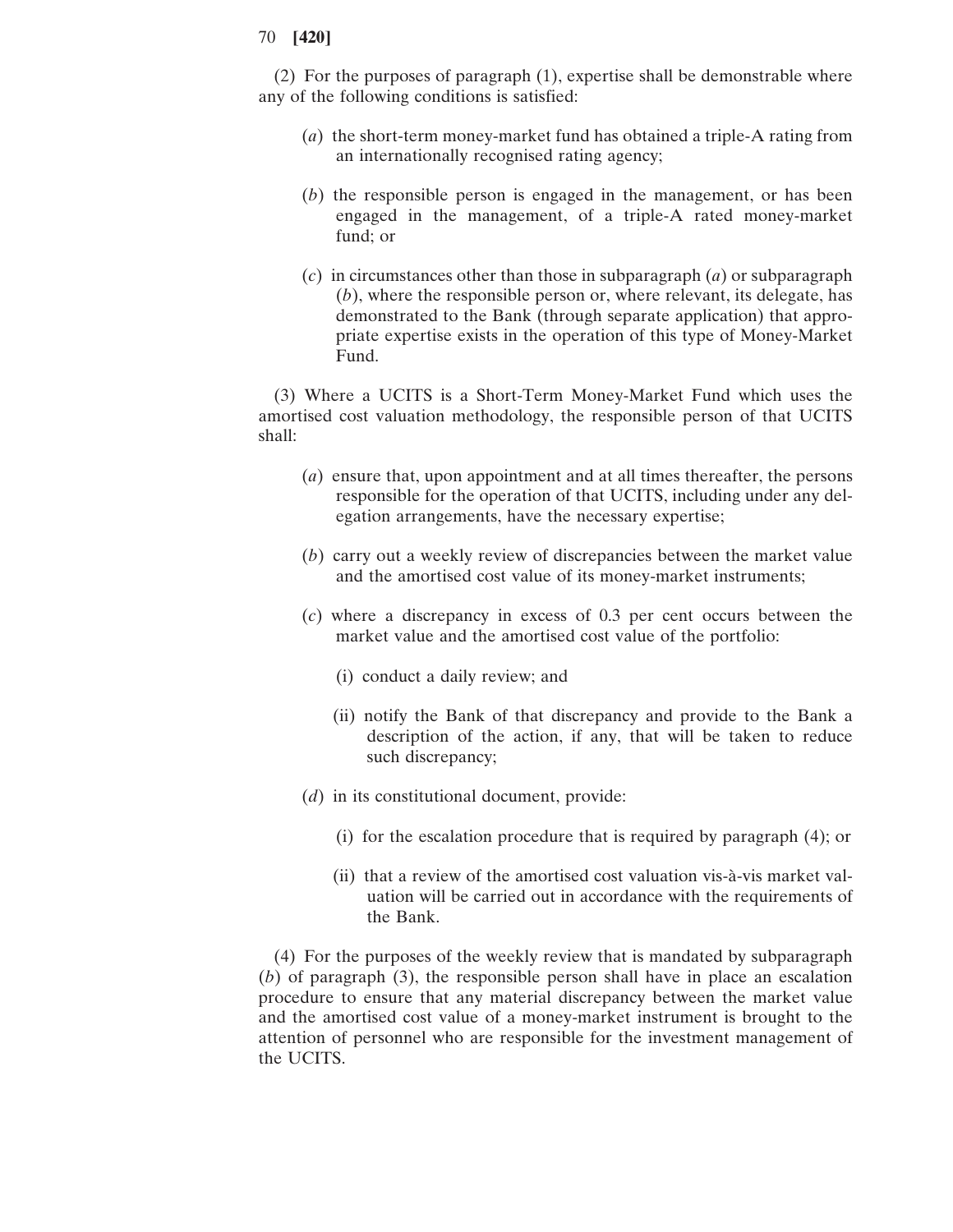(2) For the purposes of paragraph (1), expertise shall be demonstrable where any of the following conditions is satisfied:

(*a*) the short-term money-market fund has obtained a triple-A rating from an internationally recognised rating agency;

(*b*) the responsible person is engaged in the management, or has been engaged in the management, of a triple-A rated money-market fund; or

(*c*) in circumstances other than those in subparagraph (*a*) or subparagraph (*b*), where the responsible person or, where relevant, its delegate, has demonstrated to the Bank (through separate application) that appropriate expertise exists in the operation of this type of Money-Market Fund.

(3) Where a UCITS is a Short-Term Money-Market Fund which uses the amortised cost valuation methodology, the responsible person of that UCITS shall:

(*a*) ensure that, upon appointment and at all times thereafter, the persons responsible for the operation of that UCITS, including under any delegation arrangements, have the necessary expertise;

(*b*) carry out a weekly review of discrepancies between the market value and the amortised cost value of its money-market instruments;

(*c*) where a discrepancy in excess of 0.3 per cent occurs between the market value and the amortised cost value of the portfolio:

(i) conduct a daily review; and

(ii) notify the Bank of that discrepancy and provide to the Bank a description of the action, if any, that will be taken to reduce such discrepancy;

(*d*) in its constitutional document, provide:

(i) for the escalation procedure that is required by paragraph (4); or

(ii) that a review of the amortised cost valuation vis-à-vis market valuation will be carried out in accordance with the requirements of the Bank.

(4) For the purposes of the weekly review that is mandated by subparagraph (*b*) of paragraph (3), the responsible person shall have in place an escalation procedure to ensure that any material discrepancy between the market value and the amortised cost value of a money-market instrument is brought to the attention of personnel who are responsible for the investment management of the UCITS.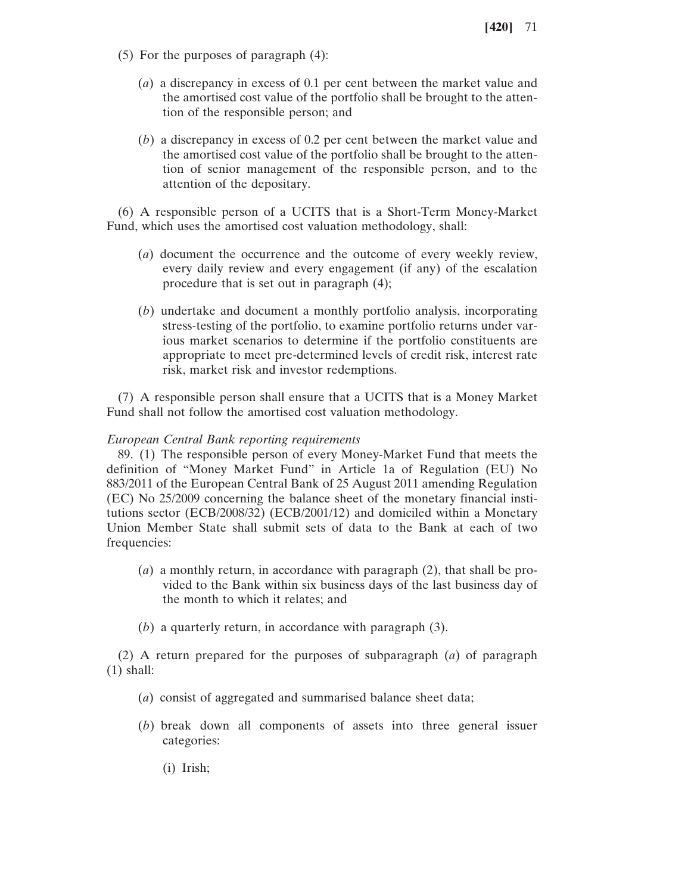(5) For the purposes of paragraph (4):

(*a*) a discrepancy in excess of 0.1 per cent between the market value and the amortised cost value of the portfolio shall be brought to the attention of the responsible person; and

(*b*) a discrepancy in excess of 0.2 per cent between the market value and the amortised cost value of the portfolio shall be brought to the attention of senior management of the responsible person, and to the attention of the depositary.

(6) A responsible person of a UCITS that is a Short-Term Money-Market Fund, which uses the amortised cost valuation methodology, shall:

(*a*) document the occurrence and the outcome of every weekly review, every daily review and every engagement (if any) of the escalation procedure that is set out in paragraph (4);

(*b*) undertake and document a monthly portfolio analysis, incorporating stress-testing of the portfolio, to examine portfolio returns under various market scenarios to determine if the portfolio constituents are appropriate to meet pre-determined levels of credit risk, interest rate risk, market risk and investor redemptions.

(7) A responsible person shall ensure that a UCITS that is a Money Market Fund shall not follow the amortised cost valuation methodology.

*European Central Bank reporting requirements*

89. (1) The responsible person of every Money-Market Fund that meets the definition of "Money Market Fund" in Article 1a of Regulation (EU) No 883/2011 of the European Central Bank of 25 August 2011 amending Regulation (EC) No 25/2009 concerning the balance sheet of the monetary financial institutions sector (ECB/2008/32) (ECB/2001/12) and domiciled within a Monetary Union Member State shall submit sets of data to the Bank at each of two frequencies:

(*a*) a monthly return, in accordance with paragraph (2), that shall be provided to the Bank within six business days of the last business day of the month to which it relates; and

(*b*) a quarterly return, in accordance with paragraph (3).

(2) A return prepared for the purposes of subparagraph (*a*) of paragraph (1) shall:

(*a*) consist of aggregated and summarised balance sheet data;

(*b*) break down all components of assets into three general issuer categories:

(i) Irish;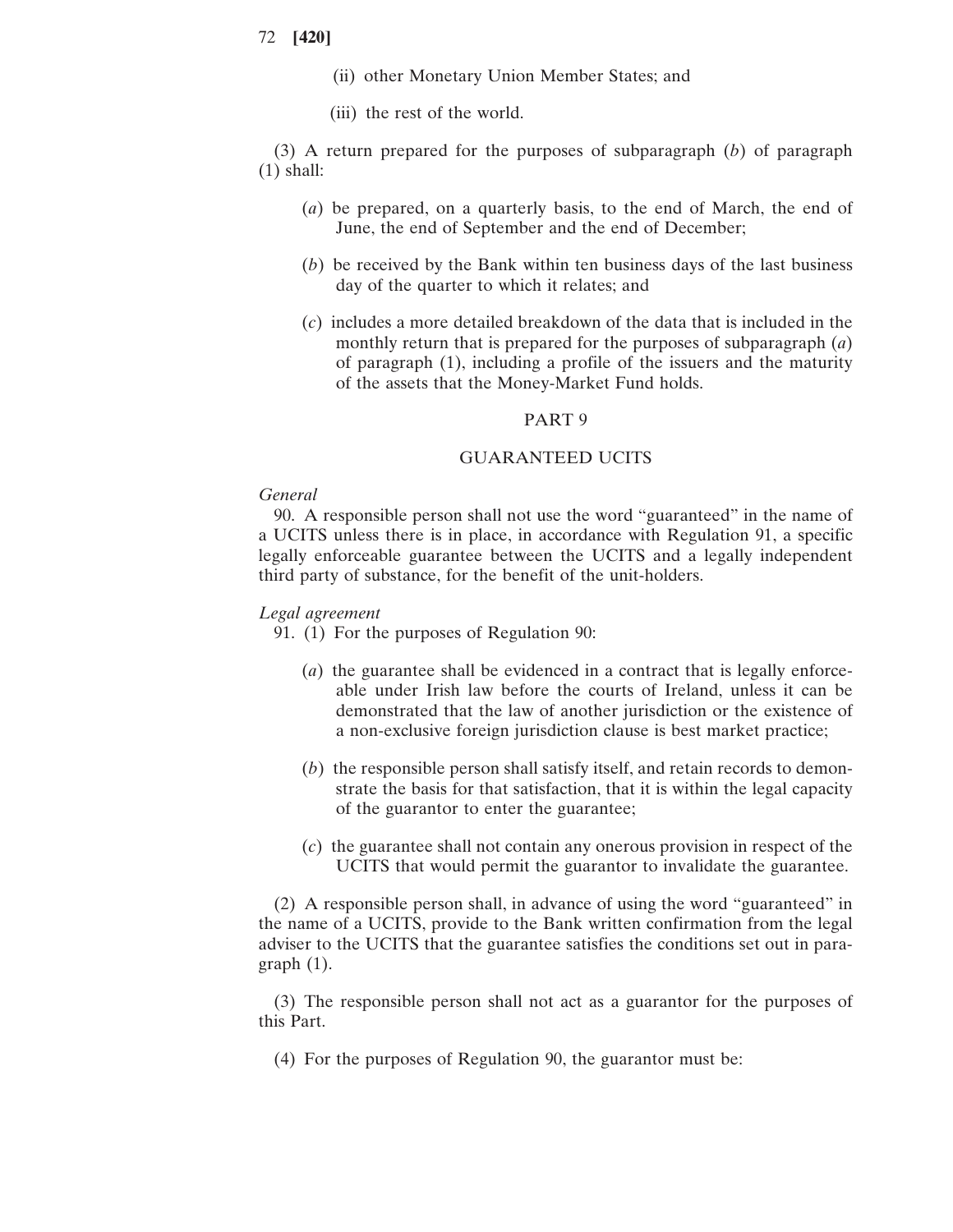(ii) other Monetary Union Member States; and

(iii) the rest of the world.

(3) A return prepared for the purposes of subparagraph (*b*) of paragraph (1) shall:

(*a*) be prepared, on a quarterly basis, to the end of March, the end of June, the end of September and the end of December;

(*b*) be received by the Bank within ten business days of the last business day of the quarter to which it relates; and

(*c*) includes a more detailed breakdown of the data that is included in the monthly return that is prepared for the purposes of subparagraph (*a*) of paragraph (1), including a profile of the issuers and the maturity of the assets that the Money-Market Fund holds.

## PART 9

## GUARANTEED UCITS

*General*

90. A responsible person shall not use the word "guaranteed" in the name of a UCITS unless there is in place, in accordance with Regulation 91, a specific legally enforceable guarantee between the UCITS and a legally independent third party of substance, for the benefit of the unit-holders.

*Legal agreement*

91. (1) For the purposes of Regulation 90:

(*a*) the guarantee shall be evidenced in a contract that is legally enforceable under Irish law before the courts of Ireland, unless it can be demonstrated that the law of another jurisdiction or the existence of a non-exclusive foreign jurisdiction clause is best market practice;

(*b*) the responsible person shall satisfy itself, and retain records to demonstrate the basis for that satisfaction, that it is within the legal capacity of the guarantor to enter the guarantee;

(*c*) the guarantee shall not contain any onerous provision in respect of the UCITS that would permit the guarantor to invalidate the guarantee.

(2) A responsible person shall, in advance of using the word "guaranteed" in the name of a UCITS, provide to the Bank written confirmation from the legal adviser to the UCITS that the guarantee satisfies the conditions set out in paragraph (1).

(3) The responsible person shall not act as a guarantor for the purposes of this Part.

(4) For the purposes of Regulation 90, the guarantor must be: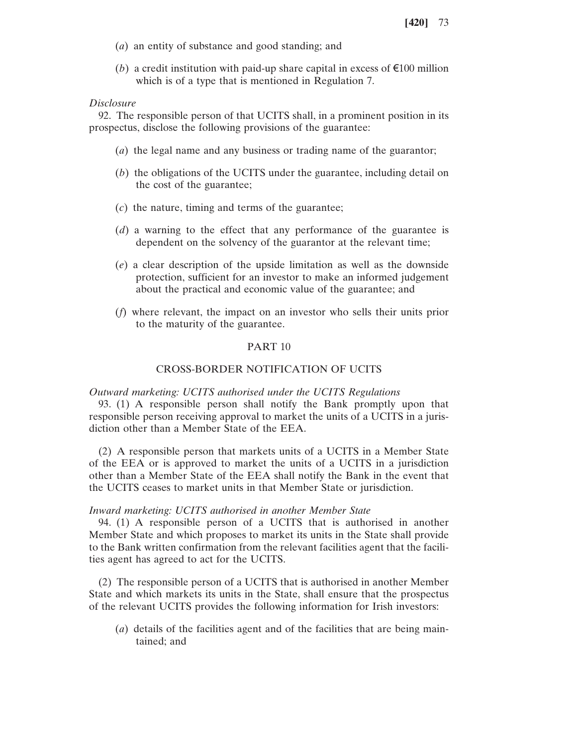(*a*) an entity of substance and good standing; and

(*b*) a credit institution with paid-up share capital in excess of €100 million which is of a type that is mentioned in Regulation 7.

*Disclosure*

92. The responsible person of that UCITS shall, in a prominent position in its prospectus, disclose the following provisions of the guarantee:

(*a*) the legal name and any business or trading name of the guarantor;

(*b*) the obligations of the UCITS under the guarantee, including detail on the cost of the guarantee;

(*c*) the nature, timing and terms of the guarantee;

(*d*) a warning to the effect that any performance of the guarantee is dependent on the solvency of the guarantor at the relevant time;

(*e*) a clear description of the upside limitation as well as the downside protection, sufficient for an investor to make an informed judgement about the practical and economic value of the guarantee; and

(*f*) where relevant, the impact on an investor who sells their units prior to the maturity of the guarantee.

## PART 10

## CROSS-BORDER NOTIFICATION OF UCITS

*Outward marketing: UCITS authorised under the UCITS Regulations*

93. (1) A responsible person shall notify the Bank promptly upon that responsible person receiving approval to market the units of a UCITS in a jurisdiction other than a Member State of the EEA.

(2) A responsible person that markets units of a UCITS in a Member State of the EEA or is approved to market the units of a UCITS in a jurisdiction other than a Member State of the EEA shall notify the Bank in the event that the UCITS ceases to market units in that Member State or jurisdiction.

*Inward marketing: UCITS authorised in another Member State*

94. (1) A responsible person of a UCITS that is authorised in another Member State and which proposes to market its units in the State shall provide to the Bank written confirmation from the relevant facilities agent that the facilities agent has agreed to act for the UCITS.

(2) The responsible person of a UCITS that is authorised in another Member State and which markets its units in the State, shall ensure that the prospectus of the relevant UCITS provides the following information for Irish investors:

(*a*) details of the facilities agent and of the facilities that are being maintained; and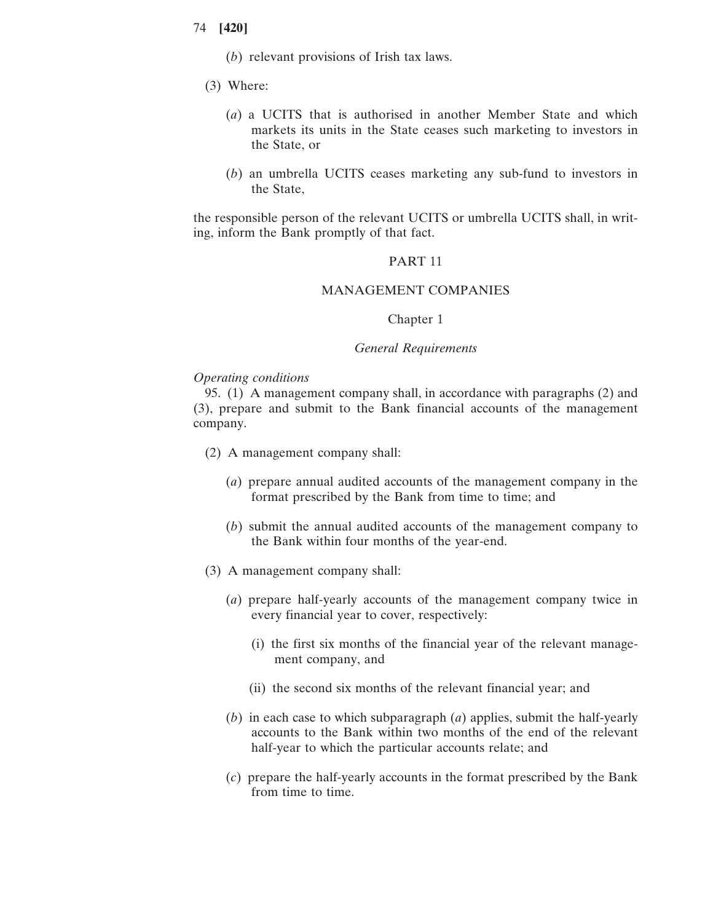(*b*) relevant provisions of Irish tax laws.

(3) Where:

(*a*) a UCITS that is authorised in another Member State and which markets its units in the State ceases such marketing to investors in the State, or

(*b*) an umbrella UCITS ceases marketing any sub-fund to investors in the State,

the responsible person of the relevant UCITS or umbrella UCITS shall, in writing, inform the Bank promptly of that fact.

## PART 11

## MANAGEMENT COMPANIES

### Chapter 1

### *General Requirements*

*Operating conditions*

95. (1) A management company shall, in accordance with paragraphs (2) and (3), prepare and submit to the Bank financial accounts of the management company.

(2) A management company shall:

(*a*) prepare annual audited accounts of the management company in the format prescribed by the Bank from time to time; and

(*b*) submit the annual audited accounts of the management company to the Bank within four months of the year-end.

(3) A management company shall:

(*a*) prepare half-yearly accounts of the management company twice in every financial year to cover, respectively:

(i) the first six months of the financial year of the relevant management company, and

(ii) the second six months of the relevant financial year; and

(*b*) in each case to which subparagraph (*a*) applies, submit the half-yearly accounts to the Bank within two months of the end of the relevant half-year to which the particular accounts relate; and

(*c*) prepare the half-yearly accounts in the format prescribed by the Bank from time to time.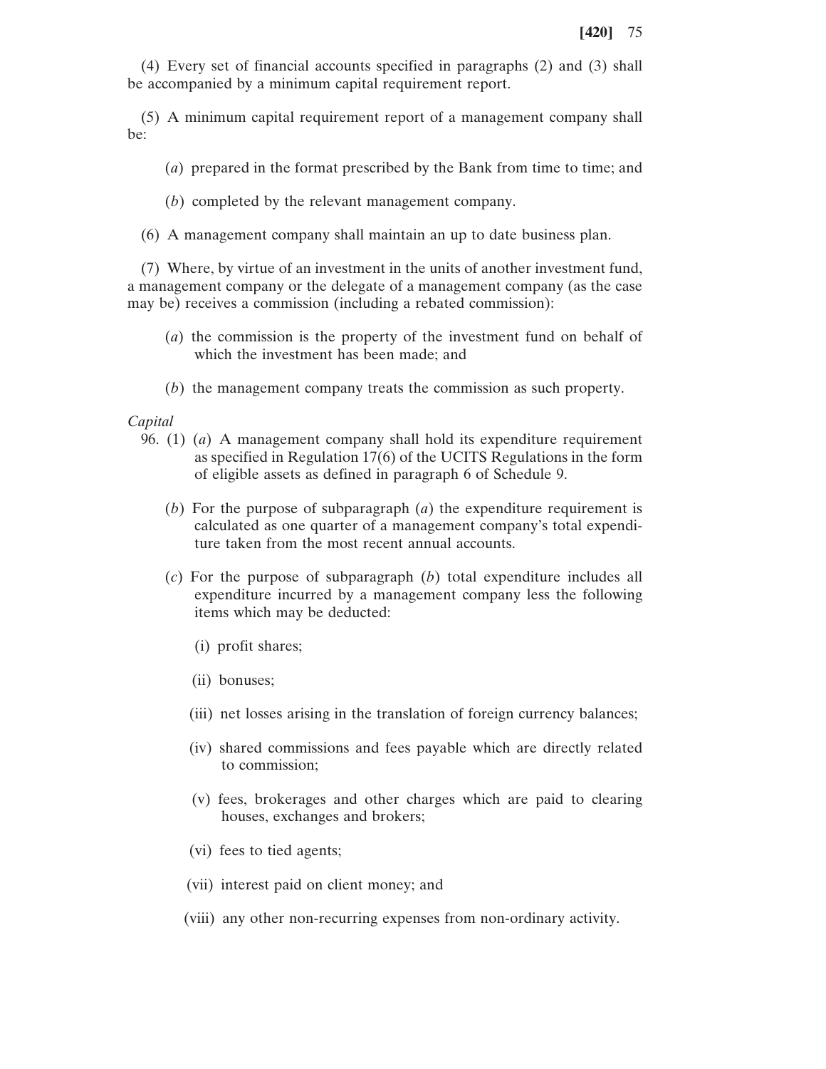(4) Every set of financial accounts specified in paragraphs (2) and (3) shall be accompanied by a minimum capital requirement report.

(5) A minimum capital requirement report of a management company shall be:

(*a*) prepared in the format prescribed by the Bank from time to time; and

(*b*) completed by the relevant management company.

(6) A management company shall maintain an up to date business plan.

(7) Where, by virtue of an investment in the units of another investment fund, a management company or the delegate of a management company (as the case may be) receives a commission (including a rebated commission):

(*a*) the commission is the property of the investment fund on behalf of which the investment has been made; and

(*b*) the management company treats the commission as such property.

*Capital*

96. (1) (*a*) A management company shall hold its expenditure requirement as specified in Regulation 17(6) of the UCITS Regulations in the form of eligible assets as defined in paragraph 6 of Schedule 9.

(*b*) For the purpose of subparagraph (*a*) the expenditure requirement is calculated as one quarter of a management company's total expenditure taken from the most recent annual accounts.

(*c*) For the purpose of subparagraph (*b*) total expenditure includes all expenditure incurred by a management company less the following items which may be deducted:

(i) profit shares;

(ii) bonuses;

(iii) net losses arising in the translation of foreign currency balances;

(iv) shared commissions and fees payable which are directly related to commission;

(v) fees, brokerages and other charges which are paid to clearing houses, exchanges and brokers;

(vi) fees to tied agents;

(vii) interest paid on client money; and

(viii) any other non-recurring expenses from non-ordinary activity.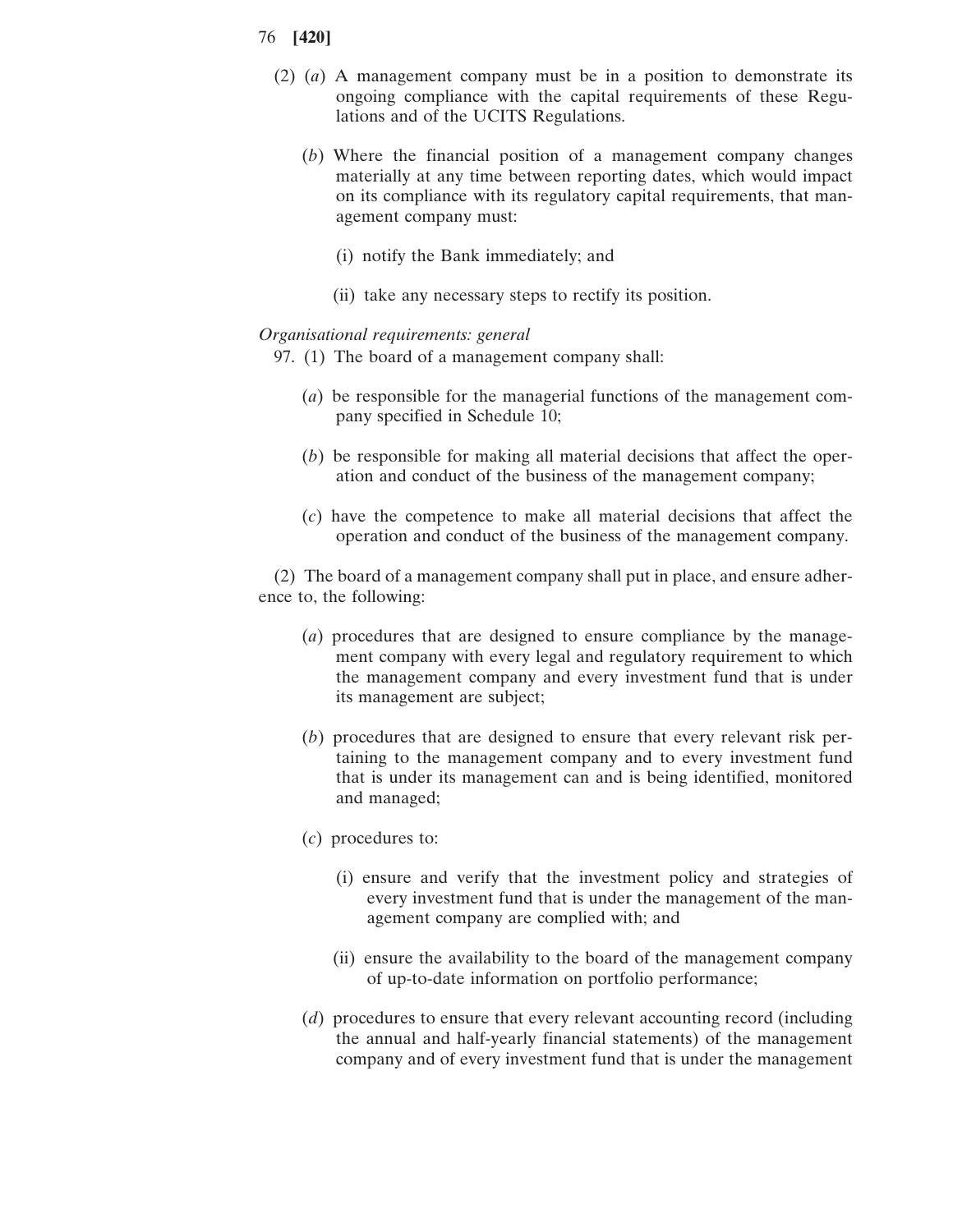(2) (*a*) A management company must be in a position to demonstrate its ongoing compliance with the capital requirements of these Regulations and of the UCITS Regulations.

(*b*) Where the financial position of a management company changes materially at any time between reporting dates, which would impact on its compliance with its regulatory capital requirements, that management company must:

(i) notify the Bank immediately; and

(ii) take any necessary steps to rectify its position.

*Organisational requirements: general*

97. (1) The board of a management company shall:

(*a*) be responsible for the managerial functions of the management company specified in Schedule 10;

(*b*) be responsible for making all material decisions that affect the operation and conduct of the business of the management company;

(*c*) have the competence to make all material decisions that affect the operation and conduct of the business of the management company.

(2) The board of a management company shall put in place, and ensure adherence to, the following:

(*a*) procedures that are designed to ensure compliance by the management company with every legal and regulatory requirement to which the management company and every investment fund that is under its management are subject;

(*b*) procedures that are designed to ensure that every relevant risk pertaining to the management company and to every investment fund that is under its management can and is being identified, monitored and managed;

(*c*) procedures to:

(i) ensure and verify that the investment policy and strategies of every investment fund that is under the management of the management company are complied with; and

(ii) ensure the availability to the board of the management company of up-to-date information on portfolio performance;

(*d*) procedures to ensure that every relevant accounting record (including the annual and half-yearly financial statements) of the management company and of every investment fund that is under the management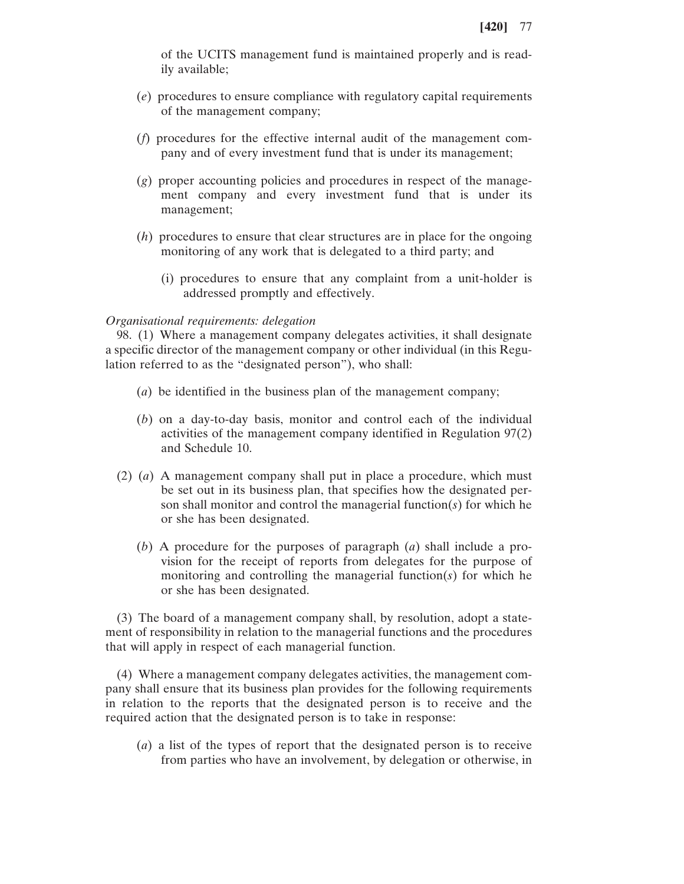of the UCITS management fund is maintained properly and is readily available;

(*e*) procedures to ensure compliance with regulatory capital requirements of the management company;

(*f*) procedures for the effective internal audit of the management company and of every investment fund that is under its management;

(*g*) proper accounting policies and procedures in respect of the management company and every investment fund that is under its management;

(*h*) procedures to ensure that clear structures are in place for the ongoing monitoring of any work that is delegated to a third party; and

(i) procedures to ensure that any complaint from a unit-holder is addressed promptly and effectively.

*Organisational requirements: delegation*

98. (1) Where a management company delegates activities, it shall designate a specific director of the management company or other individual (in this Regulation referred to as the "designated person"), who shall:

(*a*) be identified in the business plan of the management company;

(*b*) on a day-to-day basis, monitor and control each of the individual activities of the management company identified in Regulation 97(2) and Schedule 10.

(2) (*a*) A management company shall put in place a procedure, which must be set out in its business plan, that specifies how the designated person shall monitor and control the managerial function(*s*) for which he or she has been designated.

(*b*) A procedure for the purposes of paragraph (*a*) shall include a provision for the receipt of reports from delegates for the purpose of monitoring and controlling the managerial function(*s*) for which he or she has been designated.

(3) The board of a management company shall, by resolution, adopt a statement of responsibility in relation to the managerial functions and the procedures that will apply in respect of each managerial function.

(4) Where a management company delegates activities, the management company shall ensure that its business plan provides for the following requirements in relation to the reports that the designated person is to receive and the required action that the designated person is to take in response:

(*a*) a list of the types of report that the designated person is to receive from parties who have an involvement, by delegation or otherwise, in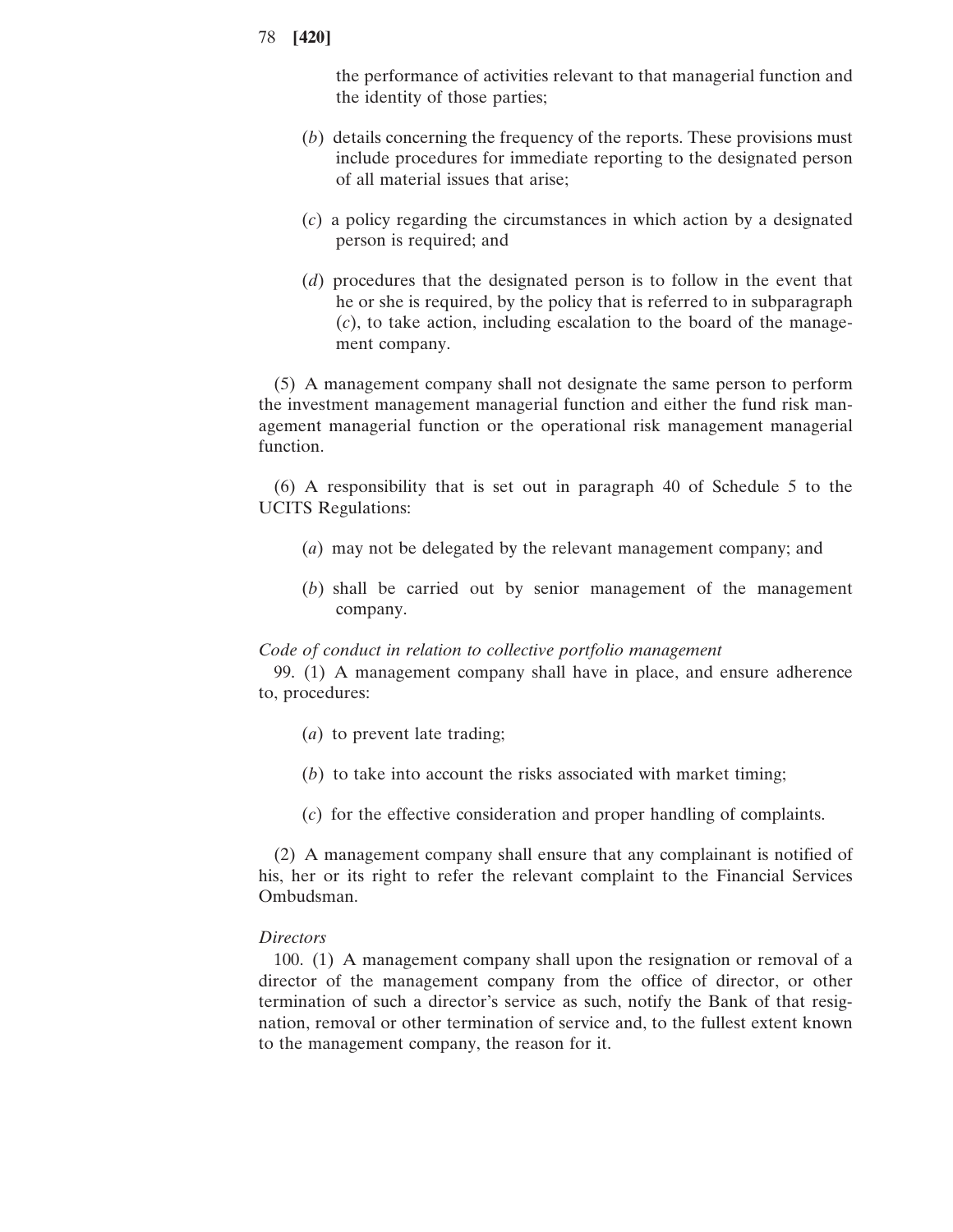the performance of activities relevant to that managerial function and the identity of those parties;

(*b*) details concerning the frequency of the reports. These provisions must include procedures for immediate reporting to the designated person of all material issues that arise;

(*c*) a policy regarding the circumstances in which action by a designated person is required; and

(*d*) procedures that the designated person is to follow in the event that he or she is required, by the policy that is referred to in subparagraph (*c*), to take action, including escalation to the board of the management company.

(5) A management company shall not designate the same person to perform the investment management managerial function and either the fund risk management managerial function or the operational risk management managerial function.

(6) A responsibility that is set out in paragraph 40 of Schedule 5 to the UCITS Regulations:

(*a*) may not be delegated by the relevant management company; and

(*b*) shall be carried out by senior management of the management company.

*Code of conduct in relation to collective portfolio management*

99. (1) A management company shall have in place, and ensure adherence to, procedures:

(*a*) to prevent late trading;

(*b*) to take into account the risks associated with market timing;

(*c*) for the effective consideration and proper handling of complaints.

(2) A management company shall ensure that any complainant is notified of his, her or its right to refer the relevant complaint to the Financial Services Ombudsman.

*Directors*

100. (1) A management company shall upon the resignation or removal of a director of the management company from the office of director, or other termination of such a director's service as such, notify the Bank of that resignation, removal or other termination of service and, to the fullest extent known to the management company, the reason for it.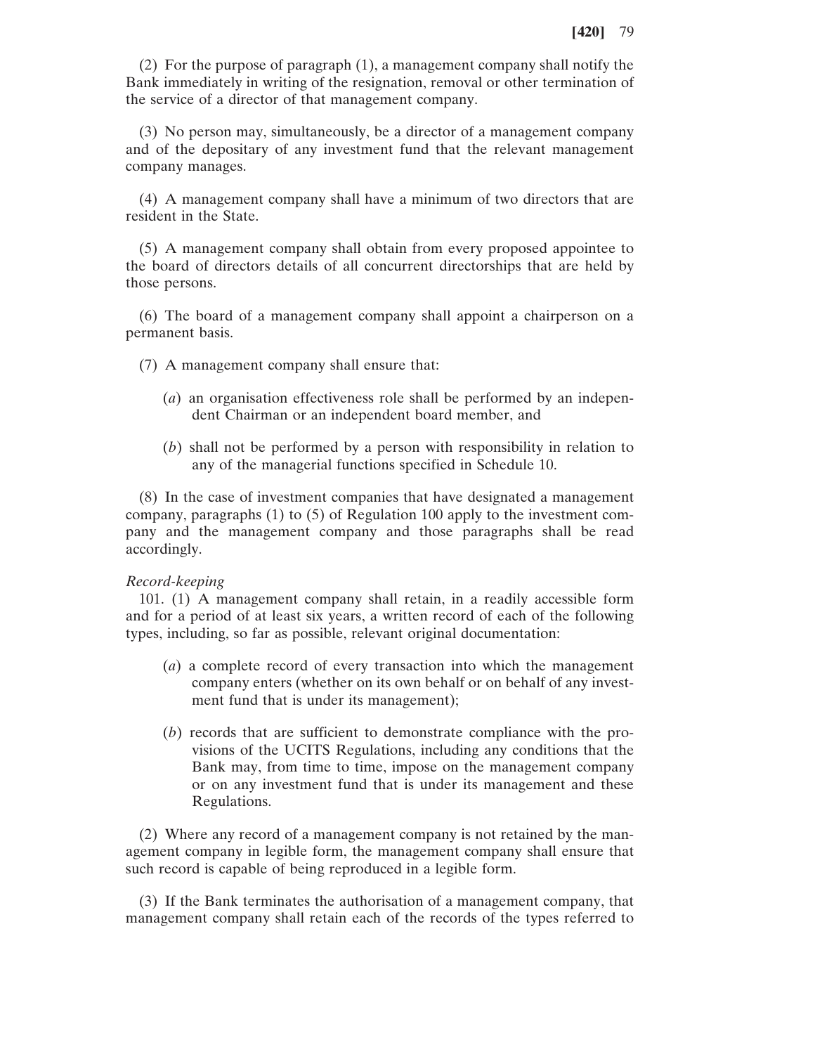(2) For the purpose of paragraph (1), a management company shall notify the Bank immediately in writing of the resignation, removal or other termination of the service of a director of that management company.

(3) No person may, simultaneously, be a director of a management company and of the depositary of any investment fund that the relevant management company manages.

(4) A management company shall have a minimum of two directors that are resident in the State.

(5) A management company shall obtain from every proposed appointee to the board of directors details of all concurrent directorships that are held by those persons.

(6) The board of a management company shall appoint a chairperson on a permanent basis.

(7) A management company shall ensure that:

(*a*) an organisation effectiveness role shall be performed by an independent Chairman or an independent board member, and

(*b*) shall not be performed by a person with responsibility in relation to any of the managerial functions specified in Schedule 10.

(8) In the case of investment companies that have designated a management company, paragraphs (1) to (5) of Regulation 100 apply to the investment company and the management company and those paragraphs shall be read accordingly.

*Record-keeping*

101. (1) A management company shall retain, in a readily accessible form and for a period of at least six years, a written record of each of the following types, including, so far as possible, relevant original documentation:

(*a*) a complete record of every transaction into which the management company enters (whether on its own behalf or on behalf of any investment fund that is under its management);

(*b*) records that are sufficient to demonstrate compliance with the provisions of the UCITS Regulations, including any conditions that the Bank may, from time to time, impose on the management company or on any investment fund that is under its management and these Regulations.

(2) Where any record of a management company is not retained by the management company in legible form, the management company shall ensure that such record is capable of being reproduced in a legible form.

(3) If the Bank terminates the authorisation of a management company, that management company shall retain each of the records of the types referred to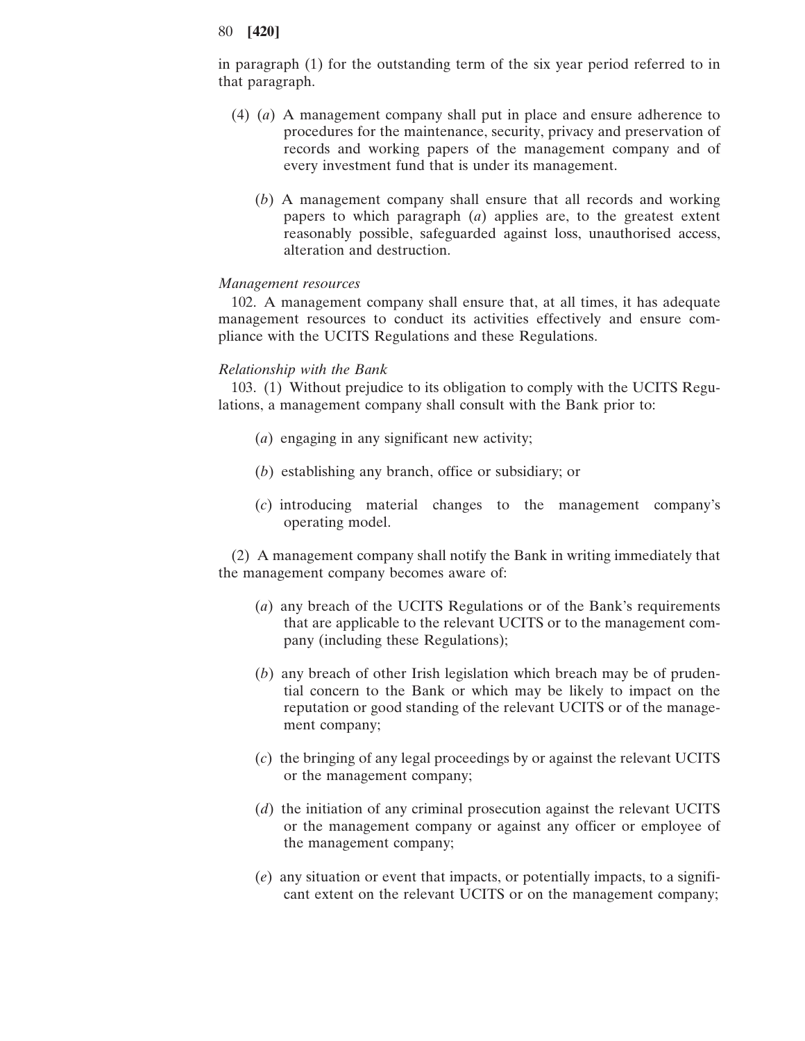in paragraph (1) for the outstanding term of the six year period referred to in that paragraph.

(4) (*a*) A management company shall put in place and ensure adherence to procedures for the maintenance, security, privacy and preservation of records and working papers of the management company and of every investment fund that is under its management.

(*b*) A management company shall ensure that all records and working papers to which paragraph (*a*) applies are, to the greatest extent reasonably possible, safeguarded against loss, unauthorised access, alteration and destruction.

*Management resources*

102. A management company shall ensure that, at all times, it has adequate management resources to conduct its activities effectively and ensure compliance with the UCITS Regulations and these Regulations.

*Relationship with the Bank*

103. (1) Without prejudice to its obligation to comply with the UCITS Regulations, a management company shall consult with the Bank prior to:

(*a*) engaging in any significant new activity;

(*b*) establishing any branch, office or subsidiary; or

(*c*) introducing material changes to the management company's operating model.

(2) A management company shall notify the Bank in writing immediately that the management company becomes aware of:

(*a*) any breach of the UCITS Regulations or of the Bank's requirements that are applicable to the relevant UCITS or to the management company (including these Regulations);

(*b*) any breach of other Irish legislation which breach may be of prudential concern to the Bank or which may be likely to impact on the reputation or good standing of the relevant UCITS or of the management company;

(*c*) the bringing of any legal proceedings by or against the relevant UCITS or the management company;

(*d*) the initiation of any criminal prosecution against the relevant UCITS or the management company or against any officer or employee of the management company;

(*e*) any situation or event that impacts, or potentially impacts, to a significant extent on the relevant UCITS or on the management company;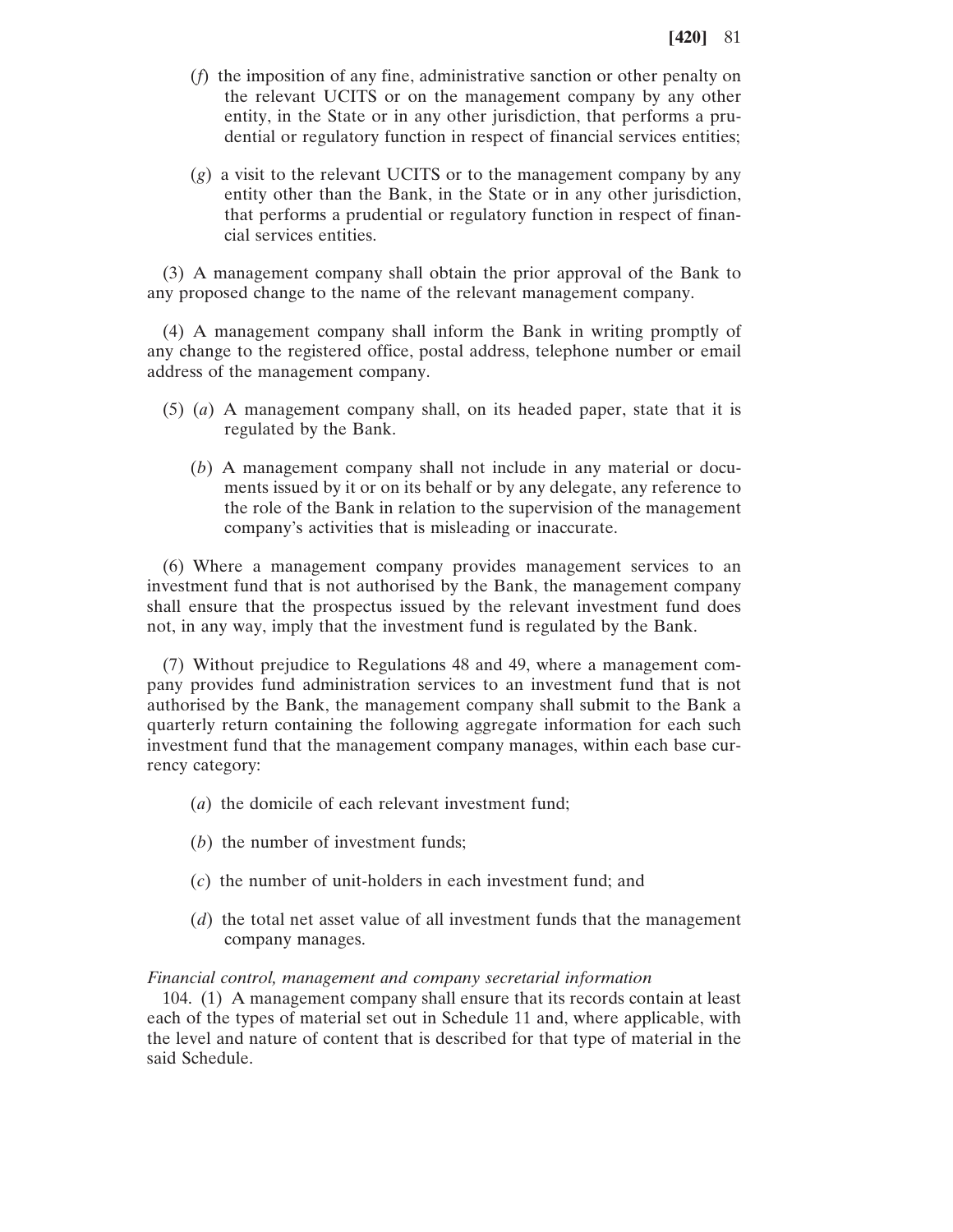(*f*) the imposition of any fine, administrative sanction or other penalty on the relevant UCITS or on the management company by any other entity, in the State or in any other jurisdiction, that performs a prudential or regulatory function in respect of financial services entities;

(*g*) a visit to the relevant UCITS or to the management company by any entity other than the Bank, in the State or in any other jurisdiction, that performs a prudential or regulatory function in respect of financial services entities.

(3) A management company shall obtain the prior approval of the Bank to any proposed change to the name of the relevant management company.

(4) A management company shall inform the Bank in writing promptly of any change to the registered office, postal address, telephone number or email address of the management company.

(5) (*a*) A management company shall, on its headed paper, state that it is regulated by the Bank.

(*b*) A management company shall not include in any material or documents issued by it or on its behalf or by any delegate, any reference to the role of the Bank in relation to the supervision of the management company's activities that is misleading or inaccurate.

(6) Where a management company provides management services to an investment fund that is not authorised by the Bank, the management company shall ensure that the prospectus issued by the relevant investment fund does not, in any way, imply that the investment fund is regulated by the Bank.

(7) Without prejudice to Regulations 48 and 49, where a management company provides fund administration services to an investment fund that is not authorised by the Bank, the management company shall submit to the Bank a quarterly return containing the following aggregate information for each such investment fund that the management company manages, within each base currency category:

(*a*) the domicile of each relevant investment fund;

(*b*) the number of investment funds;

(*c*) the number of unit-holders in each investment fund; and

(*d*) the total net asset value of all investment funds that the management company manages.

*Financial control, management and company secretarial information*

104. (1) A management company shall ensure that its records contain at least each of the types of material set out in Schedule 11 and, where applicable, with the level and nature of content that is described for that type of material in the said Schedule.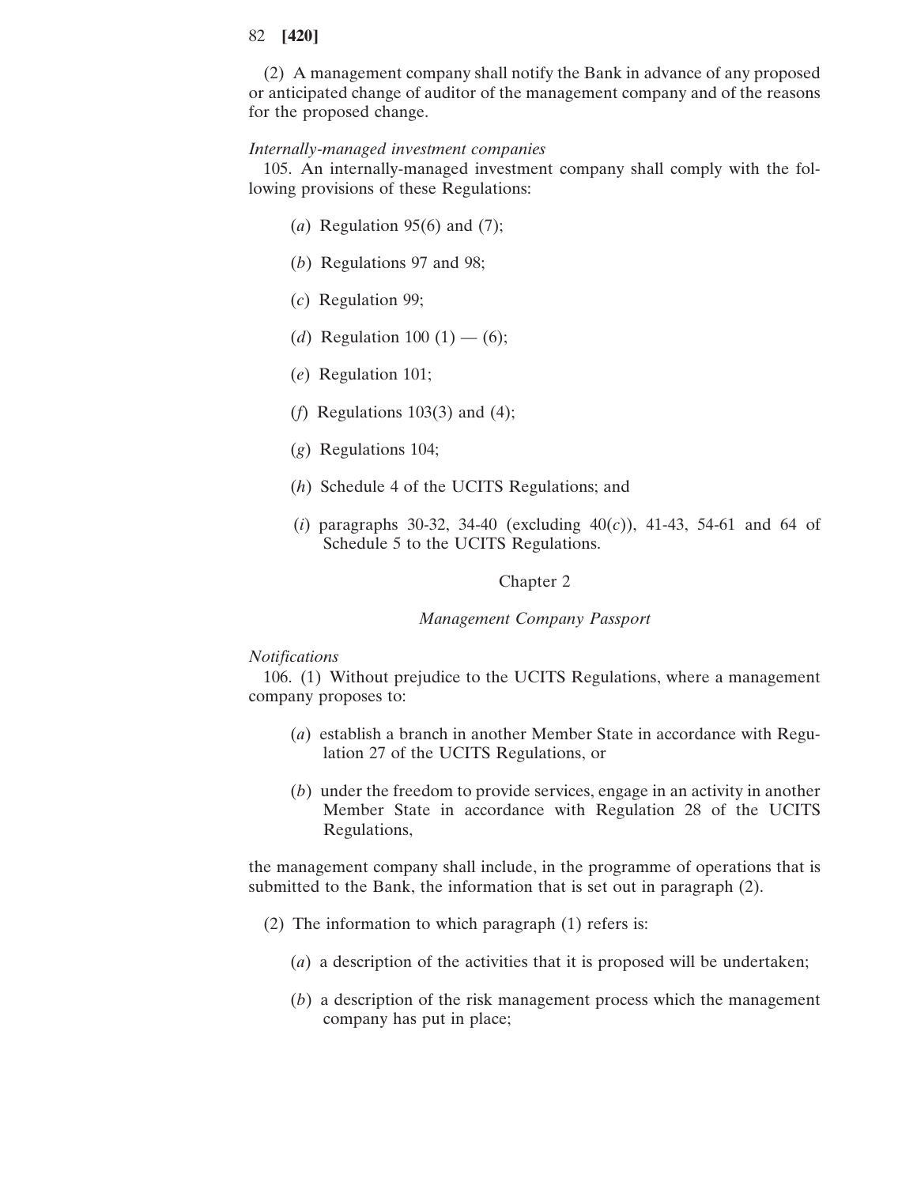(2) A management company shall notify the Bank in advance of any proposed or anticipated change of auditor of the management company and of the reasons for the proposed change.

*Internally-managed investment companies*

105. An internally-managed investment company shall comply with the following provisions of these Regulations:

(*a*) Regulation 95(6) and (7);

(*b*) Regulations 97 and 98;

(*c*) Regulation 99;

(*d*) Regulation 100 (1) — (6);

(*e*) Regulation 101;

(*f*) Regulations 103(3) and (4);

(*g*) Regulations 104;

(*h*) Schedule 4 of the UCITS Regulations; and

(*i*) paragraphs 30-32, 34-40 (excluding 40(*c*)), 41-43, 54-61 and 64 of Schedule 5 to the UCITS Regulations.

## Chapter 2

### *Management Company Passport*

*Notifications*

106. (1) Without prejudice to the UCITS Regulations, where a management company proposes to:

(*a*) establish a branch in another Member State in accordance with Regulation 27 of the UCITS Regulations, or

(*b*) under the freedom to provide services, engage in an activity in another Member State in accordance with Regulation 28 of the UCITS Regulations,

the management company shall include, in the programme of operations that is submitted to the Bank, the information that is set out in paragraph (2).

(2) The information to which paragraph (1) refers is:

(*a*) a description of the activities that it is proposed will be undertaken;

(*b*) a description of the risk management process which the management company has put in place;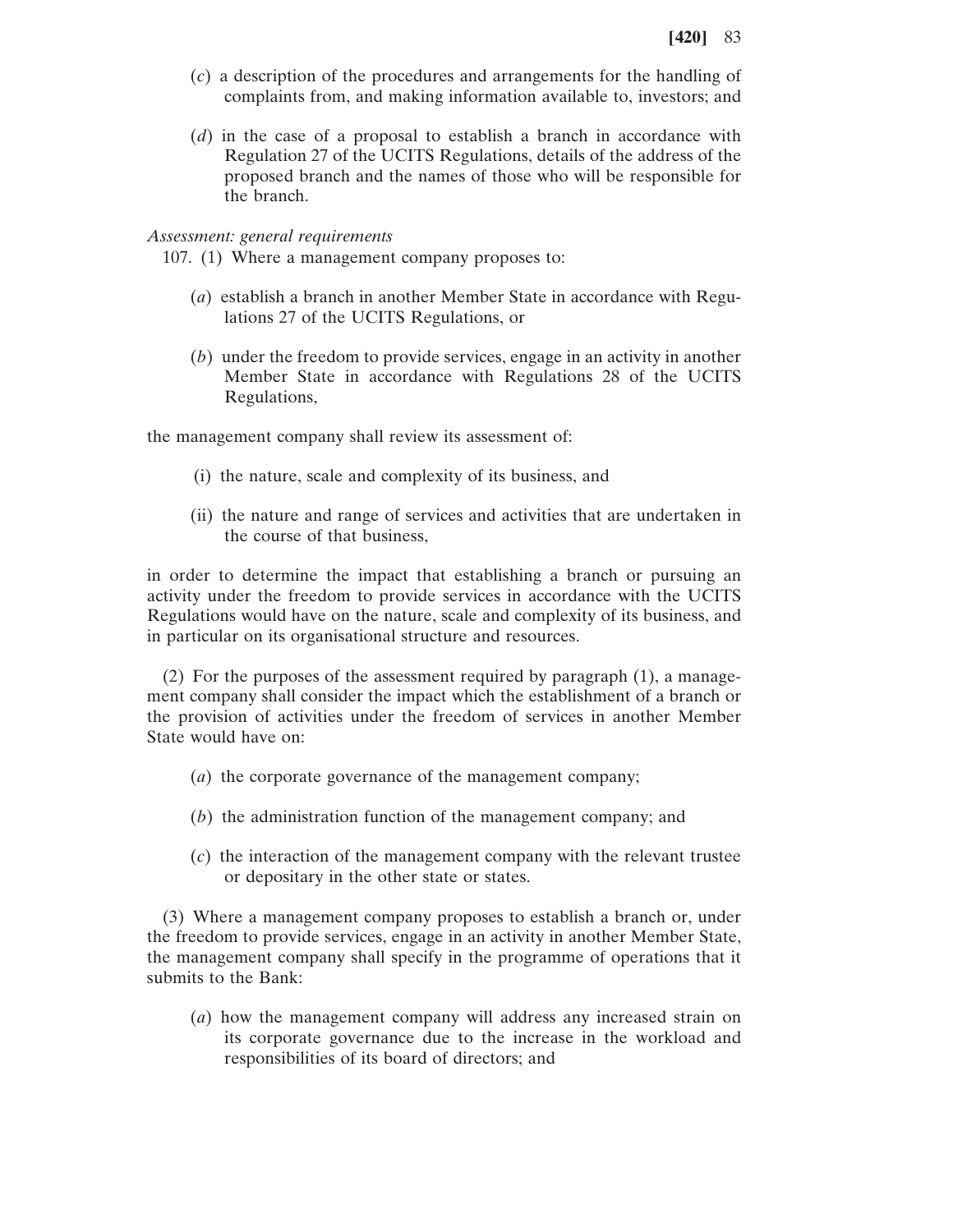(*c*) a description of the procedures and arrangements for the handling of complaints from, and making information available to, investors; and

(*d*) in the case of a proposal to establish a branch in accordance with Regulation 27 of the UCITS Regulations, details of the address of the proposed branch and the names of those who will be responsible for the branch.

*Assessment: general requirements*

107. (1) Where a management company proposes to:

(*a*) establish a branch in another Member State in accordance with Regulations 27 of the UCITS Regulations, or

(*b*) under the freedom to provide services, engage in an activity in another Member State in accordance with Regulations 28 of the UCITS Regulations,

the management company shall review its assessment of:

(i) the nature, scale and complexity of its business, and

(ii) the nature and range of services and activities that are undertaken in the course of that business,

in order to determine the impact that establishing a branch or pursuing an activity under the freedom to provide services in accordance with the UCITS Regulations would have on the nature, scale and complexity of its business, and in particular on its organisational structure and resources.

(2) For the purposes of the assessment required by paragraph (1), a management company shall consider the impact which the establishment of a branch or the provision of activities under the freedom of services in another Member State would have on:

(*a*) the corporate governance of the management company;

(*b*) the administration function of the management company; and

(*c*) the interaction of the management company with the relevant trustee or depositary in the other state or states.

(3) Where a management company proposes to establish a branch or, under the freedom to provide services, engage in an activity in another Member State, the management company shall specify in the programme of operations that it submits to the Bank:

(*a*) how the management company will address any increased strain on its corporate governance due to the increase in the workload and responsibilities of its board of directors; and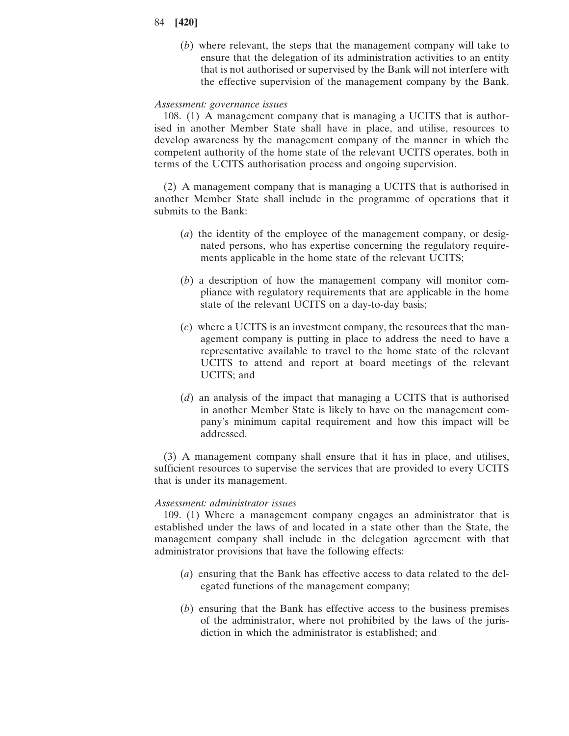(*b*) where relevant, the steps that the management company will take to ensure that the delegation of its administration activities to an entity that is not authorised or supervised by the Bank will not interfere with the effective supervision of the management company by the Bank.

*Assessment: governance issues*

108. (1) A management company that is managing a UCITS that is authorised in another Member State shall have in place, and utilise, resources to develop awareness by the management company of the manner in which the competent authority of the home state of the relevant UCITS operates, both in terms of the UCITS authorisation process and ongoing supervision.

(2) A management company that is managing a UCITS that is authorised in another Member State shall include in the programme of operations that it submits to the Bank:

(*a*) the identity of the employee of the management company, or designated persons, who has expertise concerning the regulatory requirements applicable in the home state of the relevant UCITS;

(*b*) a description of how the management company will monitor compliance with regulatory requirements that are applicable in the home state of the relevant UCITS on a day-to-day basis;

(*c*) where a UCITS is an investment company, the resources that the management company is putting in place to address the need to have a representative available to travel to the home state of the relevant UCITS to attend and report at board meetings of the relevant UCITS; and

(*d*) an analysis of the impact that managing a UCITS that is authorised in another Member State is likely to have on the management company's minimum capital requirement and how this impact will be addressed.

(3) A management company shall ensure that it has in place, and utilises, sufficient resources to supervise the services that are provided to every UCITS that is under its management.

*Assessment: administrator issues*

109. (1) Where a management company engages an administrator that is established under the laws of and located in a state other than the State, the management company shall include in the delegation agreement with that administrator provisions that have the following effects:

(*a*) ensuring that the Bank has effective access to data related to the delegated functions of the management company;

(*b*) ensuring that the Bank has effective access to the business premises of the administrator, where not prohibited by the laws of the jurisdiction in which the administrator is established; and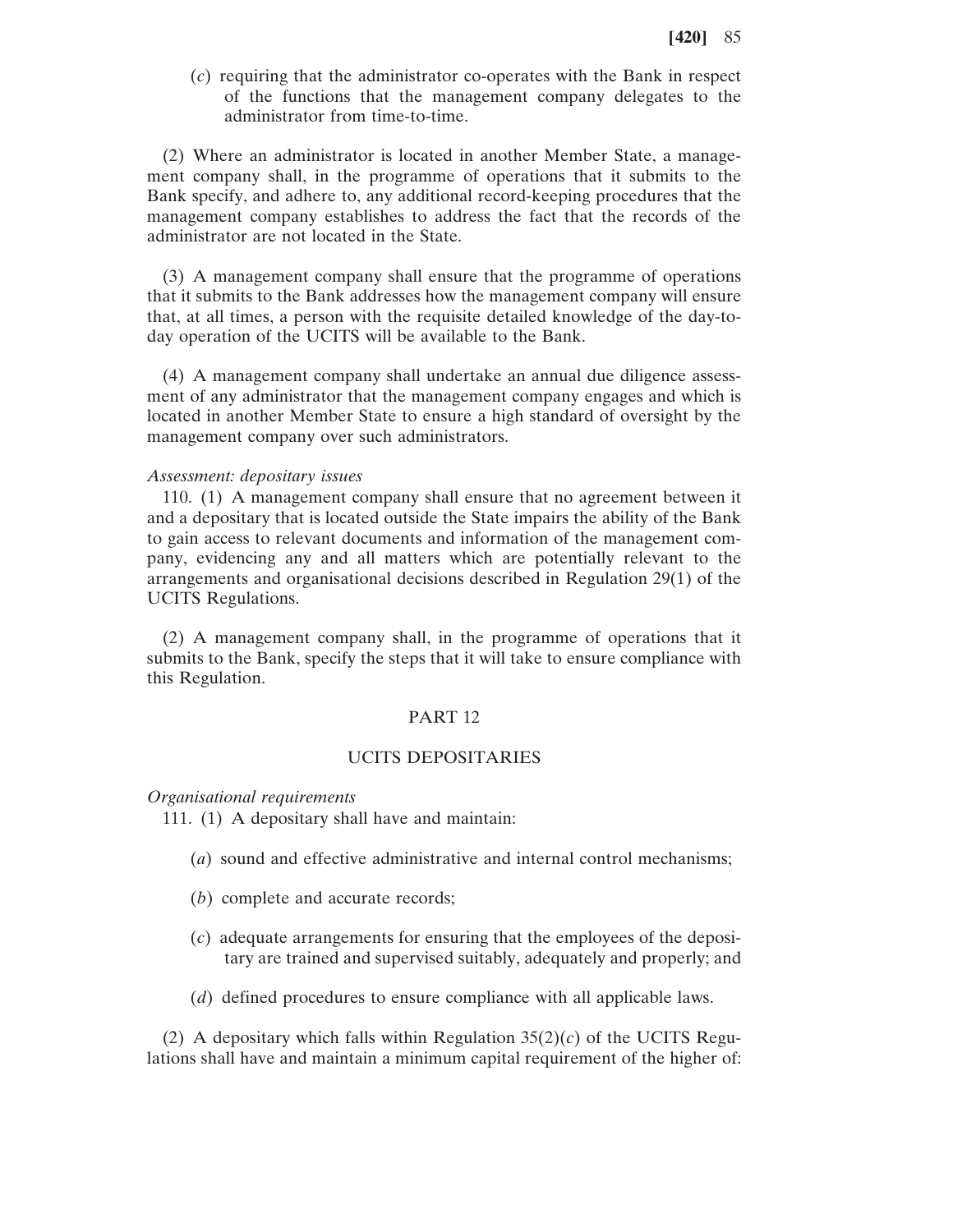(*c*) requiring that the administrator co-operates with the Bank in respect of the functions that the management company delegates to the administrator from time-to-time.

(2) Where an administrator is located in another Member State, a management company shall, in the programme of operations that it submits to the Bank specify, and adhere to, any additional record-keeping procedures that the management company establishes to address the fact that the records of the administrator are not located in the State.

(3) A management company shall ensure that the programme of operations that it submits to the Bank addresses how the management company will ensure that, at all times, a person with the requisite detailed knowledge of the day-to-day operation of the UCITS will be available to the Bank.

(4) A management company shall undertake an annual due diligence assessment of any administrator that the management company engages and which is located in another Member State to ensure a high standard of oversight by the management company over such administrators.

*Assessment: depositary issues*

110. (1) A management company shall ensure that no agreement between it and a depositary that is located outside the State impairs the ability of the Bank to gain access to relevant documents and information of the management company, evidencing any and all matters which are potentially relevant to the arrangements and organisational decisions described in Regulation 29(1) of the UCITS Regulations.

(2) A management company shall, in the programme of operations that it submits to the Bank, specify the steps that it will take to ensure compliance with this Regulation.

## PART 12

## UCITS DEPOSITARIES

*Organisational requirements*

111. (1) A depositary shall have and maintain:

(*a*) sound and effective administrative and internal control mechanisms;

(*b*) complete and accurate records;

(*c*) adequate arrangements for ensuring that the employees of the depositary are trained and supervised suitably, adequately and properly; and

(*d*) defined procedures to ensure compliance with all applicable laws.

(2) A depositary which falls within Regulation 35(2)(*c*) of the UCITS Regulations shall have and maintain a minimum capital requirement of the higher of: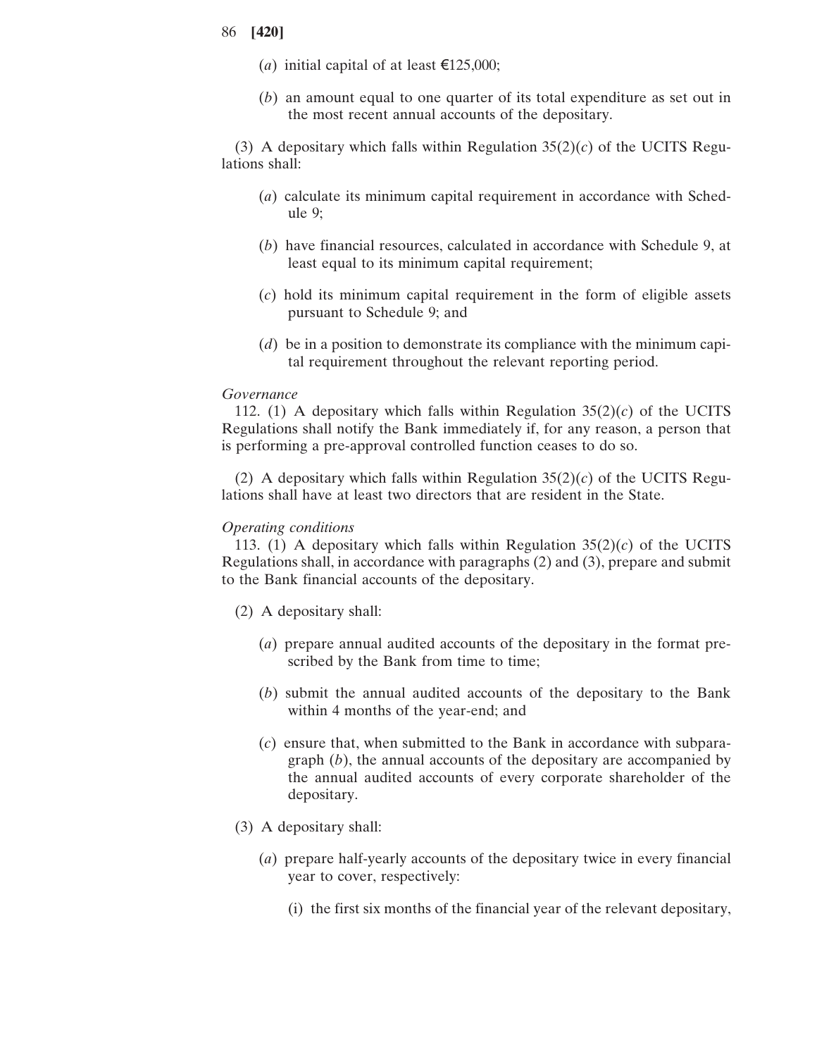(*a*) initial capital of at least €125,000;

(*b*) an amount equal to one quarter of its total expenditure as set out in the most recent annual accounts of the depositary.

(3) A depositary which falls within Regulation 35(2)(*c*) of the UCITS Regulations shall:

(*a*) calculate its minimum capital requirement in accordance with Schedule 9;

(*b*) have financial resources, calculated in accordance with Schedule 9, at least equal to its minimum capital requirement;

(*c*) hold its minimum capital requirement in the form of eligible assets pursuant to Schedule 9; and

(*d*) be in a position to demonstrate its compliance with the minimum capital requirement throughout the relevant reporting period.

*Governance*

112. (1) A depositary which falls within Regulation 35(2)(*c*) of the UCITS Regulations shall notify the Bank immediately if, for any reason, a person that is performing a pre-approval controlled function ceases to do so.

(2) A depositary which falls within Regulation 35(2)(*c*) of the UCITS Regulations shall have at least two directors that are resident in the State.

*Operating conditions*

113. (1) A depositary which falls within Regulation 35(2)(*c*) of the UCITS Regulations shall, in accordance with paragraphs (2) and (3), prepare and submit to the Bank financial accounts of the depositary.

(2) A depositary shall:

(*a*) prepare annual audited accounts of the depositary in the format prescribed by the Bank from time to time;

(*b*) submit the annual audited accounts of the depositary to the Bank within 4 months of the year-end; and

(*c*) ensure that, when submitted to the Bank in accordance with subparagraph (*b*), the annual accounts of the depositary are accompanied by the annual audited accounts of every corporate shareholder of the depositary.

(3) A depositary shall:

(*a*) prepare half-yearly accounts of the depositary twice in every financial year to cover, respectively:

(i) the first six months of the financial year of the relevant depositary,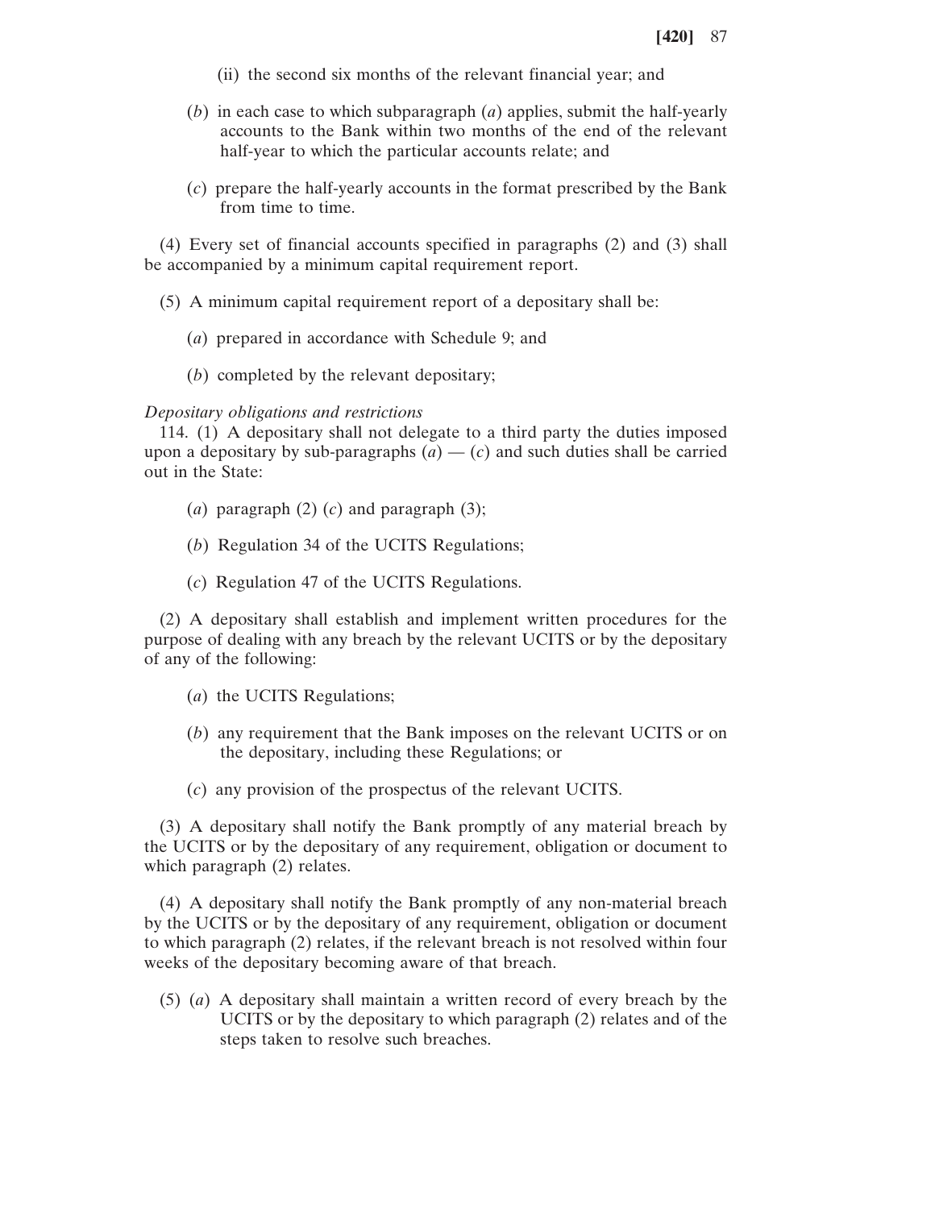(ii) the second six months of the relevant financial year; and

(*b*) in each case to which subparagraph (*a*) applies, submit the half-yearly accounts to the Bank within two months of the end of the relevant half-year to which the particular accounts relate; and

(*c*) prepare the half-yearly accounts in the format prescribed by the Bank from time to time.

(4) Every set of financial accounts specified in paragraphs (2) and (3) shall be accompanied by a minimum capital requirement report.

(5) A minimum capital requirement report of a depositary shall be:

(*a*) prepared in accordance with Schedule 9; and

(*b*) completed by the relevant depositary;

*Depositary obligations and restrictions*

114. (1) A depositary shall not delegate to a third party the duties imposed upon a depositary by sub-paragraphs (*a*) — (*c*) and such duties shall be carried out in the State:

(*a*) paragraph (2) (*c*) and paragraph (3);

(*b*) Regulation 34 of the UCITS Regulations;

(*c*) Regulation 47 of the UCITS Regulations.

(2) A depositary shall establish and implement written procedures for the purpose of dealing with any breach by the relevant UCITS or by the depositary of any of the following:

(*a*) the UCITS Regulations;

(*b*) any requirement that the Bank imposes on the relevant UCITS or on the depositary, including these Regulations; or

(*c*) any provision of the prospectus of the relevant UCITS.

(3) A depositary shall notify the Bank promptly of any material breach by the UCITS or by the depositary of any requirement, obligation or document to which paragraph (2) relates.

(4) A depositary shall notify the Bank promptly of any non-material breach by the UCITS or by the depositary of any requirement, obligation or document to which paragraph (2) relates, if the relevant breach is not resolved within four weeks of the depositary becoming aware of that breach.

(5) (*a*) A depositary shall maintain a written record of every breach by the UCITS or by the depositary to which paragraph (2) relates and of the steps taken to resolve such breaches.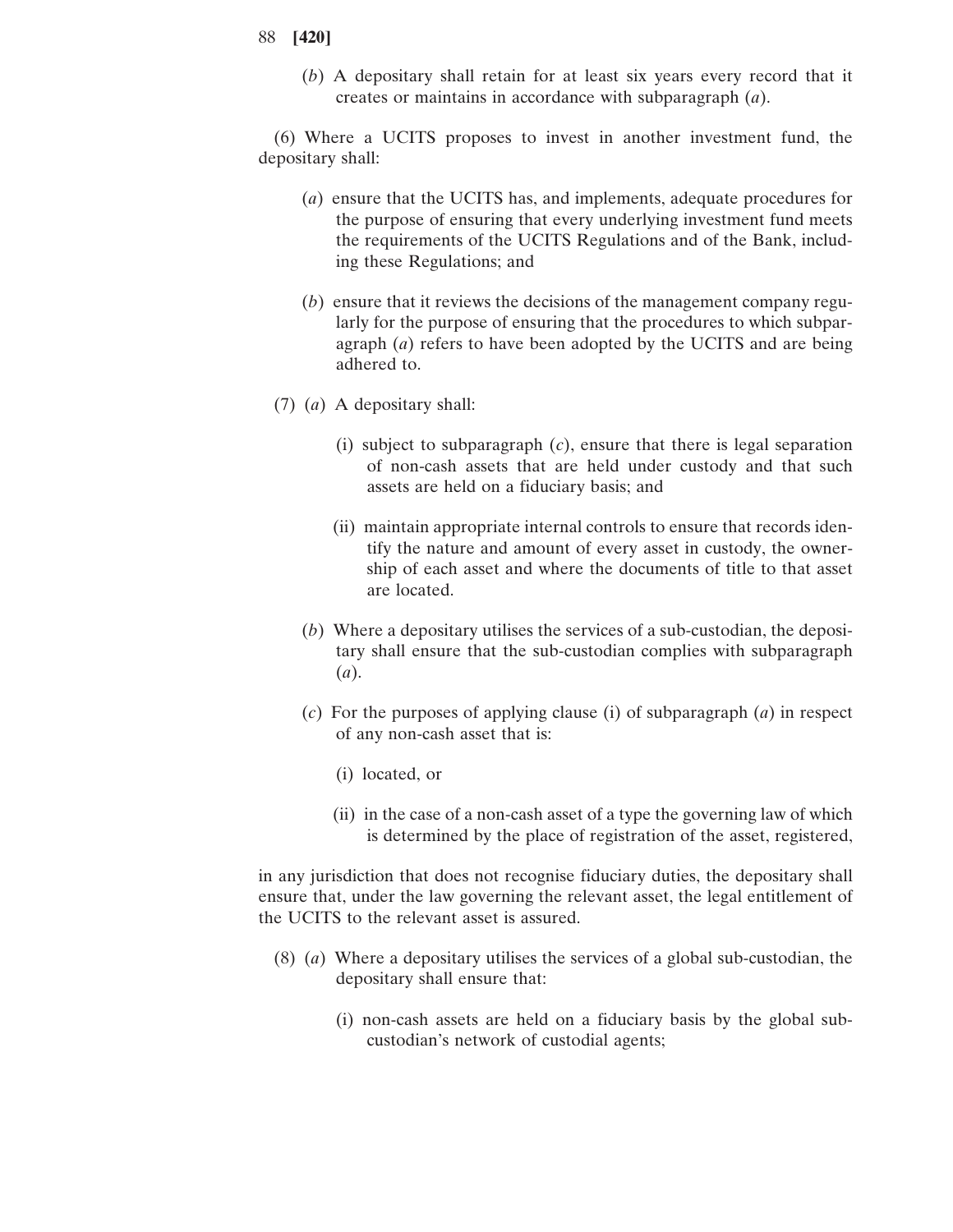(*b*) A depositary shall retain for at least six years every record that it creates or maintains in accordance with subparagraph (*a*).

(6) Where a UCITS proposes to invest in another investment fund, the depositary shall:

(*a*) ensure that the UCITS has, and implements, adequate procedures for the purpose of ensuring that every underlying investment fund meets the requirements of the UCITS Regulations and of the Bank, including these Regulations; and

(*b*) ensure that it reviews the decisions of the management company regularly for the purpose of ensuring that the procedures to which subparagraph (*a*) refers to have been adopted by the UCITS and are being adhered to.

(7) (*a*) A depositary shall:

(i) subject to subparagraph (*c*), ensure that there is legal separation of non-cash assets that are held under custody and that such assets are held on a fiduciary basis; and

(ii) maintain appropriate internal controls to ensure that records identify the nature and amount of every asset in custody, the ownership of each asset and where the documents of title to that asset are located.

(*b*) Where a depositary utilises the services of a sub-custodian, the depositary shall ensure that the sub-custodian complies with subparagraph (*a*).

(*c*) For the purposes of applying clause (i) of subparagraph (*a*) in respect of any non-cash asset that is:

(i) located, or

(ii) in the case of a non-cash asset of a type the governing law of which is determined by the place of registration of the asset, registered,

in any jurisdiction that does not recognise fiduciary duties, the depositary shall ensure that, under the law governing the relevant asset, the legal entitlement of the UCITS to the relevant asset is assured.

(8) (*a*) Where a depositary utilises the services of a global sub-custodian, the depositary shall ensure that:

(i) non-cash assets are held on a fiduciary basis by the global sub-custodian's network of custodial agents;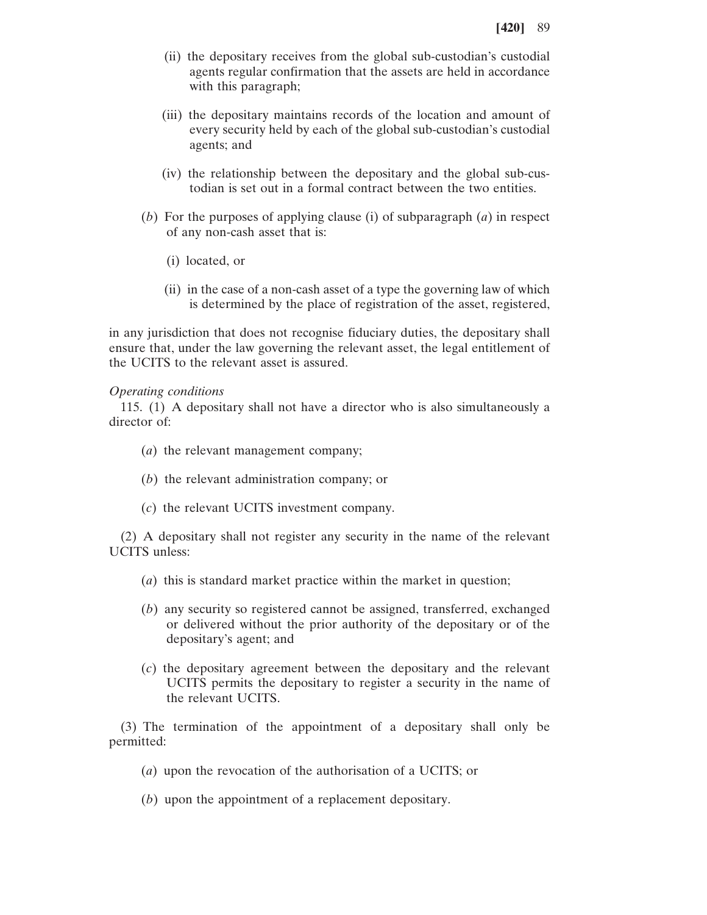(ii) the depositary receives from the global sub-custodian's custodial agents regular confirmation that the assets are held in accordance with this paragraph;

(iii) the depositary maintains records of the location and amount of every security held by each of the global sub-custodian's custodial agents; and

(iv) the relationship between the depositary and the global sub-custodian is set out in a formal contract between the two entities.

(*b*) For the purposes of applying clause (i) of subparagraph (*a*) in respect of any non-cash asset that is:

(i) located, or

(ii) in the case of a non-cash asset of a type the governing law of which is determined by the place of registration of the asset, registered,

in any jurisdiction that does not recognise fiduciary duties, the depositary shall ensure that, under the law governing the relevant asset, the legal entitlement of the UCITS to the relevant asset is assured.

*Operating conditions*

115. (1) A depositary shall not have a director who is also simultaneously a director of:

(*a*) the relevant management company;

(*b*) the relevant administration company; or

(*c*) the relevant UCITS investment company.

(2) A depositary shall not register any security in the name of the relevant UCITS unless:

(*a*) this is standard market practice within the market in question;

(*b*) any security so registered cannot be assigned, transferred, exchanged or delivered without the prior authority of the depositary or of the depositary's agent; and

(*c*) the depositary agreement between the depositary and the relevant UCITS permits the depositary to register a security in the name of the relevant UCITS.

(3) The termination of the appointment of a depositary shall only be permitted:

(*a*) upon the revocation of the authorisation of a UCITS; or

(*b*) upon the appointment of a replacement depositary.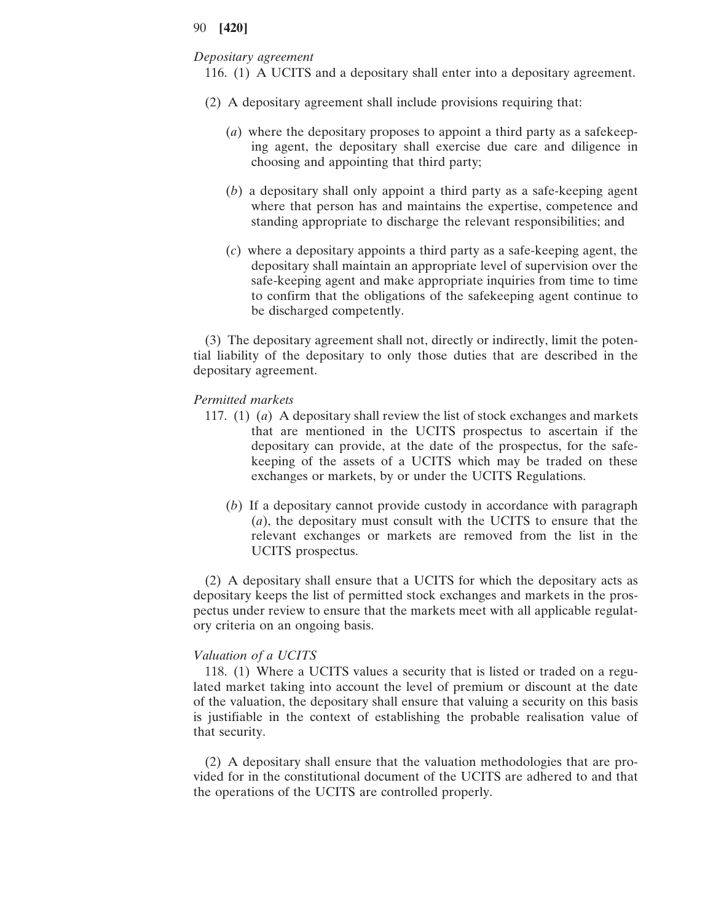*Depositary agreement*

116. (1) A UCITS and a depositary shall enter into a depositary agreement.

(2) A depositary agreement shall include provisions requiring that:

(*a*) where the depositary proposes to appoint a third party as a safekeeping agent, the depositary shall exercise due care and diligence in choosing and appointing that third party;

(*b*) a depositary shall only appoint a third party as a safe-keeping agent where that person has and maintains the expertise, competence and standing appropriate to discharge the relevant responsibilities; and

(*c*) where a depositary appoints a third party as a safe-keeping agent, the depositary shall maintain an appropriate level of supervision over the safe-keeping agent and make appropriate inquiries from time to time to confirm that the obligations of the safekeeping agent continue to be discharged competently.

(3) The depositary agreement shall not, directly or indirectly, limit the potential liability of the depositary to only those duties that are described in the depositary agreement.

*Permitted markets*

117. (1) (*a*) A depositary shall review the list of stock exchanges and markets that are mentioned in the UCITS prospectus to ascertain if the depositary can provide, at the date of the prospectus, for the safekeeping of the assets of a UCITS which may be traded on these exchanges or markets, by or under the UCITS Regulations.

(*b*) If a depositary cannot provide custody in accordance with paragraph (*a*), the depositary must consult with the UCITS to ensure that the relevant exchanges or markets are removed from the list in the UCITS prospectus.

(2) A depositary shall ensure that a UCITS for which the depositary acts as depositary keeps the list of permitted stock exchanges and markets in the prospectus under review to ensure that the markets meet with all applicable regulatory criteria on an ongoing basis.

*Valuation of a UCITS*

118. (1) Where a UCITS values a security that is listed or traded on a regulated market taking into account the level of premium or discount at the date of the valuation, the depositary shall ensure that valuing a security on this basis is justifiable in the context of establishing the probable realisation value of that security.

(2) A depositary shall ensure that the valuation methodologies that are provided for in the constitutional document of the UCITS are adhered to and that the operations of the UCITS are controlled properly.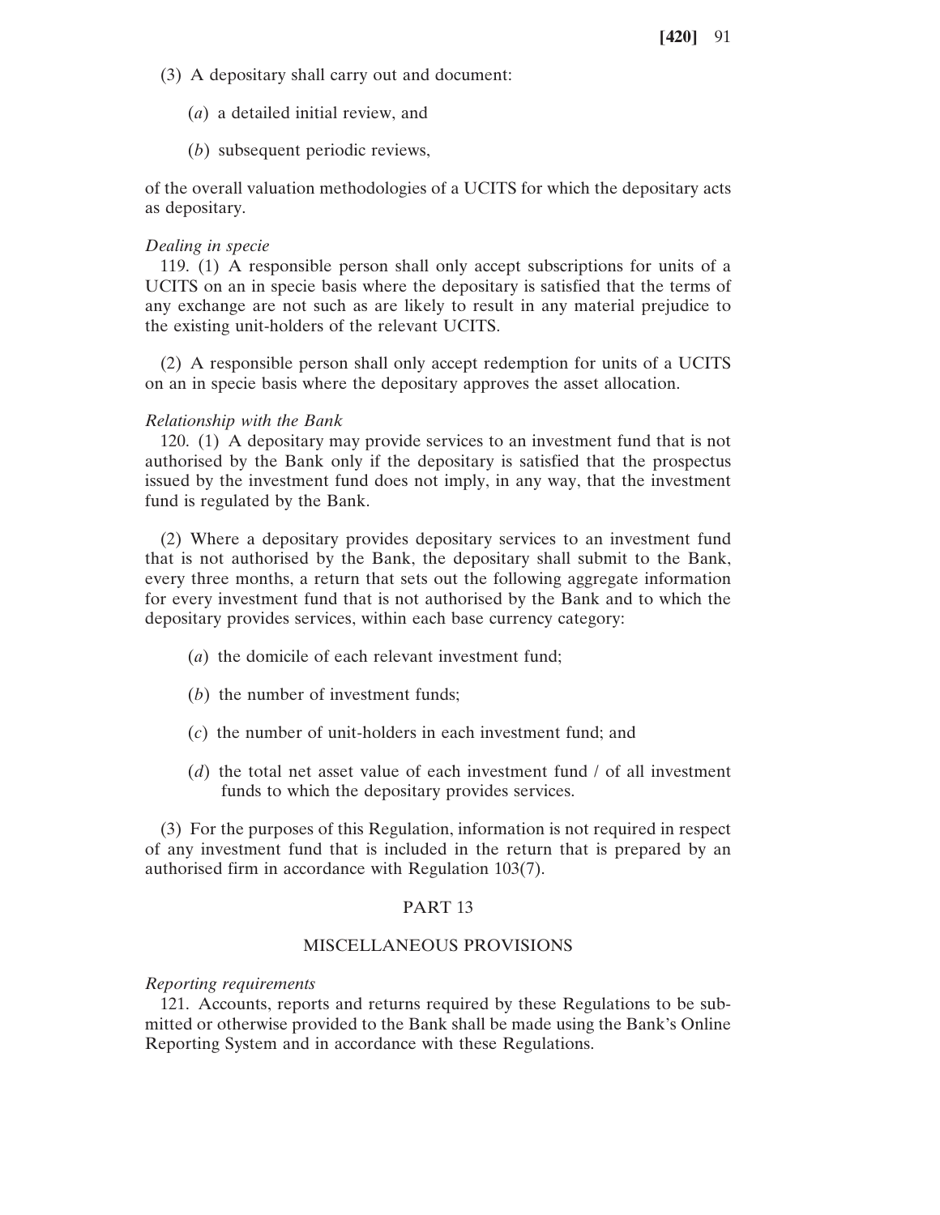(3) A depositary shall carry out and document:

(*a*) a detailed initial review, and

(*b*) subsequent periodic reviews,

of the overall valuation methodologies of a UCITS for which the depositary acts as depositary.

*Dealing in specie*

119. (1) A responsible person shall only accept subscriptions for units of a UCITS on an in specie basis where the depositary is satisfied that the terms of any exchange are not such as are likely to result in any material prejudice to the existing unit-holders of the relevant UCITS.

(2) A responsible person shall only accept redemption for units of a UCITS on an in specie basis where the depositary approves the asset allocation.

*Relationship with the Bank*

120. (1) A depositary may provide services to an investment fund that is not authorised by the Bank only if the depositary is satisfied that the prospectus issued by the investment fund does not imply, in any way, that the investment fund is regulated by the Bank.

(2) Where a depositary provides depositary services to an investment fund that is not authorised by the Bank, the depositary shall submit to the Bank, every three months, a return that sets out the following aggregate information for every investment fund that is not authorised by the Bank and to which the depositary provides services, within each base currency category:

(*a*) the domicile of each relevant investment fund;

(*b*) the number of investment funds;

(*c*) the number of unit-holders in each investment fund; and

(*d*) the total net asset value of each investment fund / of all investment funds to which the depositary provides services.

(3) For the purposes of this Regulation, information is not required in respect of any investment fund that is included in the return that is prepared by an authorised firm in accordance with Regulation 103(7).

## PART 13

## MISCELLANEOUS PROVISIONS

*Reporting requirements*

121. Accounts, reports and returns required by these Regulations to be submitted or otherwise provided to the Bank shall be made using the Bank's Online Reporting System and in accordance with these Regulations.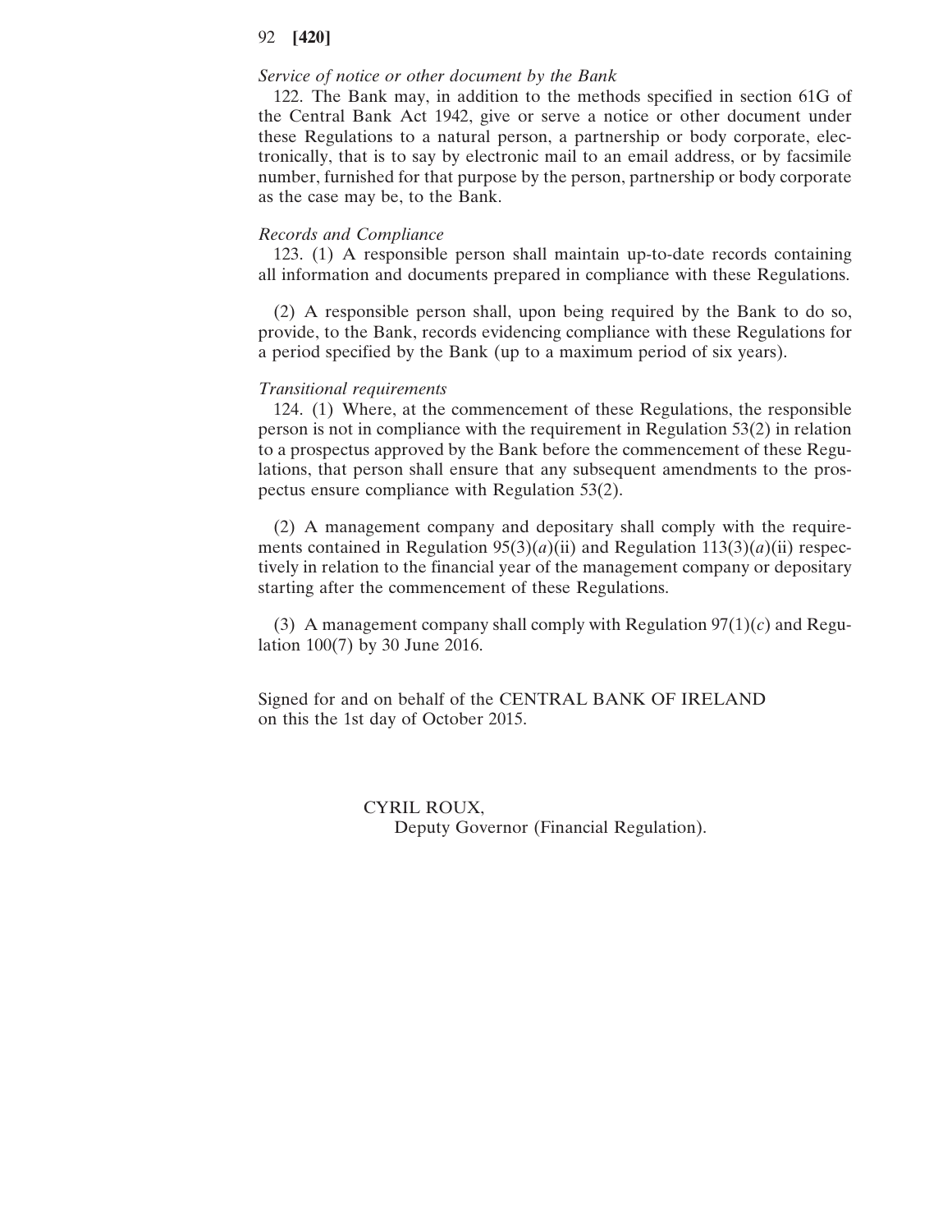*Service of notice or other document by the Bank*

122. The Bank may, in addition to the methods specified in section 61G of the Central Bank Act 1942, give or serve a notice or other document under these Regulations to a natural person, a partnership or body corporate, electronically, that is to say by electronic mail to an email address, or by facsimile number, furnished for that purpose by the person, partnership or body corporate as the case may be, to the Bank.

*Records and Compliance*

123. (1) A responsible person shall maintain up-to-date records containing all information and documents prepared in compliance with these Regulations.

(2) A responsible person shall, upon being required by the Bank to do so, provide, to the Bank, records evidencing compliance with these Regulations for a period specified by the Bank (up to a maximum period of six years).

*Transitional requirements*

124. (1) Where, at the commencement of these Regulations, the responsible person is not in compliance with the requirement in Regulation 53(2) in relation to a prospectus approved by the Bank before the commencement of these Regulations, that person shall ensure that any subsequent amendments to the prospectus ensure compliance with Regulation 53(2).

(2) A management company and depositary shall comply with the requirements contained in Regulation 95(3)(*a*)(ii) and Regulation 113(3)(*a*)(ii) respectively in relation to the financial year of the management company or depositary starting after the commencement of these Regulations.

(3) A management company shall comply with Regulation 97(1)(*c*) and Regulation 100(7) by 30 June 2016.

Signed for and on behalf of the CENTRAL BANK OF IRELAND
on this the 1st day of October 2015.

CYRIL ROUX,
Deputy Governor (Financial Regulation).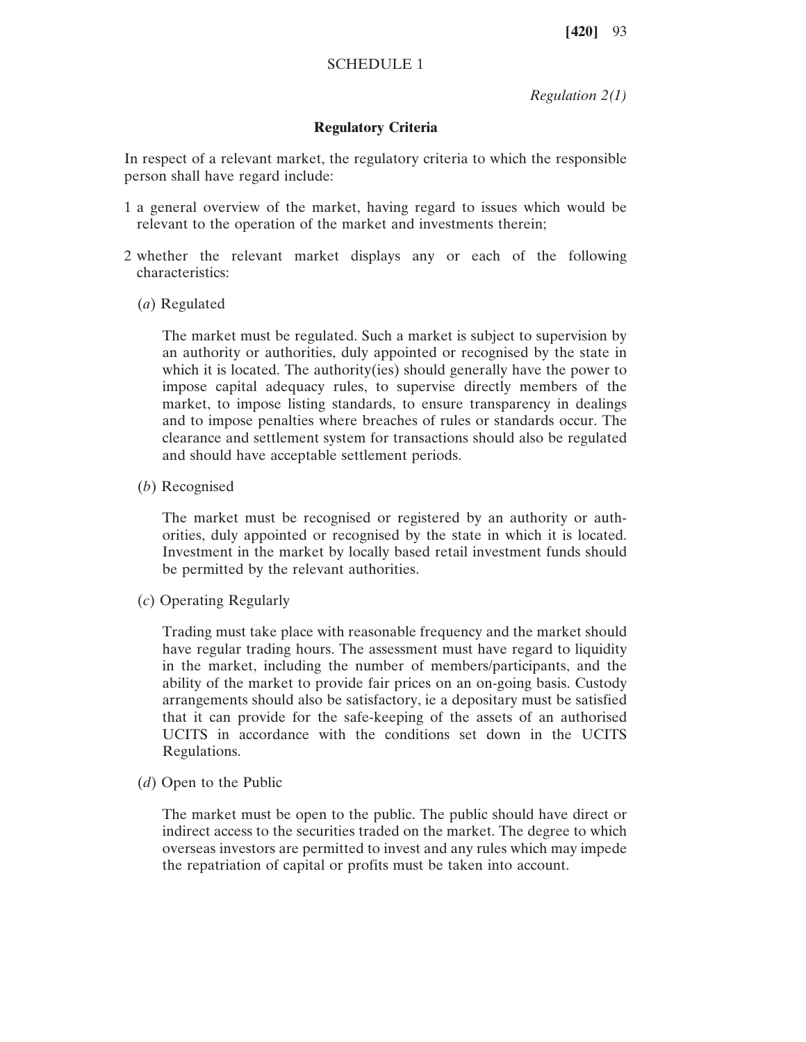SCHEDULE 1

*Regulation 2(1)*

**Regulatory Criteria**

In respect of a relevant market, the regulatory criteria to which the responsible person shall have regard include:

1 a general overview of the market, having regard to issues which would be relevant to the operation of the market and investments therein;

2 whether the relevant market displays any or each of the following characteristics:

(*a*) Regulated

The market must be regulated. Such a market is subject to supervision by an authority or authorities, duly appointed or recognised by the state in which it is located. The authority(ies) should generally have the power to impose capital adequacy rules, to supervise directly members of the market, to impose listing standards, to ensure transparency in dealings and to impose penalties where breaches of rules or standards occur. The clearance and settlement system for transactions should also be regulated and should have acceptable settlement periods.

(*b*) Recognised

The market must be recognised or registered by an authority or authorities, duly appointed or recognised by the state in which it is located. Investment in the market by locally based retail investment funds should be permitted by the relevant authorities.

(*c*) Operating Regularly

Trading must take place with reasonable frequency and the market should have regular trading hours. The assessment must have regard to liquidity in the market, including the number of members/participants, and the ability of the market to provide fair prices on an on-going basis. Custody arrangements should also be satisfactory, ie a depositary must be satisfied that it can provide for the safe-keeping of the assets of an authorised UCITS in accordance with the conditions set down in the UCITS Regulations.

(*d*) Open to the Public

The market must be open to the public. The public should have direct or indirect access to the securities traded on the market. The degree to which overseas investors are permitted to invest and any rules which may impede the repatriation of capital or profits must be taken into account.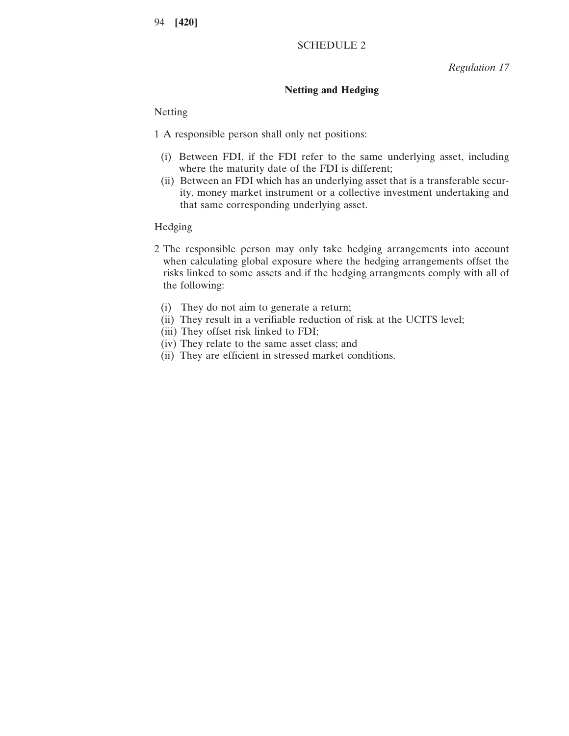## SCHEDULE 2

*Regulation 17*

### Netting and Hedging

Netting

1 A responsible person shall only net positions:

(i) Between FDI, if the FDI refer to the same underlying asset, including where the maturity date of the FDI is different;
(ii) Between an FDI which has an underlying asset that is a transferable security, money market instrument or a collective investment undertaking and that same corresponding underlying asset.

Hedging

2 The responsible person may only take hedging arrangements into account when calculating global exposure where the hedging arrangements offset the risks linked to some assets and if the hedging arrangments comply with all of the following:

(i) They do not aim to generate a return;
(ii) They result in a verifiable reduction of risk at the UCITS level;
(iii) They offset risk linked to FDI;
(iv) They relate to the same asset class; and
(ii) They are efficient in stressed market conditions.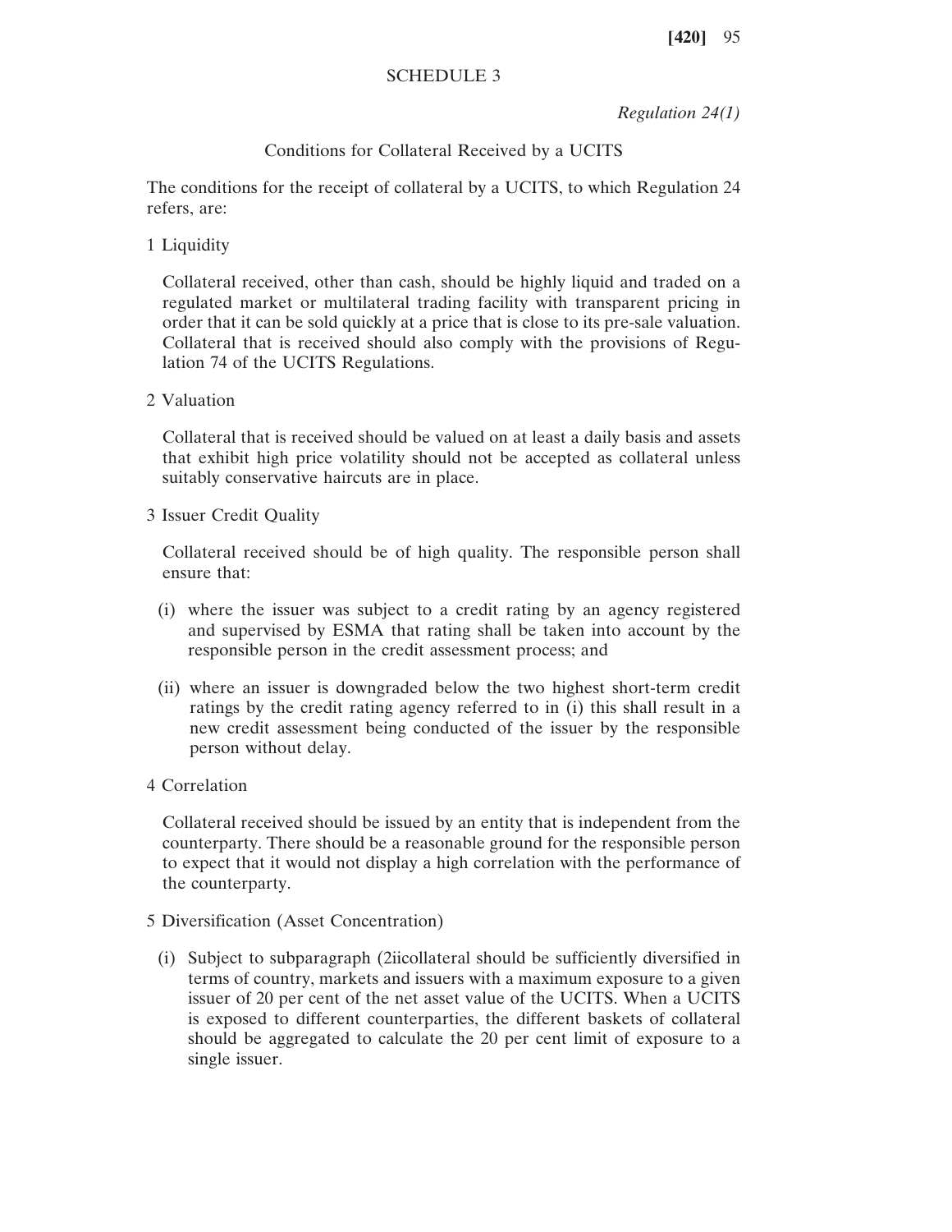## SCHEDULE 3

*Regulation 24(1)*

### Conditions for Collateral Received by a UCITS

The conditions for the receipt of collateral by a UCITS, to which Regulation 24 refers, are:

1 Liquidity

Collateral received, other than cash, should be highly liquid and traded on a regulated market or multilateral trading facility with transparent pricing in order that it can be sold quickly at a price that is close to its pre-sale valuation. Collateral that is received should also comply with the provisions of Regulation 74 of the UCITS Regulations.

2 Valuation

Collateral that is received should be valued on at least a daily basis and assets that exhibit high price volatility should not be accepted as collateral unless suitably conservative haircuts are in place.

3 Issuer Credit Quality

Collateral received should be of high quality. The responsible person shall ensure that:

(i) where the issuer was subject to a credit rating by an agency registered and supervised by ESMA that rating shall be taken into account by the responsible person in the credit assessment process; and

(ii) where an issuer is downgraded below the two highest short-term credit ratings by the credit rating agency referred to in (i) this shall result in a new credit assessment being conducted of the issuer by the responsible person without delay.

4 Correlation

Collateral received should be issued by an entity that is independent from the counterparty. There should be a reasonable ground for the responsible person to expect that it would not display a high correlation with the performance of the counterparty.

5 Diversification (Asset Concentration)

(i) Subject to subparagraph (2iicollateral should be sufficiently diversified in terms of country, markets and issuers with a maximum exposure to a given issuer of 20 per cent of the net asset value of the UCITS. When a UCITS is exposed to different counterparties, the different baskets of collateral should be aggregated to calculate the 20 per cent limit of exposure to a single issuer.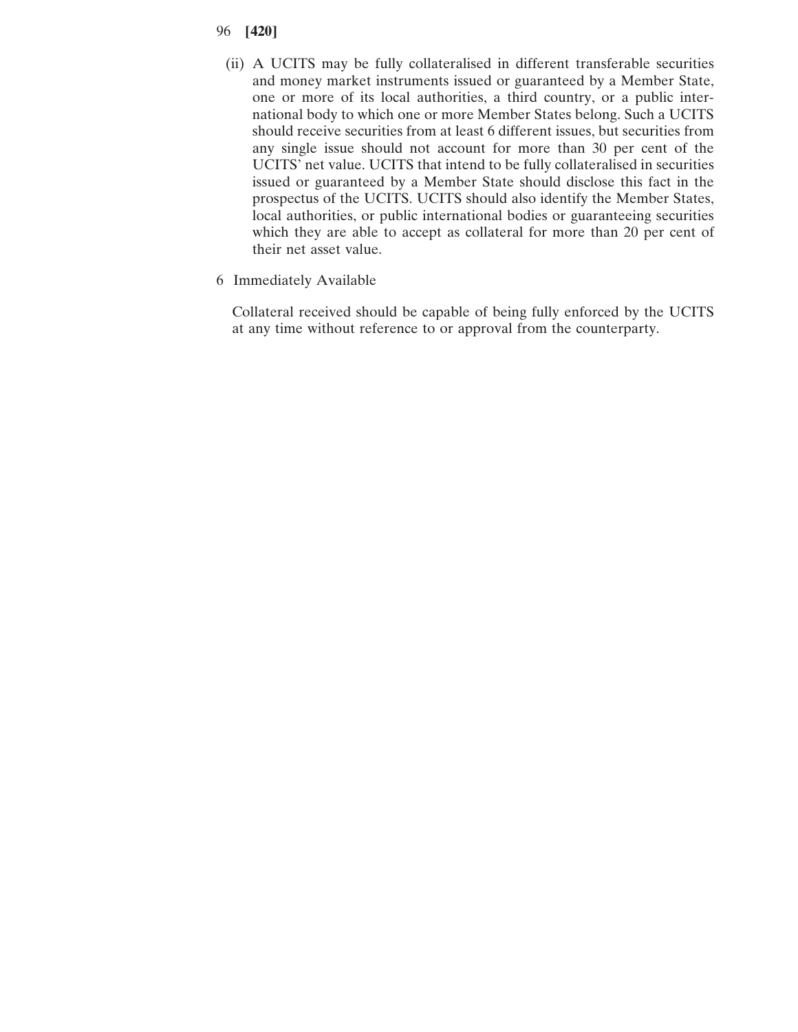(ii) A UCITS may be fully collateralised in different transferable securities and money market instruments issued or guaranteed by a Member State, one or more of its local authorities, a third country, or a public international body to which one or more Member States belong. Such a UCITS should receive securities from at least 6 different issues, but securities from any single issue should not account for more than 30 per cent of the UCITS' net value. UCITS that intend to be fully collateralised in securities issued or guaranteed by a Member State should disclose this fact in the prospectus of the UCITS. UCITS should also identify the Member States, local authorities, or public international bodies or guaranteeing securities which they are able to accept as collateral for more than 20 per cent of their net asset value.

6 Immediately Available

Collateral received should be capable of being fully enforced by the UCITS at any time without reference to or approval from the counterparty.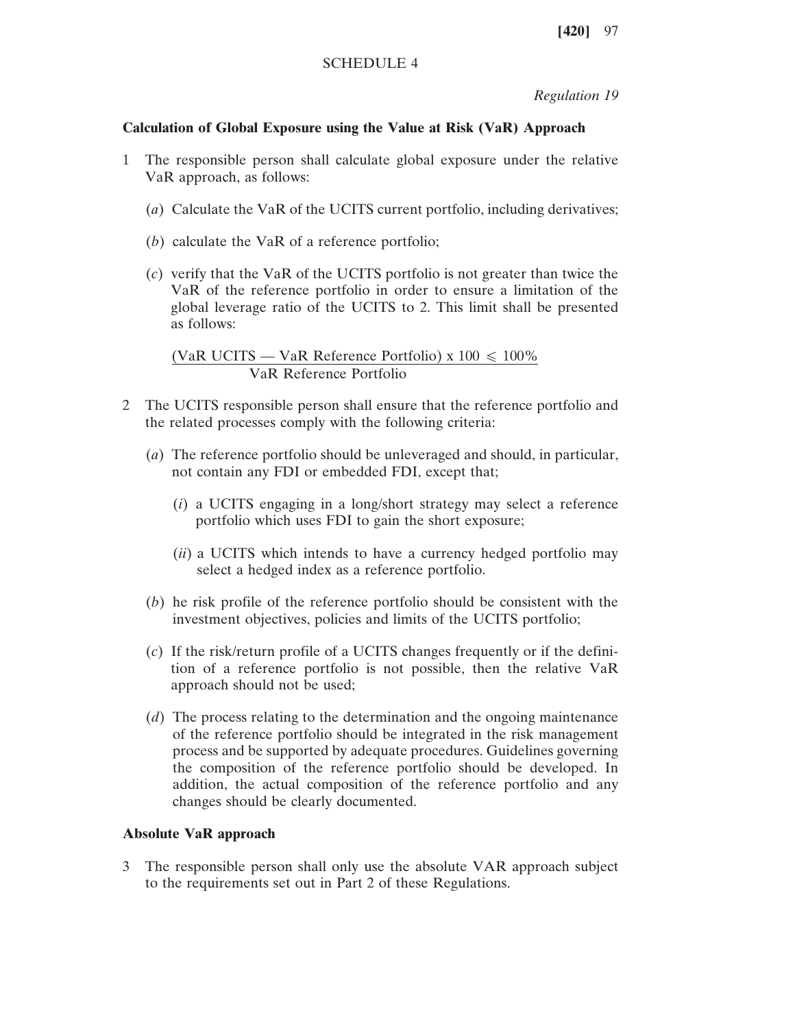SCHEDULE 4

*Regulation 19*

**Calculation of Global Exposure using the Value at Risk (VaR) Approach**

1 The responsible person shall calculate global exposure under the relative VaR approach, as follows:

(*a*) Calculate the VaR of the UCITS current portfolio, including derivatives;

(*b*) calculate the VaR of a reference portfolio;

(*c*) verify that the VaR of the UCITS portfolio is not greater than twice the VaR of the reference portfolio in order to ensure a limitation of the global leverage ratio of the UCITS to 2. This limit shall be presented as follows:

$$\frac{(\text{VaR UCITS} - \text{VaR Reference Portfolio}) \times 100}{\text{VaR Reference Portfolio}} \leqslant 100\%$$

2 The UCITS responsible person shall ensure that the reference portfolio and the related processes comply with the following criteria:

(*a*) The reference portfolio should be unleveraged and should, in particular, not contain any FDI or embedded FDI, except that;

(*i*) a UCITS engaging in a long/short strategy may select a reference portfolio which uses FDI to gain the short exposure;

(*ii*) a UCITS which intends to have a currency hedged portfolio may select a hedged index as a reference portfolio.

(*b*) he risk profile of the reference portfolio should be consistent with the investment objectives, policies and limits of the UCITS portfolio;

(*c*) If the risk/return profile of a UCITS changes frequently or if the definition of a reference portfolio is not possible, then the relative VaR approach should not be used;

(*d*) The process relating to the determination and the ongoing maintenance of the reference portfolio should be integrated in the risk management process and be supported by adequate procedures. Guidelines governing the composition of the reference portfolio should be developed. In addition, the actual composition of the reference portfolio and any changes should be clearly documented.

**Absolute VaR approach**

3 The responsible person shall only use the absolute VAR approach subject to the requirements set out in Part 2 of these Regulations.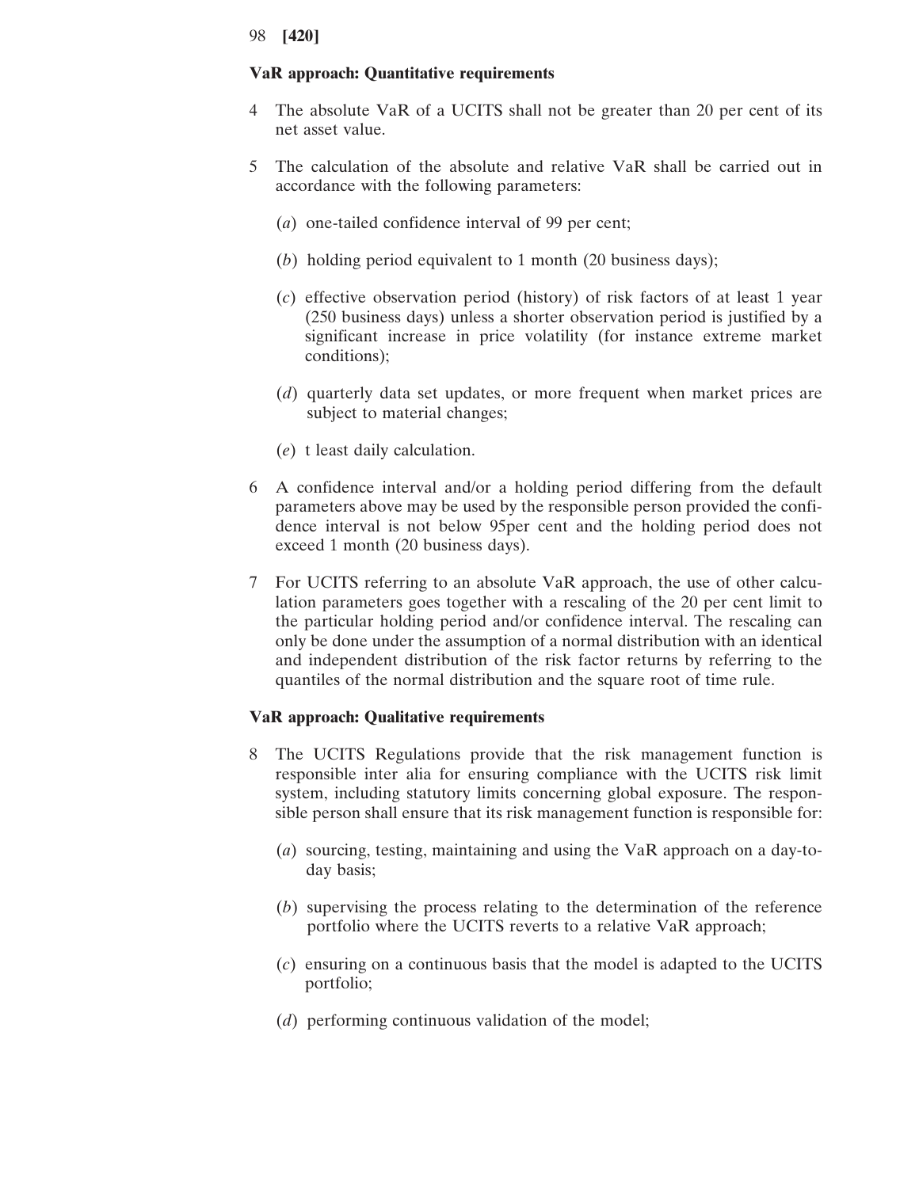### VaR approach: Quantitative requirements

4 The absolute VaR of a UCITS shall not be greater than 20 per cent of its net asset value.

5 The calculation of the absolute and relative VaR shall be carried out in accordance with the following parameters:

(*a*) one-tailed confidence interval of 99 per cent;

(*b*) holding period equivalent to 1 month (20 business days);

(*c*) effective observation period (history) of risk factors of at least 1 year (250 business days) unless a shorter observation period is justified by a significant increase in price volatility (for instance extreme market conditions);

(*d*) quarterly data set updates, or more frequent when market prices are subject to material changes;

(*e*) t least daily calculation.

6 A confidence interval and/or a holding period differing from the default parameters above may be used by the responsible person provided the confidence interval is not below 95per cent and the holding period does not exceed 1 month (20 business days).

7 For UCITS referring to an absolute VaR approach, the use of other calculation parameters goes together with a rescaling of the 20 per cent limit to the particular holding period and/or confidence interval. The rescaling can only be done under the assumption of a normal distribution with an identical and independent distribution of the risk factor returns by referring to the quantiles of the normal distribution and the square root of time rule.

### VaR approach: Qualitative requirements

8 The UCITS Regulations provide that the risk management function is responsible inter alia for ensuring compliance with the UCITS risk limit system, including statutory limits concerning global exposure. The responsible person shall ensure that its risk management function is responsible for:

(*a*) sourcing, testing, maintaining and using the VaR approach on a day-to-day basis;

(*b*) supervising the process relating to the determination of the reference portfolio where the UCITS reverts to a relative VaR approach;

(*c*) ensuring on a continuous basis that the model is adapted to the UCITS portfolio;

(*d*) performing continuous validation of the model;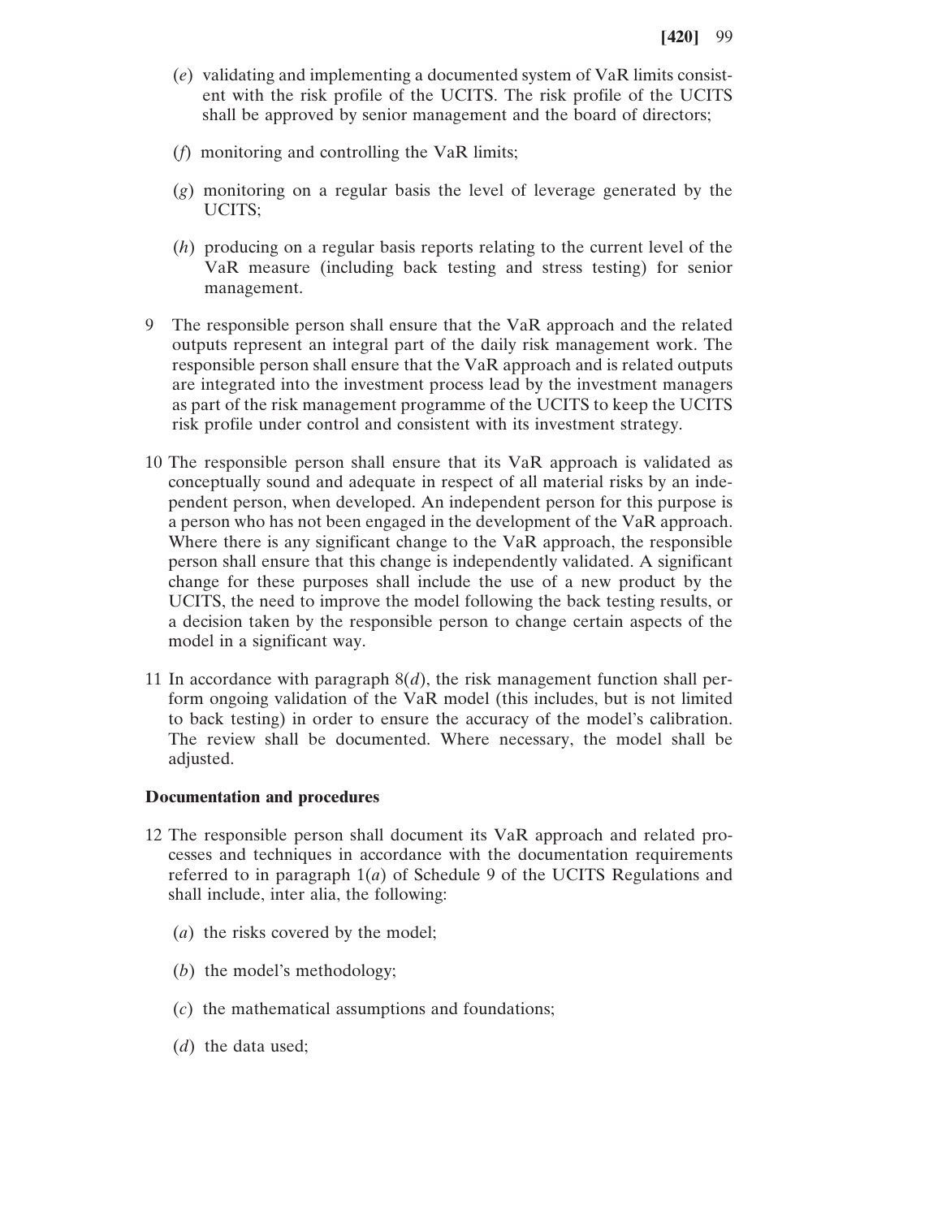(*e*) validating and implementing a documented system of VaR limits consistent with the risk profile of the UCITS. The risk profile of the UCITS shall be approved by senior management and the board of directors;

(*f*) monitoring and controlling the VaR limits;

(*g*) monitoring on a regular basis the level of leverage generated by the UCITS;

(*h*) producing on a regular basis reports relating to the current level of the VaR measure (including back testing and stress testing) for senior management.

9 The responsible person shall ensure that the VaR approach and the related outputs represent an integral part of the daily risk management work. The responsible person shall ensure that the VaR approach and is related outputs are integrated into the investment process lead by the investment managers as part of the risk management programme of the UCITS to keep the UCITS risk profile under control and consistent with its investment strategy.

10 The responsible person shall ensure that its VaR approach is validated as conceptually sound and adequate in respect of all material risks by an independent person, when developed. An independent person for this purpose is a person who has not been engaged in the development of the VaR approach. Where there is any significant change to the VaR approach, the responsible person shall ensure that this change is independently validated. A significant change for these purposes shall include the use of a new product by the UCITS, the need to improve the model following the back testing results, or a decision taken by the responsible person to change certain aspects of the model in a significant way.

11 In accordance with paragraph 8(*d*), the risk management function shall perform ongoing validation of the VaR model (this includes, but is not limited to back testing) in order to ensure the accuracy of the model's calibration. The review shall be documented. Where necessary, the model shall be adjusted.

**Documentation and procedures**

12 The responsible person shall document its VaR approach and related processes and techniques in accordance with the documentation requirements referred to in paragraph 1(*a*) of Schedule 9 of the UCITS Regulations and shall include, inter alia, the following:

(*a*) the risks covered by the model;

(*b*) the model's methodology;

(*c*) the mathematical assumptions and foundations;

(*d*) the data used;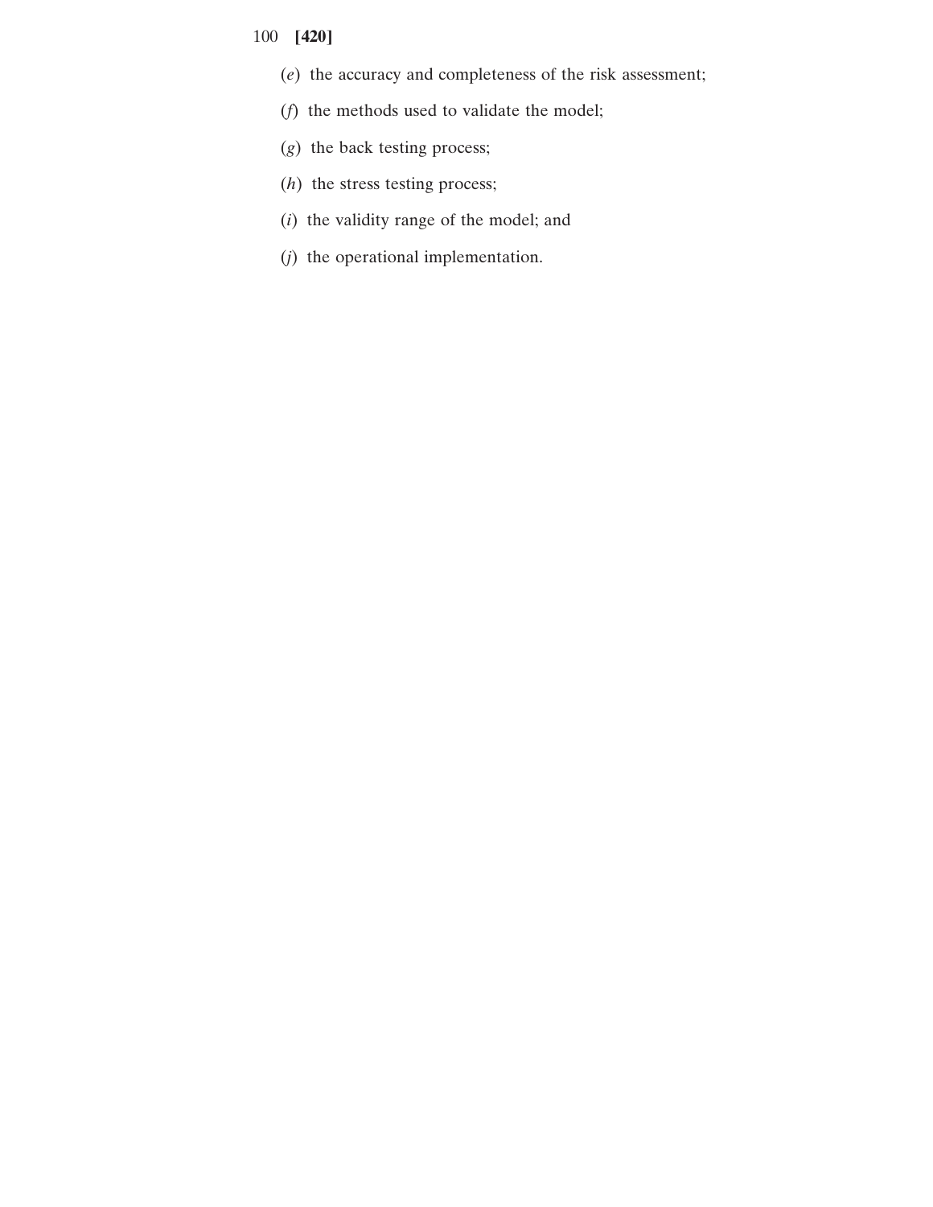(*e*) the accuracy and completeness of the risk assessment;

(*f*) the methods used to validate the model;

(*g*) the back testing process;

(*h*) the stress testing process;

(*i*) the validity range of the model; and

(*j*) the operational implementation.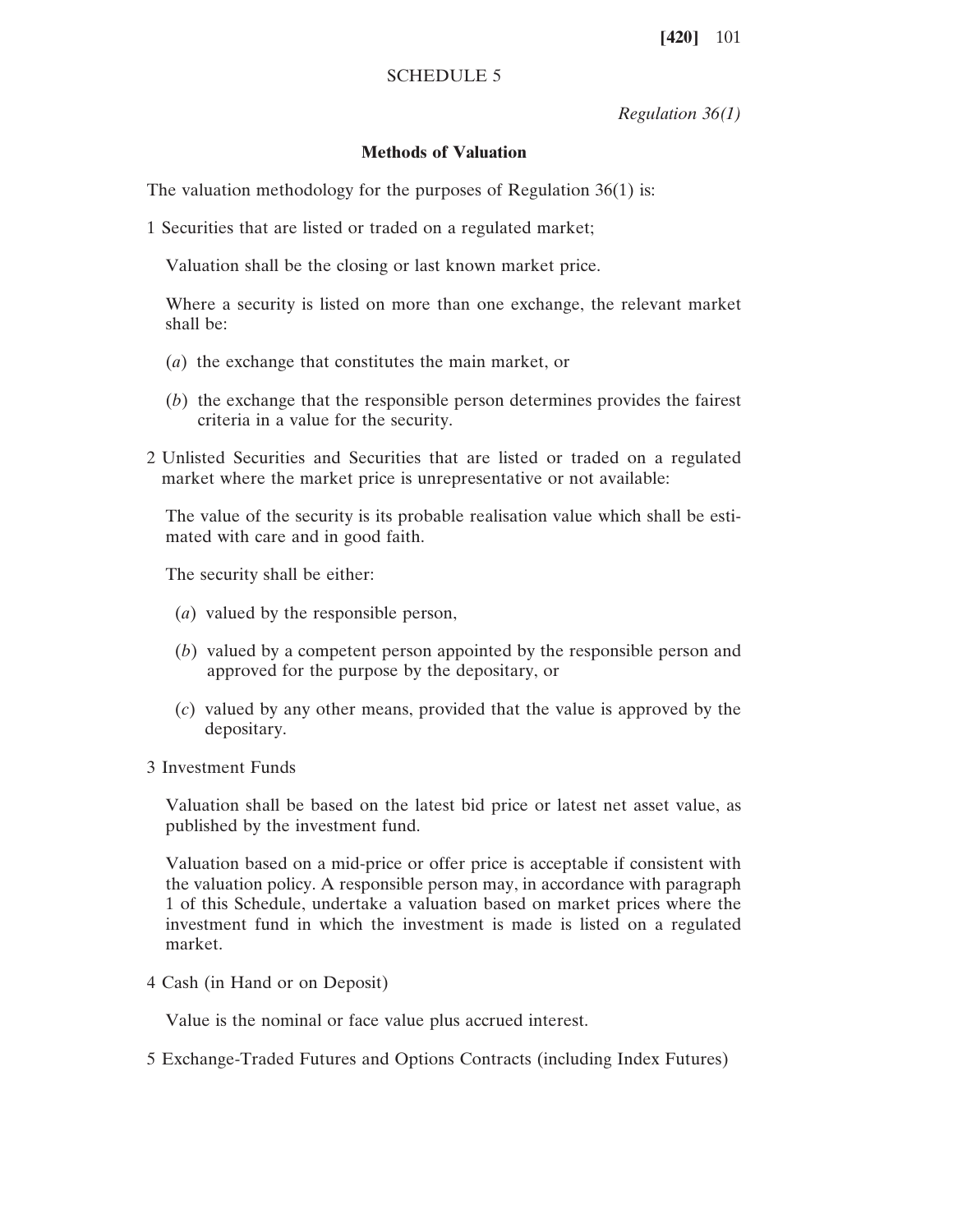## SCHEDULE 5

*Regulation 36(1)*

**Methods of Valuation**

The valuation methodology for the purposes of Regulation 36(1) is:

1 Securities that are listed or traded on a regulated market;

Valuation shall be the closing or last known market price.

Where a security is listed on more than one exchange, the relevant market shall be:

(*a*) the exchange that constitutes the main market, or

(*b*) the exchange that the responsible person determines provides the fairest criteria in a value for the security.

2 Unlisted Securities and Securities that are listed or traded on a regulated market where the market price is unrepresentative or not available:

The value of the security is its probable realisation value which shall be estimated with care and in good faith.

The security shall be either:

(*a*) valued by the responsible person,

(*b*) valued by a competent person appointed by the responsible person and approved for the purpose by the depositary, or

(*c*) valued by any other means, provided that the value is approved by the depositary.

3 Investment Funds

Valuation shall be based on the latest bid price or latest net asset value, as published by the investment fund.

Valuation based on a mid-price or offer price is acceptable if consistent with the valuation policy. A responsible person may, in accordance with paragraph 1 of this Schedule, undertake a valuation based on market prices where the investment fund in which the investment is made is listed on a regulated market.

4 Cash (in Hand or on Deposit)

Value is the nominal or face value plus accrued interest.

5 Exchange-Traded Futures and Options Contracts (including Index Futures)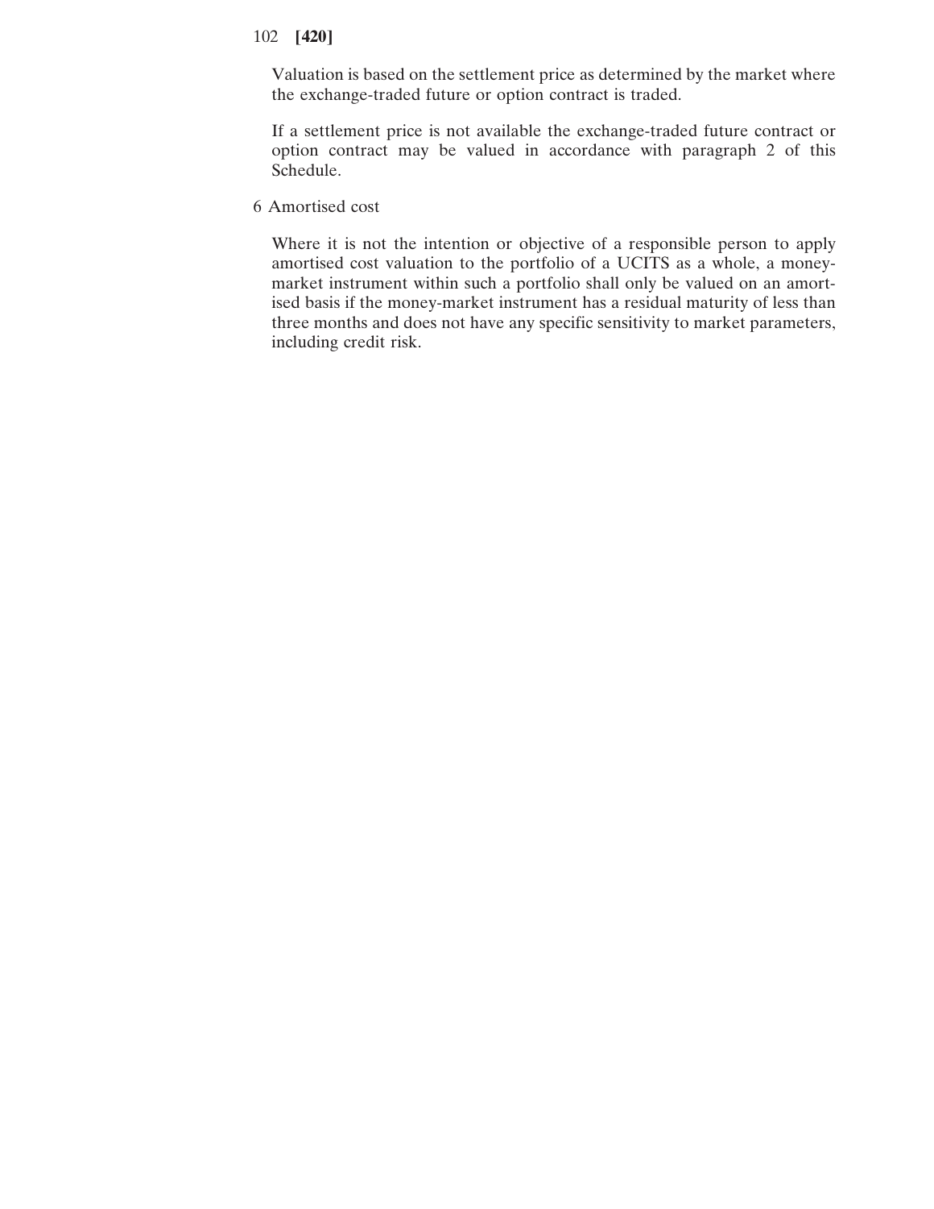Valuation is based on the settlement price as determined by the market where the exchange-traded future or option contract is traded.

If a settlement price is not available the exchange-traded future contract or option contract may be valued in accordance with paragraph 2 of this Schedule.

6 Amortised cost

Where it is not the intention or objective of a responsible person to apply amortised cost valuation to the portfolio of a UCITS as a whole, a money-market instrument within such a portfolio shall only be valued on an amortised basis if the money-market instrument has a residual maturity of less than three months and does not have any specific sensitivity to market parameters, including credit risk.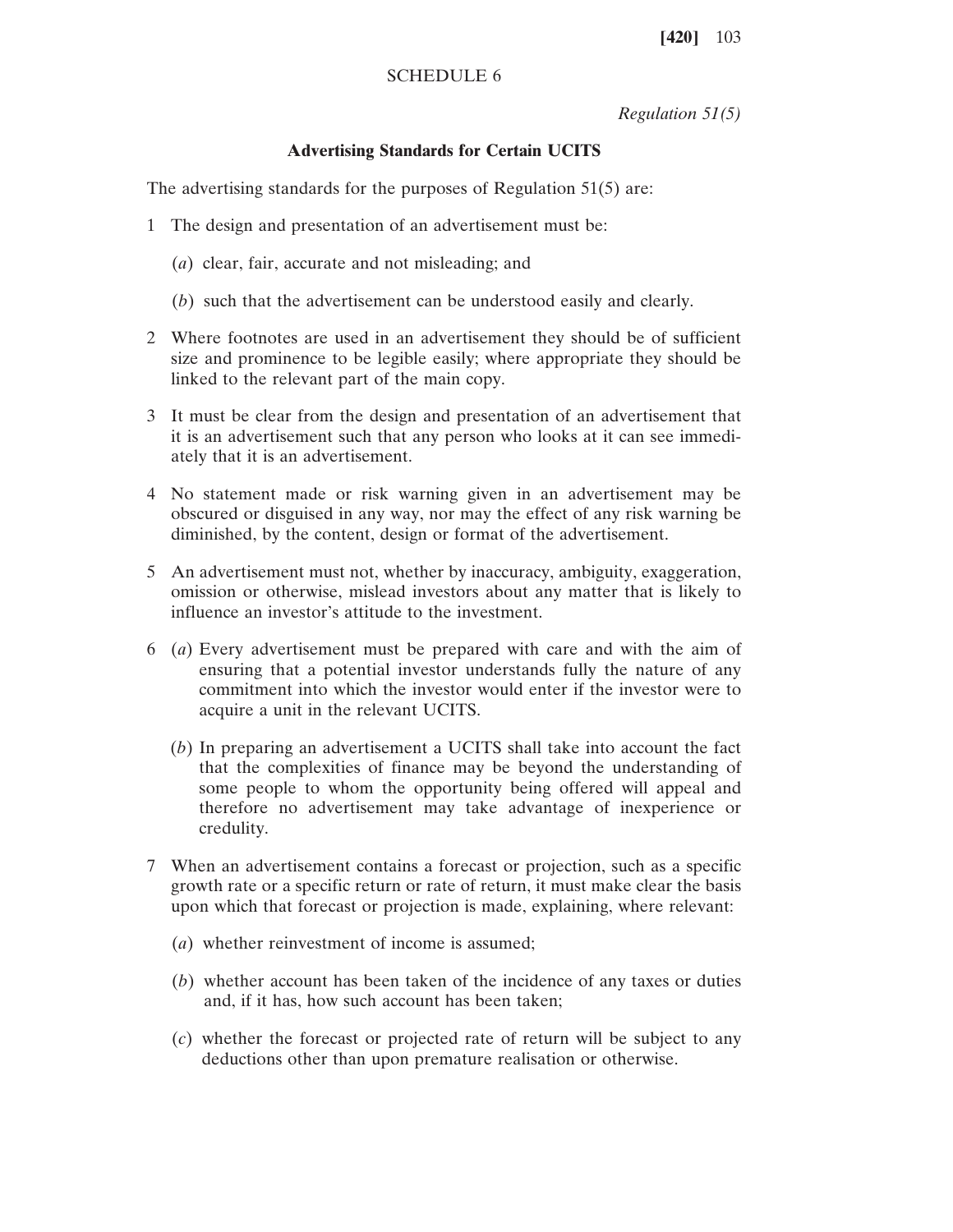# SCHEDULE 6

*Regulation 51(5)*

## Advertising Standards for Certain UCITS

The advertising standards for the purposes of Regulation 51(5) are:

1 The design and presentation of an advertisement must be:

   (*a*) clear, fair, accurate and not misleading; and

   (*b*) such that the advertisement can be understood easily and clearly.

2 Where footnotes are used in an advertisement they should be of sufficient size and prominence to be legible easily; where appropriate they should be linked to the relevant part of the main copy.

3 It must be clear from the design and presentation of an advertisement that it is an advertisement such that any person who looks at it can see immediately that it is an advertisement.

4 No statement made or risk warning given in an advertisement may be obscured or disguised in any way, nor may the effect of any risk warning be diminished, by the content, design or format of the advertisement.

5 An advertisement must not, whether by inaccuracy, ambiguity, exaggeration, omission or otherwise, mislead investors about any matter that is likely to influence an investor's attitude to the investment.

6 (*a*) Every advertisement must be prepared with care and with the aim of ensuring that a potential investor understands fully the nature of any commitment into which the investor would enter if the investor were to acquire a unit in the relevant UCITS.

   (*b*) In preparing an advertisement a UCITS shall take into account the fact that the complexities of finance may be beyond the understanding of some people to whom the opportunity being offered will appeal and therefore no advertisement may take advantage of inexperience or credulity.

7 When an advertisement contains a forecast or projection, such as a specific growth rate or a specific return or rate of return, it must make clear the basis upon which that forecast or projection is made, explaining, where relevant:

   (*a*) whether reinvestment of income is assumed;

   (*b*) whether account has been taken of the incidence of any taxes or duties and, if it has, how such account has been taken;

   (*c*) whether the forecast or projected rate of return will be subject to any deductions other than upon premature realisation or otherwise.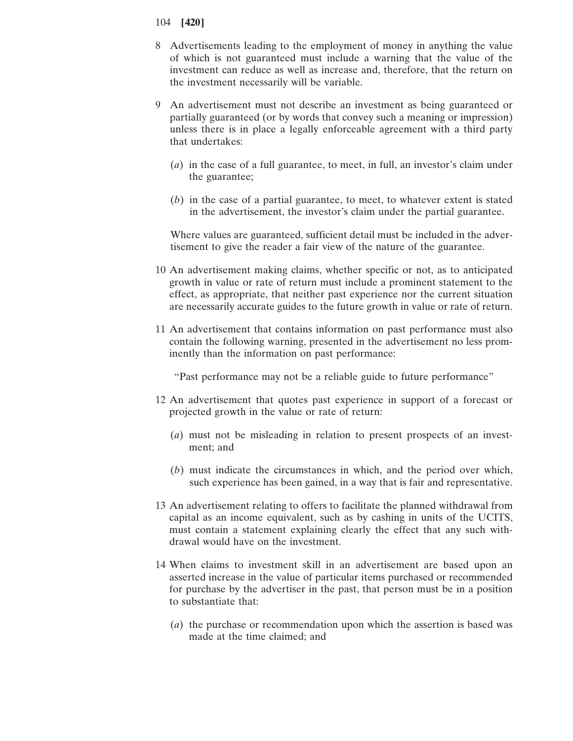8 Advertisements leading to the employment of money in anything the value of which is not guaranteed must include a warning that the value of the investment can reduce as well as increase and, therefore, that the return on the investment necessarily will be variable.

9 An advertisement must not describe an investment as being guaranteed or partially guaranteed (or by words that convey such a meaning or impression) unless there is in place a legally enforceable agreement with a third party that undertakes:

(*a*) in the case of a full guarantee, to meet, in full, an investor's claim under the guarantee;

(*b*) in the case of a partial guarantee, to meet, to whatever extent is stated in the advertisement, the investor's claim under the partial guarantee.

Where values are guaranteed, sufficient detail must be included in the advertisement to give the reader a fair view of the nature of the guarantee.

10 An advertisement making claims, whether specific or not, as to anticipated growth in value or rate of return must include a prominent statement to the effect, as appropriate, that neither past experience nor the current situation are necessarily accurate guides to the future growth in value or rate of return.

11 An advertisement that contains information on past performance must also contain the following warning, presented in the advertisement no less prominently than the information on past performance:

"Past performance may not be a reliable guide to future performance"

12 An advertisement that quotes past experience in support of a forecast or projected growth in the value or rate of return:

(*a*) must not be misleading in relation to present prospects of an investment; and

(*b*) must indicate the circumstances in which, and the period over which, such experience has been gained, in a way that is fair and representative.

13 An advertisement relating to offers to facilitate the planned withdrawal from capital as an income equivalent, such as by cashing in units of the UCITS, must contain a statement explaining clearly the effect that any such withdrawal would have on the investment.

14 When claims to investment skill in an advertisement are based upon an asserted increase in the value of particular items purchased or recommended for purchase by the advertiser in the past, that person must be in a position to substantiate that:

(*a*) the purchase or recommendation upon which the assertion is based was made at the time claimed; and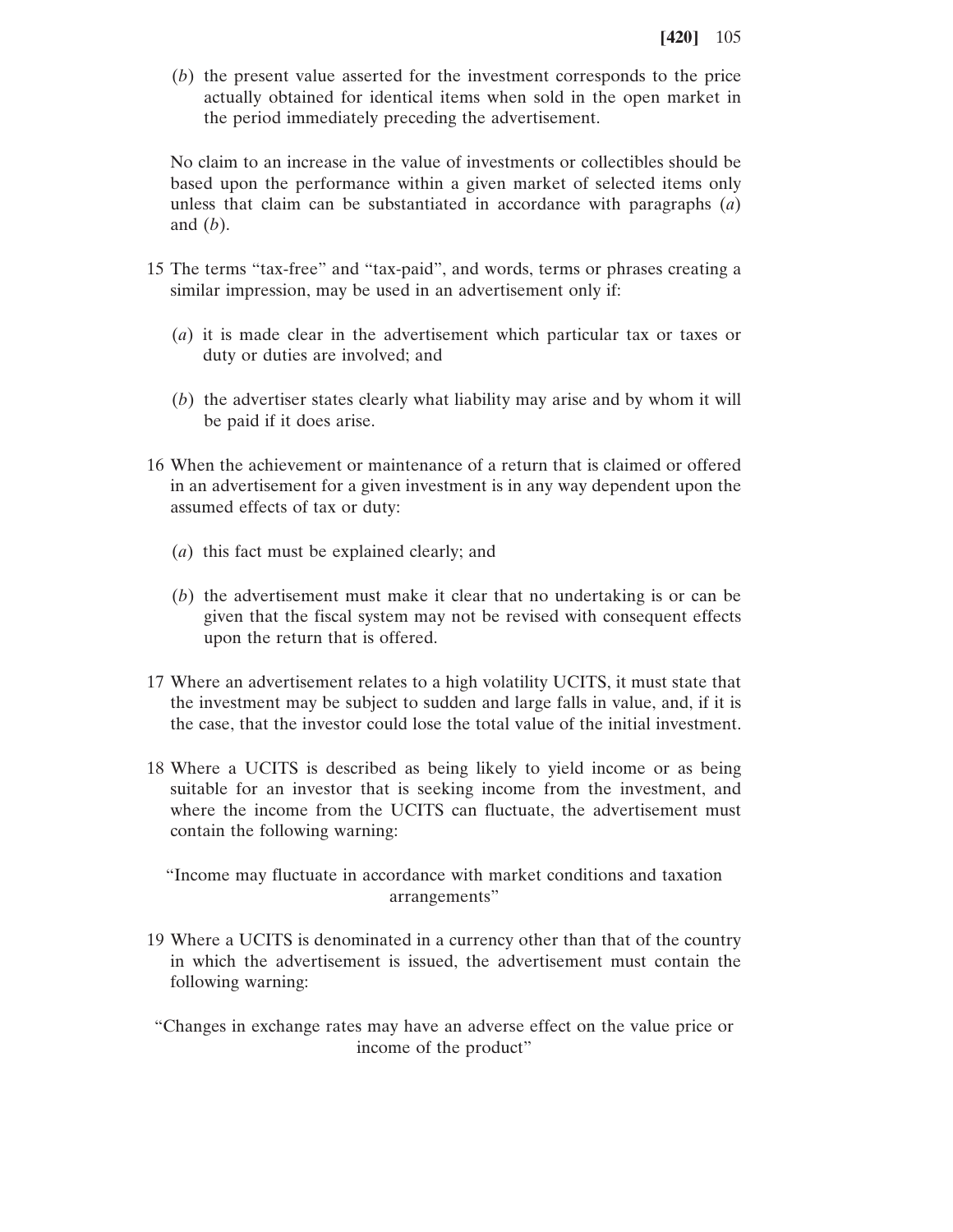(*b*) the present value asserted for the investment corresponds to the price actually obtained for identical items when sold in the open market in the period immediately preceding the advertisement.

No claim to an increase in the value of investments or collectibles should be based upon the performance within a given market of selected items only unless that claim can be substantiated in accordance with paragraphs (*a*) and (*b*).

15 The terms "tax-free" and "tax-paid", and words, terms or phrases creating a similar impression, may be used in an advertisement only if:

(*a*) it is made clear in the advertisement which particular tax or taxes or duty or duties are involved; and

(*b*) the advertiser states clearly what liability may arise and by whom it will be paid if it does arise.

16 When the achievement or maintenance of a return that is claimed or offered in an advertisement for a given investment is in any way dependent upon the assumed effects of tax or duty:

(*a*) this fact must be explained clearly; and

(*b*) the advertisement must make it clear that no undertaking is or can be given that the fiscal system may not be revised with consequent effects upon the return that is offered.

17 Where an advertisement relates to a high volatility UCITS, it must state that the investment may be subject to sudden and large falls in value, and, if it is the case, that the investor could lose the total value of the initial investment.

18 Where a UCITS is described as being likely to yield income or as being suitable for an investor that is seeking income from the investment, and where the income from the UCITS can fluctuate, the advertisement must contain the following warning:

"Income may fluctuate in accordance with market conditions and taxation arrangements"

19 Where a UCITS is denominated in a currency other than that of the country in which the advertisement is issued, the advertisement must contain the following warning:

"Changes in exchange rates may have an adverse effect on the value price or income of the product"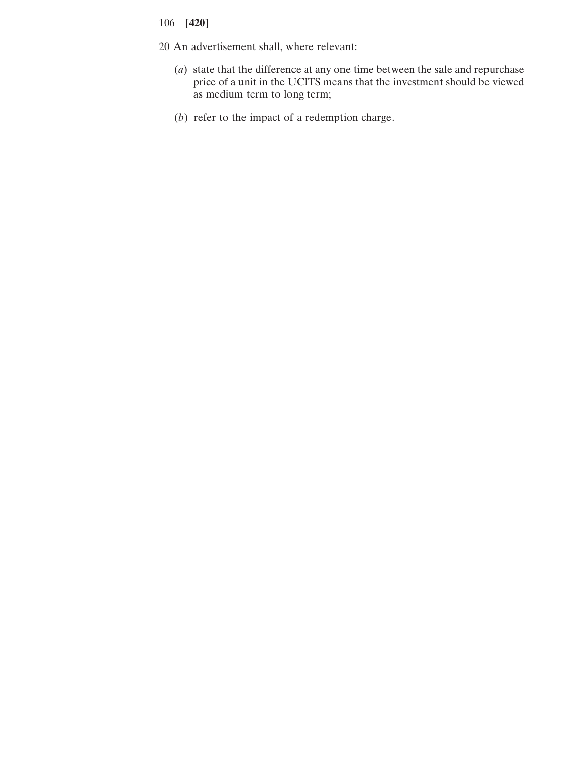20 An advertisement shall, where relevant:

(*a*) state that the difference at any one time between the sale and repurchase price of a unit in the UCITS means that the investment should be viewed as medium term to long term;

(*b*) refer to the impact of a redemption charge.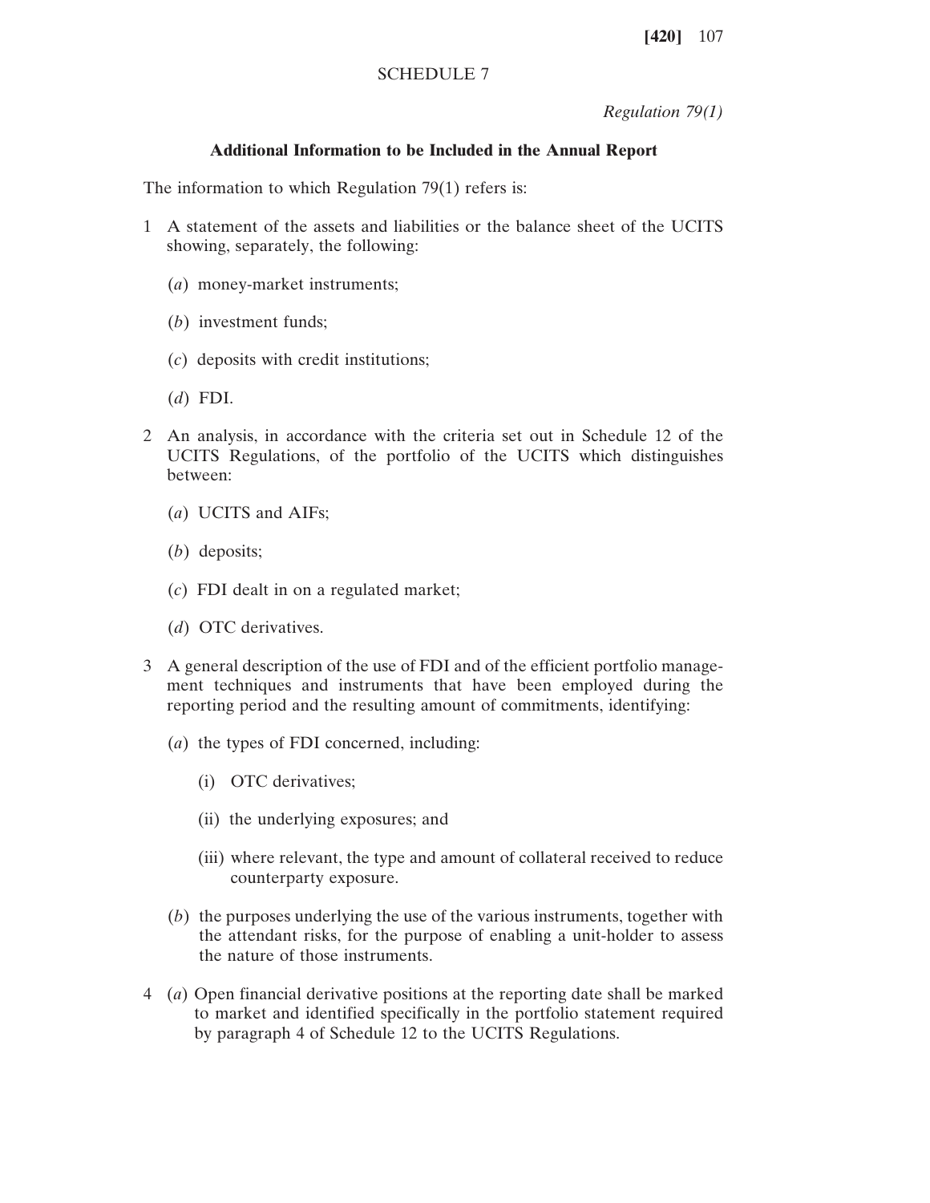# SCHEDULE 7

*Regulation 79(1)*

## Additional Information to be Included in the Annual Report

The information to which Regulation 79(1) refers is:

1 A statement of the assets and liabilities or the balance sheet of the UCITS showing, separately, the following:

   (*a*) money-market instruments;

   (*b*) investment funds;

   (*c*) deposits with credit institutions;

   (*d*) FDI.

2 An analysis, in accordance with the criteria set out in Schedule 12 of the UCITS Regulations, of the portfolio of the UCITS which distinguishes between:

   (*a*) UCITS and AIFs;

   (*b*) deposits;

   (*c*) FDI dealt in on a regulated market;

   (*d*) OTC derivatives.

3 A general description of the use of FDI and of the efficient portfolio management techniques and instruments that have been employed during the reporting period and the resulting amount of commitments, identifying:

   (*a*) the types of FDI concerned, including:

      (i) OTC derivatives;

      (ii) the underlying exposures; and

      (iii) where relevant, the type and amount of collateral received to reduce counterparty exposure.

   (*b*) the purposes underlying the use of the various instruments, together with the attendant risks, for the purpose of enabling a unit-holder to assess the nature of those instruments.

4 (*a*) Open financial derivative positions at the reporting date shall be marked to market and identified specifically in the portfolio statement required by paragraph 4 of Schedule 12 to the UCITS Regulations.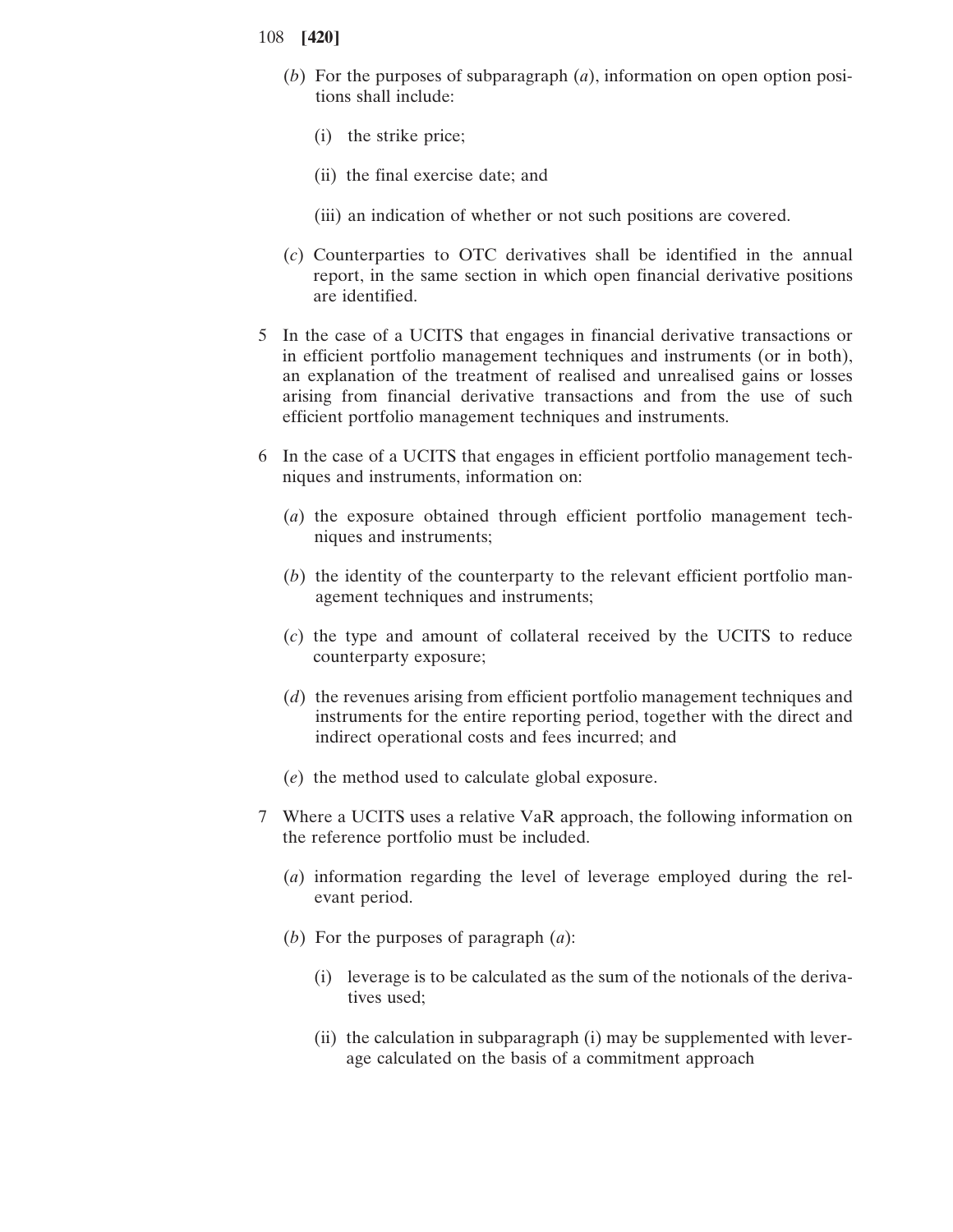(*b*) For the purposes of subparagraph (*a*), information on open option positions shall include:

(i) the strike price;

(ii) the final exercise date; and

(iii) an indication of whether or not such positions are covered.

(*c*) Counterparties to OTC derivatives shall be identified in the annual report, in the same section in which open financial derivative positions are identified.

5 In the case of a UCITS that engages in financial derivative transactions or in efficient portfolio management techniques and instruments (or in both), an explanation of the treatment of realised and unrealised gains or losses arising from financial derivative transactions and from the use of such efficient portfolio management techniques and instruments.

6 In the case of a UCITS that engages in efficient portfolio management techniques and instruments, information on:

(*a*) the exposure obtained through efficient portfolio management techniques and instruments;

(*b*) the identity of the counterparty to the relevant efficient portfolio management techniques and instruments;

(*c*) the type and amount of collateral received by the UCITS to reduce counterparty exposure;

(*d*) the revenues arising from efficient portfolio management techniques and instruments for the entire reporting period, together with the direct and indirect operational costs and fees incurred; and

(*e*) the method used to calculate global exposure.

7 Where a UCITS uses a relative VaR approach, the following information on the reference portfolio must be included.

(*a*) information regarding the level of leverage employed during the relevant period.

(*b*) For the purposes of paragraph (*a*):

(i) leverage is to be calculated as the sum of the notionals of the derivatives used;

(ii) the calculation in subparagraph (i) may be supplemented with leverage calculated on the basis of a commitment approach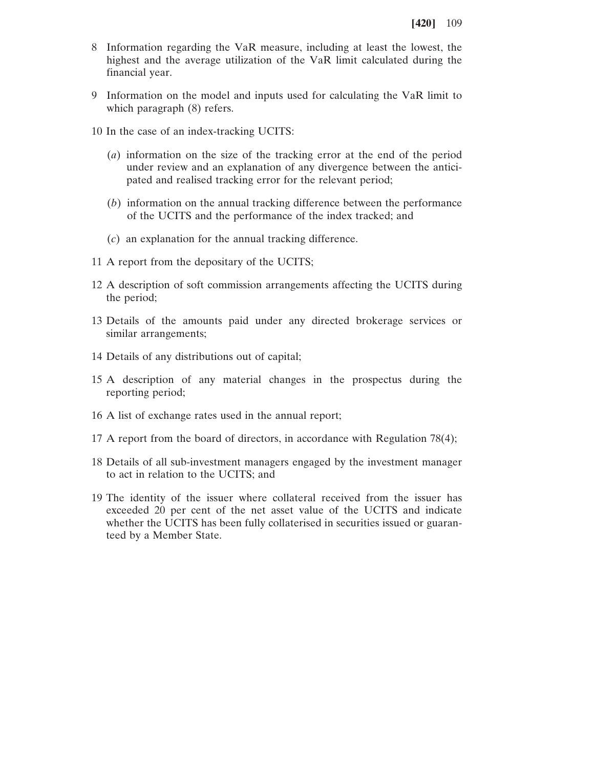8 Information regarding the VaR measure, including at least the lowest, the highest and the average utilization of the VaR limit calculated during the financial year.

9 Information on the model and inputs used for calculating the VaR limit to which paragraph (8) refers.

10 In the case of an index-tracking UCITS:

(*a*) information on the size of the tracking error at the end of the period under review and an explanation of any divergence between the anticipated and realised tracking error for the relevant period;

(*b*) information on the annual tracking difference between the performance of the UCITS and the performance of the index tracked; and

(*c*) an explanation for the annual tracking difference.

11 A report from the depositary of the UCITS;

12 A description of soft commission arrangements affecting the UCITS during the period;

13 Details of the amounts paid under any directed brokerage services or similar arrangements;

14 Details of any distributions out of capital;

15 A description of any material changes in the prospectus during the reporting period;

16 A list of exchange rates used in the annual report;

17 A report from the board of directors, in accordance with Regulation 78(4);

18 Details of all sub-investment managers engaged by the investment manager to act in relation to the UCITS; and

19 The identity of the issuer where collateral received from the issuer has exceeded 20 per cent of the net asset value of the UCITS and indicate whether the UCITS has been fully collaterised in securities issued or guaranteed by a Member State.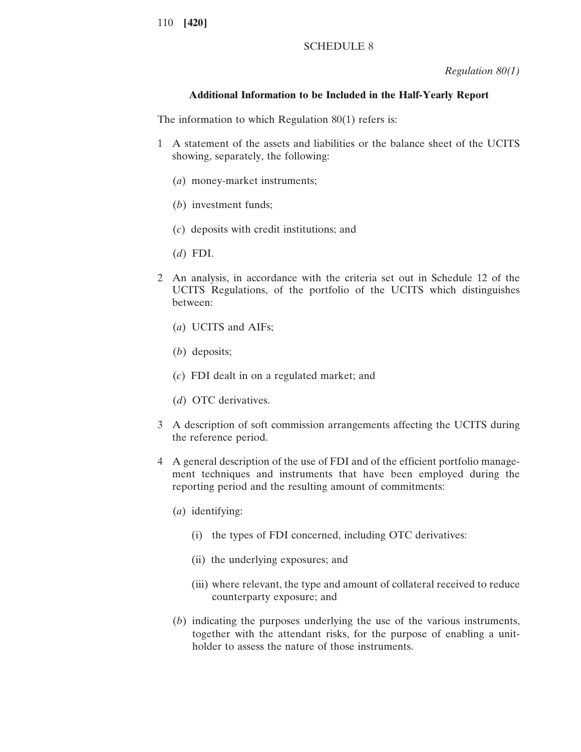SCHEDULE 8

*Regulation 80(1)*

**Additional Information to be Included in the Half-Yearly Report**

The information to which Regulation 80(1) refers is:

1 A statement of the assets and liabilities or the balance sheet of the UCITS showing, separately, the following:

  (*a*) money-market instruments;

  (*b*) investment funds;

  (*c*) deposits with credit institutions; and

  (*d*) FDI.

2 An analysis, in accordance with the criteria set out in Schedule 12 of the UCITS Regulations, of the portfolio of the UCITS which distinguishes between:

  (*a*) UCITS and AIFs;

  (*b*) deposits;

  (*c*) FDI dealt in on a regulated market; and

  (*d*) OTC derivatives.

3 A description of soft commission arrangements affecting the UCITS during the reference period.

4 A general description of the use of FDI and of the efficient portfolio management techniques and instruments that have been employed during the reporting period and the resulting amount of commitments:

  (*a*) identifying:

    (i) the types of FDI concerned, including OTC derivatives:

    (ii) the underlying exposures; and

    (iii) where relevant, the type and amount of collateral received to reduce counterparty exposure; and

  (*b*) indicating the purposes underlying the use of the various instruments, together with the attendant risks, for the purpose of enabling a unit-holder to assess the nature of those instruments.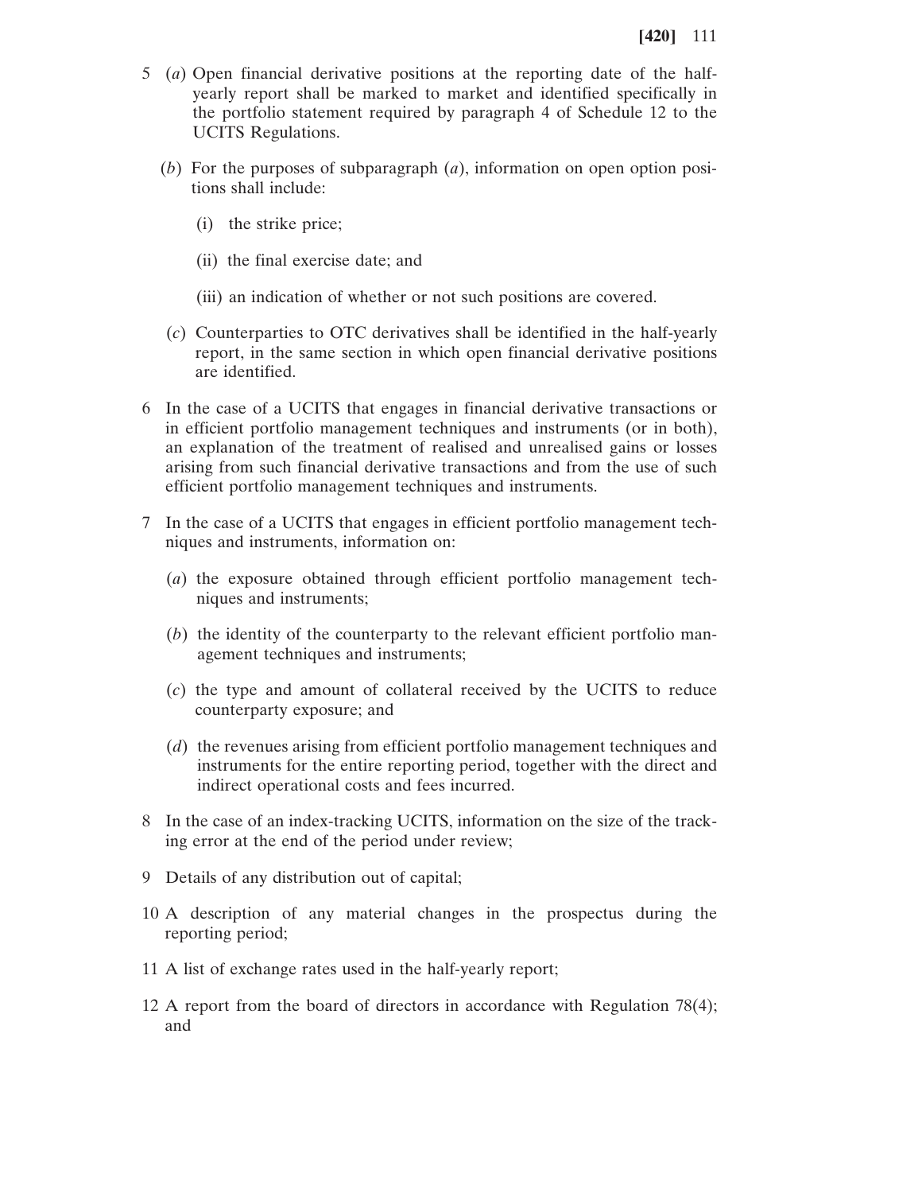5 (*a*) Open financial derivative positions at the reporting date of the half-yearly report shall be marked to market and identified specifically in the portfolio statement required by paragraph 4 of Schedule 12 to the UCITS Regulations.

(*b*) For the purposes of subparagraph (*a*), information on open option positions shall include:

(i) the strike price;

(ii) the final exercise date; and

(iii) an indication of whether or not such positions are covered.

(*c*) Counterparties to OTC derivatives shall be identified in the half-yearly report, in the same section in which open financial derivative positions are identified.

6 In the case of a UCITS that engages in financial derivative transactions or in efficient portfolio management techniques and instruments (or in both), an explanation of the treatment of realised and unrealised gains or losses arising from such financial derivative transactions and from the use of such efficient portfolio management techniques and instruments.

7 In the case of a UCITS that engages in efficient portfolio management techniques and instruments, information on:

(*a*) the exposure obtained through efficient portfolio management techniques and instruments;

(*b*) the identity of the counterparty to the relevant efficient portfolio management techniques and instruments;

(*c*) the type and amount of collateral received by the UCITS to reduce counterparty exposure; and

(*d*) the revenues arising from efficient portfolio management techniques and instruments for the entire reporting period, together with the direct and indirect operational costs and fees incurred.

8 In the case of an index-tracking UCITS, information on the size of the tracking error at the end of the period under review;

9 Details of any distribution out of capital;

10 A description of any material changes in the prospectus during the reporting period;

11 A list of exchange rates used in the half-yearly report;

12 A report from the board of directors in accordance with Regulation 78(4); and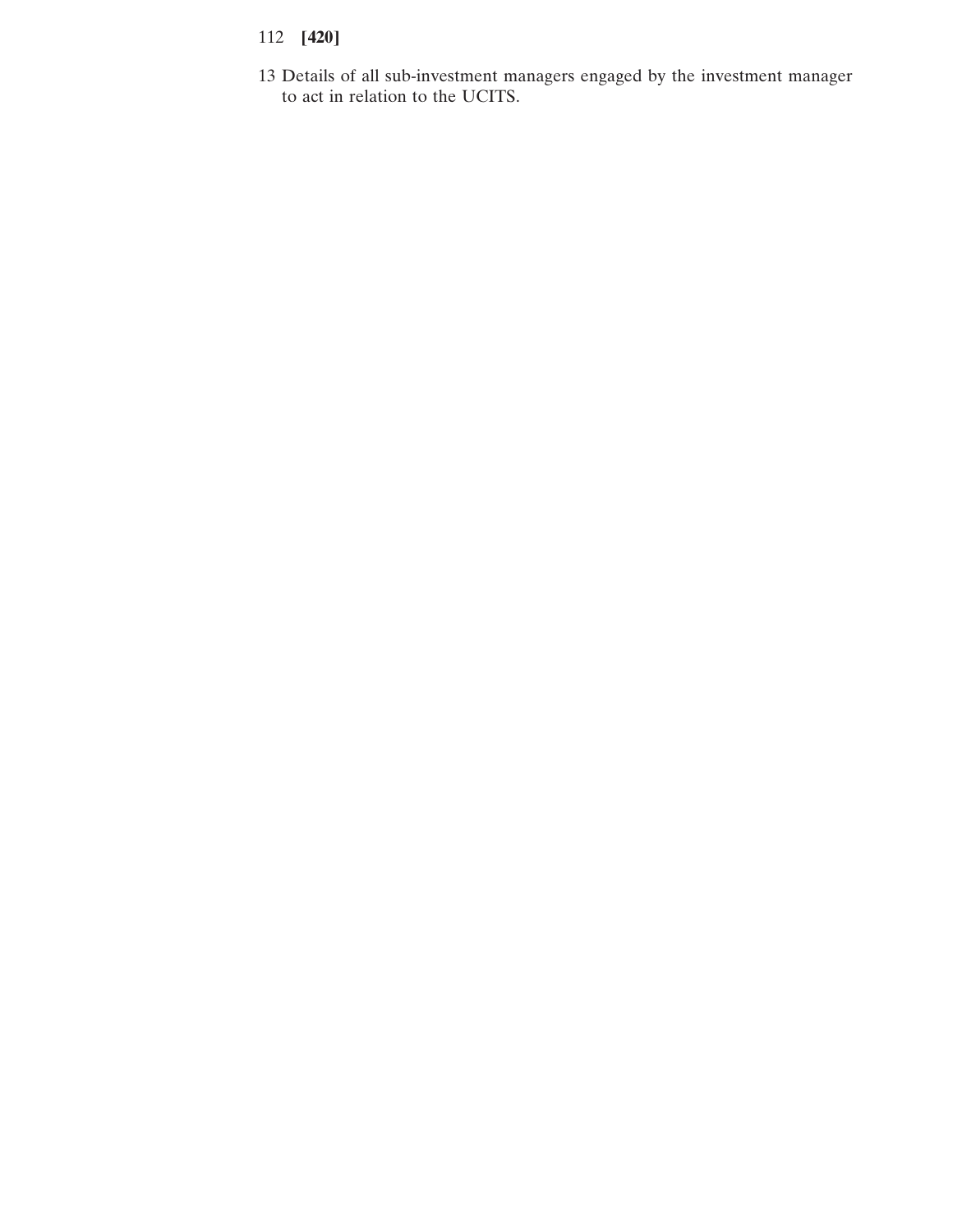13 Details of all sub-investment managers engaged by the investment manager to act in relation to the UCITS.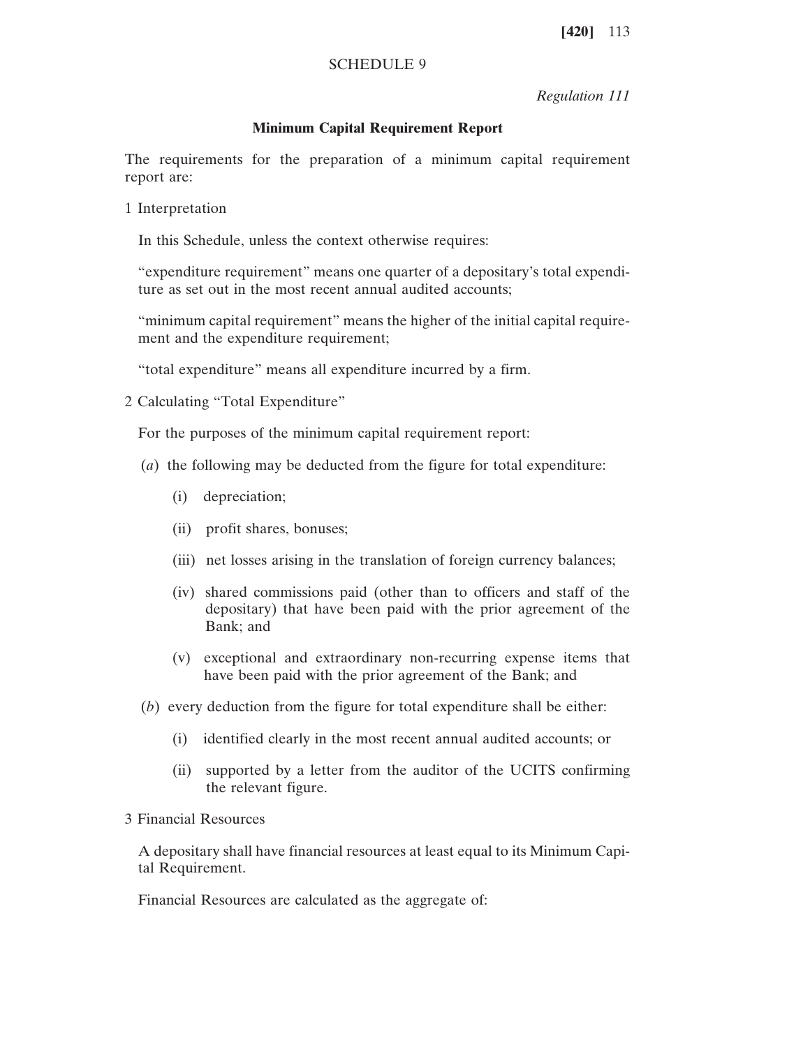SCHEDULE 9

*Regulation 111*

**Minimum Capital Requirement Report**

The requirements for the preparation of a minimum capital requirement report are:

1 Interpretation

In this Schedule, unless the context otherwise requires:

"expenditure requirement" means one quarter of a depositary's total expenditure as set out in the most recent annual audited accounts;

"minimum capital requirement" means the higher of the initial capital requirement and the expenditure requirement;

"total expenditure" means all expenditure incurred by a firm.

2 Calculating "Total Expenditure"

For the purposes of the minimum capital requirement report:

(*a*) the following may be deducted from the figure for total expenditure:

  (i) depreciation;

  (ii) profit shares, bonuses;

  (iii) net losses arising in the translation of foreign currency balances;

  (iv) shared commissions paid (other than to officers and staff of the depositary) that have been paid with the prior agreement of the Bank; and

  (v) exceptional and extraordinary non-recurring expense items that have been paid with the prior agreement of the Bank; and

(*b*) every deduction from the figure for total expenditure shall be either:

  (i) identified clearly in the most recent annual audited accounts; or

  (ii) supported by a letter from the auditor of the UCITS confirming the relevant figure.

3 Financial Resources

A depositary shall have financial resources at least equal to its Minimum Capital Requirement.

Financial Resources are calculated as the aggregate of: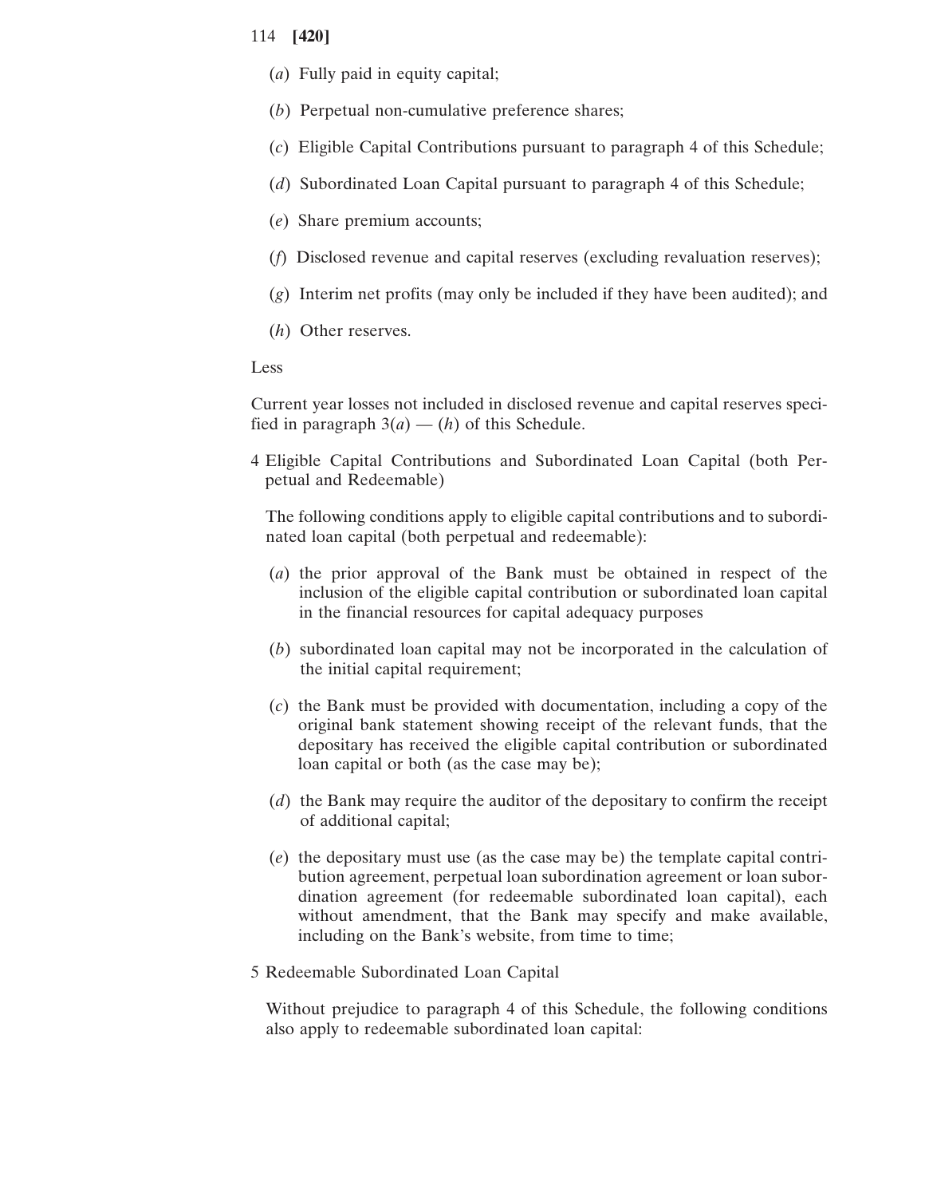(*a*) Fully paid in equity capital;

(*b*) Perpetual non-cumulative preference shares;

(*c*) Eligible Capital Contributions pursuant to paragraph 4 of this Schedule;

(*d*) Subordinated Loan Capital pursuant to paragraph 4 of this Schedule;

(*e*) Share premium accounts;

(*f*) Disclosed revenue and capital reserves (excluding revaluation reserves);

(*g*) Interim net profits (may only be included if they have been audited); and

(*h*) Other reserves.

Less

Current year losses not included in disclosed revenue and capital reserves specified in paragraph 3(*a*) — (*h*) of this Schedule.

4 Eligible Capital Contributions and Subordinated Loan Capital (both Perpetual and Redeemable)

The following conditions apply to eligible capital contributions and to subordinated loan capital (both perpetual and redeemable):

(*a*) the prior approval of the Bank must be obtained in respect of the inclusion of the eligible capital contribution or subordinated loan capital in the financial resources for capital adequacy purposes

(*b*) subordinated loan capital may not be incorporated in the calculation of the initial capital requirement;

(*c*) the Bank must be provided with documentation, including a copy of the original bank statement showing receipt of the relevant funds, that the depositary has received the eligible capital contribution or subordinated loan capital or both (as the case may be);

(*d*) the Bank may require the auditor of the depositary to confirm the receipt of additional capital;

(*e*) the depositary must use (as the case may be) the template capital contribution agreement, perpetual loan subordination agreement or loan subordination agreement (for redeemable subordinated loan capital), each without amendment, that the Bank may specify and make available, including on the Bank's website, from time to time;

5 Redeemable Subordinated Loan Capital

Without prejudice to paragraph 4 of this Schedule, the following conditions also apply to redeemable subordinated loan capital: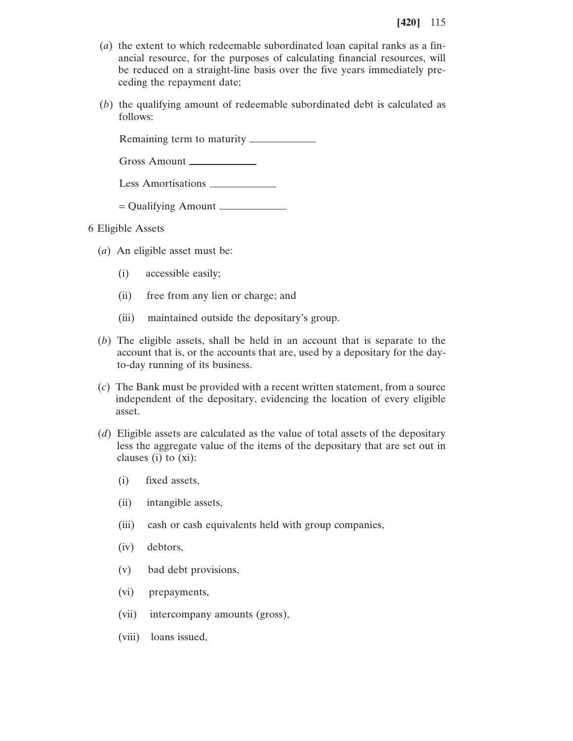(*a*) the extent to which redeemable subordinated loan capital ranks as a financial resource, for the purposes of calculating financial resources, will be reduced on a straight-line basis over the five years immediately preceding the repayment date;

(*b*) the qualifying amount of redeemable subordinated debt is calculated as follows:

Remaining term to maturity \_\_\_\_\_\_\_\_\_\_\_\_

Gross Amount \_\_\_\_\_\_\_\_\_\_\_\_

Less Amortisations \_\_\_\_\_\_\_\_\_\_\_\_

= Qualifying Amount \_\_\_\_\_\_\_\_\_\_\_\_

6 Eligible Assets

(*a*) An eligible asset must be:

(i) accessible easily;

(ii) free from any lien or charge; and

(iii) maintained outside the depositary's group.

(*b*) The eligible assets, shall be held in an account that is separate to the account that is, or the accounts that are, used by a depositary for the day-to-day running of its business.

(*c*) The Bank must be provided with a recent written statement, from a source independent of the depositary, evidencing the location of every eligible asset.

(*d*) Eligible assets are calculated as the value of total assets of the depositary less the aggregate value of the items of the depositary that are set out in clauses (i) to (xi):

(i) fixed assets,

(ii) intangible assets,

(iii) cash or cash equivalents held with group companies,

(iv) debtors,

(v) bad debt provisions,

(vi) prepayments,

(vii) intercompany amounts (gross),

(viii) loans issued,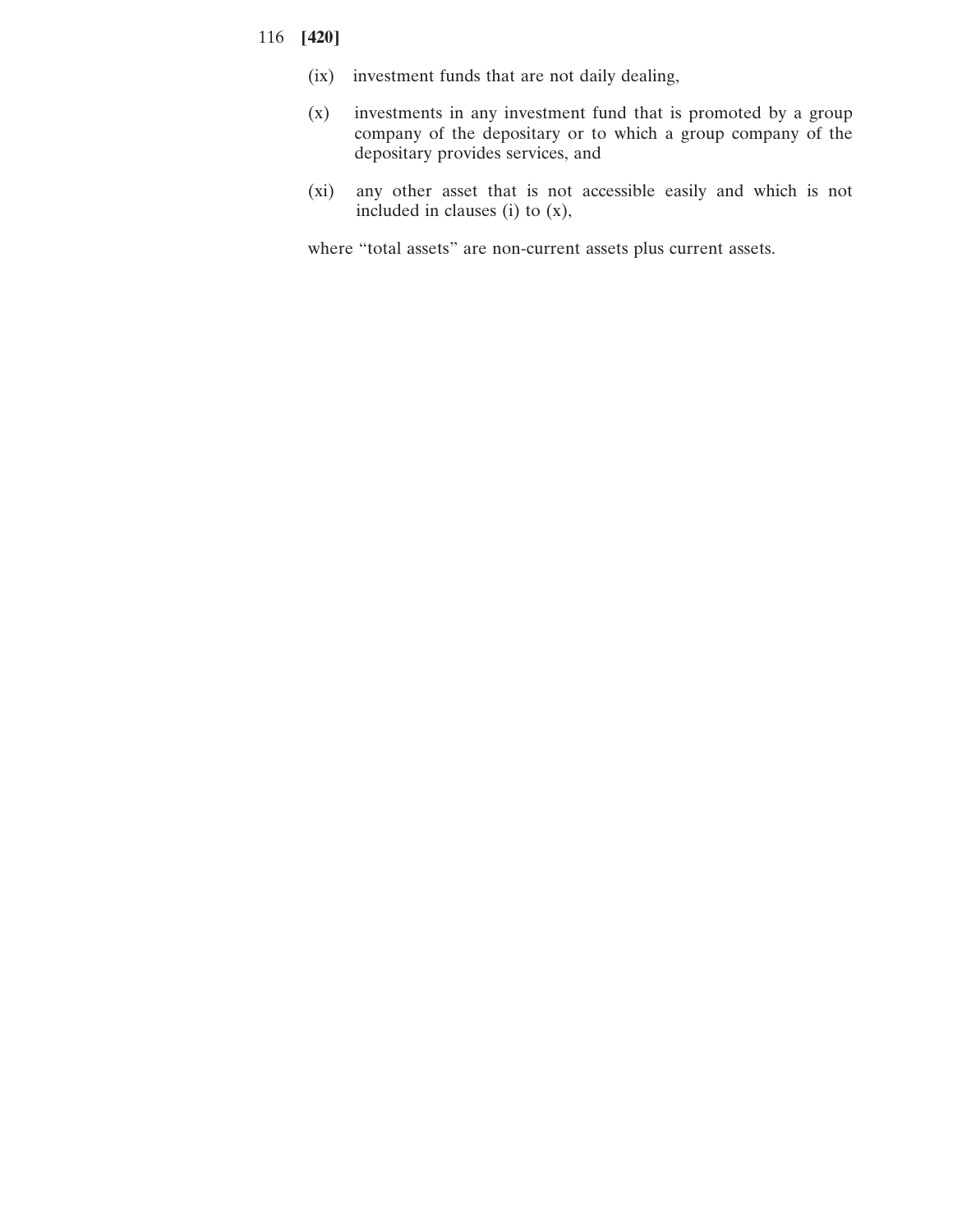(ix) investment funds that are not daily dealing,

(x) investments in any investment fund that is promoted by a group company of the depositary or to which a group company of the depositary provides services, and

(xi) any other asset that is not accessible easily and which is not included in clauses (i) to (x),

where "total assets" are non-current assets plus current assets.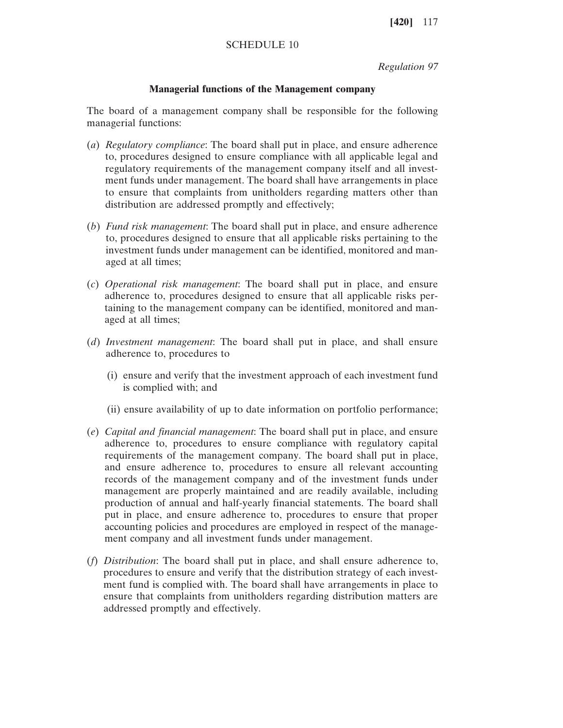# SCHEDULE 10

*Regulation 97*

## Managerial functions of the Management company

The board of a management company shall be responsible for the following managerial functions:

(*a*) *Regulatory compliance*: The board shall put in place, and ensure adherence to, procedures designed to ensure compliance with all applicable legal and regulatory requirements of the management company itself and all investment funds under management. The board shall have arrangements in place to ensure that complaints from unitholders regarding matters other than distribution are addressed promptly and effectively;

(*b*) *Fund risk management*: The board shall put in place, and ensure adherence to, procedures designed to ensure that all applicable risks pertaining to the investment funds under management can be identified, monitored and managed at all times;

(*c*) *Operational risk management*: The board shall put in place, and ensure adherence to, procedures designed to ensure that all applicable risks pertaining to the management company can be identified, monitored and managed at all times;

(*d*) *Investment management*: The board shall put in place, and shall ensure adherence to, procedures to

(i) ensure and verify that the investment approach of each investment fund is complied with; and

(ii) ensure availability of up to date information on portfolio performance;

(*e*) *Capital and financial management*: The board shall put in place, and ensure adherence to, procedures to ensure compliance with regulatory capital requirements of the management company. The board shall put in place, and ensure adherence to, procedures to ensure all relevant accounting records of the management company and of the investment funds under management are properly maintained and are readily available, including production of annual and half-yearly financial statements. The board shall put in place, and ensure adherence to, procedures to ensure that proper accounting policies and procedures are employed in respect of the management company and all investment funds under management.

(*f*) *Distribution*: The board shall put in place, and shall ensure adherence to, procedures to ensure and verify that the distribution strategy of each investment fund is complied with. The board shall have arrangements in place to ensure that complaints from unitholders regarding distribution matters are addressed promptly and effectively.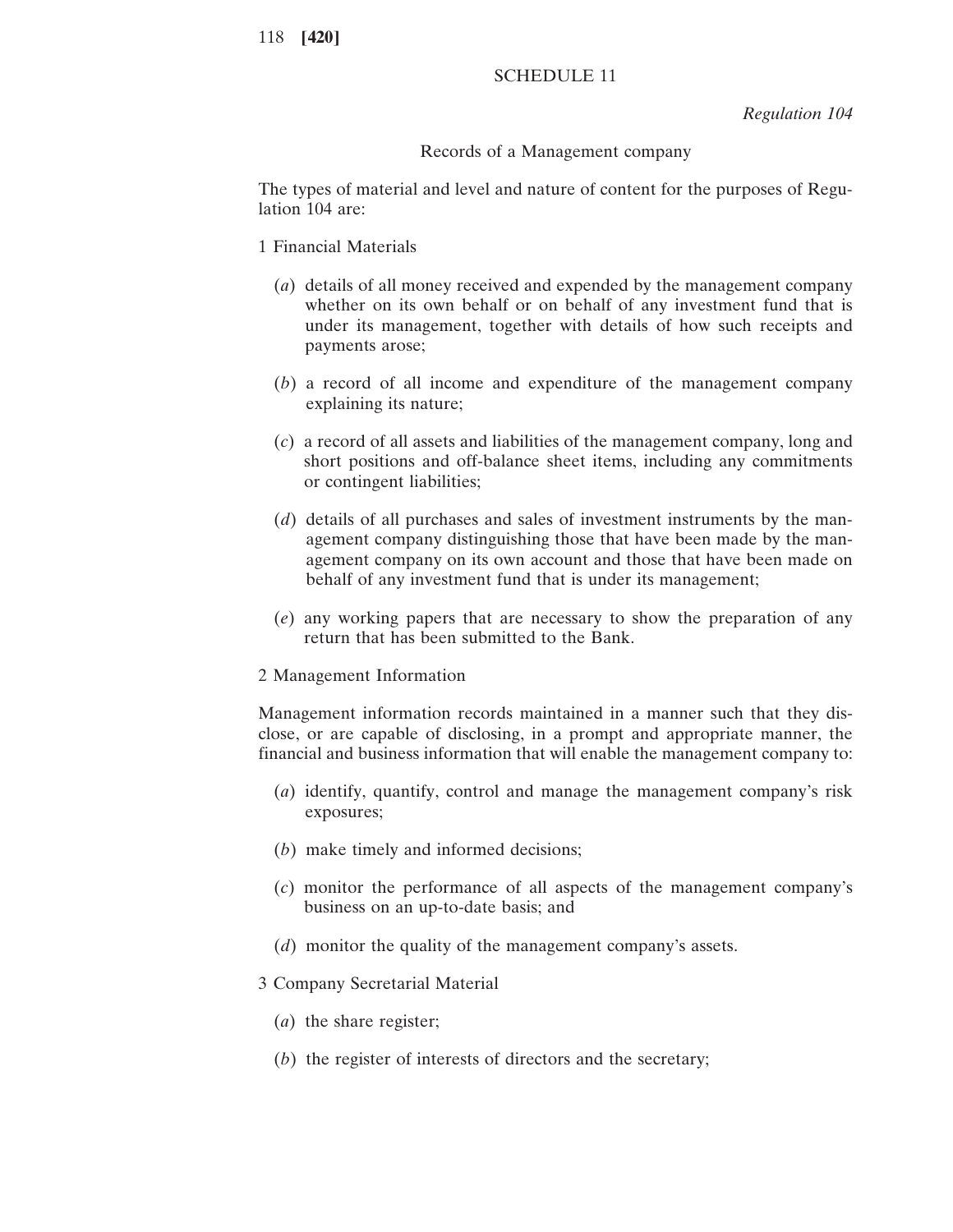# SCHEDULE 11

*Regulation 104*

## Records of a Management company

The types of material and level and nature of content for the purposes of Regulation 104 are:

### 1 Financial Materials

(*a*) details of all money received and expended by the management company whether on its own behalf or on behalf of any investment fund that is under its management, together with details of how such receipts and payments arose;

(*b*) a record of all income and expenditure of the management company explaining its nature;

(*c*) a record of all assets and liabilities of the management company, long and short positions and off-balance sheet items, including any commitments or contingent liabilities;

(*d*) details of all purchases and sales of investment instruments by the management company distinguishing those that have been made by the management company on its own account and those that have been made on behalf of any investment fund that is under its management;

(*e*) any working papers that are necessary to show the preparation of any return that has been submitted to the Bank.

### 2 Management Information

Management information records maintained in a manner such that they disclose, or are capable of disclosing, in a prompt and appropriate manner, the financial and business information that will enable the management company to:

(*a*) identify, quantify, control and manage the management company's risk exposures;

(*b*) make timely and informed decisions;

(*c*) monitor the performance of all aspects of the management company's business on an up-to-date basis; and

(*d*) monitor the quality of the management company's assets.

### 3 Company Secretarial Material

(*a*) the share register;

(*b*) the register of interests of directors and the secretary;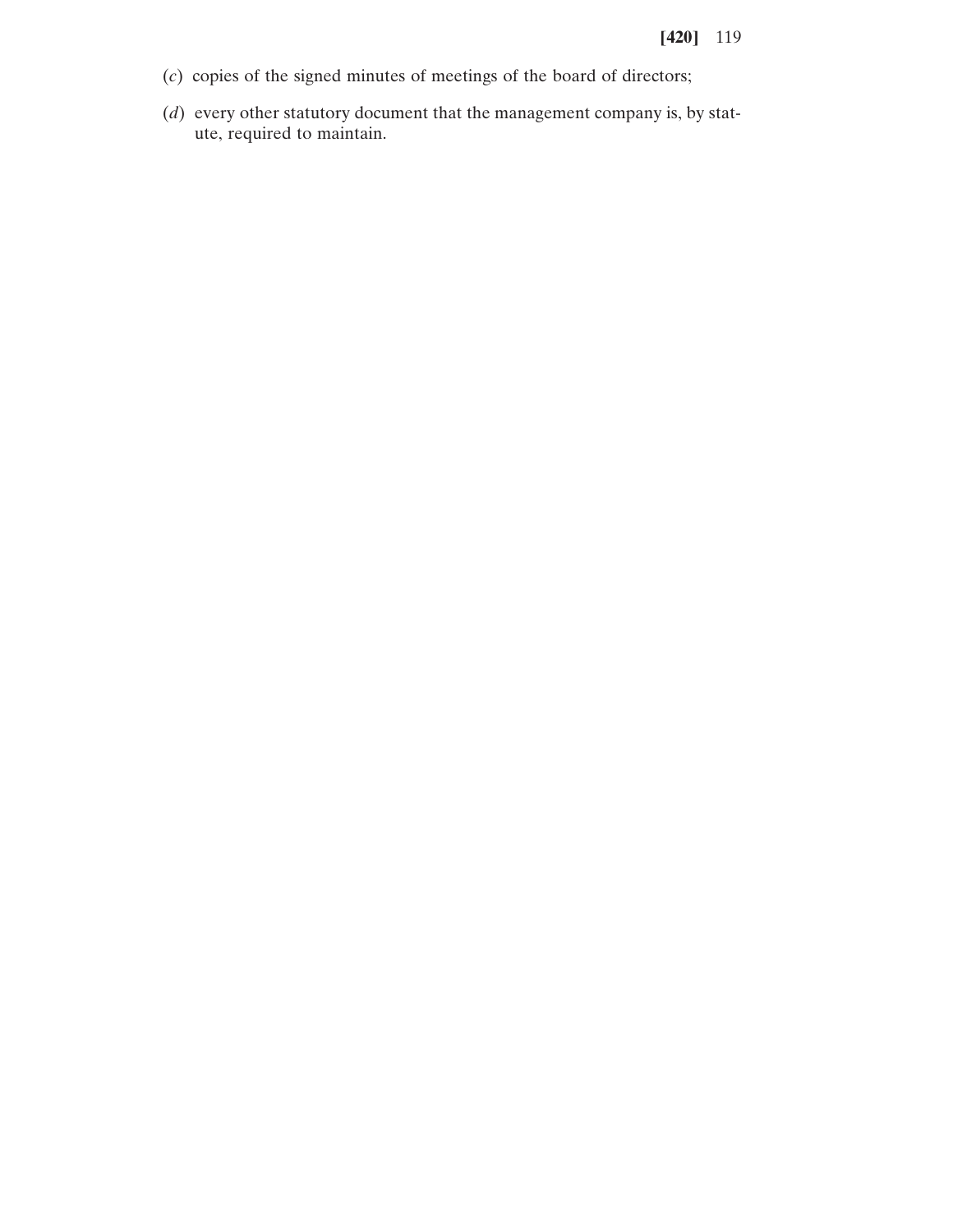(*c*) copies of the signed minutes of meetings of the board of directors;

(*d*) every other statutory document that the management company is, by statute, required to maintain.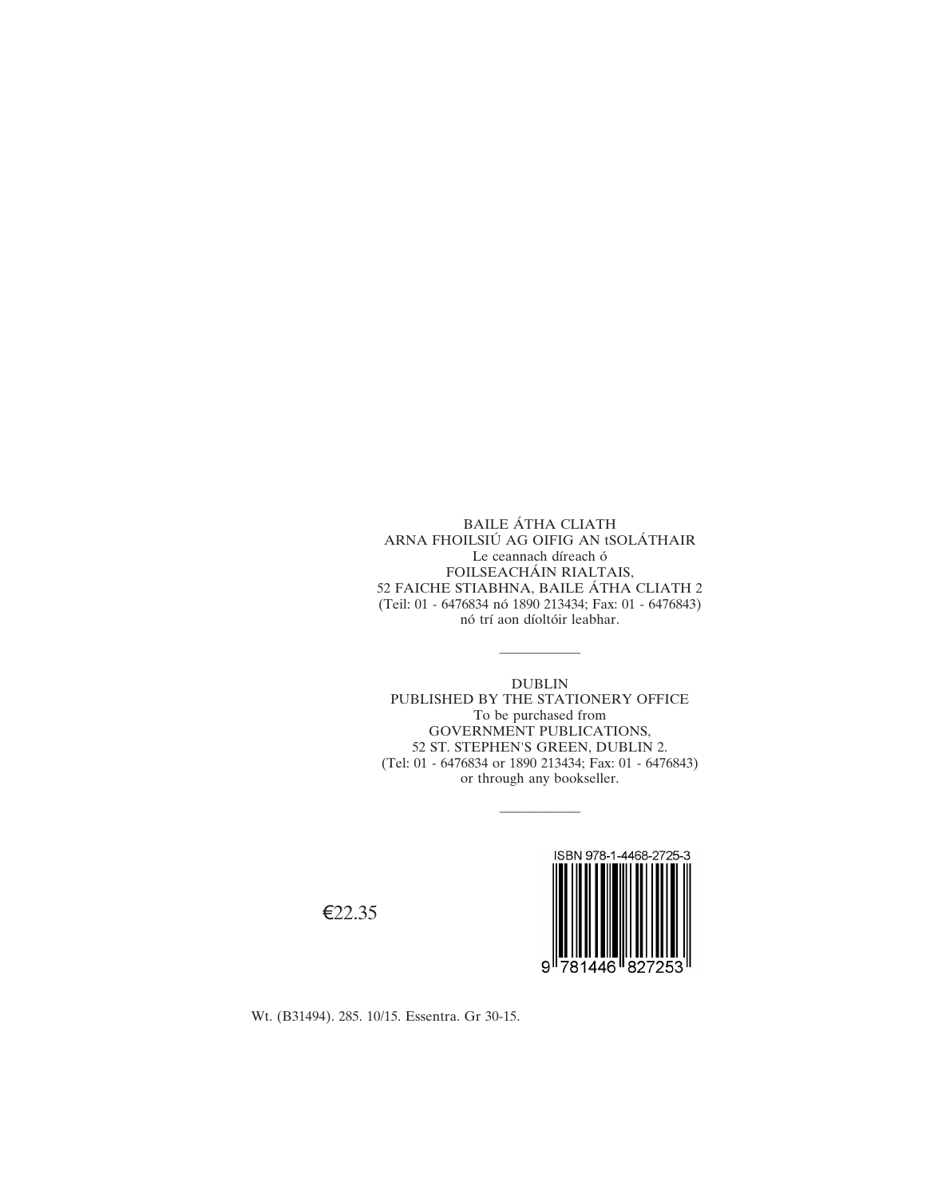BAILE ÁTHA CLIATH
ARNA FHOILSIÚ AG OIFIG AN tSOLÁTHAIR
Le ceannach díreach ó
FOILSEACHÁIN RIALTAIS,
52 FAICHE STIABHNA, BAILE ÁTHA CLIATH 2
(Teil: 01 - 6476834 nó 1890 213434; Fax: 01 - 6476843)
nó trí aon díoltóir leabhar.

---

DUBLIN
PUBLISHED BY THE STATIONERY OFFICE
To be purchased from
GOVERNMENT PUBLICATIONS,
52 ST. STEPHEN'S GREEN, DUBLIN 2.
(Tel: 01 - 6476834 or 1890 213434; Fax: 01 - 6476843)
or through any bookseller.

---

€22.35

ISBN 978-1-4468-2725-3

9 781446 827253

Wt. (B31494). 285. 10/15. Essentra. Gr 30-15.